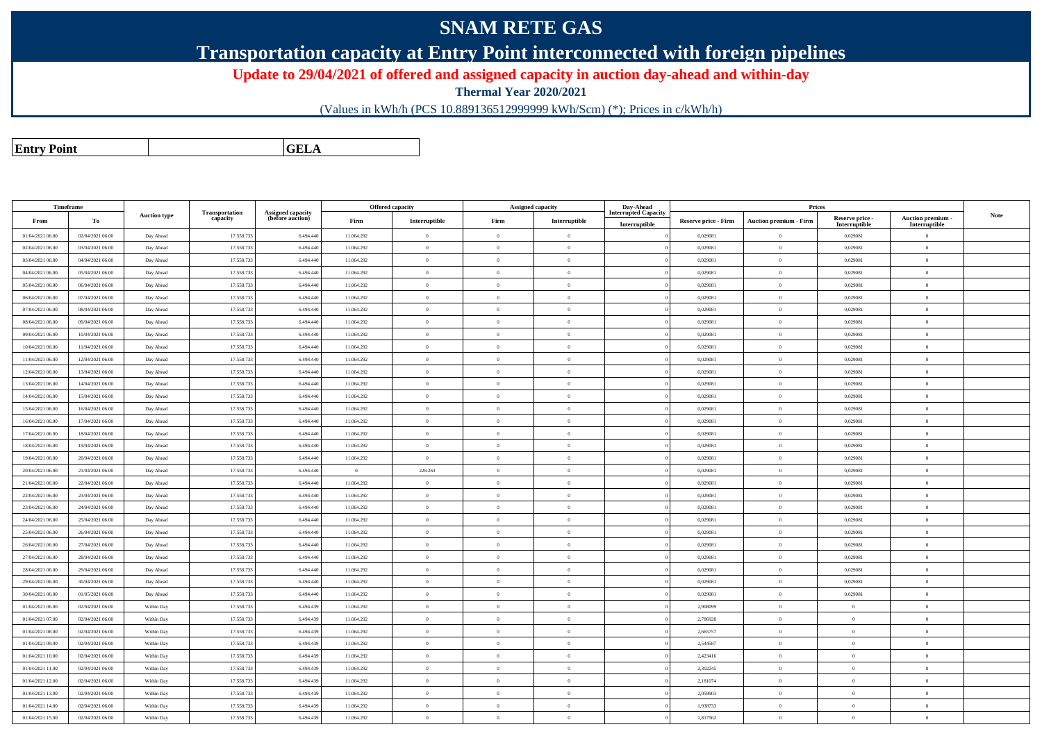# SNAM RETE GAS

## Transportation capacity at Entry Point interconnected with foreign pipelines

**Update to 29/04/2021 of offered and assigned capacity in auction day-ahead and within-day**

**Thermal Year 2020/2021**

(Values in kWh/h (PCS 10.889136512999999 kWh/Scm) (*); Prices in c/kWh/h)

| **Entry Point** | **GELA** |
|---|---|

| Timeframe | | Auction type | Transportation capacity | Assigned capacity (before auction) | Offered capacity | | Assigned capacity | | Day-Ahead Interrupted Capacity | Prices | | | | Note |
|---|---|---|---|---|---|---|---|---|---|---|---|---|---|---|
| From | To | | | | Firm | Interruptible | Firm | Interruptible | Interruptible | Reserve price - Firm | Auction premium - Firm | Reserve price - Interruptible | Auction premium - Interruptible | |
| 01/04/2021 06.00 | 02/04/2021 06.00 | Day Ahead | 17.558.733 | 6.494.440 | 11.064.292 | 0 | 0 | 0 | 0 | 0,029081 | 0 | 0,029081 | 0 | |
| 02/04/2021 06.00 | 03/04/2021 06.00 | Day Ahead | 17.558.733 | 6.494.440 | 11.064.292 | 0 | 0 | 0 | 0 | 0,029081 | 0 | 0,029081 | 0 | |
| 03/04/2021 06.00 | 04/04/2021 06.00 | Day Ahead | 17.558.733 | 6.494.440 | 11.064.292 | 0 | 0 | 0 | 0 | 0,029081 | 0 | 0,029081 | 0 | |
| 04/04/2021 06.00 | 05/04/2021 06.00 | Day Ahead | 17.558.733 | 6.494.440 | 11.064.292 | 0 | 0 | 0 | 0 | 0,029081 | 0 | 0,029081 | 0 | |
| 05/04/2021 06.00 | 06/04/2021 06.00 | Day Ahead | 17.558.733 | 6.494.440 | 11.064.292 | 0 | 0 | 0 | 0 | 0,029081 | 0 | 0,029081 | 0 | |
| 06/04/2021 06.00 | 07/04/2021 06.00 | Day Ahead | 17.558.733 | 6.494.440 | 11.064.292 | 0 | 0 | 0 | 0 | 0,029081 | 0 | 0,029081 | 0 | |
| 07/04/2021 06.00 | 08/04/2021 06.00 | Day Ahead | 17.558.733 | 6.494.440 | 11.064.292 | 0 | 0 | 0 | 0 | 0,029081 | 0 | 0,029081 | 0 | |
| 08/04/2021 06.00 | 09/04/2021 06.00 | Day Ahead | 17.558.733 | 6.494.440 | 11.064.292 | 0 | 0 | 0 | 0 | 0,029081 | 0 | 0,029081 | 0 | |
| 09/04/2021 06.00 | 10/04/2021 06.00 | Day Ahead | 17.558.733 | 6.494.440 | 11.064.292 | 0 | 0 | 0 | 0 | 0,029081 | 0 | 0,029081 | 0 | |
| 10/04/2021 06.00 | 11/04/2021 06.00 | Day Ahead | 17.558.733 | 6.494.440 | 11.064.292 | 0 | 0 | 0 | 0 | 0,029081 | 0 | 0,029081 | 0 | |
| 11/04/2021 06.00 | 12/04/2021 06.00 | Day Ahead | 17.558.733 | 6.494.440 | 11.064.292 | 0 | 0 | 0 | 0 | 0,029081 | 0 | 0,029081 | 0 | |
| 12/04/2021 06.00 | 13/04/2021 06.00 | Day Ahead | 17.558.733 | 6.494.440 | 11.064.292 | 0 | 0 | 0 | 0 | 0,029081 | 0 | 0,029081 | 0 | |
| 13/04/2021 06.00 | 14/04/2021 06.00 | Day Ahead | 17.558.733 | 6.494.440 | 11.064.292 | 0 | 0 | 0 | 0 | 0,029081 | 0 | 0,029081 | 0 | |
| 14/04/2021 06.00 | 15/04/2021 06.00 | Day Ahead | 17.558.733 | 6.494.440 | 11.064.292 | 0 | 0 | 0 | 0 | 0,029081 | 0 | 0,029081 | 0 | |
| 15/04/2021 06.00 | 16/04/2021 06.00 | Day Ahead | 17.558.733 | 6.494.440 | 11.064.292 | 0 | 0 | 0 | 0 | 0,029081 | 0 | 0,029081 | 0 | |
| 16/04/2021 06.00 | 17/04/2021 06.00 | Day Ahead | 17.558.733 | 6.494.440 | 11.064.292 | 0 | 0 | 0 | 0 | 0,029081 | 0 | 0,029081 | 0 | |
| 17/04/2021 06.00 | 18/04/2021 06.00 | Day Ahead | 17.558.733 | 6.494.440 | 11.064.292 | 0 | 0 | 0 | 0 | 0,029081 | 0 | 0,029081 | 0 | |
| 18/04/2021 06.00 | 19/04/2021 06.00 | Day Ahead | 17.558.733 | 6.494.440 | 11.064.292 | 0 | 0 | 0 | 0 | 0,029081 | 0 | 0,029081 | 0 | |
| 19/04/2021 06.00 | 20/04/2021 06.00 | Day Ahead | 17.558.733 | 6.494.440 | 11.064.292 | 0 | 0 | 0 | 0 | 0,029081 | 0 | 0,029081 | 0 | |
| 20/04/2021 06.00 | 21/04/2021 06.00 | Day Ahead | 17.558.733 | 6.494.440 | 0 | 228.263 | 0 | 0 | 0 | 0,029081 | 0 | 0,029081 | 0 | |
| 21/04/2021 06.00 | 22/04/2021 06.00 | Day Ahead | 17.558.733 | 6.494.440 | 11.064.292 | 0 | 0 | 0 | 0 | 0,029081 | 0 | 0,029081 | 0 | |
| 22/04/2021 06.00 | 23/04/2021 06.00 | Day Ahead | 17.558.733 | 6.494.440 | 11.064.292 | 0 | 0 | 0 | 0 | 0,029081 | 0 | 0,029081 | 0 | |
| 23/04/2021 06.00 | 24/04/2021 06.00 | Day Ahead | 17.558.733 | 6.494.440 | 11.064.292 | 0 | 0 | 0 | 0 | 0,029081 | 0 | 0,029081 | 0 | |
| 24/04/2021 06.00 | 25/04/2021 06.00 | Day Ahead | 17.558.733 | 6.494.440 | 11.064.292 | 0 | 0 | 0 | 0 | 0,029081 | 0 | 0,029081 | 0 | |
| 25/04/2021 06.00 | 26/04/2021 06.00 | Day Ahead | 17.558.733 | 6.494.440 | 11.064.292 | 0 | 0 | 0 | 0 | 0,029081 | 0 | 0,029081 | 0 | |
| 26/04/2021 06.00 | 27/04/2021 06.00 | Day Ahead | 17.558.733 | 6.494.440 | 11.064.292 | 0 | 0 | 0 | 0 | 0,029081 | 0 | 0,029081 | 0 | |
| 27/04/2021 06.00 | 28/04/2021 06.00 | Day Ahead | 17.558.733 | 6.494.440 | 11.064.292 | 0 | 0 | 0 | 0 | 0,029081 | 0 | 0,029081 | 0 | |
| 28/04/2021 06.00 | 29/04/2021 06.00 | Day Ahead | 17.558.733 | 6.494.440 | 11.064.292 | 0 | 0 | 0 | 0 | 0,029081 | 0 | 0,029081 | 0 | |
| 29/04/2021 06.00 | 30/04/2021 06.00 | Day Ahead | 17.558.733 | 6.494.440 | 11.064.292 | 0 | 0 | 0 | 0 | 0,029081 | 0 | 0,029081 | 0 | |
| 30/04/2021 06.00 | 01/05/2021 06.00 | Day Ahead | 17.558.733 | 6.494.440 | 11.064.292 | 0 | 0 | 0 | 0 | 0,029081 | 0 | 0,029081 | 0 | |
| 01/04/2021 06.00 | 02/04/2021 06.00 | Within Day | 17.558.733 | 6.494.439 | 11.064.292 | 0 | 0 | 0 | 0 | 2,908099 | 0 | 0 | 0 | |
| 01/04/2021 07.00 | 02/04/2021 06.00 | Within Day | 17.558.733 | 6.494.439 | 11.064.292 | 0 | 0 | 0 | 0 | 2,786928 | 0 | 0 | 0 | |
| 01/04/2021 08.00 | 02/04/2021 06.00 | Within Day | 17.558.733 | 6.494.439 | 11.064.292 | 0 | 0 | 0 | 0 | 2,665757 | 0 | 0 | 0 | |
| 01/04/2021 09.00 | 02/04/2021 06.00 | Within Day | 17.558.733 | 6.494.439 | 11.064.292 | 0 | 0 | 0 | 0 | 2,544587 | 0 | 0 | 0 | |
| 01/04/2021 10.00 | 02/04/2021 06.00 | Within Day | 17.558.733 | 6.494.439 | 11.064.292 | 0 | 0 | 0 | 0 | 2,423416 | 0 | 0 | 0 | |
| 01/04/2021 11.00 | 02/04/2021 06.00 | Within Day | 17.558.733 | 6.494.439 | 11.064.292 | 0 | 0 | 0 | 0 | 2,302245 | 0 | 0 | 0 | |
| 01/04/2021 12.00 | 02/04/2021 06.00 | Within Day | 17.558.733 | 6.494.439 | 11.064.292 | 0 | 0 | 0 | 0 | 2,181074 | 0 | 0 | 0 | |
| 01/04/2021 13.00 | 02/04/2021 06.00 | Within Day | 17.558.733 | 6.494.439 | 11.064.292 | 0 | 0 | 0 | 0 | 2,059903 | 0 | 0 | 0 | |
| 01/04/2021 14.00 | 02/04/2021 06.00 | Within Day | 17.558.733 | 6.494.439 | 11.064.292 | 0 | 0 | 0 | 0 | 1,938733 | 0 | 0 | 0 | |
| 01/04/2021 15.00 | 02/04/2021 06.00 | Within Day | 17.558.733 | 6.494.439 | 11.064.292 | 0 | 0 | 0 | 0 | 1,817562 | 0 | 0 | 0 | |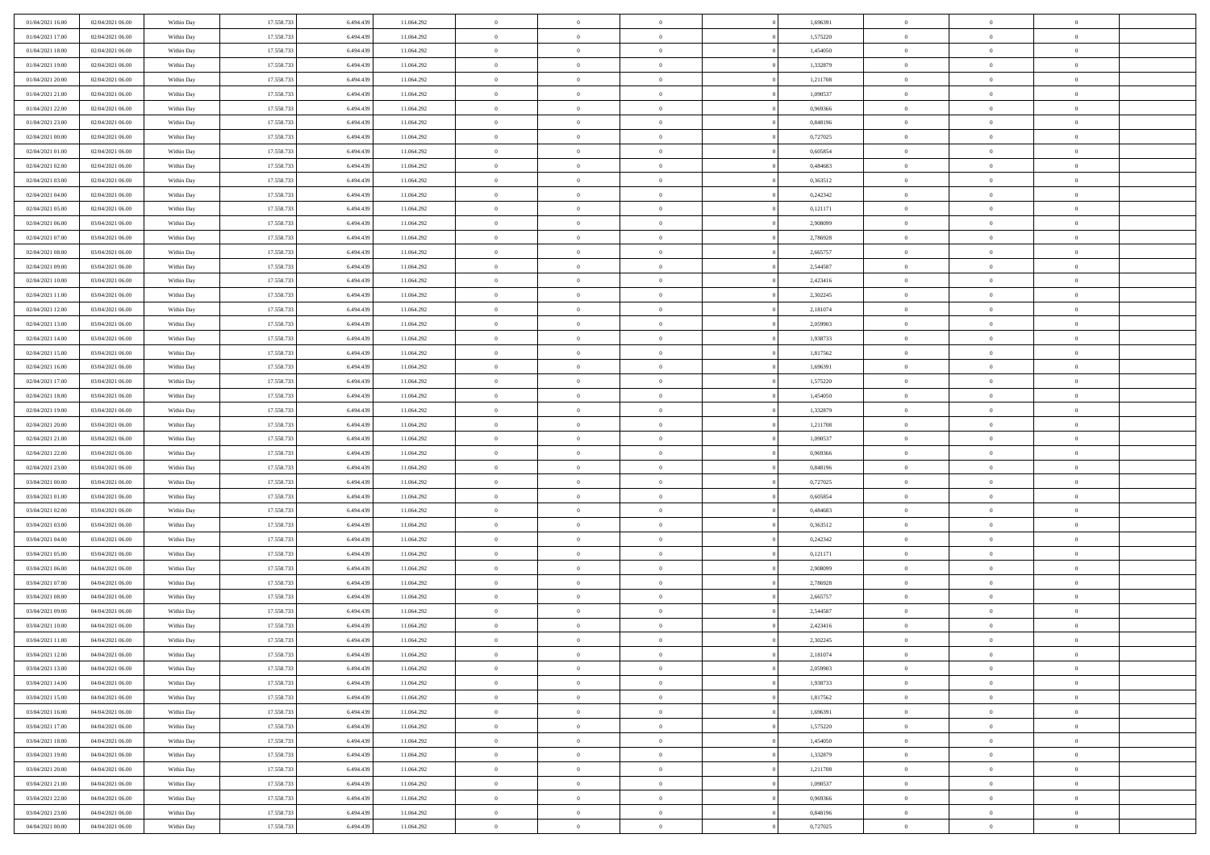| | | | | | | | | | | | | | | |
|---|---|---|---|---|---|---|---|---|---|---|---|---|---|---|
| 01/04/2021 16:00 | 02/04/2021 06:00 | Within Day | 17.558.733 | 6.494.439 | 11.064.292 | 0 | 0 | 0 | | 1,696391 | 0 | 0 | 0 | |
| 01/04/2021 17:00 | 02/04/2021 06:00 | Within Day | 17.558.733 | 6.494.439 | 11.064.292 | 0 | 0 | 0 | | 1,575220 | 0 | 0 | 0 | |
| 01/04/2021 18:00 | 02/04/2021 06:00 | Within Day | 17.558.733 | 6.494.439 | 11.064.292 | 0 | 0 | 0 | | 1,454050 | 0 | 0 | 0 | |
| 01/04/2021 19:00 | 02/04/2021 06:00 | Within Day | 17.558.733 | 6.494.439 | 11.064.292 | 0 | 0 | 0 | | 1,332879 | 0 | 0 | 0 | |
| 01/04/2021 20:00 | 02/04/2021 06:00 | Within Day | 17.558.733 | 6.494.439 | 11.064.292 | 0 | 0 | 0 | | 1,211708 | 0 | 0 | 0 | |
| 01/04/2021 21:00 | 02/04/2021 06:00 | Within Day | 17.558.733 | 6.494.439 | 11.064.292 | 0 | 0 | 0 | | 1,090537 | 0 | 0 | 0 | |
| 01/04/2021 22:00 | 02/04/2021 06:00 | Within Day | 17.558.733 | 6.494.439 | 11.064.292 | 0 | 0 | 0 | | 0,969366 | 0 | 0 | 0 | |
| 01/04/2021 23:00 | 02/04/2021 06:00 | Within Day | 17.558.733 | 6.494.439 | 11.064.292 | 0 | 0 | 0 | | 0,848196 | 0 | 0 | 0 | |
| 02/04/2021 00:00 | 02/04/2021 06:00 | Within Day | 17.558.733 | 6.494.439 | 11.064.292 | 0 | 0 | 0 | | 0,727025 | 0 | 0 | 0 | |
| 02/04/2021 01:00 | 02/04/2021 06:00 | Within Day | 17.558.733 | 6.494.439 | 11.064.292 | 0 | 0 | 0 | | 0,605854 | 0 | 0 | 0 | |
| 02/04/2021 02:00 | 02/04/2021 06:00 | Within Day | 17.558.733 | 6.494.439 | 11.064.292 | 0 | 0 | 0 | | 0,484683 | 0 | 0 | 0 | |
| 02/04/2021 03:00 | 02/04/2021 06:00 | Within Day | 17.558.733 | 6.494.439 | 11.064.292 | 0 | 0 | 0 | | 0,363512 | 0 | 0 | 0 | |
| 02/04/2021 04:00 | 02/04/2021 06:00 | Within Day | 17.558.733 | 6.494.439 | 11.064.292 | 0 | 0 | 0 | | 0,242342 | 0 | 0 | 0 | |
| 02/04/2021 05:00 | 02/04/2021 06:00 | Within Day | 17.558.733 | 6.494.439 | 11.064.292 | 0 | 0 | 0 | | 0,121171 | 0 | 0 | 0 | |
| 02/04/2021 06:00 | 03/04/2021 06:00 | Within Day | 17.558.733 | 6.494.439 | 11.064.292 | 0 | 0 | 0 | | 2,908099 | 0 | 0 | 0 | |
| 02/04/2021 07:00 | 03/04/2021 06:00 | Within Day | 17.558.733 | 6.494.439 | 11.064.292 | 0 | 0 | 0 | | 2,786928 | 0 | 0 | 0 | |
| 02/04/2021 08:00 | 03/04/2021 06:00 | Within Day | 17.558.733 | 6.494.439 | 11.064.292 | 0 | 0 | 0 | | 2,665757 | 0 | 0 | 0 | |
| 02/04/2021 09:00 | 03/04/2021 06:00 | Within Day | 17.558.733 | 6.494.439 | 11.064.292 | 0 | 0 | 0 | | 2,544587 | 0 | 0 | 0 | |
| 02/04/2021 10:00 | 03/04/2021 06:00 | Within Day | 17.558.733 | 6.494.439 | 11.064.292 | 0 | 0 | 0 | | 2,423416 | 0 | 0 | 0 | |
| 02/04/2021 11:00 | 03/04/2021 06:00 | Within Day | 17.558.733 | 6.494.439 | 11.064.292 | 0 | 0 | 0 | | 2,302245 | 0 | 0 | 0 | |
| 02/04/2021 12:00 | 03/04/2021 06:00 | Within Day | 17.558.733 | 6.494.439 | 11.064.292 | 0 | 0 | 0 | | 2,181074 | 0 | 0 | 0 | |
| 02/04/2021 13:00 | 03/04/2021 06:00 | Within Day | 17.558.733 | 6.494.439 | 11.064.292 | 0 | 0 | 0 | | 2,059903 | 0 | 0 | 0 | |
| 02/04/2021 14:00 | 03/04/2021 06:00 | Within Day | 17.558.733 | 6.494.439 | 11.064.292 | 0 | 0 | 0 | | 1,938733 | 0 | 0 | 0 | |
| 02/04/2021 15:00 | 03/04/2021 06:00 | Within Day | 17.558.733 | 6.494.439 | 11.064.292 | 0 | 0 | 0 | | 1,817562 | 0 | 0 | 0 | |
| 02/04/2021 16:00 | 03/04/2021 06:00 | Within Day | 17.558.733 | 6.494.439 | 11.064.292 | 0 | 0 | 0 | | 1,696391 | 0 | 0 | 0 | |
| 02/04/2021 17:00 | 03/04/2021 06:00 | Within Day | 17.558.733 | 6.494.439 | 11.064.292 | 0 | 0 | 0 | | 1,575220 | 0 | 0 | 0 | |
| 02/04/2021 18:00 | 03/04/2021 06:00 | Within Day | 17.558.733 | 6.494.439 | 11.064.292 | 0 | 0 | 0 | | 1,454050 | 0 | 0 | 0 | |
| 02/04/2021 19:00 | 03/04/2021 06:00 | Within Day | 17.558.733 | 6.494.439 | 11.064.292 | 0 | 0 | 0 | | 1,332879 | 0 | 0 | 0 | |
| 02/04/2021 20:00 | 03/04/2021 06:00 | Within Day | 17.558.733 | 6.494.439 | 11.064.292 | 0 | 0 | 0 | | 1,211708 | 0 | 0 | 0 | |
| 02/04/2021 21:00 | 03/04/2021 06:00 | Within Day | 17.558.733 | 6.494.439 | 11.064.292 | 0 | 0 | 0 | | 1,090537 | 0 | 0 | 0 | |
| 02/04/2021 22:00 | 03/04/2021 06:00 | Within Day | 17.558.733 | 6.494.439 | 11.064.292 | 0 | 0 | 0 | | 0,969366 | 0 | 0 | 0 | |
| 02/04/2021 23:00 | 03/04/2021 06:00 | Within Day | 17.558.733 | 6.494.439 | 11.064.292 | 0 | 0 | 0 | | 0,848196 | 0 | 0 | 0 | |
| 03/04/2021 00:00 | 03/04/2021 06:00 | Within Day | 17.558.733 | 6.494.439 | 11.064.292 | 0 | 0 | 0 | | 0,727025 | 0 | 0 | 0 | |
| 03/04/2021 01:00 | 03/04/2021 06:00 | Within Day | 17.558.733 | 6.494.439 | 11.064.292 | 0 | 0 | 0 | | 0,605854 | 0 | 0 | 0 | |
| 03/04/2021 02:00 | 03/04/2021 06:00 | Within Day | 17.558.733 | 6.494.439 | 11.064.292 | 0 | 0 | 0 | | 0,484683 | 0 | 0 | 0 | |
| 03/04/2021 03:00 | 03/04/2021 06:00 | Within Day | 17.558.733 | 6.494.439 | 11.064.292 | 0 | 0 | 0 | | 0,363512 | 0 | 0 | 0 | |
| 03/04/2021 04:00 | 03/04/2021 06:00 | Within Day | 17.558.733 | 6.494.439 | 11.064.292 | 0 | 0 | 0 | | 0,242342 | 0 | 0 | 0 | |
| 03/04/2021 05:00 | 03/04/2021 06:00 | Within Day | 17.558.733 | 6.494.439 | 11.064.292 | 0 | 0 | 0 | | 0,121171 | 0 | 0 | 0 | |
| 03/04/2021 06:00 | 04/04/2021 06:00 | Within Day | 17.558.733 | 6.494.439 | 11.064.292 | 0 | 0 | 0 | | 2,908099 | 0 | 0 | 0 | |
| 03/04/2021 07:00 | 04/04/2021 06:00 | Within Day | 17.558.733 | 6.494.439 | 11.064.292 | 0 | 0 | 0 | | 2,786928 | 0 | 0 | 0 | |
| 03/04/2021 08:00 | 04/04/2021 06:00 | Within Day | 17.558.733 | 6.494.439 | 11.064.292 | 0 | 0 | 0 | | 2,665757 | 0 | 0 | 0 | |
| 03/04/2021 09:00 | 04/04/2021 06:00 | Within Day | 17.558.733 | 6.494.439 | 11.064.292 | 0 | 0 | 0 | | 2,544587 | 0 | 0 | 0 | |
| 03/04/2021 10:00 | 04/04/2021 06:00 | Within Day | 17.558.733 | 6.494.439 | 11.064.292 | 0 | 0 | 0 | | 2,423416 | 0 | 0 | 0 | |
| 03/04/2021 11:00 | 04/04/2021 06:00 | Within Day | 17.558.733 | 6.494.439 | 11.064.292 | 0 | 0 | 0 | | 2,302245 | 0 | 0 | 0 | |
| 03/04/2021 12:00 | 04/04/2021 06:00 | Within Day | 17.558.733 | 6.494.439 | 11.064.292 | 0 | 0 | 0 | | 2,181074 | 0 | 0 | 0 | |
| 03/04/2021 13:00 | 04/04/2021 06:00 | Within Day | 17.558.733 | 6.494.439 | 11.064.292 | 0 | 0 | 0 | | 2,059903 | 0 | 0 | 0 | |
| 03/04/2021 14:00 | 04/04/2021 06:00 | Within Day | 17.558.733 | 6.494.439 | 11.064.292 | 0 | 0 | 0 | | 1,938733 | 0 | 0 | 0 | |
| 03/04/2021 15:00 | 04/04/2021 06:00 | Within Day | 17.558.733 | 6.494.439 | 11.064.292 | 0 | 0 | 0 | | 1,817562 | 0 | 0 | 0 | |
| 03/04/2021 16:00 | 04/04/2021 06:00 | Within Day | 17.558.733 | 6.494.439 | 11.064.292 | 0 | 0 | 0 | | 1,696391 | 0 | 0 | 0 | |
| 03/04/2021 17:00 | 04/04/2021 06:00 | Within Day | 17.558.733 | 6.494.439 | 11.064.292 | 0 | 0 | 0 | | 1,575220 | 0 | 0 | 0 | |
| 03/04/2021 18:00 | 04/04/2021 06:00 | Within Day | 17.558.733 | 6.494.439 | 11.064.292 | 0 | 0 | 0 | | 1,454050 | 0 | 0 | 0 | |
| 03/04/2021 19:00 | 04/04/2021 06:00 | Within Day | 17.558.733 | 6.494.439 | 11.064.292 | 0 | 0 | 0 | | 1,332879 | 0 | 0 | 0 | |
| 03/04/2021 20:00 | 04/04/2021 06:00 | Within Day | 17.558.733 | 6.494.439 | 11.064.292 | 0 | 0 | 0 | | 1,211708 | 0 | 0 | 0 | |
| 03/04/2021 21:00 | 04/04/2021 06:00 | Within Day | 17.558.733 | 6.494.439 | 11.064.292 | 0 | 0 | 0 | | 1,090537 | 0 | 0 | 0 | |
| 03/04/2021 22:00 | 04/04/2021 06:00 | Within Day | 17.558.733 | 6.494.439 | 11.064.292 | 0 | 0 | 0 | | 0,969366 | 0 | 0 | 0 | |
| 03/04/2021 23:00 | 04/04/2021 06:00 | Within Day | 17.558.733 | 6.494.439 | 11.064.292 | 0 | 0 | 0 | | 0,848196 | 0 | 0 | 0 | |
| 04/04/2021 00:00 | 04/04/2021 06:00 | Within Day | 17.558.733 | 6.494.439 | 11.064.292 | 0 | 0 | 0 | | 0,727025 | 0 | 0 | 0 | |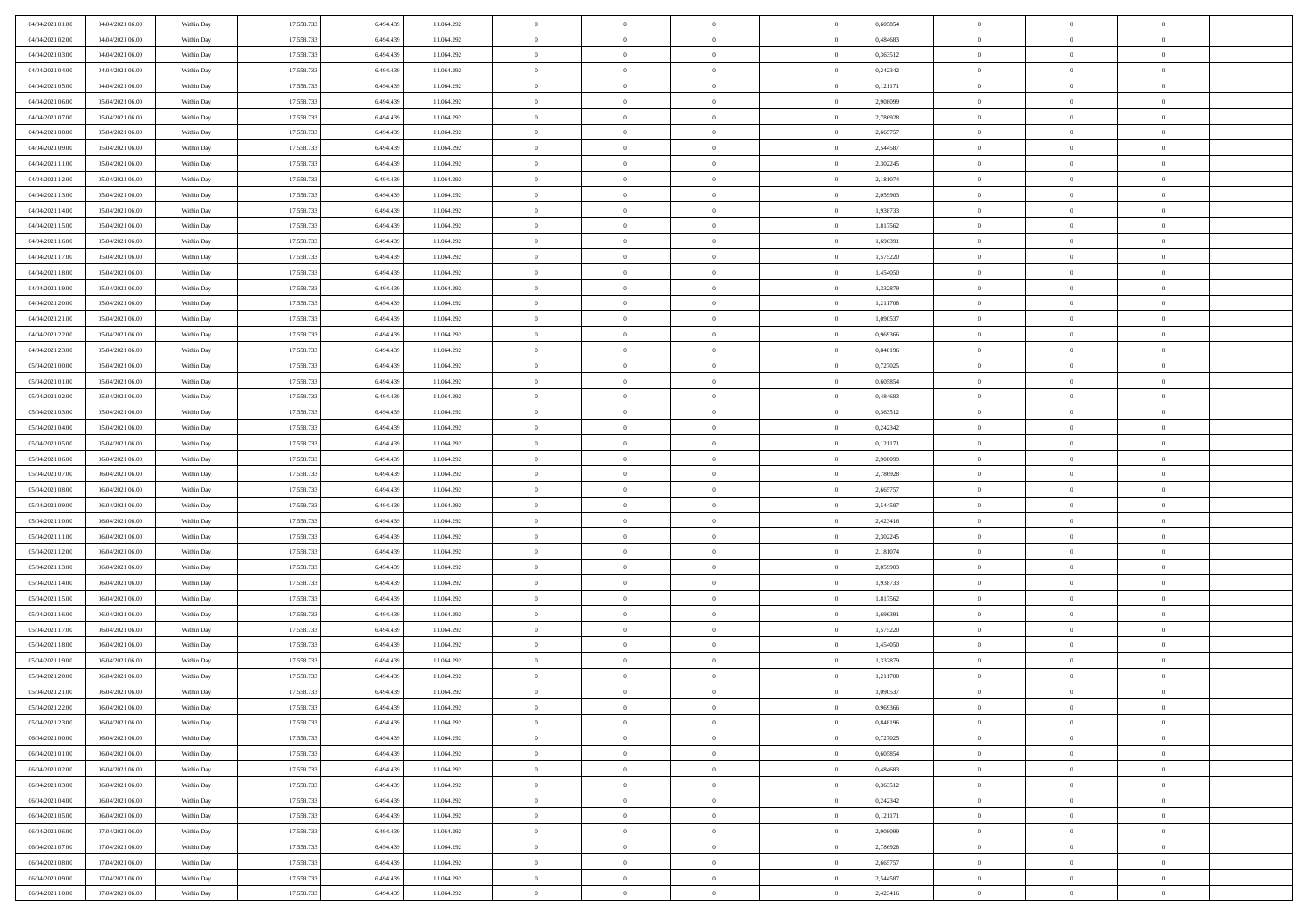| 04/04/2021 01:00 | 04/04/2021 06:00 | Within Day | 17.558.733 | 6.494.439 | 11.064.292 | 0 | 0 | 0 | | 0,605854 | 0 | 0 | 0 | |
|---|---|---|---|---|---|---|---|---|---|---|---|---|---|---|
| 04/04/2021 02:00 | 04/04/2021 06:00 | Within Day | 17.558.733 | 6.494.439 | 11.064.292 | 0 | 0 | 0 | | 0,484683 | 0 | 0 | 0 | |
| 04/04/2021 03:00 | 04/04/2021 06:00 | Within Day | 17.558.733 | 6.494.439 | 11.064.292 | 0 | 0 | 0 | | 0,363512 | 0 | 0 | 0 | |
| 04/04/2021 04:00 | 04/04/2021 06:00 | Within Day | 17.558.733 | 6.494.439 | 11.064.292 | 0 | 0 | 0 | | 0,242342 | 0 | 0 | 0 | |
| 04/04/2021 05:00 | 04/04/2021 06:00 | Within Day | 17.558.733 | 6.494.439 | 11.064.292 | 0 | 0 | 0 | | 0,121171 | 0 | 0 | 0 | |
| 04/04/2021 06:00 | 05/04/2021 06:00 | Within Day | 17.558.733 | 6.494.439 | 11.064.292 | 0 | 0 | 0 | | 2,908099 | 0 | 0 | 0 | |
| 04/04/2021 07:00 | 05/04/2021 06:00 | Within Day | 17.558.733 | 6.494.439 | 11.064.292 | 0 | 0 | 0 | | 2,786928 | 0 | 0 | 0 | |
| 04/04/2021 08:00 | 05/04/2021 06:00 | Within Day | 17.558.733 | 6.494.439 | 11.064.292 | 0 | 0 | 0 | | 2,665757 | 0 | 0 | 0 | |
| 04/04/2021 09:00 | 05/04/2021 06:00 | Within Day | 17.558.733 | 6.494.439 | 11.064.292 | 0 | 0 | 0 | | 2,544587 | 0 | 0 | 0 | |
| 04/04/2021 11:00 | 05/04/2021 06:00 | Within Day | 17.558.733 | 6.494.439 | 11.064.292 | 0 | 0 | 0 | | 2,302245 | 0 | 0 | 0 | |
| 04/04/2021 12:00 | 05/04/2021 06:00 | Within Day | 17.558.733 | 6.494.439 | 11.064.292 | 0 | 0 | 0 | | 2,181074 | 0 | 0 | 0 | |
| 04/04/2021 13:00 | 05/04/2021 06:00 | Within Day | 17.558.733 | 6.494.439 | 11.064.292 | 0 | 0 | 0 | | 2,059903 | 0 | 0 | 0 | |
| 04/04/2021 14:00 | 05/04/2021 06:00 | Within Day | 17.558.733 | 6.494.439 | 11.064.292 | 0 | 0 | 0 | | 1,938733 | 0 | 0 | 0 | |
| 04/04/2021 15:00 | 05/04/2021 06:00 | Within Day | 17.558.733 | 6.494.439 | 11.064.292 | 0 | 0 | 0 | | 1,817562 | 0 | 0 | 0 | |
| 04/04/2021 16:00 | 05/04/2021 06:00 | Within Day | 17.558.733 | 6.494.439 | 11.064.292 | 0 | 0 | 0 | | 1,696391 | 0 | 0 | 0 | |
| 04/04/2021 17:00 | 05/04/2021 06:00 | Within Day | 17.558.733 | 6.494.439 | 11.064.292 | 0 | 0 | 0 | | 1,575220 | 0 | 0 | 0 | |
| 04/04/2021 18:00 | 05/04/2021 06:00 | Within Day | 17.558.733 | 6.494.439 | 11.064.292 | 0 | 0 | 0 | | 1,454050 | 0 | 0 | 0 | |
| 04/04/2021 19:00 | 05/04/2021 06:00 | Within Day | 17.558.733 | 6.494.439 | 11.064.292 | 0 | 0 | 0 | | 1,332879 | 0 | 0 | 0 | |
| 04/04/2021 20:00 | 05/04/2021 06:00 | Within Day | 17.558.733 | 6.494.439 | 11.064.292 | 0 | 0 | 0 | | 1,211708 | 0 | 0 | 0 | |
| 04/04/2021 21:00 | 05/04/2021 06:00 | Within Day | 17.558.733 | 6.494.439 | 11.064.292 | 0 | 0 | 0 | | 1,090537 | 0 | 0 | 0 | |
| 04/04/2021 22:00 | 05/04/2021 06:00 | Within Day | 17.558.733 | 6.494.439 | 11.064.292 | 0 | 0 | 0 | | 0,969366 | 0 | 0 | 0 | |
| 04/04/2021 23:00 | 05/04/2021 06:00 | Within Day | 17.558.733 | 6.494.439 | 11.064.292 | 0 | 0 | 0 | | 0,848196 | 0 | 0 | 0 | |
| 05/04/2021 00:00 | 05/04/2021 06:00 | Within Day | 17.558.733 | 6.494.439 | 11.064.292 | 0 | 0 | 0 | | 0,727025 | 0 | 0 | 0 | |
| 05/04/2021 01:00 | 05/04/2021 06:00 | Within Day | 17.558.733 | 6.494.439 | 11.064.292 | 0 | 0 | 0 | | 0,605854 | 0 | 0 | 0 | |
| 05/04/2021 02:00 | 05/04/2021 06:00 | Within Day | 17.558.733 | 6.494.439 | 11.064.292 | 0 | 0 | 0 | | 0,484683 | 0 | 0 | 0 | |
| 05/04/2021 03:00 | 05/04/2021 06:00 | Within Day | 17.558.733 | 6.494.439 | 11.064.292 | 0 | 0 | 0 | | 0,363512 | 0 | 0 | 0 | |
| 05/04/2021 04:00 | 05/04/2021 06:00 | Within Day | 17.558.733 | 6.494.439 | 11.064.292 | 0 | 0 | 0 | | 0,242342 | 0 | 0 | 0 | |
| 05/04/2021 05:00 | 05/04/2021 06:00 | Within Day | 17.558.733 | 6.494.439 | 11.064.292 | 0 | 0 | 0 | | 0,121171 | 0 | 0 | 0 | |
| 05/04/2021 06:00 | 06/04/2021 06:00 | Within Day | 17.558.733 | 6.494.439 | 11.064.292 | 0 | 0 | 0 | | 2,908099 | 0 | 0 | 0 | |
| 05/04/2021 07:00 | 06/04/2021 06:00 | Within Day | 17.558.733 | 6.494.439 | 11.064.292 | 0 | 0 | 0 | | 2,786928 | 0 | 0 | 0 | |
| 05/04/2021 08:00 | 06/04/2021 06:00 | Within Day | 17.558.733 | 6.494.439 | 11.064.292 | 0 | 0 | 0 | | 2,665757 | 0 | 0 | 0 | |
| 05/04/2021 09:00 | 06/04/2021 06:00 | Within Day | 17.558.733 | 6.494.439 | 11.064.292 | 0 | 0 | 0 | | 2,544587 | 0 | 0 | 0 | |
| 05/04/2021 10:00 | 06/04/2021 06:00 | Within Day | 17.558.733 | 6.494.439 | 11.064.292 | 0 | 0 | 0 | | 2,423416 | 0 | 0 | 0 | |
| 05/04/2021 11:00 | 06/04/2021 06:00 | Within Day | 17.558.733 | 6.494.439 | 11.064.292 | 0 | 0 | 0 | | 2,302245 | 0 | 0 | 0 | |
| 05/04/2021 12:00 | 06/04/2021 06:00 | Within Day | 17.558.733 | 6.494.439 | 11.064.292 | 0 | 0 | 0 | | 2,181074 | 0 | 0 | 0 | |
| 05/04/2021 13:00 | 06/04/2021 06:00 | Within Day | 17.558.733 | 6.494.439 | 11.064.292 | 0 | 0 | 0 | | 2,059903 | 0 | 0 | 0 | |
| 05/04/2021 14:00 | 06/04/2021 06:00 | Within Day | 17.558.733 | 6.494.439 | 11.064.292 | 0 | 0 | 0 | | 1,938733 | 0 | 0 | 0 | |
| 05/04/2021 15:00 | 06/04/2021 06:00 | Within Day | 17.558.733 | 6.494.439 | 11.064.292 | 0 | 0 | 0 | | 1,817562 | 0 | 0 | 0 | |
| 05/04/2021 16:00 | 06/04/2021 06:00 | Within Day | 17.558.733 | 6.494.439 | 11.064.292 | 0 | 0 | 0 | | 1,696391 | 0 | 0 | 0 | |
| 05/04/2021 17:00 | 06/04/2021 06:00 | Within Day | 17.558.733 | 6.494.439 | 11.064.292 | 0 | 0 | 0 | | 1,575220 | 0 | 0 | 0 | |
| 05/04/2021 18:00 | 06/04/2021 06:00 | Within Day | 17.558.733 | 6.494.439 | 11.064.292 | 0 | 0 | 0 | | 1,454050 | 0 | 0 | 0 | |
| 05/04/2021 19:00 | 06/04/2021 06:00 | Within Day | 17.558.733 | 6.494.439 | 11.064.292 | 0 | 0 | 0 | | 1,332879 | 0 | 0 | 0 | |
| 05/04/2021 20:00 | 06/04/2021 06:00 | Within Day | 17.558.733 | 6.494.439 | 11.064.292 | 0 | 0 | 0 | | 1,211708 | 0 | 0 | 0 | |
| 05/04/2021 21:00 | 06/04/2021 06:00 | Within Day | 17.558.733 | 6.494.439 | 11.064.292 | 0 | 0 | 0 | | 1,090537 | 0 | 0 | 0 | |
| 05/04/2021 22:00 | 06/04/2021 06:00 | Within Day | 17.558.733 | 6.494.439 | 11.064.292 | 0 | 0 | 0 | | 0,969366 | 0 | 0 | 0 | |
| 05/04/2021 23:00 | 06/04/2021 06:00 | Within Day | 17.558.733 | 6.494.439 | 11.064.292 | 0 | 0 | 0 | | 0,848196 | 0 | 0 | 0 | |
| 06/04/2021 00:00 | 06/04/2021 06:00 | Within Day | 17.558.733 | 6.494.439 | 11.064.292 | 0 | 0 | 0 | | 0,727025 | 0 | 0 | 0 | |
| 06/04/2021 01:00 | 06/04/2021 06:00 | Within Day | 17.558.733 | 6.494.439 | 11.064.292 | 0 | 0 | 0 | | 0,605854 | 0 | 0 | 0 | |
| 06/04/2021 02:00 | 06/04/2021 06:00 | Within Day | 17.558.733 | 6.494.439 | 11.064.292 | 0 | 0 | 0 | | 0,484683 | 0 | 0 | 0 | |
| 06/04/2021 03:00 | 06/04/2021 06:00 | Within Day | 17.558.733 | 6.494.439 | 11.064.292 | 0 | 0 | 0 | | 0,363512 | 0 | 0 | 0 | |
| 06/04/2021 04:00 | 06/04/2021 06:00 | Within Day | 17.558.733 | 6.494.439 | 11.064.292 | 0 | 0 | 0 | | 0,242342 | 0 | 0 | 0 | |
| 06/04/2021 05:00 | 06/04/2021 06:00 | Within Day | 17.558.733 | 6.494.439 | 11.064.292 | 0 | 0 | 0 | | 0,121171 | 0 | 0 | 0 | |
| 06/04/2021 06:00 | 07/04/2021 06:00 | Within Day | 17.558.733 | 6.494.439 | 11.064.292 | 0 | 0 | 0 | | 2,908099 | 0 | 0 | 0 | |
| 06/04/2021 07:00 | 07/04/2021 06:00 | Within Day | 17.558.733 | 6.494.439 | 11.064.292 | 0 | 0 | 0 | | 2,786928 | 0 | 0 | 0 | |
| 06/04/2021 08:00 | 07/04/2021 06:00 | Within Day | 17.558.733 | 6.494.439 | 11.064.292 | 0 | 0 | 0 | | 2,665757 | 0 | 0 | 0 | |
| 06/04/2021 09:00 | 07/04/2021 06:00 | Within Day | 17.558.733 | 6.494.439 | 11.064.292 | 0 | 0 | 0 | | 2,544587 | 0 | 0 | 0 | |
| 06/04/2021 10:00 | 07/04/2021 06:00 | Within Day | 17.558.733 | 6.494.439 | 11.064.292 | 0 | 0 | 0 | | 2,423416 | 0 | 0 | 0 | |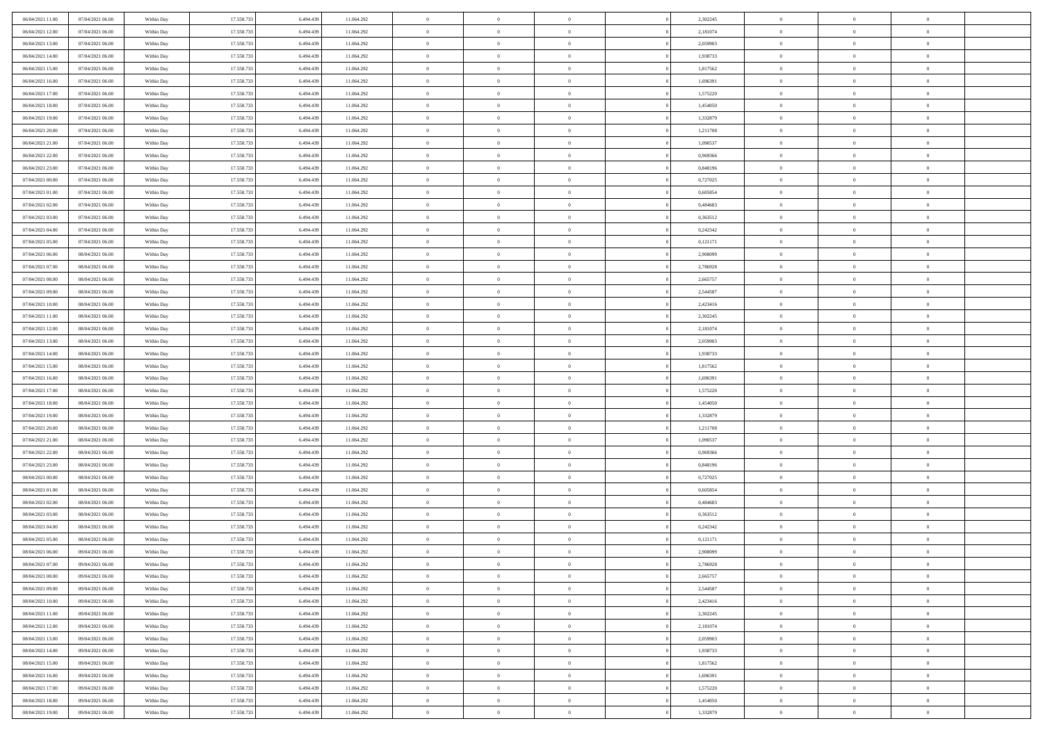| | | | | | | | | | | | | | | |
|---|---|---|---|---|---|---|---|---|---|---|---|---|---|---|
| 06/04/2021 11:00 | 07/04/2021 06:00 | Within Day | 17.558.733 | 6.494.439 | 11.064.292 | 0 | 0 | 0 | | 2,302245 | 0 | 0 | 0 | |
| 06/04/2021 12:00 | 07/04/2021 06:00 | Within Day | 17.558.733 | 6.494.439 | 11.064.292 | 0 | 0 | 0 | | 2,181074 | 0 | 0 | 0 | |
| 06/04/2021 13:00 | 07/04/2021 06:00 | Within Day | 17.558.733 | 6.494.439 | 11.064.292 | 0 | 0 | 0 | | 2,059903 | 0 | 0 | 0 | |
| 06/04/2021 14:00 | 07/04/2021 06:00 | Within Day | 17.558.733 | 6.494.439 | 11.064.292 | 0 | 0 | 0 | | 1,938733 | 0 | 0 | 0 | |
| 06/04/2021 15:00 | 07/04/2021 06:00 | Within Day | 17.558.733 | 6.494.439 | 11.064.292 | 0 | 0 | 0 | | 1,817562 | 0 | 0 | 0 | |
| 06/04/2021 16:00 | 07/04/2021 06:00 | Within Day | 17.558.733 | 6.494.439 | 11.064.292 | 0 | 0 | 0 | | 1,696391 | 0 | 0 | 0 | |
| 06/04/2021 17:00 | 07/04/2021 06:00 | Within Day | 17.558.733 | 6.494.439 | 11.064.292 | 0 | 0 | 0 | | 1,575220 | 0 | 0 | 0 | |
| 06/04/2021 18:00 | 07/04/2021 06:00 | Within Day | 17.558.733 | 6.494.439 | 11.064.292 | 0 | 0 | 0 | | 1,454050 | 0 | 0 | 0 | |
| 06/04/2021 19:00 | 07/04/2021 06:00 | Within Day | 17.558.733 | 6.494.439 | 11.064.292 | 0 | 0 | 0 | | 1,332879 | 0 | 0 | 0 | |
| 06/04/2021 20:00 | 07/04/2021 06:00 | Within Day | 17.558.733 | 6.494.439 | 11.064.292 | 0 | 0 | 0 | | 1,211708 | 0 | 0 | 0 | |
| 06/04/2021 21:00 | 07/04/2021 06:00 | Within Day | 17.558.733 | 6.494.439 | 11.064.292 | 0 | 0 | 0 | | 1,090537 | 0 | 0 | 0 | |
| 06/04/2021 22:00 | 07/04/2021 06:00 | Within Day | 17.558.733 | 6.494.439 | 11.064.292 | 0 | 0 | 0 | | 0,969366 | 0 | 0 | 0 | |
| 06/04/2021 23:00 | 07/04/2021 06:00 | Within Day | 17.558.733 | 6.494.439 | 11.064.292 | 0 | 0 | 0 | | 0,848196 | 0 | 0 | 0 | |
| 07/04/2021 00:00 | 07/04/2021 06:00 | Within Day | 17.558.733 | 6.494.439 | 11.064.292 | 0 | 0 | 0 | | 0,727025 | 0 | 0 | 0 | |
| 07/04/2021 01:00 | 07/04/2021 06:00 | Within Day | 17.558.733 | 6.494.439 | 11.064.292 | 0 | 0 | 0 | | 0,605854 | 0 | 0 | 0 | |
| 07/04/2021 02:00 | 07/04/2021 06:00 | Within Day | 17.558.733 | 6.494.439 | 11.064.292 | 0 | 0 | 0 | | 0,484683 | 0 | 0 | 0 | |
| 07/04/2021 03:00 | 07/04/2021 06:00 | Within Day | 17.558.733 | 6.494.439 | 11.064.292 | 0 | 0 | 0 | | 0,363512 | 0 | 0 | 0 | |
| 07/04/2021 04:00 | 07/04/2021 06:00 | Within Day | 17.558.733 | 6.494.439 | 11.064.292 | 0 | 0 | 0 | | 0,242342 | 0 | 0 | 0 | |
| 07/04/2021 05:00 | 07/04/2021 06:00 | Within Day | 17.558.733 | 6.494.439 | 11.064.292 | 0 | 0 | 0 | | 0,121171 | 0 | 0 | 0 | |
| 07/04/2021 06:00 | 08/04/2021 06:00 | Within Day | 17.558.733 | 6.494.439 | 11.064.292 | 0 | 0 | 0 | | 2,908099 | 0 | 0 | 0 | |
| 07/04/2021 07:00 | 08/04/2021 06:00 | Within Day | 17.558.733 | 6.494.439 | 11.064.292 | 0 | 0 | 0 | | 2,786928 | 0 | 0 | 0 | |
| 07/04/2021 08:00 | 08/04/2021 06:00 | Within Day | 17.558.733 | 6.494.439 | 11.064.292 | 0 | 0 | 0 | | 2,665757 | 0 | 0 | 0 | |
| 07/04/2021 09:00 | 08/04/2021 06:00 | Within Day | 17.558.733 | 6.494.439 | 11.064.292 | 0 | 0 | 0 | | 2,544587 | 0 | 0 | 0 | |
| 07/04/2021 10:00 | 08/04/2021 06:00 | Within Day | 17.558.733 | 6.494.439 | 11.064.292 | 0 | 0 | 0 | | 2,423416 | 0 | 0 | 0 | |
| 07/04/2021 11:00 | 08/04/2021 06:00 | Within Day | 17.558.733 | 6.494.439 | 11.064.292 | 0 | 0 | 0 | | 2,302245 | 0 | 0 | 0 | |
| 07/04/2021 12:00 | 08/04/2021 06:00 | Within Day | 17.558.733 | 6.494.439 | 11.064.292 | 0 | 0 | 0 | | 2,181074 | 0 | 0 | 0 | |
| 07/04/2021 13:00 | 08/04/2021 06:00 | Within Day | 17.558.733 | 6.494.439 | 11.064.292 | 0 | 0 | 0 | | 2,059903 | 0 | 0 | 0 | |
| 07/04/2021 14:00 | 08/04/2021 06:00 | Within Day | 17.558.733 | 6.494.439 | 11.064.292 | 0 | 0 | 0 | | 1,938733 | 0 | 0 | 0 | |
| 07/04/2021 15:00 | 08/04/2021 06:00 | Within Day | 17.558.733 | 6.494.439 | 11.064.292 | 0 | 0 | 0 | | 1,817562 | 0 | 0 | 0 | |
| 07/04/2021 16:00 | 08/04/2021 06:00 | Within Day | 17.558.733 | 6.494.439 | 11.064.292 | 0 | 0 | 0 | | 1,696391 | 0 | 0 | 0 | |
| 07/04/2021 17:00 | 08/04/2021 06:00 | Within Day | 17.558.733 | 6.494.439 | 11.064.292 | 0 | 0 | 0 | | 1,575220 | 0 | 0 | 0 | |
| 07/04/2021 18:00 | 08/04/2021 06:00 | Within Day | 17.558.733 | 6.494.439 | 11.064.292 | 0 | 0 | 0 | | 1,454050 | 0 | 0 | 0 | |
| 07/04/2021 19:00 | 08/04/2021 06:00 | Within Day | 17.558.733 | 6.494.439 | 11.064.292 | 0 | 0 | 0 | | 1,332879 | 0 | 0 | 0 | |
| 07/04/2021 20:00 | 08/04/2021 06:00 | Within Day | 17.558.733 | 6.494.439 | 11.064.292 | 0 | 0 | 0 | | 1,211708 | 0 | 0 | 0 | |
| 07/04/2021 21:00 | 08/04/2021 06:00 | Within Day | 17.558.733 | 6.494.439 | 11.064.292 | 0 | 0 | 0 | | 1,090537 | 0 | 0 | 0 | |
| 07/04/2021 22:00 | 08/04/2021 06:00 | Within Day | 17.558.733 | 6.494.439 | 11.064.292 | 0 | 0 | 0 | | 0,969366 | 0 | 0 | 0 | |
| 07/04/2021 23:00 | 08/04/2021 06:00 | Within Day | 17.558.733 | 6.494.439 | 11.064.292 | 0 | 0 | 0 | | 0,848196 | 0 | 0 | 0 | |
| 08/04/2021 00:00 | 08/04/2021 06:00 | Within Day | 17.558.733 | 6.494.439 | 11.064.292 | 0 | 0 | 0 | | 0,727025 | 0 | 0 | 0 | |
| 08/04/2021 01:00 | 08/04/2021 06:00 | Within Day | 17.558.733 | 6.494.439 | 11.064.292 | 0 | 0 | 0 | | 0,605854 | 0 | 0 | 0 | |
| 08/04/2021 02:00 | 08/04/2021 06:00 | Within Day | 17.558.733 | 6.494.439 | 11.064.292 | 0 | 0 | 0 | | 0,484683 | 0 | 0 | 0 | |
| 08/04/2021 03:00 | 08/04/2021 06:00 | Within Day | 17.558.733 | 6.494.439 | 11.064.292 | 0 | 0 | 0 | | 0,363512 | 0 | 0 | 0 | |
| 08/04/2021 04:00 | 08/04/2021 06:00 | Within Day | 17.558.733 | 6.494.439 | 11.064.292 | 0 | 0 | 0 | | 0,242342 | 0 | 0 | 0 | |
| 08/04/2021 05:00 | 08/04/2021 06:00 | Within Day | 17.558.733 | 6.494.439 | 11.064.292 | 0 | 0 | 0 | | 0,121171 | 0 | 0 | 0 | |
| 08/04/2021 06:00 | 09/04/2021 06:00 | Within Day | 17.558.733 | 6.494.439 | 11.064.292 | 0 | 0 | 0 | | 2,908099 | 0 | 0 | 0 | |
| 08/04/2021 07:00 | 09/04/2021 06:00 | Within Day | 17.558.733 | 6.494.439 | 11.064.292 | 0 | 0 | 0 | | 2,786928 | 0 | 0 | 0 | |
| 08/04/2021 08:00 | 09/04/2021 06:00 | Within Day | 17.558.733 | 6.494.439 | 11.064.292 | 0 | 0 | 0 | | 2,665757 | 0 | 0 | 0 | |
| 08/04/2021 09:00 | 09/04/2021 06:00 | Within Day | 17.558.733 | 6.494.439 | 11.064.292 | 0 | 0 | 0 | | 2,544587 | 0 | 0 | 0 | |
| 08/04/2021 10:00 | 09/04/2021 06:00 | Within Day | 17.558.733 | 6.494.439 | 11.064.292 | 0 | 0 | 0 | | 2,423416 | 0 | 0 | 0 | |
| 08/04/2021 11:00 | 09/04/2021 06:00 | Within Day | 17.558.733 | 6.494.439 | 11.064.292 | 0 | 0 | 0 | | 2,302245 | 0 | 0 | 0 | |
| 08/04/2021 12:00 | 09/04/2021 06:00 | Within Day | 17.558.733 | 6.494.439 | 11.064.292 | 0 | 0 | 0 | | 2,181074 | 0 | 0 | 0 | |
| 08/04/2021 13:00 | 09/04/2021 06:00 | Within Day | 17.558.733 | 6.494.439 | 11.064.292 | 0 | 0 | 0 | | 2,059903 | 0 | 0 | 0 | |
| 08/04/2021 14:00 | 09/04/2021 06:00 | Within Day | 17.558.733 | 6.494.439 | 11.064.292 | 0 | 0 | 0 | | 1,938733 | 0 | 0 | 0 | |
| 08/04/2021 15:00 | 09/04/2021 06:00 | Within Day | 17.558.733 | 6.494.439 | 11.064.292 | 0 | 0 | 0 | | 1,817562 | 0 | 0 | 0 | |
| 08/04/2021 16:00 | 09/04/2021 06:00 | Within Day | 17.558.733 | 6.494.439 | 11.064.292 | 0 | 0 | 0 | | 1,696391 | 0 | 0 | 0 | |
| 08/04/2021 17:00 | 09/04/2021 06:00 | Within Day | 17.558.733 | 6.494.439 | 11.064.292 | 0 | 0 | 0 | | 1,575220 | 0 | 0 | 0 | |
| 08/04/2021 18:00 | 09/04/2021 06:00 | Within Day | 17.558.733 | 6.494.439 | 11.064.292 | 0 | 0 | 0 | | 1,454050 | 0 | 0 | 0 | |
| 08/04/2021 19:00 | 09/04/2021 06:00 | Within Day | 17.558.733 | 6.494.439 | 11.064.292 | 0 | 0 | 0 | | 1,332879 | 0 | 0 | 0 | |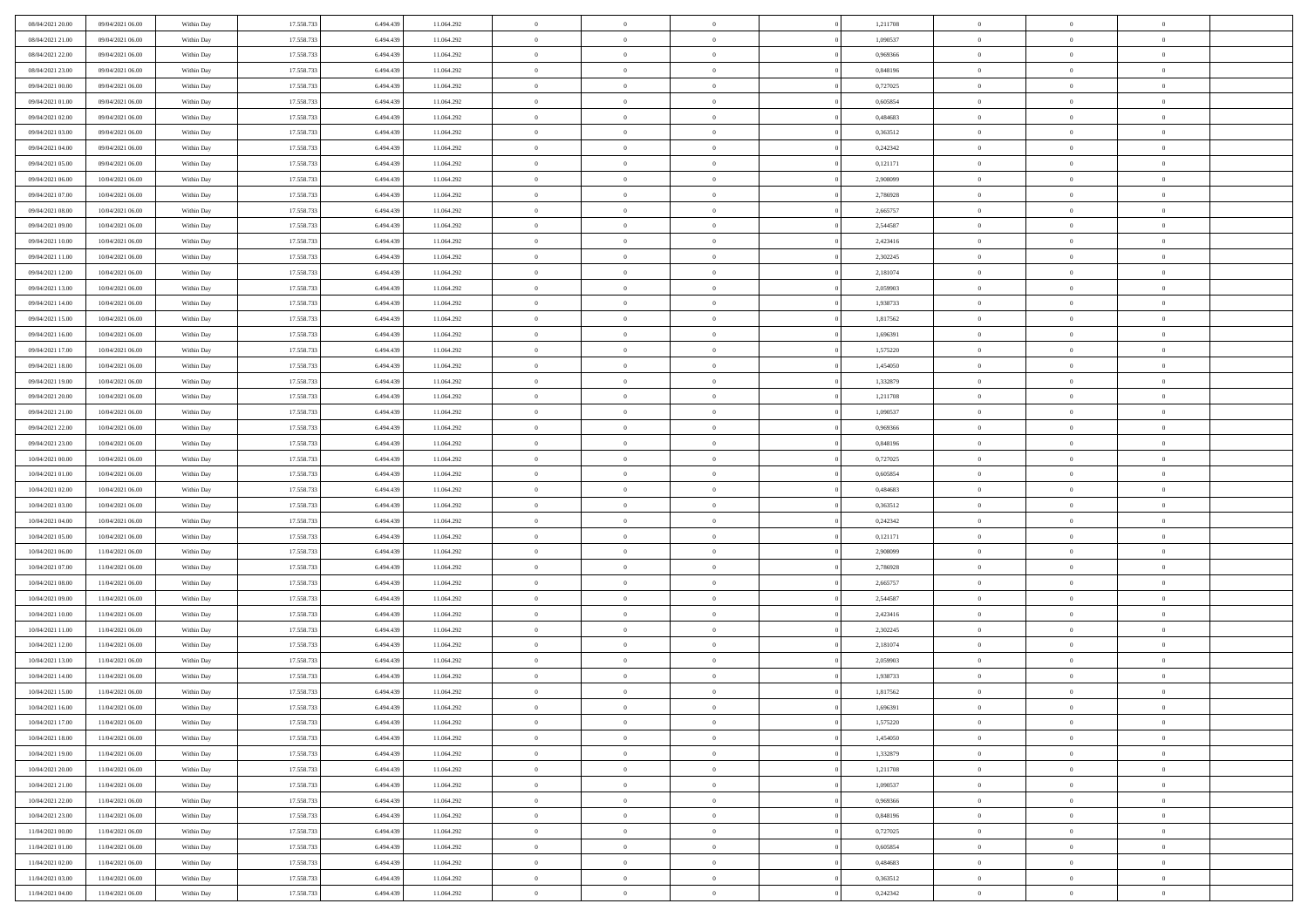| | | | | | | | | | | | | | | |
|---|---|---|---|---|---|---|---|---|---|---|---|---|---|---|
| 08/04/2021 20.00 | 09/04/2021 06.00 | Within Day | 17.558.733 | 6.494.439 | 11.064.292 | 0 | 0 | 0 | | 1,211708 | 0 | 0 | 0 | |
| 08/04/2021 21.00 | 09/04/2021 06.00 | Within Day | 17.558.733 | 6.494.439 | 11.064.292 | 0 | 0 | 0 | | 1,090537 | 0 | 0 | 0 | |
| 08/04/2021 22.00 | 09/04/2021 06.00 | Within Day | 17.558.733 | 6.494.439 | 11.064.292 | 0 | 0 | 0 | | 0,969366 | 0 | 0 | 0 | |
| 08/04/2021 23.00 | 09/04/2021 06.00 | Within Day | 17.558.733 | 6.494.439 | 11.064.292 | 0 | 0 | 0 | | 0,848196 | 0 | 0 | 0 | |
| 09/04/2021 00.00 | 09/04/2021 06.00 | Within Day | 17.558.733 | 6.494.439 | 11.064.292 | 0 | 0 | 0 | | 0,727025 | 0 | 0 | 0 | |
| 09/04/2021 01.00 | 09/04/2021 06.00 | Within Day | 17.558.733 | 6.494.439 | 11.064.292 | 0 | 0 | 0 | | 0,605854 | 0 | 0 | 0 | |
| 09/04/2021 02.00 | 09/04/2021 06.00 | Within Day | 17.558.733 | 6.494.439 | 11.064.292 | 0 | 0 | 0 | | 0,484683 | 0 | 0 | 0 | |
| 09/04/2021 03.00 | 09/04/2021 06.00 | Within Day | 17.558.733 | 6.494.439 | 11.064.292 | 0 | 0 | 0 | | 0,363512 | 0 | 0 | 0 | |
| 09/04/2021 04.00 | 09/04/2021 06.00 | Within Day | 17.558.733 | 6.494.439 | 11.064.292 | 0 | 0 | 0 | | 0,242342 | 0 | 0 | 0 | |
| 09/04/2021 05.00 | 09/04/2021 06.00 | Within Day | 17.558.733 | 6.494.439 | 11.064.292 | 0 | 0 | 0 | | 0,121171 | 0 | 0 | 0 | |
| 09/04/2021 06.00 | 10/04/2021 06.00 | Within Day | 17.558.733 | 6.494.439 | 11.064.292 | 0 | 0 | 0 | | 2,908099 | 0 | 0 | 0 | |
| 09/04/2021 07.00 | 10/04/2021 06.00 | Within Day | 17.558.733 | 6.494.439 | 11.064.292 | 0 | 0 | 0 | | 2,786928 | 0 | 0 | 0 | |
| 09/04/2021 08.00 | 10/04/2021 06.00 | Within Day | 17.558.733 | 6.494.439 | 11.064.292 | 0 | 0 | 0 | | 2,665757 | 0 | 0 | 0 | |
| 09/04/2021 09.00 | 10/04/2021 06.00 | Within Day | 17.558.733 | 6.494.439 | 11.064.292 | 0 | 0 | 0 | | 2,544587 | 0 | 0 | 0 | |
| 09/04/2021 10.00 | 10/04/2021 06.00 | Within Day | 17.558.733 | 6.494.439 | 11.064.292 | 0 | 0 | 0 | | 2,423416 | 0 | 0 | 0 | |
| 09/04/2021 11.00 | 10/04/2021 06.00 | Within Day | 17.558.733 | 6.494.439 | 11.064.292 | 0 | 0 | 0 | | 2,302245 | 0 | 0 | 0 | |
| 09/04/2021 12.00 | 10/04/2021 06.00 | Within Day | 17.558.733 | 6.494.439 | 11.064.292 | 0 | 0 | 0 | | 2,181074 | 0 | 0 | 0 | |
| 09/04/2021 13.00 | 10/04/2021 06.00 | Within Day | 17.558.733 | 6.494.439 | 11.064.292 | 0 | 0 | 0 | | 2,059903 | 0 | 0 | 0 | |
| 09/04/2021 14.00 | 10/04/2021 06.00 | Within Day | 17.558.733 | 6.494.439 | 11.064.292 | 0 | 0 | 0 | | 1,938733 | 0 | 0 | 0 | |
| 09/04/2021 15.00 | 10/04/2021 06.00 | Within Day | 17.558.733 | 6.494.439 | 11.064.292 | 0 | 0 | 0 | | 1,817562 | 0 | 0 | 0 | |
| 09/04/2021 16.00 | 10/04/2021 06.00 | Within Day | 17.558.733 | 6.494.439 | 11.064.292 | 0 | 0 | 0 | | 1,696391 | 0 | 0 | 0 | |
| 09/04/2021 17.00 | 10/04/2021 06.00 | Within Day | 17.558.733 | 6.494.439 | 11.064.292 | 0 | 0 | 0 | | 1,575220 | 0 | 0 | 0 | |
| 09/04/2021 18.00 | 10/04/2021 06.00 | Within Day | 17.558.733 | 6.494.439 | 11.064.292 | 0 | 0 | 0 | | 1,454050 | 0 | 0 | 0 | |
| 09/04/2021 19.00 | 10/04/2021 06.00 | Within Day | 17.558.733 | 6.494.439 | 11.064.292 | 0 | 0 | 0 | | 1,332879 | 0 | 0 | 0 | |
| 09/04/2021 20.00 | 10/04/2021 06.00 | Within Day | 17.558.733 | 6.494.439 | 11.064.292 | 0 | 0 | 0 | | 1,211708 | 0 | 0 | 0 | |
| 09/04/2021 21.00 | 10/04/2021 06.00 | Within Day | 17.558.733 | 6.494.439 | 11.064.292 | 0 | 0 | 0 | | 1,090537 | 0 | 0 | 0 | |
| 09/04/2021 22.00 | 10/04/2021 06.00 | Within Day | 17.558.733 | 6.494.439 | 11.064.292 | 0 | 0 | 0 | | 0,969366 | 0 | 0 | 0 | |
| 09/04/2021 23.00 | 10/04/2021 06.00 | Within Day | 17.558.733 | 6.494.439 | 11.064.292 | 0 | 0 | 0 | | 0,848196 | 0 | 0 | 0 | |
| 10/04/2021 00.00 | 10/04/2021 06.00 | Within Day | 17.558.733 | 6.494.439 | 11.064.292 | 0 | 0 | 0 | | 0,727025 | 0 | 0 | 0 | |
| 10/04/2021 01.00 | 10/04/2021 06.00 | Within Day | 17.558.733 | 6.494.439 | 11.064.292 | 0 | 0 | 0 | | 0,605854 | 0 | 0 | 0 | |
| 10/04/2021 02.00 | 10/04/2021 06.00 | Within Day | 17.558.733 | 6.494.439 | 11.064.292 | 0 | 0 | 0 | | 0,484683 | 0 | 0 | 0 | |
| 10/04/2021 03.00 | 10/04/2021 06.00 | Within Day | 17.558.733 | 6.494.439 | 11.064.292 | 0 | 0 | 0 | | 0,363512 | 0 | 0 | 0 | |
| 10/04/2021 04.00 | 10/04/2021 06.00 | Within Day | 17.558.733 | 6.494.439 | 11.064.292 | 0 | 0 | 0 | | 0,242342 | 0 | 0 | 0 | |
| 10/04/2021 05.00 | 10/04/2021 06.00 | Within Day | 17.558.733 | 6.494.439 | 11.064.292 | 0 | 0 | 0 | | 0,121171 | 0 | 0 | 0 | |
| 10/04/2021 06.00 | 11/04/2021 06.00 | Within Day | 17.558.733 | 6.494.439 | 11.064.292 | 0 | 0 | 0 | | 2,908099 | 0 | 0 | 0 | |
| 10/04/2021 07.00 | 11/04/2021 06.00 | Within Day | 17.558.733 | 6.494.439 | 11.064.292 | 0 | 0 | 0 | | 2,786928 | 0 | 0 | 0 | |
| 10/04/2021 08.00 | 11/04/2021 06.00 | Within Day | 17.558.733 | 6.494.439 | 11.064.292 | 0 | 0 | 0 | | 2,665757 | 0 | 0 | 0 | |
| 10/04/2021 09.00 | 11/04/2021 06.00 | Within Day | 17.558.733 | 6.494.439 | 11.064.292 | 0 | 0 | 0 | | 2,544587 | 0 | 0 | 0 | |
| 10/04/2021 10.00 | 11/04/2021 06.00 | Within Day | 17.558.733 | 6.494.439 | 11.064.292 | 0 | 0 | 0 | | 2,423416 | 0 | 0 | 0 | |
| 10/04/2021 11.00 | 11/04/2021 06.00 | Within Day | 17.558.733 | 6.494.439 | 11.064.292 | 0 | 0 | 0 | | 2,302245 | 0 | 0 | 0 | |
| 10/04/2021 12.00 | 11/04/2021 06.00 | Within Day | 17.558.733 | 6.494.439 | 11.064.292 | 0 | 0 | 0 | | 2,181074 | 0 | 0 | 0 | |
| 10/04/2021 13.00 | 11/04/2021 06.00 | Within Day | 17.558.733 | 6.494.439 | 11.064.292 | 0 | 0 | 0 | | 2,059903 | 0 | 0 | 0 | |
| 10/04/2021 14.00 | 11/04/2021 06.00 | Within Day | 17.558.733 | 6.494.439 | 11.064.292 | 0 | 0 | 0 | | 1,938733 | 0 | 0 | 0 | |
| 10/04/2021 15.00 | 11/04/2021 06.00 | Within Day | 17.558.733 | 6.494.439 | 11.064.292 | 0 | 0 | 0 | | 1,817562 | 0 | 0 | 0 | |
| 10/04/2021 16.00 | 11/04/2021 06.00 | Within Day | 17.558.733 | 6.494.439 | 11.064.292 | 0 | 0 | 0 | | 1,696391 | 0 | 0 | 0 | |
| 10/04/2021 17.00 | 11/04/2021 06.00 | Within Day | 17.558.733 | 6.494.439 | 11.064.292 | 0 | 0 | 0 | | 1,575220 | 0 | 0 | 0 | |
| 10/04/2021 18.00 | 11/04/2021 06.00 | Within Day | 17.558.733 | 6.494.439 | 11.064.292 | 0 | 0 | 0 | | 1,454050 | 0 | 0 | 0 | |
| 10/04/2021 19.00 | 11/04/2021 06.00 | Within Day | 17.558.733 | 6.494.439 | 11.064.292 | 0 | 0 | 0 | | 1,332879 | 0 | 0 | 0 | |
| 10/04/2021 20.00 | 11/04/2021 06.00 | Within Day | 17.558.733 | 6.494.439 | 11.064.292 | 0 | 0 | 0 | | 1,211708 | 0 | 0 | 0 | |
| 10/04/2021 21.00 | 11/04/2021 06.00 | Within Day | 17.558.733 | 6.494.439 | 11.064.292 | 0 | 0 | 0 | | 1,090537 | 0 | 0 | 0 | |
| 10/04/2021 22.00 | 11/04/2021 06.00 | Within Day | 17.558.733 | 6.494.439 | 11.064.292 | 0 | 0 | 0 | | 0,969366 | 0 | 0 | 0 | |
| 10/04/2021 23.00 | 11/04/2021 06.00 | Within Day | 17.558.733 | 6.494.439 | 11.064.292 | 0 | 0 | 0 | | 0,848196 | 0 | 0 | 0 | |
| 11/04/2021 00.00 | 11/04/2021 06.00 | Within Day | 17.558.733 | 6.494.439 | 11.064.292 | 0 | 0 | 0 | | 0,727025 | 0 | 0 | 0 | |
| 11/04/2021 01.00 | 11/04/2021 06.00 | Within Day | 17.558.733 | 6.494.439 | 11.064.292 | 0 | 0 | 0 | | 0,605854 | 0 | 0 | 0 | |
| 11/04/2021 02.00 | 11/04/2021 06.00 | Within Day | 17.558.733 | 6.494.439 | 11.064.292 | 0 | 0 | 0 | | 0,484683 | 0 | 0 | 0 | |
| 11/04/2021 03.00 | 11/04/2021 06.00 | Within Day | 17.558.733 | 6.494.439 | 11.064.292 | 0 | 0 | 0 | | 0,363512 | 0 | 0 | 0 | |
| 11/04/2021 04.00 | 11/04/2021 06.00 | Within Day | 17.558.733 | 6.494.439 | 11.064.292 | 0 | 0 | 0 | | 0,242342 | 0 | 0 | 0 | |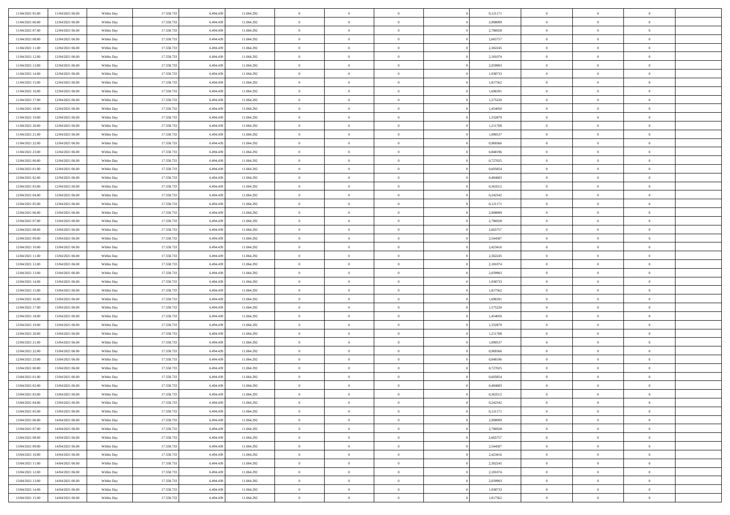| | | | | | | | | | | | | | | |
|---|---|---|---|---|---|---|---|---|---|---|---|---|---|---|
| 11/04/2021 05.00 | 11/04/2021 06.00 | Within Day | 17.558.733 | 6.494.439 | 11.064.292 | 0 | 0 | 0 | | 0,121171 | 0 | 0 | 0 | |
| 11/04/2021 06.00 | 12/04/2021 06.00 | Within Day | 17.558.733 | 6.494.439 | 11.064.292 | 0 | 0 | 0 | | 2,908099 | 0 | 0 | 0 | |
| 11/04/2021 07.00 | 12/04/2021 06.00 | Within Day | 17.558.733 | 6.494.439 | 11.064.292 | 0 | 0 | 0 | | 2,786928 | 0 | 0 | 0 | |
| 11/04/2021 08.00 | 12/04/2021 06.00 | Within Day | 17.558.733 | 6.494.439 | 11.064.292 | 0 | 0 | 0 | | 2,665757 | 0 | 0 | 0 | |
| 11/04/2021 11.00 | 12/04/2021 06.00 | Within Day | 17.558.733 | 6.494.439 | 11.064.292 | 0 | 0 | 0 | | 2,302245 | 0 | 0 | 0 | |
| 11/04/2021 12.00 | 12/04/2021 06.00 | Within Day | 17.558.733 | 6.494.439 | 11.064.292 | 0 | 0 | 0 | | 2,181074 | 0 | 0 | 0 | |
| 11/04/2021 13.00 | 12/04/2021 06.00 | Within Day | 17.558.733 | 6.494.439 | 11.064.292 | 0 | 0 | 0 | | 2,059903 | 0 | 0 | 0 | |
| 11/04/2021 14.00 | 12/04/2021 06.00 | Within Day | 17.558.733 | 6.494.439 | 11.064.292 | 0 | 0 | 0 | | 1,938733 | 0 | 0 | 0 | |
| 11/04/2021 15.00 | 12/04/2021 06.00 | Within Day | 17.558.733 | 6.494.439 | 11.064.292 | 0 | 0 | 0 | | 1,817562 | 0 | 0 | 0 | |
| 11/04/2021 16.00 | 12/04/2021 06.00 | Within Day | 17.558.733 | 6.494.439 | 11.064.292 | 0 | 0 | 0 | | 1,696391 | 0 | 0 | 0 | |
| 11/04/2021 17.00 | 12/04/2021 06.00 | Within Day | 17.558.733 | 6.494.439 | 11.064.292 | 0 | 0 | 0 | | 1,575220 | 0 | 0 | 0 | |
| 11/04/2021 18.00 | 12/04/2021 06.00 | Within Day | 17.558.733 | 6.494.439 | 11.064.292 | 0 | 0 | 0 | | 1,454050 | 0 | 0 | 0 | |
| 11/04/2021 19.00 | 12/04/2021 06.00 | Within Day | 17.558.733 | 6.494.439 | 11.064.292 | 0 | 0 | 0 | | 1,332879 | 0 | 0 | 0 | |
| 11/04/2021 20.00 | 12/04/2021 06.00 | Within Day | 17.558.733 | 6.494.439 | 11.064.292 | 0 | 0 | 0 | | 1,211708 | 0 | 0 | 0 | |
| 11/04/2021 21.00 | 12/04/2021 06.00 | Within Day | 17.558.733 | 6.494.439 | 11.064.292 | 0 | 0 | 0 | | 1,090537 | 0 | 0 | 0 | |
| 11/04/2021 22.00 | 12/04/2021 06.00 | Within Day | 17.558.733 | 6.494.439 | 11.064.292 | 0 | 0 | 0 | | 0,969366 | 0 | 0 | 0 | |
| 11/04/2021 23.00 | 12/04/2021 06.00 | Within Day | 17.558.733 | 6.494.439 | 11.064.292 | 0 | 0 | 0 | | 0,848196 | 0 | 0 | 0 | |
| 12/04/2021 00.00 | 12/04/2021 06.00 | Within Day | 17.558.733 | 6.494.439 | 11.064.292 | 0 | 0 | 0 | | 0,727025 | 0 | 0 | 0 | |
| 12/04/2021 01.00 | 12/04/2021 06.00 | Within Day | 17.558.733 | 6.494.439 | 11.064.292 | 0 | 0 | 0 | | 0,605854 | 0 | 0 | 0 | |
| 12/04/2021 02.00 | 12/04/2021 06.00 | Within Day | 17.558.733 | 6.494.439 | 11.064.292 | 0 | 0 | 0 | | 0,484683 | 0 | 0 | 0 | |
| 12/04/2021 03.00 | 12/04/2021 06.00 | Within Day | 17.558.733 | 6.494.439 | 11.064.292 | 0 | 0 | 0 | | 0,363512 | 0 | 0 | 0 | |
| 12/04/2021 04.00 | 12/04/2021 06.00 | Within Day | 17.558.733 | 6.494.439 | 11.064.292 | 0 | 0 | 0 | | 0,242342 | 0 | 0 | 0 | |
| 12/04/2021 05.00 | 12/04/2021 06.00 | Within Day | 17.558.733 | 6.494.439 | 11.064.292 | 0 | 0 | 0 | | 0,121171 | 0 | 0 | 0 | |
| 12/04/2021 06.00 | 13/04/2021 06.00 | Within Day | 17.558.733 | 6.494.439 | 11.064.292 | 0 | 0 | 0 | | 2,908099 | 0 | 0 | 0 | |
| 12/04/2021 07.00 | 13/04/2021 06.00 | Within Day | 17.558.733 | 6.494.439 | 11.064.292 | 0 | 0 | 0 | | 2,786928 | 0 | 0 | 0 | |
| 12/04/2021 08.00 | 13/04/2021 06.00 | Within Day | 17.558.733 | 6.494.439 | 11.064.292 | 0 | 0 | 0 | | 2,665757 | 0 | 0 | 0 | |
| 12/04/2021 09.00 | 13/04/2021 06.00 | Within Day | 17.558.733 | 6.494.439 | 11.064.292 | 0 | 0 | 0 | | 2,544587 | 0 | 0 | 0 | |
| 12/04/2021 10.00 | 13/04/2021 06.00 | Within Day | 17.558.733 | 6.494.439 | 11.064.292 | 0 | 0 | 0 | | 2,423416 | 0 | 0 | 0 | |
| 12/04/2021 11.00 | 13/04/2021 06.00 | Within Day | 17.558.733 | 6.494.439 | 11.064.292 | 0 | 0 | 0 | | 2,302245 | 0 | 0 | 0 | |
| 12/04/2021 12.00 | 13/04/2021 06.00 | Within Day | 17.558.733 | 6.494.439 | 11.064.292 | 0 | 0 | 0 | | 2,181074 | 0 | 0 | 0 | |
| 12/04/2021 13.00 | 13/04/2021 06.00 | Within Day | 17.558.733 | 6.494.439 | 11.064.292 | 0 | 0 | 0 | | 2,059903 | 0 | 0 | 0 | |
| 12/04/2021 14.00 | 13/04/2021 06.00 | Within Day | 17.558.733 | 6.494.439 | 11.064.292 | 0 | 0 | 0 | | 1,938733 | 0 | 0 | 0 | |
| 12/04/2021 15.00 | 13/04/2021 06.00 | Within Day | 17.558.733 | 6.494.439 | 11.064.292 | 0 | 0 | 0 | | 1,817562 | 0 | 0 | 0 | |
| 12/04/2021 16.00 | 13/04/2021 06.00 | Within Day | 17.558.733 | 6.494.439 | 11.064.292 | 0 | 0 | 0 | | 1,696391 | 0 | 0 | 0 | |
| 12/04/2021 17.00 | 13/04/2021 06.00 | Within Day | 17.558.733 | 6.494.439 | 11.064.292 | 0 | 0 | 0 | | 1,575220 | 0 | 0 | 0 | |
| 12/04/2021 18.00 | 13/04/2021 06.00 | Within Day | 17.558.733 | 6.494.439 | 11.064.292 | 0 | 0 | 0 | | 1,454050 | 0 | 0 | 0 | |
| 12/04/2021 19.00 | 13/04/2021 06.00 | Within Day | 17.558.733 | 6.494.439 | 11.064.292 | 0 | 0 | 0 | | 1,332879 | 0 | 0 | 0 | |
| 12/04/2021 20.00 | 13/04/2021 06.00 | Within Day | 17.558.733 | 6.494.439 | 11.064.292 | 0 | 0 | 0 | | 1,211708 | 0 | 0 | 0 | |
| 12/04/2021 21.00 | 13/04/2021 06.00 | Within Day | 17.558.733 | 6.494.439 | 11.064.292 | 0 | 0 | 0 | | 1,090537 | 0 | 0 | 0 | |
| 12/04/2021 22.00 | 13/04/2021 06.00 | Within Day | 17.558.733 | 6.494.439 | 11.064.292 | 0 | 0 | 0 | | 0,969366 | 0 | 0 | 0 | |
| 12/04/2021 23.00 | 13/04/2021 06.00 | Within Day | 17.558.733 | 6.494.439 | 11.064.292 | 0 | 0 | 0 | | 0,848196 | 0 | 0 | 0 | |
| 13/04/2021 00.00 | 13/04/2021 06.00 | Within Day | 17.558.733 | 6.494.439 | 11.064.292 | 0 | 0 | 0 | | 0,727025 | 0 | 0 | 0 | |
| 13/04/2021 01.00 | 13/04/2021 06.00 | Within Day | 17.558.733 | 6.494.439 | 11.064.292 | 0 | 0 | 0 | | 0,605854 | 0 | 0 | 0 | |
| 13/04/2021 02.00 | 13/04/2021 06.00 | Within Day | 17.558.733 | 6.494.439 | 11.064.292 | 0 | 0 | 0 | | 0,484683 | 0 | 0 | 0 | |
| 13/04/2021 03.00 | 13/04/2021 06.00 | Within Day | 17.558.733 | 6.494.439 | 11.064.292 | 0 | 0 | 0 | | 0,363512 | 0 | 0 | 0 | |
| 13/04/2021 04.00 | 13/04/2021 06.00 | Within Day | 17.558.733 | 6.494.439 | 11.064.292 | 0 | 0 | 0 | | 0,242342 | 0 | 0 | 0 | |
| 13/04/2021 05.00 | 13/04/2021 06.00 | Within Day | 17.558.733 | 6.494.439 | 11.064.292 | 0 | 0 | 0 | | 0,121171 | 0 | 0 | 0 | |
| 13/04/2021 06.00 | 14/04/2021 06.00 | Within Day | 17.558.733 | 6.494.439 | 11.064.292 | 0 | 0 | 0 | | 2,908099 | 0 | 0 | 0 | |
| 13/04/2021 07.00 | 14/04/2021 06.00 | Within Day | 17.558.733 | 6.494.439 | 11.064.292 | 0 | 0 | 0 | | 2,786928 | 0 | 0 | 0 | |
| 13/04/2021 08.00 | 14/04/2021 06.00 | Within Day | 17.558.733 | 6.494.439 | 11.064.292 | 0 | 0 | 0 | | 2,665757 | 0 | 0 | 0 | |
| 13/04/2021 09.00 | 14/04/2021 06.00 | Within Day | 17.558.733 | 6.494.439 | 11.064.292 | 0 | 0 | 0 | | 2,544587 | 0 | 0 | 0 | |
| 13/04/2021 10.00 | 14/04/2021 06.00 | Within Day | 17.558.733 | 6.494.439 | 11.064.292 | 0 | 0 | 0 | | 2,423416 | 0 | 0 | 0 | |
| 13/04/2021 11.00 | 14/04/2021 06.00 | Within Day | 17.558.733 | 6.494.439 | 11.064.292 | 0 | 0 | 0 | | 2,302245 | 0 | 0 | 0 | |
| 13/04/2021 12.00 | 14/04/2021 06.00 | Within Day | 17.558.733 | 6.494.439 | 11.064.292 | 0 | 0 | 0 | | 2,181074 | 0 | 0 | 0 | |
| 13/04/2021 13.00 | 14/04/2021 06.00 | Within Day | 17.558.733 | 6.494.439 | 11.064.292 | 0 | 0 | 0 | | 2,059903 | 0 | 0 | 0 | |
| 13/04/2021 14.00 | 14/04/2021 06.00 | Within Day | 17.558.733 | 6.494.439 | 11.064.292 | 0 | 0 | 0 | | 1,938733 | 0 | 0 | 0 | |
| 13/04/2021 15.00 | 14/04/2021 06.00 | Within Day | 17.558.733 | 6.494.439 | 11.064.292 | 0 | 0 | 0 | | 1,817562 | 0 | 0 | 0 | |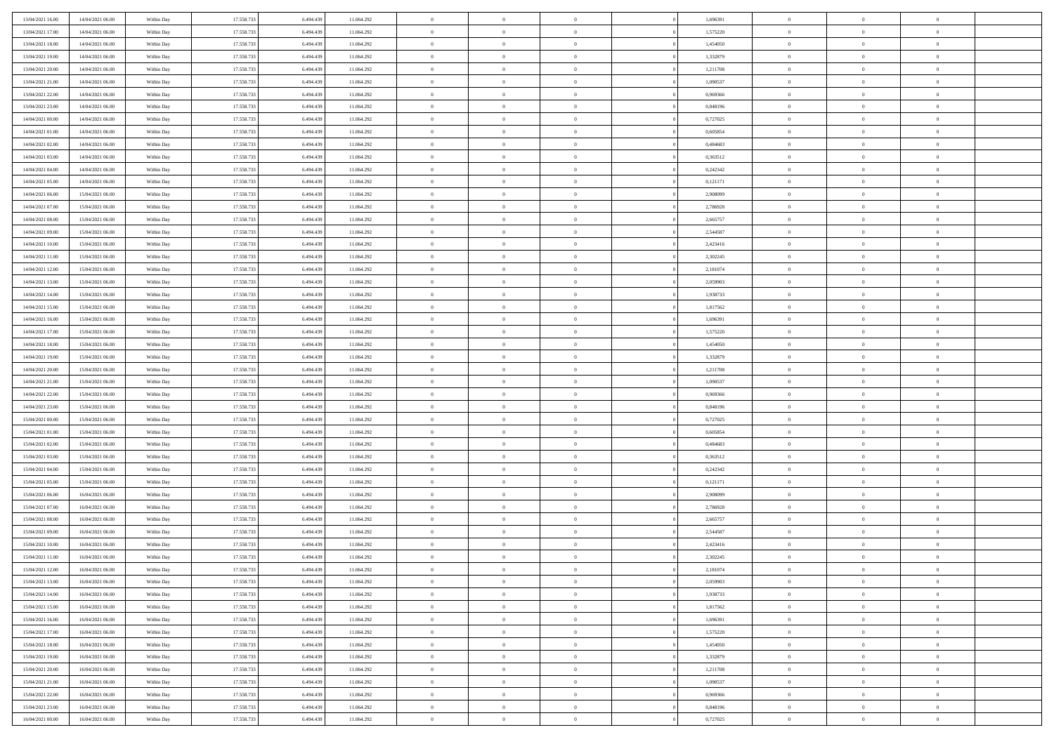| | | | | | | | | | | | | | | |
|---|---|---|---|---|---|---|---|---|---|---|---|---|---|---|
| 13/04/2021 16:00 | 14/04/2021 06:00 | Within Day | 17.558.733 | 6.494.439 | 11.064.292 | 0 | 0 | 0 | | 1,696391 | 0 | 0 | 0 | |
| 13/04/2021 17:00 | 14/04/2021 06:00 | Within Day | 17.558.733 | 6.494.439 | 11.064.292 | 0 | 0 | 0 | | 1,575220 | 0 | 0 | 0 | |
| 13/04/2021 18:00 | 14/04/2021 06:00 | Within Day | 17.558.733 | 6.494.439 | 11.064.292 | 0 | 0 | 0 | | 1,454050 | 0 | 0 | 0 | |
| 13/04/2021 19:00 | 14/04/2021 06:00 | Within Day | 17.558.733 | 6.494.439 | 11.064.292 | 0 | 0 | 0 | | 1,332879 | 0 | 0 | 0 | |
| 13/04/2021 20:00 | 14/04/2021 06:00 | Within Day | 17.558.733 | 6.494.439 | 11.064.292 | 0 | 0 | 0 | | 1,211708 | 0 | 0 | 0 | |
| 13/04/2021 21:00 | 14/04/2021 06:00 | Within Day | 17.558.733 | 6.494.439 | 11.064.292 | 0 | 0 | 0 | | 1,090537 | 0 | 0 | 0 | |
| 13/04/2021 22:00 | 14/04/2021 06:00 | Within Day | 17.558.733 | 6.494.439 | 11.064.292 | 0 | 0 | 0 | | 0,969366 | 0 | 0 | 0 | |
| 13/04/2021 23:00 | 14/04/2021 06:00 | Within Day | 17.558.733 | 6.494.439 | 11.064.292 | 0 | 0 | 0 | | 0,848196 | 0 | 0 | 0 | |
| 14/04/2021 00:00 | 14/04/2021 06:00 | Within Day | 17.558.733 | 6.494.439 | 11.064.292 | 0 | 0 | 0 | | 0,727025 | 0 | 0 | 0 | |
| 14/04/2021 01:00 | 14/04/2021 06:00 | Within Day | 17.558.733 | 6.494.439 | 11.064.292 | 0 | 0 | 0 | | 0,605854 | 0 | 0 | 0 | |
| 14/04/2021 02:00 | 14/04/2021 06:00 | Within Day | 17.558.733 | 6.494.439 | 11.064.292 | 0 | 0 | 0 | | 0,484683 | 0 | 0 | 0 | |
| 14/04/2021 03:00 | 14/04/2021 06:00 | Within Day | 17.558.733 | 6.494.439 | 11.064.292 | 0 | 0 | 0 | | 0,363512 | 0 | 0 | 0 | |
| 14/04/2021 04:00 | 14/04/2021 06:00 | Within Day | 17.558.733 | 6.494.439 | 11.064.292 | 0 | 0 | 0 | | 0,242342 | 0 | 0 | 0 | |
| 14/04/2021 05:00 | 14/04/2021 06:00 | Within Day | 17.558.733 | 6.494.439 | 11.064.292 | 0 | 0 | 0 | | 0,121171 | 0 | 0 | 0 | |
| 14/04/2021 06:00 | 15/04/2021 06:00 | Within Day | 17.558.733 | 6.494.439 | 11.064.292 | 0 | 0 | 0 | | 2,908099 | 0 | 0 | 0 | |
| 14/04/2021 07:00 | 15/04/2021 06:00 | Within Day | 17.558.733 | 6.494.439 | 11.064.292 | 0 | 0 | 0 | | 2,786928 | 0 | 0 | 0 | |
| 14/04/2021 08:00 | 15/04/2021 06:00 | Within Day | 17.558.733 | 6.494.439 | 11.064.292 | 0 | 0 | 0 | | 2,665757 | 0 | 0 | 0 | |
| 14/04/2021 09:00 | 15/04/2021 06:00 | Within Day | 17.558.733 | 6.494.439 | 11.064.292 | 0 | 0 | 0 | | 2,544587 | 0 | 0 | 0 | |
| 14/04/2021 10:00 | 15/04/2021 06:00 | Within Day | 17.558.733 | 6.494.439 | 11.064.292 | 0 | 0 | 0 | | 2,423416 | 0 | 0 | 0 | |
| 14/04/2021 11:00 | 15/04/2021 06:00 | Within Day | 17.558.733 | 6.494.439 | 11.064.292 | 0 | 0 | 0 | | 2,302245 | 0 | 0 | 0 | |
| 14/04/2021 12:00 | 15/04/2021 06:00 | Within Day | 17.558.733 | 6.494.439 | 11.064.292 | 0 | 0 | 0 | | 2,181074 | 0 | 0 | 0 | |
| 14/04/2021 13:00 | 15/04/2021 06:00 | Within Day | 17.558.733 | 6.494.439 | 11.064.292 | 0 | 0 | 0 | | 2,059903 | 0 | 0 | 0 | |
| 14/04/2021 14:00 | 15/04/2021 06:00 | Within Day | 17.558.733 | 6.494.439 | 11.064.292 | 0 | 0 | 0 | | 1,938733 | 0 | 0 | 0 | |
| 14/04/2021 15:00 | 15/04/2021 06:00 | Within Day | 17.558.733 | 6.494.439 | 11.064.292 | 0 | 0 | 0 | | 1,817562 | 0 | 0 | 0 | |
| 14/04/2021 16:00 | 15/04/2021 06:00 | Within Day | 17.558.733 | 6.494.439 | 11.064.292 | 0 | 0 | 0 | | 1,696391 | 0 | 0 | 0 | |
| 14/04/2021 17:00 | 15/04/2021 06:00 | Within Day | 17.558.733 | 6.494.439 | 11.064.292 | 0 | 0 | 0 | | 1,575220 | 0 | 0 | 0 | |
| 14/04/2021 18:00 | 15/04/2021 06:00 | Within Day | 17.558.733 | 6.494.439 | 11.064.292 | 0 | 0 | 0 | | 1,454050 | 0 | 0 | 0 | |
| 14/04/2021 19:00 | 15/04/2021 06:00 | Within Day | 17.558.733 | 6.494.439 | 11.064.292 | 0 | 0 | 0 | | 1,332879 | 0 | 0 | 0 | |
| 14/04/2021 20:00 | 15/04/2021 06:00 | Within Day | 17.558.733 | 6.494.439 | 11.064.292 | 0 | 0 | 0 | | 1,211708 | 0 | 0 | 0 | |
| 14/04/2021 21:00 | 15/04/2021 06:00 | Within Day | 17.558.733 | 6.494.439 | 11.064.292 | 0 | 0 | 0 | | 1,090537 | 0 | 0 | 0 | |
| 14/04/2021 22:00 | 15/04/2021 06:00 | Within Day | 17.558.733 | 6.494.439 | 11.064.292 | 0 | 0 | 0 | | 0,969366 | 0 | 0 | 0 | |
| 14/04/2021 23:00 | 15/04/2021 06:00 | Within Day | 17.558.733 | 6.494.439 | 11.064.292 | 0 | 0 | 0 | | 0,848196 | 0 | 0 | 0 | |
| 15/04/2021 00:00 | 15/04/2021 06:00 | Within Day | 17.558.733 | 6.494.439 | 11.064.292 | 0 | 0 | 0 | | 0,727025 | 0 | 0 | 0 | |
| 15/04/2021 01:00 | 15/04/2021 06:00 | Within Day | 17.558.733 | 6.494.439 | 11.064.292 | 0 | 0 | 0 | | 0,605854 | 0 | 0 | 0 | |
| 15/04/2021 02:00 | 15/04/2021 06:00 | Within Day | 17.558.733 | 6.494.439 | 11.064.292 | 0 | 0 | 0 | | 0,484683 | 0 | 0 | 0 | |
| 15/04/2021 03:00 | 15/04/2021 06:00 | Within Day | 17.558.733 | 6.494.439 | 11.064.292 | 0 | 0 | 0 | | 0,363512 | 0 | 0 | 0 | |
| 15/04/2021 04:00 | 15/04/2021 06:00 | Within Day | 17.558.733 | 6.494.439 | 11.064.292 | 0 | 0 | 0 | | 0,242342 | 0 | 0 | 0 | |
| 15/04/2021 05:00 | 15/04/2021 06:00 | Within Day | 17.558.733 | 6.494.439 | 11.064.292 | 0 | 0 | 0 | | 0,121171 | 0 | 0 | 0 | |
| 15/04/2021 06:00 | 16/04/2021 06:00 | Within Day | 17.558.733 | 6.494.439 | 11.064.292 | 0 | 0 | 0 | | 2,908099 | 0 | 0 | 0 | |
| 15/04/2021 07:00 | 16/04/2021 06:00 | Within Day | 17.558.733 | 6.494.439 | 11.064.292 | 0 | 0 | 0 | | 2,786928 | 0 | 0 | 0 | |
| 15/04/2021 08:00 | 16/04/2021 06:00 | Within Day | 17.558.733 | 6.494.439 | 11.064.292 | 0 | 0 | 0 | | 2,665757 | 0 | 0 | 0 | |
| 15/04/2021 09:00 | 16/04/2021 06:00 | Within Day | 17.558.733 | 6.494.439 | 11.064.292 | 0 | 0 | 0 | | 2,544587 | 0 | 0 | 0 | |
| 15/04/2021 10:00 | 16/04/2021 06:00 | Within Day | 17.558.733 | 6.494.439 | 11.064.292 | 0 | 0 | 0 | | 2,423416 | 0 | 0 | 0 | |
| 15/04/2021 11:00 | 16/04/2021 06:00 | Within Day | 17.558.733 | 6.494.439 | 11.064.292 | 0 | 0 | 0 | | 2,302245 | 0 | 0 | 0 | |
| 15/04/2021 12:00 | 16/04/2021 06:00 | Within Day | 17.558.733 | 6.494.439 | 11.064.292 | 0 | 0 | 0 | | 2,181074 | 0 | 0 | 0 | |
| 15/04/2021 13:00 | 16/04/2021 06:00 | Within Day | 17.558.733 | 6.494.439 | 11.064.292 | 0 | 0 | 0 | | 2,059903 | 0 | 0 | 0 | |
| 15/04/2021 14:00 | 16/04/2021 06:00 | Within Day | 17.558.733 | 6.494.439 | 11.064.292 | 0 | 0 | 0 | | 1,938733 | 0 | 0 | 0 | |
| 15/04/2021 15:00 | 16/04/2021 06:00 | Within Day | 17.558.733 | 6.494.439 | 11.064.292 | 0 | 0 | 0 | | 1,817562 | 0 | 0 | 0 | |
| 15/04/2021 16:00 | 16/04/2021 06:00 | Within Day | 17.558.733 | 6.494.439 | 11.064.292 | 0 | 0 | 0 | | 1,696391 | 0 | 0 | 0 | |
| 15/04/2021 17:00 | 16/04/2021 06:00 | Within Day | 17.558.733 | 6.494.439 | 11.064.292 | 0 | 0 | 0 | | 1,575220 | 0 | 0 | 0 | |
| 15/04/2021 18:00 | 16/04/2021 06:00 | Within Day | 17.558.733 | 6.494.439 | 11.064.292 | 0 | 0 | 0 | | 1,454050 | 0 | 0 | 0 | |
| 15/04/2021 19:00 | 16/04/2021 06:00 | Within Day | 17.558.733 | 6.494.439 | 11.064.292 | 0 | 0 | 0 | | 1,332879 | 0 | 0 | 0 | |
| 15/04/2021 20:00 | 16/04/2021 06:00 | Within Day | 17.558.733 | 6.494.439 | 11.064.292 | 0 | 0 | 0 | | 1,211708 | 0 | 0 | 0 | |
| 15/04/2021 21:00 | 16/04/2021 06:00 | Within Day | 17.558.733 | 6.494.439 | 11.064.292 | 0 | 0 | 0 | | 1,090537 | 0 | 0 | 0 | |
| 15/04/2021 22:00 | 16/04/2021 06:00 | Within Day | 17.558.733 | 6.494.439 | 11.064.292 | 0 | 0 | 0 | | 0,969366 | 0 | 0 | 0 | |
| 15/04/2021 23:00 | 16/04/2021 06:00 | Within Day | 17.558.733 | 6.494.439 | 11.064.292 | 0 | 0 | 0 | | 0,848196 | 0 | 0 | 0 | |
| 16/04/2021 00:00 | 16/04/2021 06:00 | Within Day | 17.558.733 | 6.494.439 | 11.064.292 | 0 | 0 | 0 | | 0,727025 | 0 | 0 | 0 | |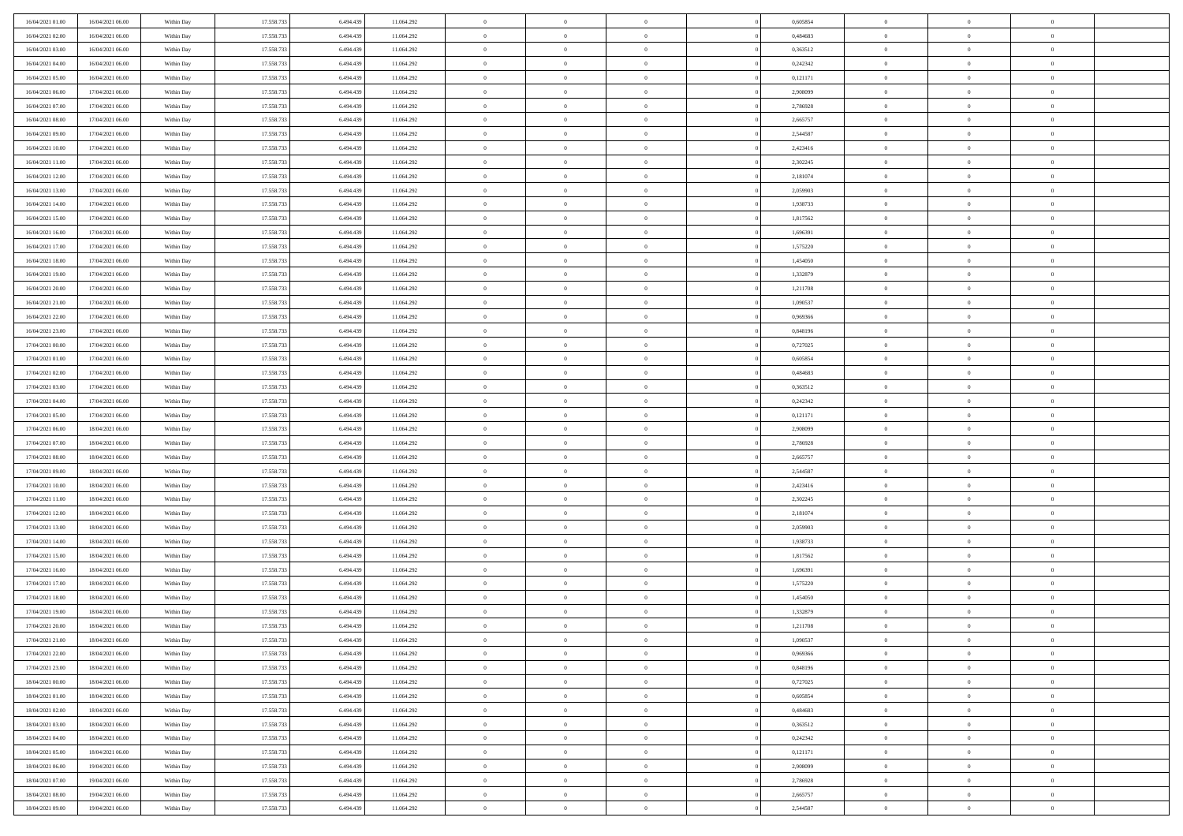| 16/04/2021 01:00 | 16/04/2021 06:00 | Within Day | 17.558.733 | 6.494.439 | 11.064.292 | 0 | 0 | 0 | | 0,605854 | 0 | 0 | 0 | |
|---|---|---|---|---|---|---|---|---|---|---|---|---|---|---|
| 16/04/2021 02:00 | 16/04/2021 06:00 | Within Day | 17.558.733 | 6.494.439 | 11.064.292 | 0 | 0 | 0 | | 0,484683 | 0 | 0 | 0 | |
| 16/04/2021 03:00 | 16/04/2021 06:00 | Within Day | 17.558.733 | 6.494.439 | 11.064.292 | 0 | 0 | 0 | | 0,363512 | 0 | 0 | 0 | |
| 16/04/2021 04:00 | 16/04/2021 06:00 | Within Day | 17.558.733 | 6.494.439 | 11.064.292 | 0 | 0 | 0 | | 0,242342 | 0 | 0 | 0 | |
| 16/04/2021 05:00 | 16/04/2021 06:00 | Within Day | 17.558.733 | 6.494.439 | 11.064.292 | 0 | 0 | 0 | | 0,121171 | 0 | 0 | 0 | |
| 16/04/2021 06:00 | 17/04/2021 06:00 | Within Day | 17.558.733 | 6.494.439 | 11.064.292 | 0 | 0 | 0 | | 2,908099 | 0 | 0 | 0 | |
| 16/04/2021 07:00 | 17/04/2021 06:00 | Within Day | 17.558.733 | 6.494.439 | 11.064.292 | 0 | 0 | 0 | | 2,786928 | 0 | 0 | 0 | |
| 16/04/2021 08:00 | 17/04/2021 06:00 | Within Day | 17.558.733 | 6.494.439 | 11.064.292 | 0 | 0 | 0 | | 2,665757 | 0 | 0 | 0 | |
| 16/04/2021 09:00 | 17/04/2021 06:00 | Within Day | 17.558.733 | 6.494.439 | 11.064.292 | 0 | 0 | 0 | | 2,544587 | 0 | 0 | 0 | |
| 16/04/2021 10:00 | 17/04/2021 06:00 | Within Day | 17.558.733 | 6.494.439 | 11.064.292 | 0 | 0 | 0 | | 2,423416 | 0 | 0 | 0 | |
| 16/04/2021 11:00 | 17/04/2021 06:00 | Within Day | 17.558.733 | 6.494.439 | 11.064.292 | 0 | 0 | 0 | | 2,302245 | 0 | 0 | 0 | |
| 16/04/2021 12:00 | 17/04/2021 06:00 | Within Day | 17.558.733 | 6.494.439 | 11.064.292 | 0 | 0 | 0 | | 2,181074 | 0 | 0 | 0 | |
| 16/04/2021 13:00 | 17/04/2021 06:00 | Within Day | 17.558.733 | 6.494.439 | 11.064.292 | 0 | 0 | 0 | | 2,059903 | 0 | 0 | 0 | |
| 16/04/2021 14:00 | 17/04/2021 06:00 | Within Day | 17.558.733 | 6.494.439 | 11.064.292 | 0 | 0 | 0 | | 1,938733 | 0 | 0 | 0 | |
| 16/04/2021 15:00 | 17/04/2021 06:00 | Within Day | 17.558.733 | 6.494.439 | 11.064.292 | 0 | 0 | 0 | | 1,817562 | 0 | 0 | 0 | |
| 16/04/2021 16:00 | 17/04/2021 06:00 | Within Day | 17.558.733 | 6.494.439 | 11.064.292 | 0 | 0 | 0 | | 1,696391 | 0 | 0 | 0 | |
| 16/04/2021 17:00 | 17/04/2021 06:00 | Within Day | 17.558.733 | 6.494.439 | 11.064.292 | 0 | 0 | 0 | | 1,575220 | 0 | 0 | 0 | |
| 16/04/2021 18:00 | 17/04/2021 06:00 | Within Day | 17.558.733 | 6.494.439 | 11.064.292 | 0 | 0 | 0 | | 1,454050 | 0 | 0 | 0 | |
| 16/04/2021 19:00 | 17/04/2021 06:00 | Within Day | 17.558.733 | 6.494.439 | 11.064.292 | 0 | 0 | 0 | | 1,332879 | 0 | 0 | 0 | |
| 16/04/2021 20:00 | 17/04/2021 06:00 | Within Day | 17.558.733 | 6.494.439 | 11.064.292 | 0 | 0 | 0 | | 1,211708 | 0 | 0 | 0 | |
| 16/04/2021 21:00 | 17/04/2021 06:00 | Within Day | 17.558.733 | 6.494.439 | 11.064.292 | 0 | 0 | 0 | | 1,090537 | 0 | 0 | 0 | |
| 16/04/2021 22:00 | 17/04/2021 06:00 | Within Day | 17.558.733 | 6.494.439 | 11.064.292 | 0 | 0 | 0 | | 0,969366 | 0 | 0 | 0 | |
| 16/04/2021 23:00 | 17/04/2021 06:00 | Within Day | 17.558.733 | 6.494.439 | 11.064.292 | 0 | 0 | 0 | | 0,848196 | 0 | 0 | 0 | |
| 17/04/2021 00:00 | 17/04/2021 06:00 | Within Day | 17.558.733 | 6.494.439 | 11.064.292 | 0 | 0 | 0 | | 0,727025 | 0 | 0 | 0 | |
| 17/04/2021 01:00 | 17/04/2021 06:00 | Within Day | 17.558.733 | 6.494.439 | 11.064.292 | 0 | 0 | 0 | | 0,605854 | 0 | 0 | 0 | |
| 17/04/2021 02:00 | 17/04/2021 06:00 | Within Day | 17.558.733 | 6.494.439 | 11.064.292 | 0 | 0 | 0 | | 0,484683 | 0 | 0 | 0 | |
| 17/04/2021 03:00 | 17/04/2021 06:00 | Within Day | 17.558.733 | 6.494.439 | 11.064.292 | 0 | 0 | 0 | | 0,363512 | 0 | 0 | 0 | |
| 17/04/2021 04:00 | 17/04/2021 06:00 | Within Day | 17.558.733 | 6.494.439 | 11.064.292 | 0 | 0 | 0 | | 0,242342 | 0 | 0 | 0 | |
| 17/04/2021 05:00 | 17/04/2021 06:00 | Within Day | 17.558.733 | 6.494.439 | 11.064.292 | 0 | 0 | 0 | | 0,121171 | 0 | 0 | 0 | |
| 17/04/2021 06:00 | 18/04/2021 06:00 | Within Day | 17.558.733 | 6.494.439 | 11.064.292 | 0 | 0 | 0 | | 2,908099 | 0 | 0 | 0 | |
| 17/04/2021 07:00 | 18/04/2021 06:00 | Within Day | 17.558.733 | 6.494.439 | 11.064.292 | 0 | 0 | 0 | | 2,786928 | 0 | 0 | 0 | |
| 17/04/2021 08:00 | 18/04/2021 06:00 | Within Day | 17.558.733 | 6.494.439 | 11.064.292 | 0 | 0 | 0 | | 2,665757 | 0 | 0 | 0 | |
| 17/04/2021 09:00 | 18/04/2021 06:00 | Within Day | 17.558.733 | 6.494.439 | 11.064.292 | 0 | 0 | 0 | | 2,544587 | 0 | 0 | 0 | |
| 17/04/2021 10:00 | 18/04/2021 06:00 | Within Day | 17.558.733 | 6.494.439 | 11.064.292 | 0 | 0 | 0 | | 2,423416 | 0 | 0 | 0 | |
| 17/04/2021 11:00 | 18/04/2021 06:00 | Within Day | 17.558.733 | 6.494.439 | 11.064.292 | 0 | 0 | 0 | | 2,302245 | 0 | 0 | 0 | |
| 17/04/2021 12:00 | 18/04/2021 06:00 | Within Day | 17.558.733 | 6.494.439 | 11.064.292 | 0 | 0 | 0 | | 2,181074 | 0 | 0 | 0 | |
| 17/04/2021 13:00 | 18/04/2021 06:00 | Within Day | 17.558.733 | 6.494.439 | 11.064.292 | 0 | 0 | 0 | | 2,059903 | 0 | 0 | 0 | |
| 17/04/2021 14:00 | 18/04/2021 06:00 | Within Day | 17.558.733 | 6.494.439 | 11.064.292 | 0 | 0 | 0 | | 1,938733 | 0 | 0 | 0 | |
| 17/04/2021 15:00 | 18/04/2021 06:00 | Within Day | 17.558.733 | 6.494.439 | 11.064.292 | 0 | 0 | 0 | | 1,817562 | 0 | 0 | 0 | |
| 17/04/2021 16:00 | 18/04/2021 06:00 | Within Day | 17.558.733 | 6.494.439 | 11.064.292 | 0 | 0 | 0 | | 1,696391 | 0 | 0 | 0 | |
| 17/04/2021 17:00 | 18/04/2021 06:00 | Within Day | 17.558.733 | 6.494.439 | 11.064.292 | 0 | 0 | 0 | | 1,575220 | 0 | 0 | 0 | |
| 17/04/2021 18:00 | 18/04/2021 06:00 | Within Day | 17.558.733 | 6.494.439 | 11.064.292 | 0 | 0 | 0 | | 1,454050 | 0 | 0 | 0 | |
| 17/04/2021 19:00 | 18/04/2021 06:00 | Within Day | 17.558.733 | 6.494.439 | 11.064.292 | 0 | 0 | 0 | | 1,332879 | 0 | 0 | 0 | |
| 17/04/2021 20:00 | 18/04/2021 06:00 | Within Day | 17.558.733 | 6.494.439 | 11.064.292 | 0 | 0 | 0 | | 1,211708 | 0 | 0 | 0 | |
| 17/04/2021 21:00 | 18/04/2021 06:00 | Within Day | 17.558.733 | 6.494.439 | 11.064.292 | 0 | 0 | 0 | | 1,090537 | 0 | 0 | 0 | |
| 17/04/2021 22:00 | 18/04/2021 06:00 | Within Day | 17.558.733 | 6.494.439 | 11.064.292 | 0 | 0 | 0 | | 0,969366 | 0 | 0 | 0 | |
| 17/04/2021 23:00 | 18/04/2021 06:00 | Within Day | 17.558.733 | 6.494.439 | 11.064.292 | 0 | 0 | 0 | | 0,848196 | 0 | 0 | 0 | |
| 18/04/2021 00:00 | 18/04/2021 06:00 | Within Day | 17.558.733 | 6.494.439 | 11.064.292 | 0 | 0 | 0 | | 0,727025 | 0 | 0 | 0 | |
| 18/04/2021 01:00 | 18/04/2021 06:00 | Within Day | 17.558.733 | 6.494.439 | 11.064.292 | 0 | 0 | 0 | | 0,605854 | 0 | 0 | 0 | |
| 18/04/2021 02:00 | 18/04/2021 06:00 | Within Day | 17.558.733 | 6.494.439 | 11.064.292 | 0 | 0 | 0 | | 0,484683 | 0 | 0 | 0 | |
| 18/04/2021 03:00 | 18/04/2021 06:00 | Within Day | 17.558.733 | 6.494.439 | 11.064.292 | 0 | 0 | 0 | | 0,363512 | 0 | 0 | 0 | |
| 18/04/2021 04:00 | 18/04/2021 06:00 | Within Day | 17.558.733 | 6.494.439 | 11.064.292 | 0 | 0 | 0 | | 0,242342 | 0 | 0 | 0 | |
| 18/04/2021 05:00 | 18/04/2021 06:00 | Within Day | 17.558.733 | 6.494.439 | 11.064.292 | 0 | 0 | 0 | | 0,121171 | 0 | 0 | 0 | |
| 18/04/2021 06:00 | 19/04/2021 06:00 | Within Day | 17.558.733 | 6.494.439 | 11.064.292 | 0 | 0 | 0 | | 2,908099 | 0 | 0 | 0 | |
| 18/04/2021 07:00 | 19/04/2021 06:00 | Within Day | 17.558.733 | 6.494.439 | 11.064.292 | 0 | 0 | 0 | | 2,786928 | 0 | 0 | 0 | |
| 18/04/2021 08:00 | 19/04/2021 06:00 | Within Day | 17.558.733 | 6.494.439 | 11.064.292 | 0 | 0 | 0 | | 2,665757 | 0 | 0 | 0 | |
| 18/04/2021 09:00 | 19/04/2021 06:00 | Within Day | 17.558.733 | 6.494.439 | 11.064.292 | 0 | 0 | 0 | | 2,544587 | 0 | 0 | 0 | |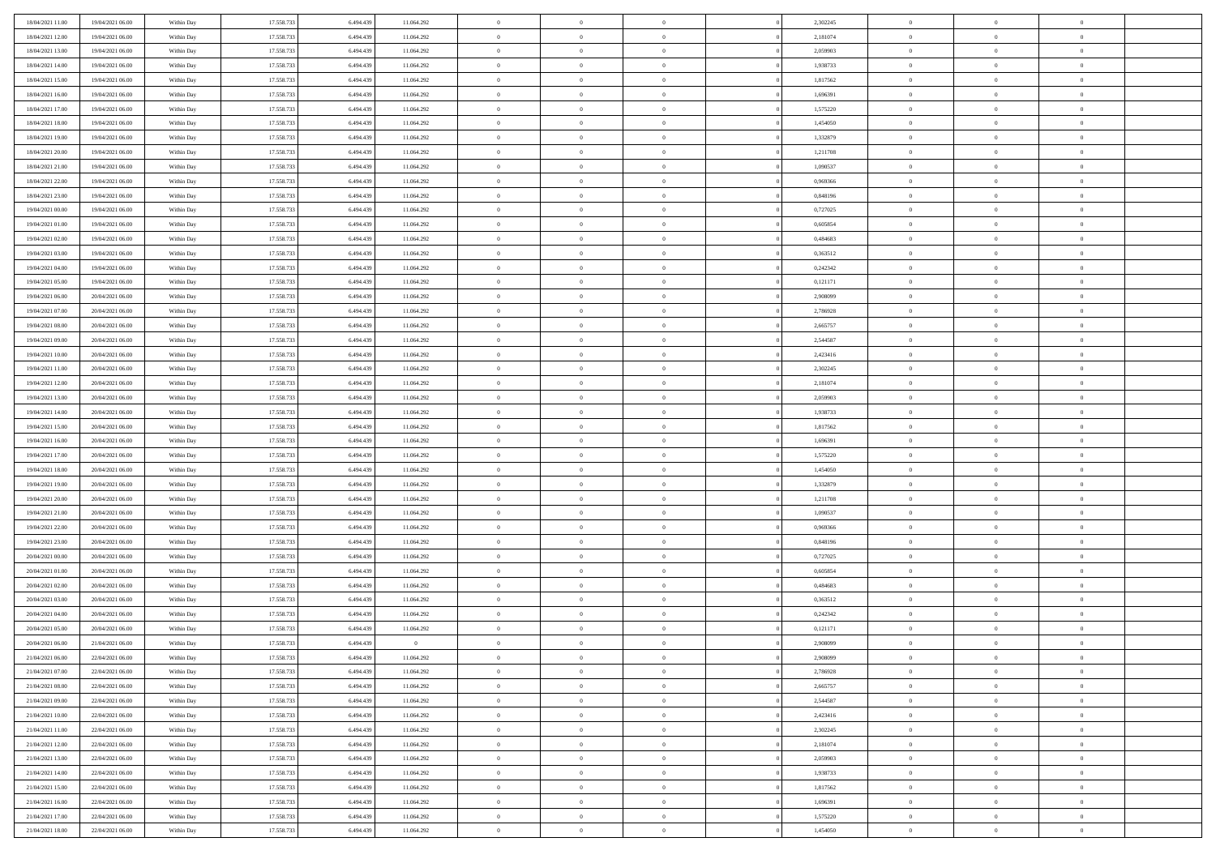| | | | | | | | | | | | | | | |
|---|---|---|---|---|---|---|---|---|---|---|---|---|---|---|
| 18/04/2021 11.00 | 19/04/2021 06.00 | Within Day | 17.558.733 | 6.494.439 | 11.064.292 | 0 | 0 | 0 | | 2,302245 | 0 | 0 | 0 | |
| 18/04/2021 12.00 | 19/04/2021 06.00 | Within Day | 17.558.733 | 6.494.439 | 11.064.292 | 0 | 0 | 0 | | 2,181074 | 0 | 0 | 0 | |
| 18/04/2021 13.00 | 19/04/2021 06.00 | Within Day | 17.558.733 | 6.494.439 | 11.064.292 | 0 | 0 | 0 | | 2,059903 | 0 | 0 | 0 | |
| 18/04/2021 14.00 | 19/04/2021 06.00 | Within Day | 17.558.733 | 6.494.439 | 11.064.292 | 0 | 0 | 0 | | 1,938733 | 0 | 0 | 0 | |
| 18/04/2021 15.00 | 19/04/2021 06.00 | Within Day | 17.558.733 | 6.494.439 | 11.064.292 | 0 | 0 | 0 | | 1,817562 | 0 | 0 | 0 | |
| 18/04/2021 16.00 | 19/04/2021 06.00 | Within Day | 17.558.733 | 6.494.439 | 11.064.292 | 0 | 0 | 0 | | 1,696391 | 0 | 0 | 0 | |
| 18/04/2021 17.00 | 19/04/2021 06.00 | Within Day | 17.558.733 | 6.494.439 | 11.064.292 | 0 | 0 | 0 | | 1,575220 | 0 | 0 | 0 | |
| 18/04/2021 18.00 | 19/04/2021 06.00 | Within Day | 17.558.733 | 6.494.439 | 11.064.292 | 0 | 0 | 0 | | 1,454050 | 0 | 0 | 0 | |
| 18/04/2021 19.00 | 19/04/2021 06.00 | Within Day | 17.558.733 | 6.494.439 | 11.064.292 | 0 | 0 | 0 | | 1,332879 | 0 | 0 | 0 | |
| 18/04/2021 20.00 | 19/04/2021 06.00 | Within Day | 17.558.733 | 6.494.439 | 11.064.292 | 0 | 0 | 0 | | 1,211708 | 0 | 0 | 0 | |
| 18/04/2021 21.00 | 19/04/2021 06.00 | Within Day | 17.558.733 | 6.494.439 | 11.064.292 | 0 | 0 | 0 | | 1,090537 | 0 | 0 | 0 | |
| 18/04/2021 22.00 | 19/04/2021 06.00 | Within Day | 17.558.733 | 6.494.439 | 11.064.292 | 0 | 0 | 0 | | 0,969366 | 0 | 0 | 0 | |
| 18/04/2021 23.00 | 19/04/2021 06.00 | Within Day | 17.558.733 | 6.494.439 | 11.064.292 | 0 | 0 | 0 | | 0,848196 | 0 | 0 | 0 | |
| 19/04/2021 00.00 | 19/04/2021 06.00 | Within Day | 17.558.733 | 6.494.439 | 11.064.292 | 0 | 0 | 0 | | 0,727025 | 0 | 0 | 0 | |
| 19/04/2021 01.00 | 19/04/2021 06.00 | Within Day | 17.558.733 | 6.494.439 | 11.064.292 | 0 | 0 | 0 | | 0,605854 | 0 | 0 | 0 | |
| 19/04/2021 02.00 | 19/04/2021 06.00 | Within Day | 17.558.733 | 6.494.439 | 11.064.292 | 0 | 0 | 0 | | 0,484683 | 0 | 0 | 0 | |
| 19/04/2021 03.00 | 19/04/2021 06.00 | Within Day | 17.558.733 | 6.494.439 | 11.064.292 | 0 | 0 | 0 | | 0,363512 | 0 | 0 | 0 | |
| 19/04/2021 04.00 | 19/04/2021 06.00 | Within Day | 17.558.733 | 6.494.439 | 11.064.292 | 0 | 0 | 0 | | 0,242342 | 0 | 0 | 0 | |
| 19/04/2021 05.00 | 19/04/2021 06.00 | Within Day | 17.558.733 | 6.494.439 | 11.064.292 | 0 | 0 | 0 | | 0,121171 | 0 | 0 | 0 | |
| 19/04/2021 06.00 | 20/04/2021 06.00 | Within Day | 17.558.733 | 6.494.439 | 11.064.292 | 0 | 0 | 0 | | 2,908099 | 0 | 0 | 0 | |
| 19/04/2021 07.00 | 20/04/2021 06.00 | Within Day | 17.558.733 | 6.494.439 | 11.064.292 | 0 | 0 | 0 | | 2,786928 | 0 | 0 | 0 | |
| 19/04/2021 08.00 | 20/04/2021 06.00 | Within Day | 17.558.733 | 6.494.439 | 11.064.292 | 0 | 0 | 0 | | 2,665757 | 0 | 0 | 0 | |
| 19/04/2021 09.00 | 20/04/2021 06.00 | Within Day | 17.558.733 | 6.494.439 | 11.064.292 | 0 | 0 | 0 | | 2,544587 | 0 | 0 | 0 | |
| 19/04/2021 10.00 | 20/04/2021 06.00 | Within Day | 17.558.733 | 6.494.439 | 11.064.292 | 0 | 0 | 0 | | 2,423416 | 0 | 0 | 0 | |
| 19/04/2021 11.00 | 20/04/2021 06.00 | Within Day | 17.558.733 | 6.494.439 | 11.064.292 | 0 | 0 | 0 | | 2,302245 | 0 | 0 | 0 | |
| 19/04/2021 12.00 | 20/04/2021 06.00 | Within Day | 17.558.733 | 6.494.439 | 11.064.292 | 0 | 0 | 0 | | 2,181074 | 0 | 0 | 0 | |
| 19/04/2021 13.00 | 20/04/2021 06.00 | Within Day | 17.558.733 | 6.494.439 | 11.064.292 | 0 | 0 | 0 | | 2,059903 | 0 | 0 | 0 | |
| 19/04/2021 14.00 | 20/04/2021 06.00 | Within Day | 17.558.733 | 6.494.439 | 11.064.292 | 0 | 0 | 0 | | 1,938733 | 0 | 0 | 0 | |
| 19/04/2021 15.00 | 20/04/2021 06.00 | Within Day | 17.558.733 | 6.494.439 | 11.064.292 | 0 | 0 | 0 | | 1,817562 | 0 | 0 | 0 | |
| 19/04/2021 16.00 | 20/04/2021 06.00 | Within Day | 17.558.733 | 6.494.439 | 11.064.292 | 0 | 0 | 0 | | 1,696391 | 0 | 0 | 0 | |
| 19/04/2021 17.00 | 20/04/2021 06.00 | Within Day | 17.558.733 | 6.494.439 | 11.064.292 | 0 | 0 | 0 | | 1,575220 | 0 | 0 | 0 | |
| 19/04/2021 18.00 | 20/04/2021 06.00 | Within Day | 17.558.733 | 6.494.439 | 11.064.292 | 0 | 0 | 0 | | 1,454050 | 0 | 0 | 0 | |
| 19/04/2021 19.00 | 20/04/2021 06.00 | Within Day | 17.558.733 | 6.494.439 | 11.064.292 | 0 | 0 | 0 | | 1,332879 | 0 | 0 | 0 | |
| 19/04/2021 20.00 | 20/04/2021 06.00 | Within Day | 17.558.733 | 6.494.439 | 11.064.292 | 0 | 0 | 0 | | 1,211708 | 0 | 0 | 0 | |
| 19/04/2021 21.00 | 20/04/2021 06.00 | Within Day | 17.558.733 | 6.494.439 | 11.064.292 | 0 | 0 | 0 | | 1,090537 | 0 | 0 | 0 | |
| 19/04/2021 22.00 | 20/04/2021 06.00 | Within Day | 17.558.733 | 6.494.439 | 11.064.292 | 0 | 0 | 0 | | 0,969366 | 0 | 0 | 0 | |
| 19/04/2021 23.00 | 20/04/2021 06.00 | Within Day | 17.558.733 | 6.494.439 | 11.064.292 | 0 | 0 | 0 | | 0,848196 | 0 | 0 | 0 | |
| 20/04/2021 00.00 | 20/04/2021 06.00 | Within Day | 17.558.733 | 6.494.439 | 11.064.292 | 0 | 0 | 0 | | 0,727025 | 0 | 0 | 0 | |
| 20/04/2021 01.00 | 20/04/2021 06.00 | Within Day | 17.558.733 | 6.494.439 | 11.064.292 | 0 | 0 | 0 | | 0,605854 | 0 | 0 | 0 | |
| 20/04/2021 02.00 | 20/04/2021 06.00 | Within Day | 17.558.733 | 6.494.439 | 11.064.292 | 0 | 0 | 0 | | 0,484683 | 0 | 0 | 0 | |
| 20/04/2021 03.00 | 20/04/2021 06.00 | Within Day | 17.558.733 | 6.494.439 | 11.064.292 | 0 | 0 | 0 | | 0,363512 | 0 | 0 | 0 | |
| 20/04/2021 04.00 | 20/04/2021 06.00 | Within Day | 17.558.733 | 6.494.439 | 11.064.292 | 0 | 0 | 0 | | 0,242342 | 0 | 0 | 0 | |
| 20/04/2021 05.00 | 20/04/2021 06.00 | Within Day | 17.558.733 | 6.494.439 | 11.064.292 | 0 | 0 | 0 | | 0,121171 | 0 | 0 | 0 | |
| 20/04/2021 06.00 | 21/04/2021 06.00 | Within Day | 17.558.733 | 6.494.439 | 0 | 0 | 0 | 0 | | 2,908099 | 0 | 0 | 0 | |
| 21/04/2021 06.00 | 22/04/2021 06.00 | Within Day | 17.558.733 | 6.494.439 | 11.064.292 | 0 | 0 | 0 | | 2,908099 | 0 | 0 | 0 | |
| 21/04/2021 07.00 | 22/04/2021 06.00 | Within Day | 17.558.733 | 6.494.439 | 11.064.292 | 0 | 0 | 0 | | 2,786928 | 0 | 0 | 0 | |
| 21/04/2021 08.00 | 22/04/2021 06.00 | Within Day | 17.558.733 | 6.494.439 | 11.064.292 | 0 | 0 | 0 | | 2,665757 | 0 | 0 | 0 | |
| 21/04/2021 09.00 | 22/04/2021 06.00 | Within Day | 17.558.733 | 6.494.439 | 11.064.292 | 0 | 0 | 0 | | 2,544587 | 0 | 0 | 0 | |
| 21/04/2021 10.00 | 22/04/2021 06.00 | Within Day | 17.558.733 | 6.494.439 | 11.064.292 | 0 | 0 | 0 | | 2,423416 | 0 | 0 | 0 | |
| 21/04/2021 11.00 | 22/04/2021 06.00 | Within Day | 17.558.733 | 6.494.439 | 11.064.292 | 0 | 0 | 0 | | 2,302245 | 0 | 0 | 0 | |
| 21/04/2021 12.00 | 22/04/2021 06.00 | Within Day | 17.558.733 | 6.494.439 | 11.064.292 | 0 | 0 | 0 | | 2,181074 | 0 | 0 | 0 | |
| 21/04/2021 13.00 | 22/04/2021 06.00 | Within Day | 17.558.733 | 6.494.439 | 11.064.292 | 0 | 0 | 0 | | 2,059903 | 0 | 0 | 0 | |
| 21/04/2021 14.00 | 22/04/2021 06.00 | Within Day | 17.558.733 | 6.494.439 | 11.064.292 | 0 | 0 | 0 | | 1,938733 | 0 | 0 | 0 | |
| 21/04/2021 15.00 | 22/04/2021 06.00 | Within Day | 17.558.733 | 6.494.439 | 11.064.292 | 0 | 0 | 0 | | 1,817562 | 0 | 0 | 0 | |
| 21/04/2021 16.00 | 22/04/2021 06.00 | Within Day | 17.558.733 | 6.494.439 | 11.064.292 | 0 | 0 | 0 | | 1,696391 | 0 | 0 | 0 | |
| 21/04/2021 17.00 | 22/04/2021 06.00 | Within Day | 17.558.733 | 6.494.439 | 11.064.292 | 0 | 0 | 0 | | 1,575220 | 0 | 0 | 0 | |
| 21/04/2021 18.00 | 22/04/2021 06.00 | Within Day | 17.558.733 | 6.494.439 | 11.064.292 | 0 | 0 | 0 | | 1,454050 | 0 | 0 | 0 | |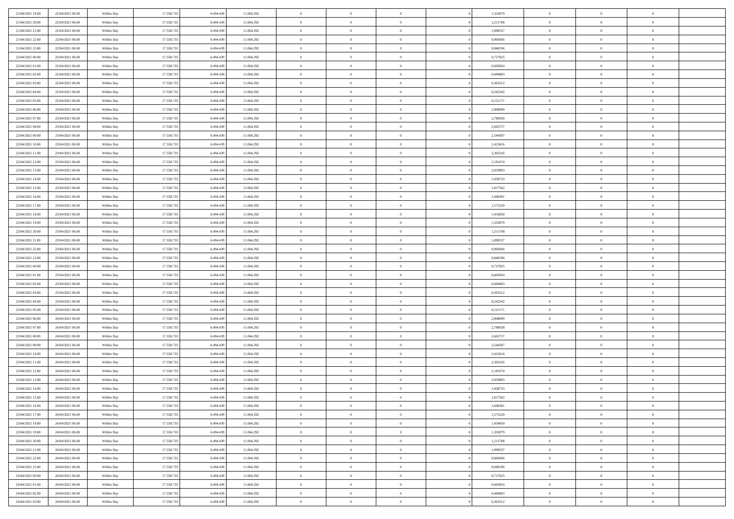| 21/04/2021 19:00 | 22/04/2021 06:00 | Within Day | 17.558.733 | 6.494.439 | 11.064.292 | 0 | 0 | 0 | | 1,332879 | 0 | 0 | 0 | |
|---|---|---|---|---|---|---|---|---|---|---|---|---|---|---|
| 21/04/2021 20:00 | 22/04/2021 06:00 | Within Day | 17.558.733 | 6.494.439 | 11.064.292 | 0 | 0 | 0 | | 1,211708 | 0 | 0 | 0 | |
| 21/04/2021 21:00 | 22/04/2021 06:00 | Within Day | 17.558.733 | 6.494.439 | 11.064.292 | 0 | 0 | 0 | | 1,090537 | 0 | 0 | 0 | |
| 21/04/2021 22:00 | 22/04/2021 06:00 | Within Day | 17.558.733 | 6.494.439 | 11.064.292 | 0 | 0 | 0 | | 0,969366 | 0 | 0 | 0 | |
| 21/04/2021 23:00 | 22/04/2021 06:00 | Within Day | 17.558.733 | 6.494.439 | 11.064.292 | 0 | 0 | 0 | | 0,848196 | 0 | 0 | 0 | |
| 22/04/2021 00:00 | 22/04/2021 06:00 | Within Day | 17.558.733 | 6.494.439 | 11.064.292 | 0 | 0 | 0 | | 0,727025 | 0 | 0 | 0 | |
| 22/04/2021 01:00 | 22/04/2021 06:00 | Within Day | 17.558.733 | 6.494.439 | 11.064.292 | 0 | 0 | 0 | | 0,605854 | 0 | 0 | 0 | |
| 22/04/2021 02:00 | 22/04/2021 06:00 | Within Day | 17.558.733 | 6.494.439 | 11.064.292 | 0 | 0 | 0 | | 0,484683 | 0 | 0 | 0 | |
| 22/04/2021 03:00 | 22/04/2021 06:00 | Within Day | 17.558.733 | 6.494.439 | 11.064.292 | 0 | 0 | 0 | | 0,363512 | 0 | 0 | 0 | |
| 22/04/2021 04:00 | 22/04/2021 06:00 | Within Day | 17.558.733 | 6.494.439 | 11.064.292 | 0 | 0 | 0 | | 0,242342 | 0 | 0 | 0 | |
| 22/04/2021 05:00 | 22/04/2021 06:00 | Within Day | 17.558.733 | 6.494.439 | 11.064.292 | 0 | 0 | 0 | | 0,121171 | 0 | 0 | 0 | |
| 22/04/2021 06:00 | 23/04/2021 06:00 | Within Day | 17.558.733 | 6.494.439 | 11.064.292 | 0 | 0 | 0 | | 2,908099 | 0 | 0 | 0 | |
| 22/04/2021 07:00 | 23/04/2021 06:00 | Within Day | 17.558.733 | 6.494.439 | 11.064.292 | 0 | 0 | 0 | | 2,786928 | 0 | 0 | 0 | |
| 22/04/2021 08:00 | 23/04/2021 06:00 | Within Day | 17.558.733 | 6.494.439 | 11.064.292 | 0 | 0 | 0 | | 2,665757 | 0 | 0 | 0 | |
| 22/04/2021 09:00 | 23/04/2021 06:00 | Within Day | 17.558.733 | 6.494.439 | 11.064.292 | 0 | 0 | 0 | | 2,544587 | 0 | 0 | 0 | |
| 22/04/2021 10:00 | 23/04/2021 06:00 | Within Day | 17.558.733 | 6.494.439 | 11.064.292 | 0 | 0 | 0 | | 2,423416 | 0 | 0 | 0 | |
| 22/04/2021 11:00 | 23/04/2021 06:00 | Within Day | 17.558.733 | 6.494.439 | 11.064.292 | 0 | 0 | 0 | | 2,302245 | 0 | 0 | 0 | |
| 22/04/2021 12:00 | 23/04/2021 06:00 | Within Day | 17.558.733 | 6.494.439 | 11.064.292 | 0 | 0 | 0 | | 2,181074 | 0 | 0 | 0 | |
| 22/04/2021 13:00 | 23/04/2021 06:00 | Within Day | 17.558.733 | 6.494.439 | 11.064.292 | 0 | 0 | 0 | | 2,059903 | 0 | 0 | 0 | |
| 22/04/2021 14:00 | 23/04/2021 06:00 | Within Day | 17.558.733 | 6.494.439 | 11.064.292 | 0 | 0 | 0 | | 1,938733 | 0 | 0 | 0 | |
| 22/04/2021 15:00 | 23/04/2021 06:00 | Within Day | 17.558.733 | 6.494.439 | 11.064.292 | 0 | 0 | 0 | | 1,817562 | 0 | 0 | 0 | |
| 22/04/2021 16:00 | 23/04/2021 06:00 | Within Day | 17.558.733 | 6.494.439 | 11.064.292 | 0 | 0 | 0 | | 1,696391 | 0 | 0 | 0 | |
| 22/04/2021 17:00 | 23/04/2021 06:00 | Within Day | 17.558.733 | 6.494.439 | 11.064.292 | 0 | 0 | 0 | | 1,575220 | 0 | 0 | 0 | |
| 22/04/2021 18:00 | 23/04/2021 06:00 | Within Day | 17.558.733 | 6.494.439 | 11.064.292 | 0 | 0 | 0 | | 1,454050 | 0 | 0 | 0 | |
| 22/04/2021 19:00 | 23/04/2021 06:00 | Within Day | 17.558.733 | 6.494.439 | 11.064.292 | 0 | 0 | 0 | | 1,332879 | 0 | 0 | 0 | |
| 22/04/2021 20:00 | 23/04/2021 06:00 | Within Day | 17.558.733 | 6.494.439 | 11.064.292 | 0 | 0 | 0 | | 1,211708 | 0 | 0 | 0 | |
| 22/04/2021 21:00 | 23/04/2021 06:00 | Within Day | 17.558.733 | 6.494.439 | 11.064.292 | 0 | 0 | 0 | | 1,090537 | 0 | 0 | 0 | |
| 22/04/2021 22:00 | 23/04/2021 06:00 | Within Day | 17.558.733 | 6.494.439 | 11.064.292 | 0 | 0 | 0 | | 0,969366 | 0 | 0 | 0 | |
| 22/04/2021 23:00 | 23/04/2021 06:00 | Within Day | 17.558.733 | 6.494.439 | 11.064.292 | 0 | 0 | 0 | | 0,848196 | 0 | 0 | 0 | |
| 23/04/2021 00:00 | 23/04/2021 06:00 | Within Day | 17.558.733 | 6.494.439 | 11.064.292 | 0 | 0 | 0 | | 0,727025 | 0 | 0 | 0 | |
| 23/04/2021 01:00 | 23/04/2021 06:00 | Within Day | 17.558.733 | 6.494.439 | 11.064.292 | 0 | 0 | 0 | | 0,605854 | 0 | 0 | 0 | |
| 23/04/2021 02:00 | 23/04/2021 06:00 | Within Day | 17.558.733 | 6.494.439 | 11.064.292 | 0 | 0 | 0 | | 0,484683 | 0 | 0 | 0 | |
| 23/04/2021 03:00 | 23/04/2021 06:00 | Within Day | 17.558.733 | 6.494.439 | 11.064.292 | 0 | 0 | 0 | | 0,363512 | 0 | 0 | 0 | |
| 23/04/2021 04:00 | 23/04/2021 06:00 | Within Day | 17.558.733 | 6.494.439 | 11.064.292 | 0 | 0 | 0 | | 0,242342 | 0 | 0 | 0 | |
| 23/04/2021 05:00 | 23/04/2021 06:00 | Within Day | 17.558.733 | 6.494.439 | 11.064.292 | 0 | 0 | 0 | | 0,121171 | 0 | 0 | 0 | |
| 23/04/2021 06:00 | 24/04/2021 06:00 | Within Day | 17.558.733 | 6.494.439 | 11.064.292 | 0 | 0 | 0 | | 2,908099 | 0 | 0 | 0 | |
| 23/04/2021 07:00 | 24/04/2021 06:00 | Within Day | 17.558.733 | 6.494.439 | 11.064.292 | 0 | 0 | 0 | | 2,786928 | 0 | 0 | 0 | |
| 23/04/2021 08:00 | 24/04/2021 06:00 | Within Day | 17.558.733 | 6.494.439 | 11.064.292 | 0 | 0 | 0 | | 2,665757 | 0 | 0 | 0 | |
| 23/04/2021 09:00 | 24/04/2021 06:00 | Within Day | 17.558.733 | 6.494.439 | 11.064.292 | 0 | 0 | 0 | | 2,544587 | 0 | 0 | 0 | |
| 23/04/2021 10:00 | 24/04/2021 06:00 | Within Day | 17.558.733 | 6.494.439 | 11.064.292 | 0 | 0 | 0 | | 2,423416 | 0 | 0 | 0 | |
| 23/04/2021 11:00 | 24/04/2021 06:00 | Within Day | 17.558.733 | 6.494.439 | 11.064.292 | 0 | 0 | 0 | | 2,302245 | 0 | 0 | 0 | |
| 23/04/2021 12:00 | 24/04/2021 06:00 | Within Day | 17.558.733 | 6.494.439 | 11.064.292 | 0 | 0 | 0 | | 2,181074 | 0 | 0 | 0 | |
| 23/04/2021 13:00 | 24/04/2021 06:00 | Within Day | 17.558.733 | 6.494.439 | 11.064.292 | 0 | 0 | 0 | | 2,059903 | 0 | 0 | 0 | |
| 23/04/2021 14:00 | 24/04/2021 06:00 | Within Day | 17.558.733 | 6.494.439 | 11.064.292 | 0 | 0 | 0 | | 1,938733 | 0 | 0 | 0 | |
| 23/04/2021 15:00 | 24/04/2021 06:00 | Within Day | 17.558.733 | 6.494.439 | 11.064.292 | 0 | 0 | 0 | | 1,817562 | 0 | 0 | 0 | |
| 23/04/2021 16:00 | 24/04/2021 06:00 | Within Day | 17.558.733 | 6.494.439 | 11.064.292 | 0 | 0 | 0 | | 1,696391 | 0 | 0 | 0 | |
| 23/04/2021 17:00 | 24/04/2021 06:00 | Within Day | 17.558.733 | 6.494.439 | 11.064.292 | 0 | 0 | 0 | | 1,575220 | 0 | 0 | 0 | |
| 23/04/2021 18:00 | 24/04/2021 06:00 | Within Day | 17.558.733 | 6.494.439 | 11.064.292 | 0 | 0 | 0 | | 1,454050 | 0 | 0 | 0 | |
| 23/04/2021 19:00 | 24/04/2021 06:00 | Within Day | 17.558.733 | 6.494.439 | 11.064.292 | 0 | 0 | 0 | | 1,332879 | 0 | 0 | 0 | |
| 23/04/2021 20:00 | 24/04/2021 06:00 | Within Day | 17.558.733 | 6.494.439 | 11.064.292 | 0 | 0 | 0 | | 1,211708 | 0 | 0 | 0 | |
| 23/04/2021 21:00 | 24/04/2021 06:00 | Within Day | 17.558.733 | 6.494.439 | 11.064.292 | 0 | 0 | 0 | | 1,090537 | 0 | 0 | 0 | |
| 23/04/2021 22:00 | 24/04/2021 06:00 | Within Day | 17.558.733 | 6.494.439 | 11.064.292 | 0 | 0 | 0 | | 0,969366 | 0 | 0 | 0 | |
| 23/04/2021 23:00 | 24/04/2021 06:00 | Within Day | 17.558.733 | 6.494.439 | 11.064.292 | 0 | 0 | 0 | | 0,848196 | 0 | 0 | 0 | |
| 24/04/2021 00:00 | 24/04/2021 06:00 | Within Day | 17.558.733 | 6.494.439 | 11.064.292 | 0 | 0 | 0 | | 0,727025 | 0 | 0 | 0 | |
| 24/04/2021 01:00 | 24/04/2021 06:00 | Within Day | 17.558.733 | 6.494.439 | 11.064.292 | 0 | 0 | 0 | | 0,605854 | 0 | 0 | 0 | |
| 24/04/2021 02:00 | 24/04/2021 06:00 | Within Day | 17.558.733 | 6.494.439 | 11.064.292 | 0 | 0 | 0 | | 0,484683 | 0 | 0 | 0 | |
| 24/04/2021 03:00 | 24/04/2021 06:00 | Within Day | 17.558.733 | 6.494.439 | 11.064.292 | 0 | 0 | 0 | | 0,363512 | 0 | 0 | 0 | |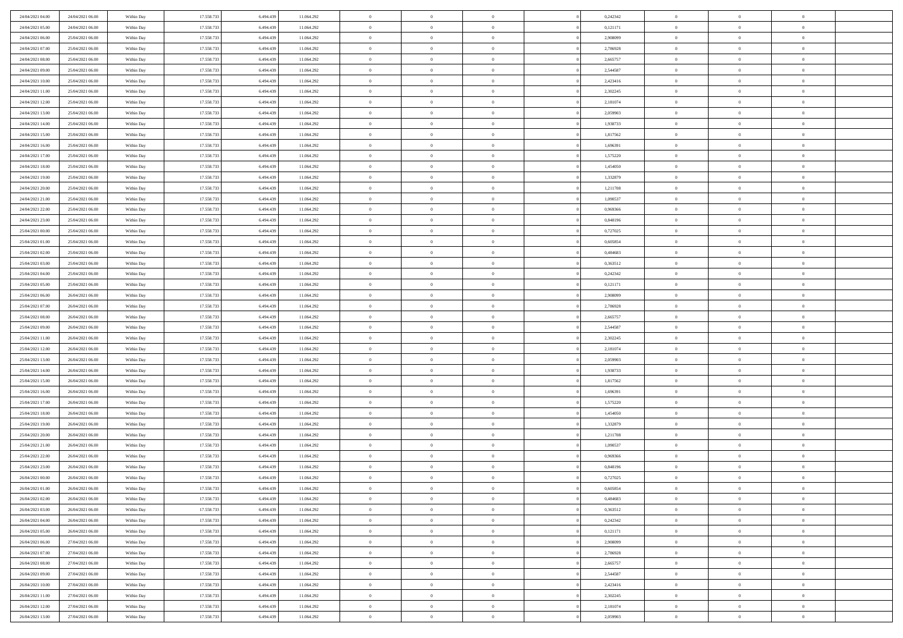| | | | | | | | | | | | | | | |
|---|---|---|---|---|---|---|---|---|---|---|---|---|---|---|
| 24/04/2021 04:00 | 24/04/2021 06:00 | Within Day | 17.558.733 | 6.494.439 | 11.064.292 | 0 | 0 | 0 | | 0,242342 | 0 | 0 | 0 | |
| 24/04/2021 05:00 | 24/04/2021 06:00 | Within Day | 17.558.733 | 6.494.439 | 11.064.292 | 0 | 0 | 0 | | 0,121171 | 0 | 0 | 0 | |
| 24/04/2021 06:00 | 25/04/2021 06:00 | Within Day | 17.558.733 | 6.494.439 | 11.064.292 | 0 | 0 | 0 | | 2,908099 | 0 | 0 | 0 | |
| 24/04/2021 07:00 | 25/04/2021 06:00 | Within Day | 17.558.733 | 6.494.439 | 11.064.292 | 0 | 0 | 0 | | 2,786928 | 0 | 0 | 0 | |
| 24/04/2021 08:00 | 25/04/2021 06:00 | Within Day | 17.558.733 | 6.494.439 | 11.064.292 | 0 | 0 | 0 | | 2,665757 | 0 | 0 | 0 | |
| 24/04/2021 09:00 | 25/04/2021 06:00 | Within Day | 17.558.733 | 6.494.439 | 11.064.292 | 0 | 0 | 0 | | 2,544587 | 0 | 0 | 0 | |
| 24/04/2021 10:00 | 25/04/2021 06:00 | Within Day | 17.558.733 | 6.494.439 | 11.064.292 | 0 | 0 | 0 | | 2,423416 | 0 | 0 | 0 | |
| 24/04/2021 11:00 | 25/04/2021 06:00 | Within Day | 17.558.733 | 6.494.439 | 11.064.292 | 0 | 0 | 0 | | 2,302245 | 0 | 0 | 0 | |
| 24/04/2021 12:00 | 25/04/2021 06:00 | Within Day | 17.558.733 | 6.494.439 | 11.064.292 | 0 | 0 | 0 | | 2,181074 | 0 | 0 | 0 | |
| 24/04/2021 13:00 | 25/04/2021 06:00 | Within Day | 17.558.733 | 6.494.439 | 11.064.292 | 0 | 0 | 0 | | 2,059903 | 0 | 0 | 0 | |
| 24/04/2021 14:00 | 25/04/2021 06:00 | Within Day | 17.558.733 | 6.494.439 | 11.064.292 | 0 | 0 | 0 | | 1,938733 | 0 | 0 | 0 | |
| 24/04/2021 15:00 | 25/04/2021 06:00 | Within Day | 17.558.733 | 6.494.439 | 11.064.292 | 0 | 0 | 0 | | 1,817562 | 0 | 0 | 0 | |
| 24/04/2021 16:00 | 25/04/2021 06:00 | Within Day | 17.558.733 | 6.494.439 | 11.064.292 | 0 | 0 | 0 | | 1,696391 | 0 | 0 | 0 | |
| 24/04/2021 17:00 | 25/04/2021 06:00 | Within Day | 17.558.733 | 6.494.439 | 11.064.292 | 0 | 0 | 0 | | 1,575220 | 0 | 0 | 0 | |
| 24/04/2021 18:00 | 25/04/2021 06:00 | Within Day | 17.558.733 | 6.494.439 | 11.064.292 | 0 | 0 | 0 | | 1,454050 | 0 | 0 | 0 | |
| 24/04/2021 19:00 | 25/04/2021 06:00 | Within Day | 17.558.733 | 6.494.439 | 11.064.292 | 0 | 0 | 0 | | 1,332879 | 0 | 0 | 0 | |
| 24/04/2021 20:00 | 25/04/2021 06:00 | Within Day | 17.558.733 | 6.494.439 | 11.064.292 | 0 | 0 | 0 | | 1,211708 | 0 | 0 | 0 | |
| 24/04/2021 21:00 | 25/04/2021 06:00 | Within Day | 17.558.733 | 6.494.439 | 11.064.292 | 0 | 0 | 0 | | 1,090537 | 0 | 0 | 0 | |
| 24/04/2021 22:00 | 25/04/2021 06:00 | Within Day | 17.558.733 | 6.494.439 | 11.064.292 | 0 | 0 | 0 | | 0,969366 | 0 | 0 | 0 | |
| 24/04/2021 23:00 | 25/04/2021 06:00 | Within Day | 17.558.733 | 6.494.439 | 11.064.292 | 0 | 0 | 0 | | 0,848196 | 0 | 0 | 0 | |
| 25/04/2021 00:00 | 25/04/2021 06:00 | Within Day | 17.558.733 | 6.494.439 | 11.064.292 | 0 | 0 | 0 | | 0,727025 | 0 | 0 | 0 | |
| 25/04/2021 01:00 | 25/04/2021 06:00 | Within Day | 17.558.733 | 6.494.439 | 11.064.292 | 0 | 0 | 0 | | 0,605854 | 0 | 0 | 0 | |
| 25/04/2021 02:00 | 25/04/2021 06:00 | Within Day | 17.558.733 | 6.494.439 | 11.064.292 | 0 | 0 | 0 | | 0,484683 | 0 | 0 | 0 | |
| 25/04/2021 03:00 | 25/04/2021 06:00 | Within Day | 17.558.733 | 6.494.439 | 11.064.292 | 0 | 0 | 0 | | 0,363512 | 0 | 0 | 0 | |
| 25/04/2021 04:00 | 25/04/2021 06:00 | Within Day | 17.558.733 | 6.494.439 | 11.064.292 | 0 | 0 | 0 | | 0,242342 | 0 | 0 | 0 | |
| 25/04/2021 05:00 | 25/04/2021 06:00 | Within Day | 17.558.733 | 6.494.439 | 11.064.292 | 0 | 0 | 0 | | 0,121171 | 0 | 0 | 0 | |
| 25/04/2021 06:00 | 26/04/2021 06:00 | Within Day | 17.558.733 | 6.494.439 | 11.064.292 | 0 | 0 | 0 | | 2,908099 | 0 | 0 | 0 | |
| 25/04/2021 07:00 | 26/04/2021 06:00 | Within Day | 17.558.733 | 6.494.439 | 11.064.292 | 0 | 0 | 0 | | 2,786928 | 0 | 0 | 0 | |
| 25/04/2021 08:00 | 26/04/2021 06:00 | Within Day | 17.558.733 | 6.494.439 | 11.064.292 | 0 | 0 | 0 | | 2,665757 | 0 | 0 | 0 | |
| 25/04/2021 09:00 | 26/04/2021 06:00 | Within Day | 17.558.733 | 6.494.439 | 11.064.292 | 0 | 0 | 0 | | 2,544587 | 0 | 0 | 0 | |
| 25/04/2021 11:00 | 26/04/2021 06:00 | Within Day | 17.558.733 | 6.494.439 | 11.064.292 | 0 | 0 | 0 | | 2,302245 | 0 | 0 | 0 | |
| 25/04/2021 12:00 | 26/04/2021 06:00 | Within Day | 17.558.733 | 6.494.439 | 11.064.292 | 0 | 0 | 0 | | 2,181074 | 0 | 0 | 0 | |
| 25/04/2021 13:00 | 26/04/2021 06:00 | Within Day | 17.558.733 | 6.494.439 | 11.064.292 | 0 | 0 | 0 | | 2,059903 | 0 | 0 | 0 | |
| 25/04/2021 14:00 | 26/04/2021 06:00 | Within Day | 17.558.733 | 6.494.439 | 11.064.292 | 0 | 0 | 0 | | 1,938733 | 0 | 0 | 0 | |
| 25/04/2021 15:00 | 26/04/2021 06:00 | Within Day | 17.558.733 | 6.494.439 | 11.064.292 | 0 | 0 | 0 | | 1,817562 | 0 | 0 | 0 | |
| 25/04/2021 16:00 | 26/04/2021 06:00 | Within Day | 17.558.733 | 6.494.439 | 11.064.292 | 0 | 0 | 0 | | 1,696391 | 0 | 0 | 0 | |
| 25/04/2021 17:00 | 26/04/2021 06:00 | Within Day | 17.558.733 | 6.494.439 | 11.064.292 | 0 | 0 | 0 | | 1,575220 | 0 | 0 | 0 | |
| 25/04/2021 18:00 | 26/04/2021 06:00 | Within Day | 17.558.733 | 6.494.439 | 11.064.292 | 0 | 0 | 0 | | 1,454050 | 0 | 0 | 0 | |
| 25/04/2021 19:00 | 26/04/2021 06:00 | Within Day | 17.558.733 | 6.494.439 | 11.064.292 | 0 | 0 | 0 | | 1,332879 | 0 | 0 | 0 | |
| 25/04/2021 20:00 | 26/04/2021 06:00 | Within Day | 17.558.733 | 6.494.439 | 11.064.292 | 0 | 0 | 0 | | 1,211708 | 0 | 0 | 0 | |
| 25/04/2021 21:00 | 26/04/2021 06:00 | Within Day | 17.558.733 | 6.494.439 | 11.064.292 | 0 | 0 | 0 | | 1,090537 | 0 | 0 | 0 | |
| 25/04/2021 22:00 | 26/04/2021 06:00 | Within Day | 17.558.733 | 6.494.439 | 11.064.292 | 0 | 0 | 0 | | 0,969366 | 0 | 0 | 0 | |
| 25/04/2021 23:00 | 26/04/2021 06:00 | Within Day | 17.558.733 | 6.494.439 | 11.064.292 | 0 | 0 | 0 | | 0,848196 | 0 | 0 | 0 | |
| 26/04/2021 00:00 | 26/04/2021 06:00 | Within Day | 17.558.733 | 6.494.439 | 11.064.292 | 0 | 0 | 0 | | 0,727025 | 0 | 0 | 0 | |
| 26/04/2021 01:00 | 26/04/2021 06:00 | Within Day | 17.558.733 | 6.494.439 | 11.064.292 | 0 | 0 | 0 | | 0,605854 | 0 | 0 | 0 | |
| 26/04/2021 02:00 | 26/04/2021 06:00 | Within Day | 17.558.733 | 6.494.439 | 11.064.292 | 0 | 0 | 0 | | 0,484683 | 0 | 0 | 0 | |
| 26/04/2021 03:00 | 26/04/2021 06:00 | Within Day | 17.558.733 | 6.494.439 | 11.064.292 | 0 | 0 | 0 | | 0,363512 | 0 | 0 | 0 | |
| 26/04/2021 04:00 | 26/04/2021 06:00 | Within Day | 17.558.733 | 6.494.439 | 11.064.292 | 0 | 0 | 0 | | 0,242342 | 0 | 0 | 0 | |
| 26/04/2021 05:00 | 26/04/2021 06:00 | Within Day | 17.558.733 | 6.494.439 | 11.064.292 | 0 | 0 | 0 | | 0,121171 | 0 | 0 | 0 | |
| 26/04/2021 06:00 | 27/04/2021 06:00 | Within Day | 17.558.733 | 6.494.439 | 11.064.292 | 0 | 0 | 0 | | 2,908099 | 0 | 0 | 0 | |
| 26/04/2021 07:00 | 27/04/2021 06:00 | Within Day | 17.558.733 | 6.494.439 | 11.064.292 | 0 | 0 | 0 | | 2,786928 | 0 | 0 | 0 | |
| 26/04/2021 08:00 | 27/04/2021 06:00 | Within Day | 17.558.733 | 6.494.439 | 11.064.292 | 0 | 0 | 0 | | 2,665757 | 0 | 0 | 0 | |
| 26/04/2021 09:00 | 27/04/2021 06:00 | Within Day | 17.558.733 | 6.494.439 | 11.064.292 | 0 | 0 | 0 | | 2,544587 | 0 | 0 | 0 | |
| 26/04/2021 10:00 | 27/04/2021 06:00 | Within Day | 17.558.733 | 6.494.439 | 11.064.292 | 0 | 0 | 0 | | 2,423416 | 0 | 0 | 0 | |
| 26/04/2021 11:00 | 27/04/2021 06:00 | Within Day | 17.558.733 | 6.494.439 | 11.064.292 | 0 | 0 | 0 | | 2,302245 | 0 | 0 | 0 | |
| 26/04/2021 12:00 | 27/04/2021 06:00 | Within Day | 17.558.733 | 6.494.439 | 11.064.292 | 0 | 0 | 0 | | 2,181074 | 0 | 0 | 0 | |
| 26/04/2021 13:00 | 27/04/2021 06:00 | Within Day | 17.558.733 | 6.494.439 | 11.064.292 | 0 | 0 | 0 | | 2,059903 | 0 | 0 | 0 | |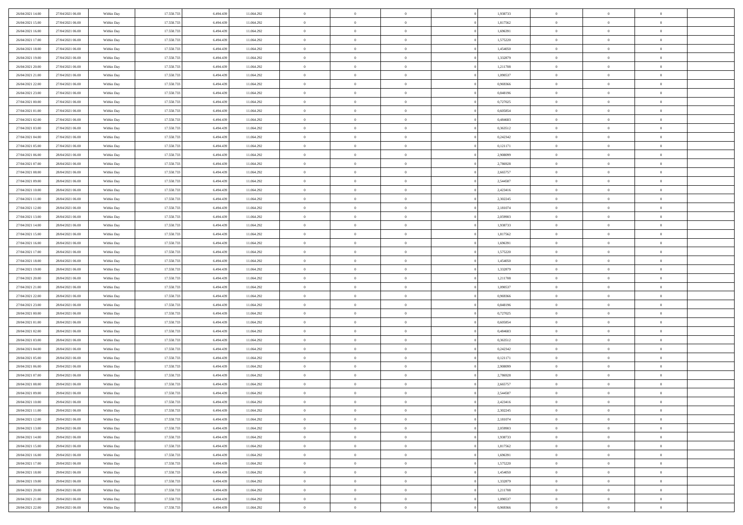| | | | | | | | | | | | | | | |
|---|---|---|---|---|---|---|---|---|---|---|---|---|---|---|
| 26/04/2021 14:00 | 27/04/2021 06:00 | Within Day | 17.558.733 | 6.494.439 | 11.064.292 | 0 | 0 | 0 | | 1,938733 | 0 | 0 | 0 | |
| 26/04/2021 15:00 | 27/04/2021 06:00 | Within Day | 17.558.733 | 6.494.439 | 11.064.292 | 0 | 0 | 0 | | 1,817562 | 0 | 0 | 0 | |
| 26/04/2021 16:00 | 27/04/2021 06:00 | Within Day | 17.558.733 | 6.494.439 | 11.064.292 | 0 | 0 | 0 | | 1,696391 | 0 | 0 | 0 | |
| 26/04/2021 17:00 | 27/04/2021 06:00 | Within Day | 17.558.733 | 6.494.439 | 11.064.292 | 0 | 0 | 0 | | 1,575220 | 0 | 0 | 0 | |
| 26/04/2021 18:00 | 27/04/2021 06:00 | Within Day | 17.558.733 | 6.494.439 | 11.064.292 | 0 | 0 | 0 | | 1,454050 | 0 | 0 | 0 | |
| 26/04/2021 19:00 | 27/04/2021 06:00 | Within Day | 17.558.733 | 6.494.439 | 11.064.292 | 0 | 0 | 0 | | 1,332879 | 0 | 0 | 0 | |
| 26/04/2021 20:00 | 27/04/2021 06:00 | Within Day | 17.558.733 | 6.494.439 | 11.064.292 | 0 | 0 | 0 | | 1,211708 | 0 | 0 | 0 | |
| 26/04/2021 21:00 | 27/04/2021 06:00 | Within Day | 17.558.733 | 6.494.439 | 11.064.292 | 0 | 0 | 0 | | 1,090537 | 0 | 0 | 0 | |
| 26/04/2021 22:00 | 27/04/2021 06:00 | Within Day | 17.558.733 | 6.494.439 | 11.064.292 | 0 | 0 | 0 | | 0,969366 | 0 | 0 | 0 | |
| 26/04/2021 23:00 | 27/04/2021 06:00 | Within Day | 17.558.733 | 6.494.439 | 11.064.292 | 0 | 0 | 0 | | 0,848196 | 0 | 0 | 0 | |
| 27/04/2021 00:00 | 27/04/2021 06:00 | Within Day | 17.558.733 | 6.494.439 | 11.064.292 | 0 | 0 | 0 | | 0,727025 | 0 | 0 | 0 | |
| 27/04/2021 01:00 | 27/04/2021 06:00 | Within Day | 17.558.733 | 6.494.439 | 11.064.292 | 0 | 0 | 0 | | 0,605854 | 0 | 0 | 0 | |
| 27/04/2021 02:00 | 27/04/2021 06:00 | Within Day | 17.558.733 | 6.494.439 | 11.064.292 | 0 | 0 | 0 | | 0,484683 | 0 | 0 | 0 | |
| 27/04/2021 03:00 | 27/04/2021 06:00 | Within Day | 17.558.733 | 6.494.439 | 11.064.292 | 0 | 0 | 0 | | 0,363512 | 0 | 0 | 0 | |
| 27/04/2021 04:00 | 27/04/2021 06:00 | Within Day | 17.558.733 | 6.494.439 | 11.064.292 | 0 | 0 | 0 | | 0,242342 | 0 | 0 | 0 | |
| 27/04/2021 05:00 | 27/04/2021 06:00 | Within Day | 17.558.733 | 6.494.439 | 11.064.292 | 0 | 0 | 0 | | 0,121171 | 0 | 0 | 0 | |
| 27/04/2021 06:00 | 28/04/2021 06:00 | Within Day | 17.558.733 | 6.494.439 | 11.064.292 | 0 | 0 | 0 | | 2,908099 | 0 | 0 | 0 | |
| 27/04/2021 07:00 | 28/04/2021 06:00 | Within Day | 17.558.733 | 6.494.439 | 11.064.292 | 0 | 0 | 0 | | 2,786928 | 0 | 0 | 0 | |
| 27/04/2021 08:00 | 28/04/2021 06:00 | Within Day | 17.558.733 | 6.494.439 | 11.064.292 | 0 | 0 | 0 | | 2,665757 | 0 | 0 | 0 | |
| 27/04/2021 09:00 | 28/04/2021 06:00 | Within Day | 17.558.733 | 6.494.439 | 11.064.292 | 0 | 0 | 0 | | 2,544587 | 0 | 0 | 0 | |
| 27/04/2021 10:00 | 28/04/2021 06:00 | Within Day | 17.558.733 | 6.494.439 | 11.064.292 | 0 | 0 | 0 | | 2,423416 | 0 | 0 | 0 | |
| 27/04/2021 11:00 | 28/04/2021 06:00 | Within Day | 17.558.733 | 6.494.439 | 11.064.292 | 0 | 0 | 0 | | 2,302245 | 0 | 0 | 0 | |
| 27/04/2021 12:00 | 28/04/2021 06:00 | Within Day | 17.558.733 | 6.494.439 | 11.064.292 | 0 | 0 | 0 | | 2,181074 | 0 | 0 | 0 | |
| 27/04/2021 13:00 | 28/04/2021 06:00 | Within Day | 17.558.733 | 6.494.439 | 11.064.292 | 0 | 0 | 0 | | 2,059903 | 0 | 0 | 0 | |
| 27/04/2021 14:00 | 28/04/2021 06:00 | Within Day | 17.558.733 | 6.494.439 | 11.064.292 | 0 | 0 | 0 | | 1,938733 | 0 | 0 | 0 | |
| 27/04/2021 15:00 | 28/04/2021 06:00 | Within Day | 17.558.733 | 6.494.439 | 11.064.292 | 0 | 0 | 0 | | 1,817562 | 0 | 0 | 0 | |
| 27/04/2021 16:00 | 28/04/2021 06:00 | Within Day | 17.558.733 | 6.494.439 | 11.064.292 | 0 | 0 | 0 | | 1,696391 | 0 | 0 | 0 | |
| 27/04/2021 17:00 | 28/04/2021 06:00 | Within Day | 17.558.733 | 6.494.439 | 11.064.292 | 0 | 0 | 0 | | 1,575220 | 0 | 0 | 0 | |
| 27/04/2021 18:00 | 28/04/2021 06:00 | Within Day | 17.558.733 | 6.494.439 | 11.064.292 | 0 | 0 | 0 | | 1,454050 | 0 | 0 | 0 | |
| 27/04/2021 19:00 | 28/04/2021 06:00 | Within Day | 17.558.733 | 6.494.439 | 11.064.292 | 0 | 0 | 0 | | 1,332879 | 0 | 0 | 0 | |
| 27/04/2021 20:00 | 28/04/2021 06:00 | Within Day | 17.558.733 | 6.494.439 | 11.064.292 | 0 | 0 | 0 | | 1,211708 | 0 | 0 | 0 | |
| 27/04/2021 21:00 | 28/04/2021 06:00 | Within Day | 17.558.733 | 6.494.439 | 11.064.292 | 0 | 0 | 0 | | 1,090537 | 0 | 0 | 0 | |
| 27/04/2021 22:00 | 28/04/2021 06:00 | Within Day | 17.558.733 | 6.494.439 | 11.064.292 | 0 | 0 | 0 | | 0,969366 | 0 | 0 | 0 | |
| 27/04/2021 23:00 | 28/04/2021 06:00 | Within Day | 17.558.733 | 6.494.439 | 11.064.292 | 0 | 0 | 0 | | 0,848196 | 0 | 0 | 0 | |
| 28/04/2021 00:00 | 28/04/2021 06:00 | Within Day | 17.558.733 | 6.494.439 | 11.064.292 | 0 | 0 | 0 | | 0,727025 | 0 | 0 | 0 | |
| 28/04/2021 01:00 | 28/04/2021 06:00 | Within Day | 17.558.733 | 6.494.439 | 11.064.292 | 0 | 0 | 0 | | 0,605854 | 0 | 0 | 0 | |
| 28/04/2021 02:00 | 28/04/2021 06:00 | Within Day | 17.558.733 | 6.494.439 | 11.064.292 | 0 | 0 | 0 | | 0,484683 | 0 | 0 | 0 | |
| 28/04/2021 03:00 | 28/04/2021 06:00 | Within Day | 17.558.733 | 6.494.439 | 11.064.292 | 0 | 0 | 0 | | 0,363512 | 0 | 0 | 0 | |
| 28/04/2021 04:00 | 28/04/2021 06:00 | Within Day | 17.558.733 | 6.494.439 | 11.064.292 | 0 | 0 | 0 | | 0,242342 | 0 | 0 | 0 | |
| 28/04/2021 05:00 | 28/04/2021 06:00 | Within Day | 17.558.733 | 6.494.439 | 11.064.292 | 0 | 0 | 0 | | 0,121171 | 0 | 0 | 0 | |
| 28/04/2021 06:00 | 29/04/2021 06:00 | Within Day | 17.558.733 | 6.494.439 | 11.064.292 | 0 | 0 | 0 | | 2,908099 | 0 | 0 | 0 | |
| 28/04/2021 07:00 | 29/04/2021 06:00 | Within Day | 17.558.733 | 6.494.439 | 11.064.292 | 0 | 0 | 0 | | 2,786928 | 0 | 0 | 0 | |
| 28/04/2021 08:00 | 29/04/2021 06:00 | Within Day | 17.558.733 | 6.494.439 | 11.064.292 | 0 | 0 | 0 | | 2,665757 | 0 | 0 | 0 | |
| 28/04/2021 09:00 | 29/04/2021 06:00 | Within Day | 17.558.733 | 6.494.439 | 11.064.292 | 0 | 0 | 0 | | 2,544587 | 0 | 0 | 0 | |
| 28/04/2021 10:00 | 29/04/2021 06:00 | Within Day | 17.558.733 | 6.494.439 | 11.064.292 | 0 | 0 | 0 | | 2,423416 | 0 | 0 | 0 | |
| 28/04/2021 11:00 | 29/04/2021 06:00 | Within Day | 17.558.733 | 6.494.439 | 11.064.292 | 0 | 0 | 0 | | 2,302245 | 0 | 0 | 0 | |
| 28/04/2021 12:00 | 29/04/2021 06:00 | Within Day | 17.558.733 | 6.494.439 | 11.064.292 | 0 | 0 | 0 | | 2,181074 | 0 | 0 | 0 | |
| 28/04/2021 13:00 | 29/04/2021 06:00 | Within Day | 17.558.733 | 6.494.439 | 11.064.292 | 0 | 0 | 0 | | 2,059903 | 0 | 0 | 0 | |
| 28/04/2021 14:00 | 29/04/2021 06:00 | Within Day | 17.558.733 | 6.494.439 | 11.064.292 | 0 | 0 | 0 | | 1,938733 | 0 | 0 | 0 | |
| 28/04/2021 15:00 | 29/04/2021 06:00 | Within Day | 17.558.733 | 6.494.439 | 11.064.292 | 0 | 0 | 0 | | 1,817562 | 0 | 0 | 0 | |
| 28/04/2021 16:00 | 29/04/2021 06:00 | Within Day | 17.558.733 | 6.494.439 | 11.064.292 | 0 | 0 | 0 | | 1,696391 | 0 | 0 | 0 | |
| 28/04/2021 17:00 | 29/04/2021 06:00 | Within Day | 17.558.733 | 6.494.439 | 11.064.292 | 0 | 0 | 0 | | 1,575220 | 0 | 0 | 0 | |
| 28/04/2021 18:00 | 29/04/2021 06:00 | Within Day | 17.558.733 | 6.494.439 | 11.064.292 | 0 | 0 | 0 | | 1,454050 | 0 | 0 | 0 | |
| 28/04/2021 19:00 | 29/04/2021 06:00 | Within Day | 17.558.733 | 6.494.439 | 11.064.292 | 0 | 0 | 0 | | 1,332879 | 0 | 0 | 0 | |
| 28/04/2021 20:00 | 29/04/2021 06:00 | Within Day | 17.558.733 | 6.494.439 | 11.064.292 | 0 | 0 | 0 | | 1,211708 | 0 | 0 | 0 | |
| 28/04/2021 21:00 | 29/04/2021 06:00 | Within Day | 17.558.733 | 6.494.439 | 11.064.292 | 0 | 0 | 0 | | 1,090537 | 0 | 0 | 0 | |
| 28/04/2021 22:00 | 29/04/2021 06:00 | Within Day | 17.558.733 | 6.494.439 | 11.064.292 | 0 | 0 | 0 | | 0,969366 | 0 | 0 | 0 | |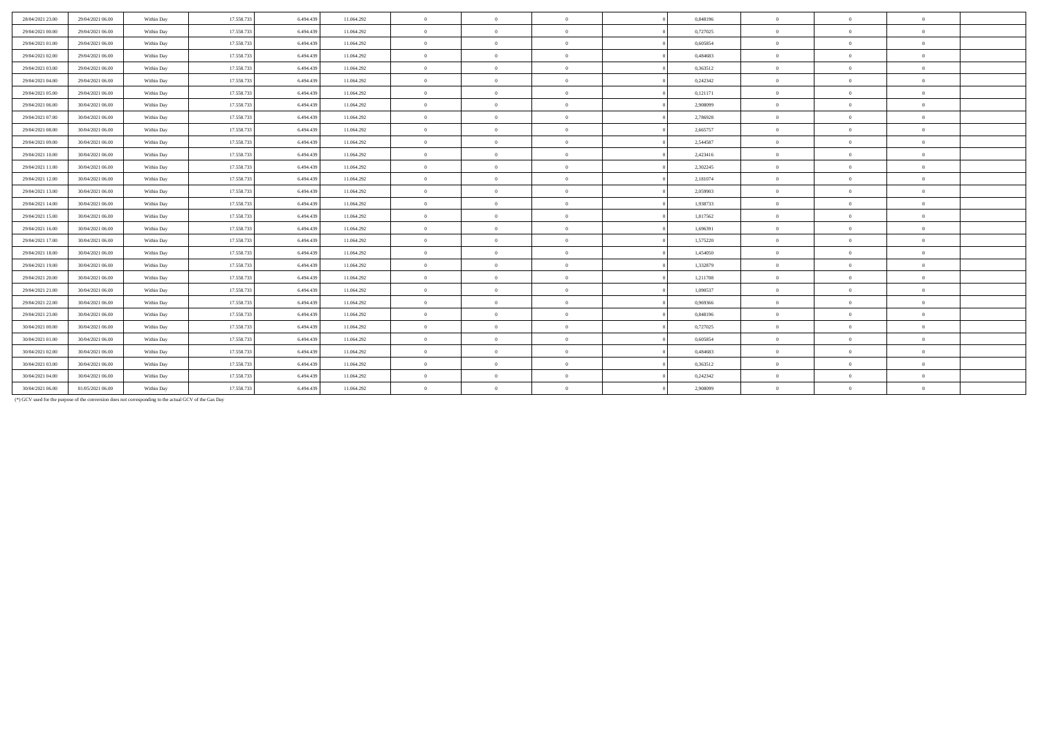| | | | | | | | | | | | | | | |
|---|---|---|---|---|---|---|---|---|---|---|---|---|---|---|
| 28/04/2021 23.00 | 29/04/2021 06.00 | Within Day | 17.558.733 | 6.494.439 | 11.064.292 | 0 | 0 | 0 | 0 | 0,848196 | 0 | 0 | 0 | |
| 29/04/2021 00.00 | 29/04/2021 06.00 | Within Day | 17.558.733 | 6.494.439 | 11.064.292 | 0 | 0 | 0 | 0 | 0,727025 | 0 | 0 | 0 | |
| 29/04/2021 01.00 | 29/04/2021 06.00 | Within Day | 17.558.733 | 6.494.439 | 11.064.292 | 0 | 0 | 0 | 0 | 0,605854 | 0 | 0 | 0 | |
| 29/04/2021 02.00 | 29/04/2021 06.00 | Within Day | 17.558.733 | 6.494.439 | 11.064.292 | 0 | 0 | 0 | 0 | 0,484683 | 0 | 0 | 0 | |
| 29/04/2021 03.00 | 29/04/2021 06.00 | Within Day | 17.558.733 | 6.494.439 | 11.064.292 | 0 | 0 | 0 | 0 | 0,363512 | 0 | 0 | 0 | |
| 29/04/2021 04.00 | 29/04/2021 06.00 | Within Day | 17.558.733 | 6.494.439 | 11.064.292 | 0 | 0 | 0 | 0 | 0,242342 | 0 | 0 | 0 | |
| 29/04/2021 05.00 | 29/04/2021 06.00 | Within Day | 17.558.733 | 6.494.439 | 11.064.292 | 0 | 0 | 0 | 0 | 0,121171 | 0 | 0 | 0 | |
| 29/04/2021 06.00 | 30/04/2021 06.00 | Within Day | 17.558.733 | 6.494.439 | 11.064.292 | 0 | 0 | 0 | 0 | 2,908099 | 0 | 0 | 0 | |
| 29/04/2021 07.00 | 30/04/2021 06.00 | Within Day | 17.558.733 | 6.494.439 | 11.064.292 | 0 | 0 | 0 | 0 | 2,786928 | 0 | 0 | 0 | |
| 29/04/2021 08.00 | 30/04/2021 06.00 | Within Day | 17.558.733 | 6.494.439 | 11.064.292 | 0 | 0 | 0 | 0 | 2,665757 | 0 | 0 | 0 | |
| 29/04/2021 09.00 | 30/04/2021 06.00 | Within Day | 17.558.733 | 6.494.439 | 11.064.292 | 0 | 0 | 0 | 0 | 2,544587 | 0 | 0 | 0 | |
| 29/04/2021 10.00 | 30/04/2021 06.00 | Within Day | 17.558.733 | 6.494.439 | 11.064.292 | 0 | 0 | 0 | 0 | 2,423416 | 0 | 0 | 0 | |
| 29/04/2021 11.00 | 30/04/2021 06.00 | Within Day | 17.558.733 | 6.494.439 | 11.064.292 | 0 | 0 | 0 | 0 | 2,302245 | 0 | 0 | 0 | |
| 29/04/2021 12.00 | 30/04/2021 06.00 | Within Day | 17.558.733 | 6.494.439 | 11.064.292 | 0 | 0 | 0 | 0 | 2,181074 | 0 | 0 | 0 | |
| 29/04/2021 13.00 | 30/04/2021 06.00 | Within Day | 17.558.733 | 6.494.439 | 11.064.292 | 0 | 0 | 0 | 0 | 2,059903 | 0 | 0 | 0 | |
| 29/04/2021 14.00 | 30/04/2021 06.00 | Within Day | 17.558.733 | 6.494.439 | 11.064.292 | 0 | 0 | 0 | 0 | 1,938733 | 0 | 0 | 0 | |
| 29/04/2021 15.00 | 30/04/2021 06.00 | Within Day | 17.558.733 | 6.494.439 | 11.064.292 | 0 | 0 | 0 | 0 | 1,817562 | 0 | 0 | 0 | |
| 29/04/2021 16.00 | 30/04/2021 06.00 | Within Day | 17.558.733 | 6.494.439 | 11.064.292 | 0 | 0 | 0 | 0 | 1,696391 | 0 | 0 | 0 | |
| 29/04/2021 17.00 | 30/04/2021 06.00 | Within Day | 17.558.733 | 6.494.439 | 11.064.292 | 0 | 0 | 0 | 0 | 1,575220 | 0 | 0 | 0 | |
| 29/04/2021 18.00 | 30/04/2021 06.00 | Within Day | 17.558.733 | 6.494.439 | 11.064.292 | 0 | 0 | 0 | 0 | 1,454050 | 0 | 0 | 0 | |
| 29/04/2021 19.00 | 30/04/2021 06.00 | Within Day | 17.558.733 | 6.494.439 | 11.064.292 | 0 | 0 | 0 | 0 | 1,332879 | 0 | 0 | 0 | |
| 29/04/2021 20.00 | 30/04/2021 06.00 | Within Day | 17.558.733 | 6.494.439 | 11.064.292 | 0 | 0 | 0 | 0 | 1,211708 | 0 | 0 | 0 | |
| 29/04/2021 21.00 | 30/04/2021 06.00 | Within Day | 17.558.733 | 6.494.439 | 11.064.292 | 0 | 0 | 0 | 0 | 1,090537 | 0 | 0 | 0 | |
| 29/04/2021 22.00 | 30/04/2021 06.00 | Within Day | 17.558.733 | 6.494.439 | 11.064.292 | 0 | 0 | 0 | 0 | 0,969366 | 0 | 0 | 0 | |
| 29/04/2021 23.00 | 30/04/2021 06.00 | Within Day | 17.558.733 | 6.494.439 | 11.064.292 | 0 | 0 | 0 | 0 | 0,848196 | 0 | 0 | 0 | |
| 30/04/2021 00.00 | 30/04/2021 06.00 | Within Day | 17.558.733 | 6.494.439 | 11.064.292 | 0 | 0 | 0 | 0 | 0,727025 | 0 | 0 | 0 | |
| 30/04/2021 01.00 | 30/04/2021 06.00 | Within Day | 17.558.733 | 6.494.439 | 11.064.292 | 0 | 0 | 0 | 0 | 0,605854 | 0 | 0 | 0 | |
| 30/04/2021 02.00 | 30/04/2021 06.00 | Within Day | 17.558.733 | 6.494.439 | 11.064.292 | 0 | 0 | 0 | 0 | 0,484683 | 0 | 0 | 0 | |
| 30/04/2021 03.00 | 30/04/2021 06.00 | Within Day | 17.558.733 | 6.494.439 | 11.064.292 | 0 | 0 | 0 | 0 | 0,363512 | 0 | 0 | 0 | |
| 30/04/2021 04.00 | 30/04/2021 06.00 | Within Day | 17.558.733 | 6.494.439 | 11.064.292 | 0 | 0 | 0 | 0 | 0,242342 | 0 | 0 | 0 | |
| 30/04/2021 06.00 | 01/05/2021 06.00 | Within Day | 17.558.733 | 6.494.439 | 11.064.292 | 0 | 0 | 0 | 0 | 2,908099 | 0 | 0 | 0 | |

(*) GCV used for the purpose of the conversion does not corresponding to the actual GCV of the Gas Day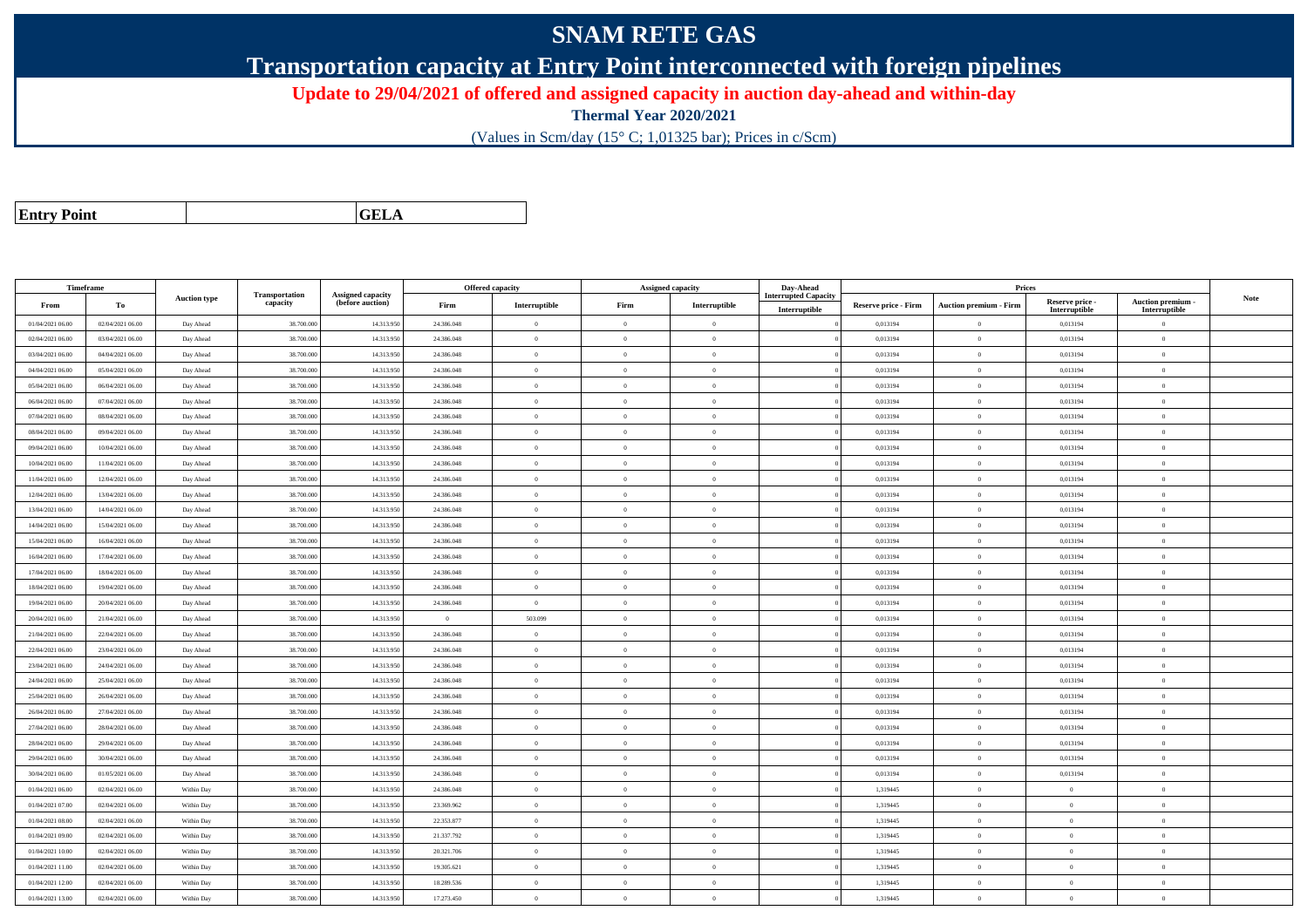# SNAM RETE GAS

## Transportation capacity at Entry Point interconnected with foreign pipelines

**Update to 29/04/2021 of offered and assigned capacity in auction day-ahead and within-day**

**Thermal Year 2020/2021**

(Values in Scm/day (15° C; 1,01325 bar); Prices in c/Scm)

| **Entry Point** | | **GELA** |
|---|---|---|

| Timeframe | | Auction type | Transportation capacity | Assigned capacity (before auction) | Offered capacity | | Assigned capacity | | Day-Ahead Interrupted Capacity | Prices | | | | Note |
|---|---|---|---|---|---|---|---|---|---|---|---|---|---|---|
| From | To | | | | Firm | Interruptible | Firm | Interruptible | Interruptible | Reserve price - Firm | Auction premium - Firm | Reserve price - Interruptible | Auction premium - Interruptible | |
| 01/04/2021 06.00 | 02/04/2021 06.00 | Day Ahead | 38.700.000 | 14.313.950 | 24.386.048 | 0 | 0 | 0 | 0 | 0,013194 | 0 | 0,013194 | 0 | |
| 02/04/2021 06.00 | 03/04/2021 06.00 | Day Ahead | 38.700.000 | 14.313.950 | 24.386.048 | 0 | 0 | 0 | 0 | 0,013194 | 0 | 0,013194 | 0 | |
| 03/04/2021 06.00 | 04/04/2021 06.00 | Day Ahead | 38.700.000 | 14.313.950 | 24.386.048 | 0 | 0 | 0 | 0 | 0,013194 | 0 | 0,013194 | 0 | |
| 04/04/2021 06.00 | 05/04/2021 06.00 | Day Ahead | 38.700.000 | 14.313.950 | 24.386.048 | 0 | 0 | 0 | 0 | 0,013194 | 0 | 0,013194 | 0 | |
| 05/04/2021 06.00 | 06/04/2021 06.00 | Day Ahead | 38.700.000 | 14.313.950 | 24.386.048 | 0 | 0 | 0 | 0 | 0,013194 | 0 | 0,013194 | 0 | |
| 06/04/2021 06.00 | 07/04/2021 06.00 | Day Ahead | 38.700.000 | 14.313.950 | 24.386.048 | 0 | 0 | 0 | 0 | 0,013194 | 0 | 0,013194 | 0 | |
| 07/04/2021 06.00 | 08/04/2021 06.00 | Day Ahead | 38.700.000 | 14.313.950 | 24.386.048 | 0 | 0 | 0 | 0 | 0,013194 | 0 | 0,013194 | 0 | |
| 08/04/2021 06.00 | 09/04/2021 06.00 | Day Ahead | 38.700.000 | 14.313.950 | 24.386.048 | 0 | 0 | 0 | 0 | 0,013194 | 0 | 0,013194 | 0 | |
| 09/04/2021 06.00 | 10/04/2021 06.00 | Day Ahead | 38.700.000 | 14.313.950 | 24.386.048 | 0 | 0 | 0 | 0 | 0,013194 | 0 | 0,013194 | 0 | |
| 10/04/2021 06.00 | 11/04/2021 06.00 | Day Ahead | 38.700.000 | 14.313.950 | 24.386.048 | 0 | 0 | 0 | 0 | 0,013194 | 0 | 0,013194 | 0 | |
| 11/04/2021 06.00 | 12/04/2021 06.00 | Day Ahead | 38.700.000 | 14.313.950 | 24.386.048 | 0 | 0 | 0 | 0 | 0,013194 | 0 | 0,013194 | 0 | |
| 12/04/2021 06.00 | 13/04/2021 06.00 | Day Ahead | 38.700.000 | 14.313.950 | 24.386.048 | 0 | 0 | 0 | 0 | 0,013194 | 0 | 0,013194 | 0 | |
| 13/04/2021 06.00 | 14/04/2021 06.00 | Day Ahead | 38.700.000 | 14.313.950 | 24.386.048 | 0 | 0 | 0 | 0 | 0,013194 | 0 | 0,013194 | 0 | |
| 14/04/2021 06.00 | 15/04/2021 06.00 | Day Ahead | 38.700.000 | 14.313.950 | 24.386.048 | 0 | 0 | 0 | 0 | 0,013194 | 0 | 0,013194 | 0 | |
| 15/04/2021 06.00 | 16/04/2021 06.00 | Day Ahead | 38.700.000 | 14.313.950 | 24.386.048 | 0 | 0 | 0 | 0 | 0,013194 | 0 | 0,013194 | 0 | |
| 16/04/2021 06.00 | 17/04/2021 06.00 | Day Ahead | 38.700.000 | 14.313.950 | 24.386.048 | 0 | 0 | 0 | 0 | 0,013194 | 0 | 0,013194 | 0 | |
| 17/04/2021 06.00 | 18/04/2021 06.00 | Day Ahead | 38.700.000 | 14.313.950 | 24.386.048 | 0 | 0 | 0 | 0 | 0,013194 | 0 | 0,013194 | 0 | |
| 18/04/2021 06.00 | 19/04/2021 06.00 | Day Ahead | 38.700.000 | 14.313.950 | 24.386.048 | 0 | 0 | 0 | 0 | 0,013194 | 0 | 0,013194 | 0 | |
| 19/04/2021 06.00 | 20/04/2021 06.00 | Day Ahead | 38.700.000 | 14.313.950 | 24.386.048 | 0 | 0 | 0 | 0 | 0,013194 | 0 | 0,013194 | 0 | |
| 20/04/2021 06.00 | 21/04/2021 06.00 | Day Ahead | 38.700.000 | 14.313.950 | 0 | 503.099 | 0 | 0 | 0 | 0,013194 | 0 | 0,013194 | 0 | |
| 21/04/2021 06.00 | 22/04/2021 06.00 | Day Ahead | 38.700.000 | 14.313.950 | 24.386.048 | 0 | 0 | 0 | 0 | 0,013194 | 0 | 0,013194 | 0 | |
| 22/04/2021 06.00 | 23/04/2021 06.00 | Day Ahead | 38.700.000 | 14.313.950 | 24.386.048 | 0 | 0 | 0 | 0 | 0,013194 | 0 | 0,013194 | 0 | |
| 23/04/2021 06.00 | 24/04/2021 06.00 | Day Ahead | 38.700.000 | 14.313.950 | 24.386.048 | 0 | 0 | 0 | 0 | 0,013194 | 0 | 0,013194 | 0 | |
| 24/04/2021 06.00 | 25/04/2021 06.00 | Day Ahead | 38.700.000 | 14.313.950 | 24.386.048 | 0 | 0 | 0 | 0 | 0,013194 | 0 | 0,013194 | 0 | |
| 25/04/2021 06.00 | 26/04/2021 06.00 | Day Ahead | 38.700.000 | 14.313.950 | 24.386.048 | 0 | 0 | 0 | 0 | 0,013194 | 0 | 0,013194 | 0 | |
| 26/04/2021 06.00 | 27/04/2021 06.00 | Day Ahead | 38.700.000 | 14.313.950 | 24.386.048 | 0 | 0 | 0 | 0 | 0,013194 | 0 | 0,013194 | 0 | |
| 27/04/2021 06.00 | 28/04/2021 06.00 | Day Ahead | 38.700.000 | 14.313.950 | 24.386.048 | 0 | 0 | 0 | 0 | 0,013194 | 0 | 0,013194 | 0 | |
| 28/04/2021 06.00 | 29/04/2021 06.00 | Day Ahead | 38.700.000 | 14.313.950 | 24.386.048 | 0 | 0 | 0 | 0 | 0,013194 | 0 | 0,013194 | 0 | |
| 29/04/2021 06.00 | 30/04/2021 06.00 | Day Ahead | 38.700.000 | 14.313.950 | 24.386.048 | 0 | 0 | 0 | 0 | 0,013194 | 0 | 0,013194 | 0 | |
| 30/04/2021 06.00 | 01/05/2021 06.00 | Day Ahead | 38.700.000 | 14.313.950 | 24.386.048 | 0 | 0 | 0 | 0 | 0,013194 | 0 | 0,013194 | 0 | |
| 01/04/2021 06.00 | 02/04/2021 06.00 | Within Day | 38.700.000 | 14.313.950 | 24.386.048 | 0 | 0 | 0 | 0 | 1,319445 | 0 | 0 | 0 | |
| 01/04/2021 07.00 | 02/04/2021 06.00 | Within Day | 38.700.000 | 14.313.950 | 23.369.962 | 0 | 0 | 0 | 0 | 1,319445 | 0 | 0 | 0 | |
| 01/04/2021 08.00 | 02/04/2021 06.00 | Within Day | 38.700.000 | 14.313.950 | 22.353.877 | 0 | 0 | 0 | 0 | 1,319445 | 0 | 0 | 0 | |
| 01/04/2021 09.00 | 02/04/2021 06.00 | Within Day | 38.700.000 | 14.313.950 | 21.337.792 | 0 | 0 | 0 | 0 | 1,319445 | 0 | 0 | 0 | |
| 01/04/2021 10.00 | 02/04/2021 06.00 | Within Day | 38.700.000 | 14.313.950 | 20.321.706 | 0 | 0 | 0 | 0 | 1,319445 | 0 | 0 | 0 | |
| 01/04/2021 11.00 | 02/04/2021 06.00 | Within Day | 38.700.000 | 14.313.950 | 19.305.621 | 0 | 0 | 0 | 0 | 1,319445 | 0 | 0 | 0 | |
| 01/04/2021 12.00 | 02/04/2021 06.00 | Within Day | 38.700.000 | 14.313.950 | 18.289.536 | 0 | 0 | 0 | 0 | 1,319445 | 0 | 0 | 0 | |
| 01/04/2021 13.00 | 02/04/2021 06.00 | Within Day | 38.700.000 | 14.313.950 | 17.273.450 | 0 | 0 | 0 | 0 | 1,319445 | 0 | 0 | 0 | |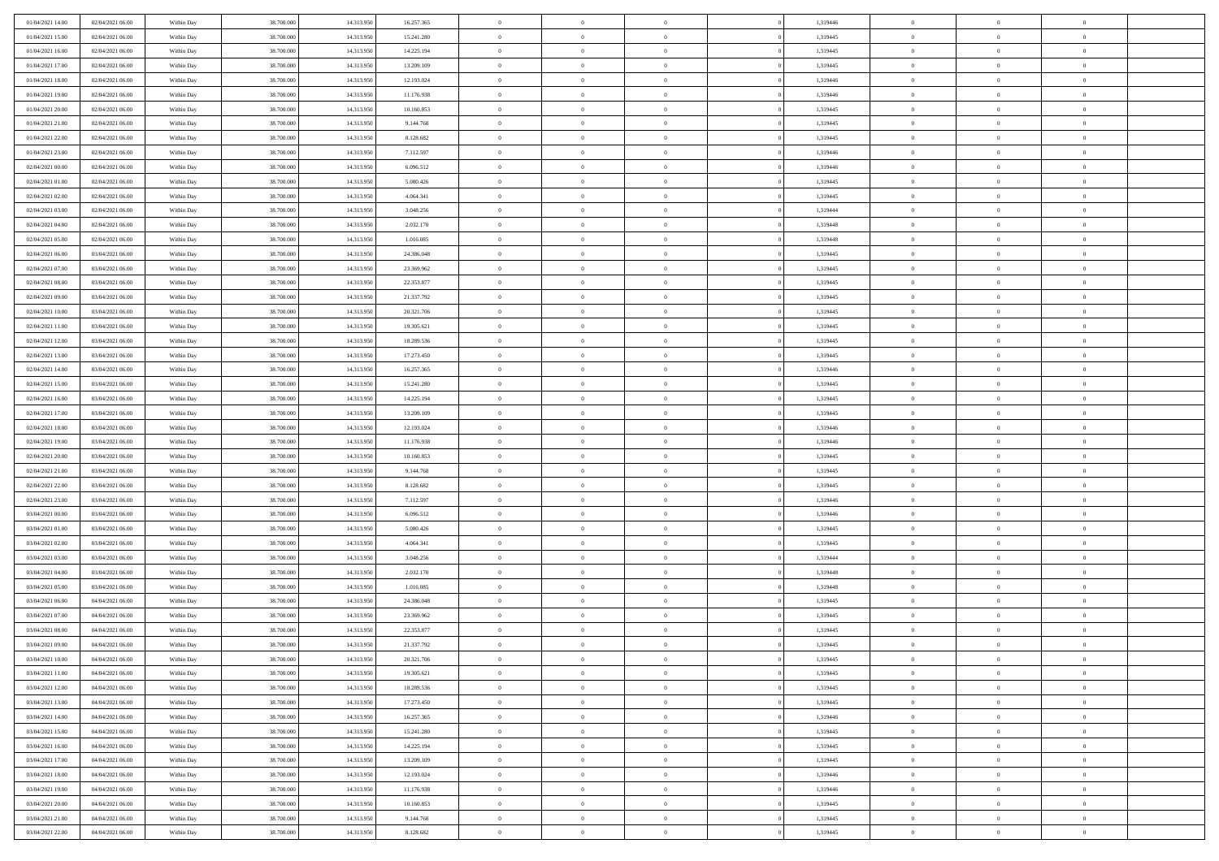| | | | | | | | | | | | | | | |
|---|---|---|---|---|---|---|---|---|---|---|---|---|---|---|
| 01/04/2021 14:00 | 02/04/2021 06:00 | Within Day | 38.700.000 | 14.313.950 | 16.257.365 | 0 | 0 | 0 | | 1,319446 | 0 | 0 | 0 | |
| 01/04/2021 15:00 | 02/04/2021 06:00 | Within Day | 38.700.000 | 14.313.950 | 15.241.280 | 0 | 0 | 0 | | 1,319445 | 0 | 0 | 0 | |
| 01/04/2021 16:00 | 02/04/2021 06:00 | Within Day | 38.700.000 | 14.313.950 | 14.225.194 | 0 | 0 | 0 | | 1,319445 | 0 | 0 | 0 | |
| 01/04/2021 17:00 | 02/04/2021 06:00 | Within Day | 38.700.000 | 14.313.950 | 13.209.109 | 0 | 0 | 0 | | 1,319445 | 0 | 0 | 0 | |
| 01/04/2021 18:00 | 02/04/2021 06:00 | Within Day | 38.700.000 | 14.313.950 | 12.193.024 | 0 | 0 | 0 | | 1,319446 | 0 | 0 | 0 | |
| 01/04/2021 19:00 | 02/04/2021 06:00 | Within Day | 38.700.000 | 14.313.950 | 11.176.938 | 0 | 0 | 0 | | 1,319446 | 0 | 0 | 0 | |
| 01/04/2021 20:00 | 02/04/2021 06:00 | Within Day | 38.700.000 | 14.313.950 | 10.160.853 | 0 | 0 | 0 | | 1,319445 | 0 | 0 | 0 | |
| 01/04/2021 21:00 | 02/04/2021 06:00 | Within Day | 38.700.000 | 14.313.950 | 9.144.768 | 0 | 0 | 0 | | 1,319445 | 0 | 0 | 0 | |
| 01/04/2021 22:00 | 02/04/2021 06:00 | Within Day | 38.700.000 | 14.313.950 | 8.128.682 | 0 | 0 | 0 | | 1,319445 | 0 | 0 | 0 | |
| 01/04/2021 23:00 | 02/04/2021 06:00 | Within Day | 38.700.000 | 14.313.950 | 7.112.597 | 0 | 0 | 0 | | 1,319446 | 0 | 0 | 0 | |
| 02/04/2021 00:00 | 02/04/2021 06:00 | Within Day | 38.700.000 | 14.313.950 | 6.096.512 | 0 | 0 | 0 | | 1,319446 | 0 | 0 | 0 | |
| 02/04/2021 01:00 | 02/04/2021 06:00 | Within Day | 38.700.000 | 14.313.950 | 5.080.426 | 0 | 0 | 0 | | 1,319445 | 0 | 0 | 0 | |
| 02/04/2021 02:00 | 02/04/2021 06:00 | Within Day | 38.700.000 | 14.313.950 | 4.064.341 | 0 | 0 | 0 | | 1,319445 | 0 | 0 | 0 | |
| 02/04/2021 03:00 | 02/04/2021 06:00 | Within Day | 38.700.000 | 14.313.950 | 3.048.256 | 0 | 0 | 0 | | 1,319444 | 0 | 0 | 0 | |
| 02/04/2021 04:00 | 02/04/2021 06:00 | Within Day | 38.700.000 | 14.313.950 | 2.032.170 | 0 | 0 | 0 | | 1,319448 | 0 | 0 | 0 | |
| 02/04/2021 05:00 | 02/04/2021 06:00 | Within Day | 38.700.000 | 14.313.950 | 1.016.085 | 0 | 0 | 0 | | 1,319448 | 0 | 0 | 0 | |
| 02/04/2021 06:00 | 03/04/2021 06:00 | Within Day | 38.700.000 | 14.313.950 | 24.386.048 | 0 | 0 | 0 | | 1,319445 | 0 | 0 | 0 | |
| 02/04/2021 07:00 | 03/04/2021 06:00 | Within Day | 38.700.000 | 14.313.950 | 23.369.962 | 0 | 0 | 0 | | 1,319445 | 0 | 0 | 0 | |
| 02/04/2021 08:00 | 03/04/2021 06:00 | Within Day | 38.700.000 | 14.313.950 | 22.353.877 | 0 | 0 | 0 | | 1,319445 | 0 | 0 | 0 | |
| 02/04/2021 09:00 | 03/04/2021 06:00 | Within Day | 38.700.000 | 14.313.950 | 21.337.792 | 0 | 0 | 0 | | 1,319445 | 0 | 0 | 0 | |
| 02/04/2021 10:00 | 03/04/2021 06:00 | Within Day | 38.700.000 | 14.313.950 | 20.321.706 | 0 | 0 | 0 | | 1,319445 | 0 | 0 | 0 | |
| 02/04/2021 11:00 | 03/04/2021 06:00 | Within Day | 38.700.000 | 14.313.950 | 19.305.621 | 0 | 0 | 0 | | 1,319445 | 0 | 0 | 0 | |
| 02/04/2021 12:00 | 03/04/2021 06:00 | Within Day | 38.700.000 | 14.313.950 | 18.289.536 | 0 | 0 | 0 | | 1,319445 | 0 | 0 | 0 | |
| 02/04/2021 13:00 | 03/04/2021 06:00 | Within Day | 38.700.000 | 14.313.950 | 17.273.450 | 0 | 0 | 0 | | 1,319445 | 0 | 0 | 0 | |
| 02/04/2021 14:00 | 03/04/2021 06:00 | Within Day | 38.700.000 | 14.313.950 | 16.257.365 | 0 | 0 | 0 | | 1,319446 | 0 | 0 | 0 | |
| 02/04/2021 15:00 | 03/04/2021 06:00 | Within Day | 38.700.000 | 14.313.950 | 15.241.280 | 0 | 0 | 0 | | 1,319445 | 0 | 0 | 0 | |
| 02/04/2021 16:00 | 03/04/2021 06:00 | Within Day | 38.700.000 | 14.313.950 | 14.225.194 | 0 | 0 | 0 | | 1,319445 | 0 | 0 | 0 | |
| 02/04/2021 17:00 | 03/04/2021 06:00 | Within Day | 38.700.000 | 14.313.950 | 13.209.109 | 0 | 0 | 0 | | 1,319445 | 0 | 0 | 0 | |
| 02/04/2021 18:00 | 03/04/2021 06:00 | Within Day | 38.700.000 | 14.313.950 | 12.193.024 | 0 | 0 | 0 | | 1,319446 | 0 | 0 | 0 | |
| 02/04/2021 19:00 | 03/04/2021 06:00 | Within Day | 38.700.000 | 14.313.950 | 11.176.938 | 0 | 0 | 0 | | 1,319446 | 0 | 0 | 0 | |
| 02/04/2021 20:00 | 03/04/2021 06:00 | Within Day | 38.700.000 | 14.313.950 | 10.160.853 | 0 | 0 | 0 | | 1,319445 | 0 | 0 | 0 | |
| 02/04/2021 21:00 | 03/04/2021 06:00 | Within Day | 38.700.000 | 14.313.950 | 9.144.768 | 0 | 0 | 0 | | 1,319445 | 0 | 0 | 0 | |
| 02/04/2021 22:00 | 03/04/2021 06:00 | Within Day | 38.700.000 | 14.313.950 | 8.128.682 | 0 | 0 | 0 | | 1,319445 | 0 | 0 | 0 | |
| 02/04/2021 23:00 | 03/04/2021 06:00 | Within Day | 38.700.000 | 14.313.950 | 7.112.597 | 0 | 0 | 0 | | 1,319446 | 0 | 0 | 0 | |
| 03/04/2021 00:00 | 03/04/2021 06:00 | Within Day | 38.700.000 | 14.313.950 | 6.096.512 | 0 | 0 | 0 | | 1,319446 | 0 | 0 | 0 | |
| 03/04/2021 01:00 | 03/04/2021 06:00 | Within Day | 38.700.000 | 14.313.950 | 5.080.426 | 0 | 0 | 0 | | 1,319445 | 0 | 0 | 0 | |
| 03/04/2021 02:00 | 03/04/2021 06:00 | Within Day | 38.700.000 | 14.313.950 | 4.064.341 | 0 | 0 | 0 | | 1,319445 | 0 | 0 | 0 | |
| 03/04/2021 03:00 | 03/04/2021 06:00 | Within Day | 38.700.000 | 14.313.950 | 3.048.256 | 0 | 0 | 0 | | 1,319444 | 0 | 0 | 0 | |
| 03/04/2021 04:00 | 03/04/2021 06:00 | Within Day | 38.700.000 | 14.313.950 | 2.032.170 | 0 | 0 | 0 | | 1,319448 | 0 | 0 | 0 | |
| 03/04/2021 05:00 | 03/04/2021 06:00 | Within Day | 38.700.000 | 14.313.950 | 1.016.085 | 0 | 0 | 0 | | 1,319448 | 0 | 0 | 0 | |
| 03/04/2021 06:00 | 04/04/2021 06:00 | Within Day | 38.700.000 | 14.313.950 | 24.386.048 | 0 | 0 | 0 | | 1,319445 | 0 | 0 | 0 | |
| 03/04/2021 07:00 | 04/04/2021 06:00 | Within Day | 38.700.000 | 14.313.950 | 23.369.962 | 0 | 0 | 0 | | 1,319445 | 0 | 0 | 0 | |
| 03/04/2021 08:00 | 04/04/2021 06:00 | Within Day | 38.700.000 | 14.313.950 | 22.353.877 | 0 | 0 | 0 | | 1,319445 | 0 | 0 | 0 | |
| 03/04/2021 09:00 | 04/04/2021 06:00 | Within Day | 38.700.000 | 14.313.950 | 21.337.792 | 0 | 0 | 0 | | 1,319445 | 0 | 0 | 0 | |
| 03/04/2021 10:00 | 04/04/2021 06:00 | Within Day | 38.700.000 | 14.313.950 | 20.321.706 | 0 | 0 | 0 | | 1,319445 | 0 | 0 | 0 | |
| 03/04/2021 11:00 | 04/04/2021 06:00 | Within Day | 38.700.000 | 14.313.950 | 19.305.621 | 0 | 0 | 0 | | 1,319445 | 0 | 0 | 0 | |
| 03/04/2021 12:00 | 04/04/2021 06:00 | Within Day | 38.700.000 | 14.313.950 | 18.289.536 | 0 | 0 | 0 | | 1,319445 | 0 | 0 | 0 | |
| 03/04/2021 13:00 | 04/04/2021 06:00 | Within Day | 38.700.000 | 14.313.950 | 17.273.450 | 0 | 0 | 0 | | 1,319445 | 0 | 0 | 0 | |
| 03/04/2021 14:00 | 04/04/2021 06:00 | Within Day | 38.700.000 | 14.313.950 | 16.257.365 | 0 | 0 | 0 | | 1,319446 | 0 | 0 | 0 | |
| 03/04/2021 15:00 | 04/04/2021 06:00 | Within Day | 38.700.000 | 14.313.950 | 15.241.280 | 0 | 0 | 0 | | 1,319445 | 0 | 0 | 0 | |
| 03/04/2021 16:00 | 04/04/2021 06:00 | Within Day | 38.700.000 | 14.313.950 | 14.225.194 | 0 | 0 | 0 | | 1,319445 | 0 | 0 | 0 | |
| 03/04/2021 17:00 | 04/04/2021 06:00 | Within Day | 38.700.000 | 14.313.950 | 13.209.109 | 0 | 0 | 0 | | 1,319445 | 0 | 0 | 0 | |
| 03/04/2021 18:00 | 04/04/2021 06:00 | Within Day | 38.700.000 | 14.313.950 | 12.193.024 | 0 | 0 | 0 | | 1,319446 | 0 | 0 | 0 | |
| 03/04/2021 19:00 | 04/04/2021 06:00 | Within Day | 38.700.000 | 14.313.950 | 11.176.938 | 0 | 0 | 0 | | 1,319446 | 0 | 0 | 0 | |
| 03/04/2021 20:00 | 04/04/2021 06:00 | Within Day | 38.700.000 | 14.313.950 | 10.160.853 | 0 | 0 | 0 | | 1,319445 | 0 | 0 | 0 | |
| 03/04/2021 21:00 | 04/04/2021 06:00 | Within Day | 38.700.000 | 14.313.950 | 9.144.768 | 0 | 0 | 0 | | 1,319445 | 0 | 0 | 0 | |
| 03/04/2021 22:00 | 04/04/2021 06:00 | Within Day | 38.700.000 | 14.313.950 | 8.128.682 | 0 | 0 | 0 | | 1,319445 | 0 | 0 | 0 | |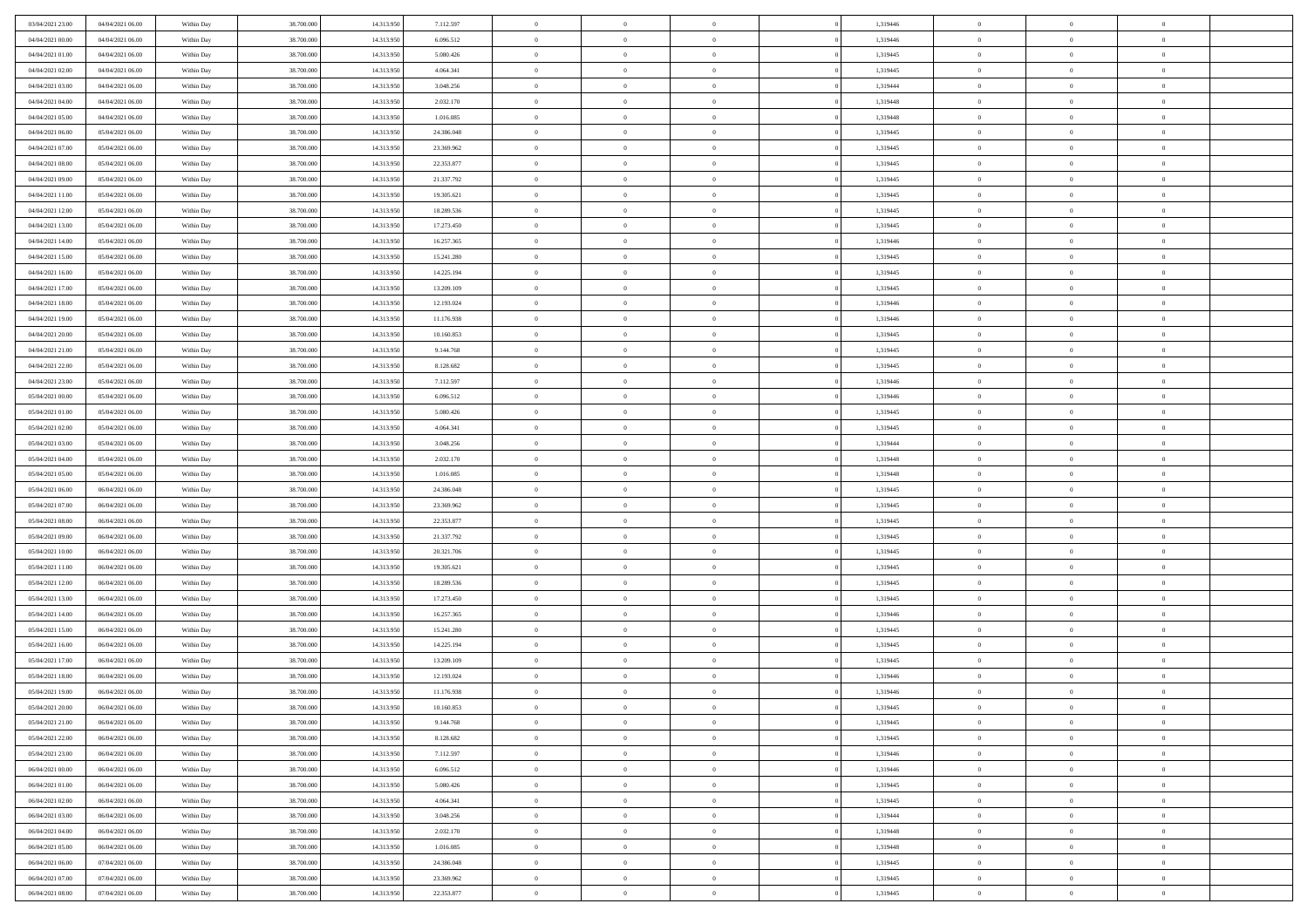| | | | | | | | | | | | | | | |
|---|---|---|---|---|---|---|---|---|---|---|---|---|---|---|
| 03/04/2021 23:00 | 04/04/2021 06:00 | Within Day | 38.700.000 | 14.313.950 | 7.112.597 | 0 | 0 | 0 | | 1,319446 | 0 | 0 | 0 | |
| 04/04/2021 00:00 | 04/04/2021 06:00 | Within Day | 38.700.000 | 14.313.950 | 6.096.512 | 0 | 0 | 0 | | 1,319446 | 0 | 0 | 0 | |
| 04/04/2021 01:00 | 04/04/2021 06:00 | Within Day | 38.700.000 | 14.313.950 | 5.080.426 | 0 | 0 | 0 | | 1,319445 | 0 | 0 | 0 | |
| 04/04/2021 02:00 | 04/04/2021 06:00 | Within Day | 38.700.000 | 14.313.950 | 4.064.341 | 0 | 0 | 0 | | 1,319445 | 0 | 0 | 0 | |
| 04/04/2021 03:00 | 04/04/2021 06:00 | Within Day | 38.700.000 | 14.313.950 | 3.048.256 | 0 | 0 | 0 | | 1,319444 | 0 | 0 | 0 | |
| 04/04/2021 04:00 | 04/04/2021 06:00 | Within Day | 38.700.000 | 14.313.950 | 2.032.170 | 0 | 0 | 0 | | 1,319448 | 0 | 0 | 0 | |
| 04/04/2021 05:00 | 04/04/2021 06:00 | Within Day | 38.700.000 | 14.313.950 | 1.016.085 | 0 | 0 | 0 | | 1,319448 | 0 | 0 | 0 | |
| 04/04/2021 06:00 | 05/04/2021 06:00 | Within Day | 38.700.000 | 14.313.950 | 24.386.048 | 0 | 0 | 0 | | 1,319445 | 0 | 0 | 0 | |
| 04/04/2021 07:00 | 05/04/2021 06:00 | Within Day | 38.700.000 | 14.313.950 | 23.369.962 | 0 | 0 | 0 | | 1,319445 | 0 | 0 | 0 | |
| 04/04/2021 08:00 | 05/04/2021 06:00 | Within Day | 38.700.000 | 14.313.950 | 22.353.877 | 0 | 0 | 0 | | 1,319445 | 0 | 0 | 0 | |
| 04/04/2021 09:00 | 05/04/2021 06:00 | Within Day | 38.700.000 | 14.313.950 | 21.337.792 | 0 | 0 | 0 | | 1,319445 | 0 | 0 | 0 | |
| 04/04/2021 11:00 | 05/04/2021 06:00 | Within Day | 38.700.000 | 14.313.950 | 19.305.621 | 0 | 0 | 0 | | 1,319445 | 0 | 0 | 0 | |
| 04/04/2021 12:00 | 05/04/2021 06:00 | Within Day | 38.700.000 | 14.313.950 | 18.289.536 | 0 | 0 | 0 | | 1,319445 | 0 | 0 | 0 | |
| 04/04/2021 13:00 | 05/04/2021 06:00 | Within Day | 38.700.000 | 14.313.950 | 17.273.450 | 0 | 0 | 0 | | 1,319445 | 0 | 0 | 0 | |
| 04/04/2021 14:00 | 05/04/2021 06:00 | Within Day | 38.700.000 | 14.313.950 | 16.257.365 | 0 | 0 | 0 | | 1,319446 | 0 | 0 | 0 | |
| 04/04/2021 15:00 | 05/04/2021 06:00 | Within Day | 38.700.000 | 14.313.950 | 15.241.280 | 0 | 0 | 0 | | 1,319445 | 0 | 0 | 0 | |
| 04/04/2021 16:00 | 05/04/2021 06:00 | Within Day | 38.700.000 | 14.313.950 | 14.225.194 | 0 | 0 | 0 | | 1,319445 | 0 | 0 | 0 | |
| 04/04/2021 17:00 | 05/04/2021 06:00 | Within Day | 38.700.000 | 14.313.950 | 13.209.109 | 0 | 0 | 0 | | 1,319445 | 0 | 0 | 0 | |
| 04/04/2021 18:00 | 05/04/2021 06:00 | Within Day | 38.700.000 | 14.313.950 | 12.193.024 | 0 | 0 | 0 | | 1,319446 | 0 | 0 | 0 | |
| 04/04/2021 19:00 | 05/04/2021 06:00 | Within Day | 38.700.000 | 14.313.950 | 11.176.938 | 0 | 0 | 0 | | 1,319446 | 0 | 0 | 0 | |
| 04/04/2021 20:00 | 05/04/2021 06:00 | Within Day | 38.700.000 | 14.313.950 | 10.160.853 | 0 | 0 | 0 | | 1,319445 | 0 | 0 | 0 | |
| 04/04/2021 21:00 | 05/04/2021 06:00 | Within Day | 38.700.000 | 14.313.950 | 9.144.768 | 0 | 0 | 0 | | 1,319445 | 0 | 0 | 0 | |
| 04/04/2021 22:00 | 05/04/2021 06:00 | Within Day | 38.700.000 | 14.313.950 | 8.128.682 | 0 | 0 | 0 | | 1,319445 | 0 | 0 | 0 | |
| 04/04/2021 23:00 | 05/04/2021 06:00 | Within Day | 38.700.000 | 14.313.950 | 7.112.597 | 0 | 0 | 0 | | 1,319446 | 0 | 0 | 0 | |
| 05/04/2021 00:00 | 05/04/2021 06:00 | Within Day | 38.700.000 | 14.313.950 | 6.096.512 | 0 | 0 | 0 | | 1,319446 | 0 | 0 | 0 | |
| 05/04/2021 01:00 | 05/04/2021 06:00 | Within Day | 38.700.000 | 14.313.950 | 5.080.426 | 0 | 0 | 0 | | 1,319445 | 0 | 0 | 0 | |
| 05/04/2021 02:00 | 05/04/2021 06:00 | Within Day | 38.700.000 | 14.313.950 | 4.064.341 | 0 | 0 | 0 | | 1,319445 | 0 | 0 | 0 | |
| 05/04/2021 03:00 | 05/04/2021 06:00 | Within Day | 38.700.000 | 14.313.950 | 3.048.256 | 0 | 0 | 0 | | 1,319444 | 0 | 0 | 0 | |
| 05/04/2021 04:00 | 05/04/2021 06:00 | Within Day | 38.700.000 | 14.313.950 | 2.032.170 | 0 | 0 | 0 | | 1,319448 | 0 | 0 | 0 | |
| 05/04/2021 05:00 | 05/04/2021 06:00 | Within Day | 38.700.000 | 14.313.950 | 1.016.085 | 0 | 0 | 0 | | 1,319448 | 0 | 0 | 0 | |
| 05/04/2021 06:00 | 06/04/2021 06:00 | Within Day | 38.700.000 | 14.313.950 | 24.386.048 | 0 | 0 | 0 | | 1,319445 | 0 | 0 | 0 | |
| 05/04/2021 07:00 | 06/04/2021 06:00 | Within Day | 38.700.000 | 14.313.950 | 23.369.962 | 0 | 0 | 0 | | 1,319445 | 0 | 0 | 0 | |
| 05/04/2021 08:00 | 06/04/2021 06:00 | Within Day | 38.700.000 | 14.313.950 | 22.353.877 | 0 | 0 | 0 | | 1,319445 | 0 | 0 | 0 | |
| 05/04/2021 09:00 | 06/04/2021 06:00 | Within Day | 38.700.000 | 14.313.950 | 21.337.792 | 0 | 0 | 0 | | 1,319445 | 0 | 0 | 0 | |
| 05/04/2021 10:00 | 06/04/2021 06:00 | Within Day | 38.700.000 | 14.313.950 | 20.321.706 | 0 | 0 | 0 | | 1,319445 | 0 | 0 | 0 | |
| 05/04/2021 11:00 | 06/04/2021 06:00 | Within Day | 38.700.000 | 14.313.950 | 19.305.621 | 0 | 0 | 0 | | 1,319445 | 0 | 0 | 0 | |
| 05/04/2021 12:00 | 06/04/2021 06:00 | Within Day | 38.700.000 | 14.313.950 | 18.289.536 | 0 | 0 | 0 | | 1,319445 | 0 | 0 | 0 | |
| 05/04/2021 13:00 | 06/04/2021 06:00 | Within Day | 38.700.000 | 14.313.950 | 17.273.450 | 0 | 0 | 0 | | 1,319445 | 0 | 0 | 0 | |
| 05/04/2021 14:00 | 06/04/2021 06:00 | Within Day | 38.700.000 | 14.313.950 | 16.257.365 | 0 | 0 | 0 | | 1,319446 | 0 | 0 | 0 | |
| 05/04/2021 15:00 | 06/04/2021 06:00 | Within Day | 38.700.000 | 14.313.950 | 15.241.280 | 0 | 0 | 0 | | 1,319445 | 0 | 0 | 0 | |
| 05/04/2021 16:00 | 06/04/2021 06:00 | Within Day | 38.700.000 | 14.313.950 | 14.225.194 | 0 | 0 | 0 | | 1,319445 | 0 | 0 | 0 | |
| 05/04/2021 17:00 | 06/04/2021 06:00 | Within Day | 38.700.000 | 14.313.950 | 13.209.109 | 0 | 0 | 0 | | 1,319445 | 0 | 0 | 0 | |
| 05/04/2021 18:00 | 06/04/2021 06:00 | Within Day | 38.700.000 | 14.313.950 | 12.193.024 | 0 | 0 | 0 | | 1,319446 | 0 | 0 | 0 | |
| 05/04/2021 19:00 | 06/04/2021 06:00 | Within Day | 38.700.000 | 14.313.950 | 11.176.938 | 0 | 0 | 0 | | 1,319446 | 0 | 0 | 0 | |
| 05/04/2021 20:00 | 06/04/2021 06:00 | Within Day | 38.700.000 | 14.313.950 | 10.160.853 | 0 | 0 | 0 | | 1,319445 | 0 | 0 | 0 | |
| 05/04/2021 21:00 | 06/04/2021 06:00 | Within Day | 38.700.000 | 14.313.950 | 9.144.768 | 0 | 0 | 0 | | 1,319445 | 0 | 0 | 0 | |
| 05/04/2021 22:00 | 06/04/2021 06:00 | Within Day | 38.700.000 | 14.313.950 | 8.128.682 | 0 | 0 | 0 | | 1,319445 | 0 | 0 | 0 | |
| 05/04/2021 23:00 | 06/04/2021 06:00 | Within Day | 38.700.000 | 14.313.950 | 7.112.597 | 0 | 0 | 0 | | 1,319446 | 0 | 0 | 0 | |
| 06/04/2021 00:00 | 06/04/2021 06:00 | Within Day | 38.700.000 | 14.313.950 | 6.096.512 | 0 | 0 | 0 | | 1,319446 | 0 | 0 | 0 | |
| 06/04/2021 01:00 | 06/04/2021 06:00 | Within Day | 38.700.000 | 14.313.950 | 5.080.426 | 0 | 0 | 0 | | 1,319445 | 0 | 0 | 0 | |
| 06/04/2021 02:00 | 06/04/2021 06:00 | Within Day | 38.700.000 | 14.313.950 | 4.064.341 | 0 | 0 | 0 | | 1,319445 | 0 | 0 | 0 | |
| 06/04/2021 03:00 | 06/04/2021 06:00 | Within Day | 38.700.000 | 14.313.950 | 3.048.256 | 0 | 0 | 0 | | 1,319444 | 0 | 0 | 0 | |
| 06/04/2021 04:00 | 06/04/2021 06:00 | Within Day | 38.700.000 | 14.313.950 | 2.032.170 | 0 | 0 | 0 | | 1,319448 | 0 | 0 | 0 | |
| 06/04/2021 05:00 | 06/04/2021 06:00 | Within Day | 38.700.000 | 14.313.950 | 1.016.085 | 0 | 0 | 0 | | 1,319448 | 0 | 0 | 0 | |
| 06/04/2021 06:00 | 07/04/2021 06:00 | Within Day | 38.700.000 | 14.313.950 | 24.386.048 | 0 | 0 | 0 | | 1,319445 | 0 | 0 | 0 | |
| 06/04/2021 07:00 | 07/04/2021 06:00 | Within Day | 38.700.000 | 14.313.950 | 23.369.962 | 0 | 0 | 0 | | 1,319445 | 0 | 0 | 0 | |
| 06/04/2021 08:00 | 07/04/2021 06:00 | Within Day | 38.700.000 | 14.313.950 | 22.353.877 | 0 | 0 | 0 | | 1,319445 | 0 | 0 | 0 | |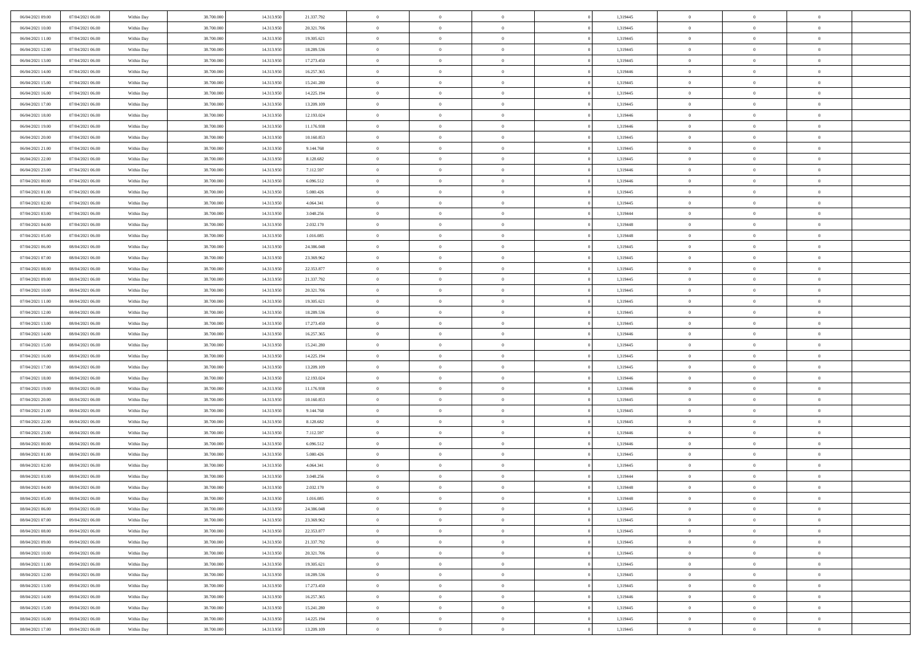| | | | | | | | | | | | | | | |
|---|---|---|---|---|---|---|---|---|---|---|---|---|---|---|
| 06/04/2021 09.00 | 07/04/2021 06.00 | Within Day | 38.700.000 | 14.313.950 | 21.337.792 | 0 | 0 | 0 | | 1,319445 | 0 | 0 | 0 | |
| 06/04/2021 10.00 | 07/04/2021 06.00 | Within Day | 38.700.000 | 14.313.950 | 20.321.706 | 0 | 0 | 0 | | 1,319445 | 0 | 0 | 0 | |
| 06/04/2021 11.00 | 07/04/2021 06.00 | Within Day | 38.700.000 | 14.313.950 | 19.305.621 | 0 | 0 | 0 | | 1,319445 | 0 | 0 | 0 | |
| 06/04/2021 12.00 | 07/04/2021 06.00 | Within Day | 38.700.000 | 14.313.950 | 18.289.536 | 0 | 0 | 0 | | 1,319445 | 0 | 0 | 0 | |
| 06/04/2021 13.00 | 07/04/2021 06.00 | Within Day | 38.700.000 | 14.313.950 | 17.273.450 | 0 | 0 | 0 | | 1,319445 | 0 | 0 | 0 | |
| 06/04/2021 14.00 | 07/04/2021 06.00 | Within Day | 38.700.000 | 14.313.950 | 16.257.365 | 0 | 0 | 0 | | 1,319446 | 0 | 0 | 0 | |
| 06/04/2021 15.00 | 07/04/2021 06.00 | Within Day | 38.700.000 | 14.313.950 | 15.241.280 | 0 | 0 | 0 | | 1,319445 | 0 | 0 | 0 | |
| 06/04/2021 16.00 | 07/04/2021 06.00 | Within Day | 38.700.000 | 14.313.950 | 14.225.194 | 0 | 0 | 0 | | 1,319445 | 0 | 0 | 0 | |
| 06/04/2021 17.00 | 07/04/2021 06.00 | Within Day | 38.700.000 | 14.313.950 | 13.209.109 | 0 | 0 | 0 | | 1,319445 | 0 | 0 | 0 | |
| 06/04/2021 18.00 | 07/04/2021 06.00 | Within Day | 38.700.000 | 14.313.950 | 12.193.024 | 0 | 0 | 0 | | 1,319446 | 0 | 0 | 0 | |
| 06/04/2021 19.00 | 07/04/2021 06.00 | Within Day | 38.700.000 | 14.313.950 | 11.176.938 | 0 | 0 | 0 | | 1,319446 | 0 | 0 | 0 | |
| 06/04/2021 20.00 | 07/04/2021 06.00 | Within Day | 38.700.000 | 14.313.950 | 10.160.853 | 0 | 0 | 0 | | 1,319445 | 0 | 0 | 0 | |
| 06/04/2021 21.00 | 07/04/2021 06.00 | Within Day | 38.700.000 | 14.313.950 | 9.144.768 | 0 | 0 | 0 | | 1,319445 | 0 | 0 | 0 | |
| 06/04/2021 22.00 | 07/04/2021 06.00 | Within Day | 38.700.000 | 14.313.950 | 8.128.682 | 0 | 0 | 0 | | 1,319445 | 0 | 0 | 0 | |
| 06/04/2021 23.00 | 07/04/2021 06.00 | Within Day | 38.700.000 | 14.313.950 | 7.112.597 | 0 | 0 | 0 | | 1,319446 | 0 | 0 | 0 | |
| 07/04/2021 00.00 | 07/04/2021 06.00 | Within Day | 38.700.000 | 14.313.950 | 6.096.512 | 0 | 0 | 0 | | 1,319446 | 0 | 0 | 0 | |
| 07/04/2021 01.00 | 07/04/2021 06.00 | Within Day | 38.700.000 | 14.313.950 | 5.080.426 | 0 | 0 | 0 | | 1,319445 | 0 | 0 | 0 | |
| 07/04/2021 02.00 | 07/04/2021 06.00 | Within Day | 38.700.000 | 14.313.950 | 4.064.341 | 0 | 0 | 0 | | 1,319445 | 0 | 0 | 0 | |
| 07/04/2021 03.00 | 07/04/2021 06.00 | Within Day | 38.700.000 | 14.313.950 | 3.048.256 | 0 | 0 | 0 | | 1,319444 | 0 | 0 | 0 | |
| 07/04/2021 04.00 | 07/04/2021 06.00 | Within Day | 38.700.000 | 14.313.950 | 2.032.170 | 0 | 0 | 0 | | 1,319448 | 0 | 0 | 0 | |
| 07/04/2021 05.00 | 07/04/2021 06.00 | Within Day | 38.700.000 | 14.313.950 | 1.016.085 | 0 | 0 | 0 | | 1,319448 | 0 | 0 | 0 | |
| 07/04/2021 06.00 | 08/04/2021 06.00 | Within Day | 38.700.000 | 14.313.950 | 24.386.048 | 0 | 0 | 0 | | 1,319445 | 0 | 0 | 0 | |
| 07/04/2021 07.00 | 08/04/2021 06.00 | Within Day | 38.700.000 | 14.313.950 | 23.369.962 | 0 | 0 | 0 | | 1,319445 | 0 | 0 | 0 | |
| 07/04/2021 08.00 | 08/04/2021 06.00 | Within Day | 38.700.000 | 14.313.950 | 22.353.877 | 0 | 0 | 0 | | 1,319445 | 0 | 0 | 0 | |
| 07/04/2021 09.00 | 08/04/2021 06.00 | Within Day | 38.700.000 | 14.313.950 | 21.337.792 | 0 | 0 | 0 | | 1,319445 | 0 | 0 | 0 | |
| 07/04/2021 10.00 | 08/04/2021 06.00 | Within Day | 38.700.000 | 14.313.950 | 20.321.706 | 0 | 0 | 0 | | 1,319445 | 0 | 0 | 0 | |
| 07/04/2021 11.00 | 08/04/2021 06.00 | Within Day | 38.700.000 | 14.313.950 | 19.305.621 | 0 | 0 | 0 | | 1,319445 | 0 | 0 | 0 | |
| 07/04/2021 12.00 | 08/04/2021 06.00 | Within Day | 38.700.000 | 14.313.950 | 18.289.536 | 0 | 0 | 0 | | 1,319445 | 0 | 0 | 0 | |
| 07/04/2021 13.00 | 08/04/2021 06.00 | Within Day | 38.700.000 | 14.313.950 | 17.273.450 | 0 | 0 | 0 | | 1,319445 | 0 | 0 | 0 | |
| 07/04/2021 14.00 | 08/04/2021 06.00 | Within Day | 38.700.000 | 14.313.950 | 16.257.365 | 0 | 0 | 0 | | 1,319446 | 0 | 0 | 0 | |
| 07/04/2021 15.00 | 08/04/2021 06.00 | Within Day | 38.700.000 | 14.313.950 | 15.241.280 | 0 | 0 | 0 | | 1,319445 | 0 | 0 | 0 | |
| 07/04/2021 16.00 | 08/04/2021 06.00 | Within Day | 38.700.000 | 14.313.950 | 14.225.194 | 0 | 0 | 0 | | 1,319445 | 0 | 0 | 0 | |
| 07/04/2021 17.00 | 08/04/2021 06.00 | Within Day | 38.700.000 | 14.313.950 | 13.209.109 | 0 | 0 | 0 | | 1,319445 | 0 | 0 | 0 | |
| 07/04/2021 18.00 | 08/04/2021 06.00 | Within Day | 38.700.000 | 14.313.950 | 12.193.024 | 0 | 0 | 0 | | 1,319446 | 0 | 0 | 0 | |
| 07/04/2021 19.00 | 08/04/2021 06.00 | Within Day | 38.700.000 | 14.313.950 | 11.176.938 | 0 | 0 | 0 | | 1,319446 | 0 | 0 | 0 | |
| 07/04/2021 20.00 | 08/04/2021 06.00 | Within Day | 38.700.000 | 14.313.950 | 10.160.853 | 0 | 0 | 0 | | 1,319445 | 0 | 0 | 0 | |
| 07/04/2021 21.00 | 08/04/2021 06.00 | Within Day | 38.700.000 | 14.313.950 | 9.144.768 | 0 | 0 | 0 | | 1,319445 | 0 | 0 | 0 | |
| 07/04/2021 22.00 | 08/04/2021 06.00 | Within Day | 38.700.000 | 14.313.950 | 8.128.682 | 0 | 0 | 0 | | 1,319445 | 0 | 0 | 0 | |
| 07/04/2021 23.00 | 08/04/2021 06.00 | Within Day | 38.700.000 | 14.313.950 | 7.112.597 | 0 | 0 | 0 | | 1,319446 | 0 | 0 | 0 | |
| 08/04/2021 00.00 | 08/04/2021 06.00 | Within Day | 38.700.000 | 14.313.950 | 6.096.512 | 0 | 0 | 0 | | 1,319446 | 0 | 0 | 0 | |
| 08/04/2021 01.00 | 08/04/2021 06.00 | Within Day | 38.700.000 | 14.313.950 | 5.080.426 | 0 | 0 | 0 | | 1,319445 | 0 | 0 | 0 | |
| 08/04/2021 02.00 | 08/04/2021 06.00 | Within Day | 38.700.000 | 14.313.950 | 4.064.341 | 0 | 0 | 0 | | 1,319445 | 0 | 0 | 0 | |
| 08/04/2021 03.00 | 08/04/2021 06.00 | Within Day | 38.700.000 | 14.313.950 | 3.048.256 | 0 | 0 | 0 | | 1,319444 | 0 | 0 | 0 | |
| 08/04/2021 04.00 | 08/04/2021 06.00 | Within Day | 38.700.000 | 14.313.950 | 2.032.170 | 0 | 0 | 0 | | 1,319448 | 0 | 0 | 0 | |
| 08/04/2021 05.00 | 08/04/2021 06.00 | Within Day | 38.700.000 | 14.313.950 | 1.016.085 | 0 | 0 | 0 | | 1,319448 | 0 | 0 | 0 | |
| 08/04/2021 06.00 | 09/04/2021 06.00 | Within Day | 38.700.000 | 14.313.950 | 24.386.048 | 0 | 0 | 0 | | 1,319445 | 0 | 0 | 0 | |
| 08/04/2021 07.00 | 09/04/2021 06.00 | Within Day | 38.700.000 | 14.313.950 | 23.369.962 | 0 | 0 | 0 | | 1,319445 | 0 | 0 | 0 | |
| 08/04/2021 08.00 | 09/04/2021 06.00 | Within Day | 38.700.000 | 14.313.950 | 22.353.877 | 0 | 0 | 0 | | 1,319445 | 0 | 0 | 0 | |
| 08/04/2021 09.00 | 09/04/2021 06.00 | Within Day | 38.700.000 | 14.313.950 | 21.337.792 | 0 | 0 | 0 | | 1,319445 | 0 | 0 | 0 | |
| 08/04/2021 10.00 | 09/04/2021 06.00 | Within Day | 38.700.000 | 14.313.950 | 20.321.706 | 0 | 0 | 0 | | 1,319445 | 0 | 0 | 0 | |
| 08/04/2021 11.00 | 09/04/2021 06.00 | Within Day | 38.700.000 | 14.313.950 | 19.305.621 | 0 | 0 | 0 | | 1,319445 | 0 | 0 | 0 | |
| 08/04/2021 12.00 | 09/04/2021 06.00 | Within Day | 38.700.000 | 14.313.950 | 18.289.536 | 0 | 0 | 0 | | 1,319445 | 0 | 0 | 0 | |
| 08/04/2021 13.00 | 09/04/2021 06.00 | Within Day | 38.700.000 | 14.313.950 | 17.273.450 | 0 | 0 | 0 | | 1,319445 | 0 | 0 | 0 | |
| 08/04/2021 14.00 | 09/04/2021 06.00 | Within Day | 38.700.000 | 14.313.950 | 16.257.365 | 0 | 0 | 0 | | 1,319446 | 0 | 0 | 0 | |
| 08/04/2021 15.00 | 09/04/2021 06.00 | Within Day | 38.700.000 | 14.313.950 | 15.241.280 | 0 | 0 | 0 | | 1,319445 | 0 | 0 | 0 | |
| 08/04/2021 16.00 | 09/04/2021 06.00 | Within Day | 38.700.000 | 14.313.950 | 14.225.194 | 0 | 0 | 0 | | 1,319445 | 0 | 0 | 0 | |
| 08/04/2021 17.00 | 09/04/2021 06.00 | Within Day | 38.700.000 | 14.313.950 | 13.209.109 | 0 | 0 | 0 | | 1,319445 | 0 | 0 | 0 | |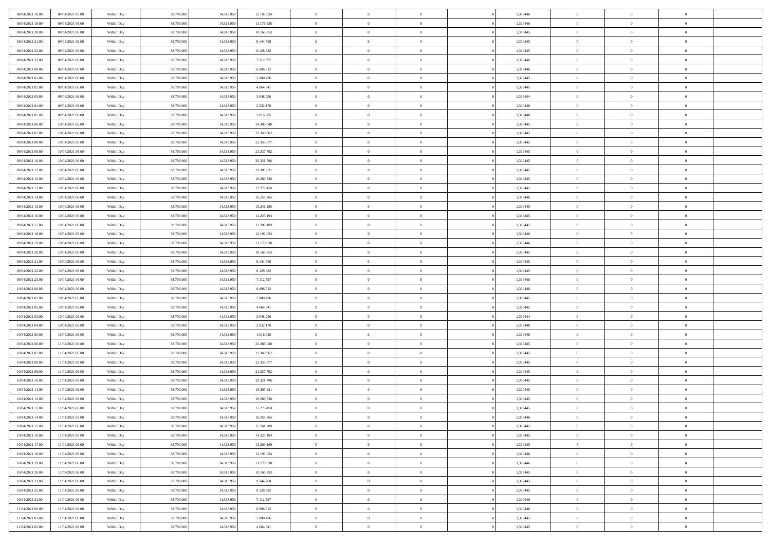| | | | | | | | | | | | | | | |
|---|---|---|---|---|---|---|---|---|---|---|---|---|---|---|
| 08/04/2021 18:00 | 09/04/2021 06:00 | Within Day | 38.700.000 | 14.313.950 | 12.193.024 | 0 | 0 | 0 | | 1,319446 | 0 | 0 | 0 | |
| 08/04/2021 19:00 | 09/04/2021 06:00 | Within Day | 38.700.000 | 14.313.950 | 11.176.938 | 0 | 0 | 0 | | 1,319446 | 0 | 0 | 0 | |
| 08/04/2021 20:00 | 09/04/2021 06:00 | Within Day | 38.700.000 | 14.313.950 | 10.160.853 | 0 | 0 | 0 | | 1,319445 | 0 | 0 | 0 | |
| 08/04/2021 21:00 | 09/04/2021 06:00 | Within Day | 38.700.000 | 14.313.950 | 9.144.768 | 0 | 0 | 0 | | 1,319445 | 0 | 0 | 0 | |
| 08/04/2021 22:00 | 09/04/2021 06:00 | Within Day | 38.700.000 | 14.313.950 | 8.128.682 | 0 | 0 | 0 | | 1,319445 | 0 | 0 | 0 | |
| 08/04/2021 23:00 | 09/04/2021 06:00 | Within Day | 38.700.000 | 14.313.950 | 7.112.597 | 0 | 0 | 0 | | 1,319446 | 0 | 0 | 0 | |
| 09/04/2021 00:00 | 09/04/2021 06:00 | Within Day | 38.700.000 | 14.313.950 | 6.096.512 | 0 | 0 | 0 | | 1,319446 | 0 | 0 | 0 | |
| 09/04/2021 01:00 | 09/04/2021 06:00 | Within Day | 38.700.000 | 14.313.950 | 5.080.426 | 0 | 0 | 0 | | 1,319445 | 0 | 0 | 0 | |
| 09/04/2021 02:00 | 09/04/2021 06:00 | Within Day | 38.700.000 | 14.313.950 | 4.064.341 | 0 | 0 | 0 | | 1,319445 | 0 | 0 | 0 | |
| 09/04/2021 03:00 | 09/04/2021 06:00 | Within Day | 38.700.000 | 14.313.950 | 3.048.256 | 0 | 0 | 0 | | 1,319444 | 0 | 0 | 0 | |
| 09/04/2021 04:00 | 09/04/2021 06:00 | Within Day | 38.700.000 | 14.313.950 | 2.032.170 | 0 | 0 | 0 | | 1,319448 | 0 | 0 | 0 | |
| 09/04/2021 05:00 | 09/04/2021 06:00 | Within Day | 38.700.000 | 14.313.950 | 1.016.085 | 0 | 0 | 0 | | 1,319448 | 0 | 0 | 0 | |
| 09/04/2021 06:00 | 10/04/2021 06:00 | Within Day | 38.700.000 | 14.313.950 | 24.386.048 | 0 | 0 | 0 | | 1,319445 | 0 | 0 | 0 | |
| 09/04/2021 07:00 | 10/04/2021 06:00 | Within Day | 38.700.000 | 14.313.950 | 23.369.962 | 0 | 0 | 0 | | 1,319445 | 0 | 0 | 0 | |
| 09/04/2021 08:00 | 10/04/2021 06:00 | Within Day | 38.700.000 | 14.313.950 | 22.353.877 | 0 | 0 | 0 | | 1,319445 | 0 | 0 | 0 | |
| 09/04/2021 09:00 | 10/04/2021 06:00 | Within Day | 38.700.000 | 14.313.950 | 21.337.792 | 0 | 0 | 0 | | 1,319445 | 0 | 0 | 0 | |
| 09/04/2021 10:00 | 10/04/2021 06:00 | Within Day | 38.700.000 | 14.313.950 | 20.321.706 | 0 | 0 | 0 | | 1,319445 | 0 | 0 | 0 | |
| 09/04/2021 11:00 | 10/04/2021 06:00 | Within Day | 38.700.000 | 14.313.950 | 19.305.621 | 0 | 0 | 0 | | 1,319445 | 0 | 0 | 0 | |
| 09/04/2021 12:00 | 10/04/2021 06:00 | Within Day | 38.700.000 | 14.313.950 | 18.289.536 | 0 | 0 | 0 | | 1,319445 | 0 | 0 | 0 | |
| 09/04/2021 13:00 | 10/04/2021 06:00 | Within Day | 38.700.000 | 14.313.950 | 17.273.450 | 0 | 0 | 0 | | 1,319445 | 0 | 0 | 0 | |
| 09/04/2021 14:00 | 10/04/2021 06:00 | Within Day | 38.700.000 | 14.313.950 | 16.257.365 | 0 | 0 | 0 | | 1,319446 | 0 | 0 | 0 | |
| 09/04/2021 15:00 | 10/04/2021 06:00 | Within Day | 38.700.000 | 14.313.950 | 15.241.280 | 0 | 0 | 0 | | 1,319445 | 0 | 0 | 0 | |
| 09/04/2021 16:00 | 10/04/2021 06:00 | Within Day | 38.700.000 | 14.313.950 | 14.225.194 | 0 | 0 | 0 | | 1,319445 | 0 | 0 | 0 | |
| 09/04/2021 17:00 | 10/04/2021 06:00 | Within Day | 38.700.000 | 14.313.950 | 13.209.109 | 0 | 0 | 0 | | 1,319445 | 0 | 0 | 0 | |
| 09/04/2021 18:00 | 10/04/2021 06:00 | Within Day | 38.700.000 | 14.313.950 | 12.193.024 | 0 | 0 | 0 | | 1,319446 | 0 | 0 | 0 | |
| 09/04/2021 19:00 | 10/04/2021 06:00 | Within Day | 38.700.000 | 14.313.950 | 11.176.938 | 0 | 0 | 0 | | 1,319446 | 0 | 0 | 0 | |
| 09/04/2021 20:00 | 10/04/2021 06:00 | Within Day | 38.700.000 | 14.313.950 | 10.160.853 | 0 | 0 | 0 | | 1,319445 | 0 | 0 | 0 | |
| 09/04/2021 21:00 | 10/04/2021 06:00 | Within Day | 38.700.000 | 14.313.950 | 9.144.768 | 0 | 0 | 0 | | 1,319445 | 0 | 0 | 0 | |
| 09/04/2021 22:00 | 10/04/2021 06:00 | Within Day | 38.700.000 | 14.313.950 | 8.128.682 | 0 | 0 | 0 | | 1,319445 | 0 | 0 | 0 | |
| 09/04/2021 23:00 | 10/04/2021 06:00 | Within Day | 38.700.000 | 14.313.950 | 7.112.597 | 0 | 0 | 0 | | 1,319446 | 0 | 0 | 0 | |
| 10/04/2021 00:00 | 10/04/2021 06:00 | Within Day | 38.700.000 | 14.313.950 | 6.096.512 | 0 | 0 | 0 | | 1,319446 | 0 | 0 | 0 | |
| 10/04/2021 01:00 | 10/04/2021 06:00 | Within Day | 38.700.000 | 14.313.950 | 5.080.426 | 0 | 0 | 0 | | 1,319445 | 0 | 0 | 0 | |
| 10/04/2021 02:00 | 10/04/2021 06:00 | Within Day | 38.700.000 | 14.313.950 | 4.064.341 | 0 | 0 | 0 | | 1,319445 | 0 | 0 | 0 | |
| 10/04/2021 03:00 | 10/04/2021 06:00 | Within Day | 38.700.000 | 14.313.950 | 3.048.256 | 0 | 0 | 0 | | 1,319444 | 0 | 0 | 0 | |
| 10/04/2021 04:00 | 10/04/2021 06:00 | Within Day | 38.700.000 | 14.313.950 | 2.032.170 | 0 | 0 | 0 | | 1,319448 | 0 | 0 | 0 | |
| 10/04/2021 05:00 | 10/04/2021 06:00 | Within Day | 38.700.000 | 14.313.950 | 1.016.085 | 0 | 0 | 0 | | 1,319448 | 0 | 0 | 0 | |
| 10/04/2021 06:00 | 11/04/2021 06:00 | Within Day | 38.700.000 | 14.313.950 | 24.386.048 | 0 | 0 | 0 | | 1,319445 | 0 | 0 | 0 | |
| 10/04/2021 07:00 | 11/04/2021 06:00 | Within Day | 38.700.000 | 14.313.950 | 23.369.962 | 0 | 0 | 0 | | 1,319445 | 0 | 0 | 0 | |
| 10/04/2021 08:00 | 11/04/2021 06:00 | Within Day | 38.700.000 | 14.313.950 | 22.353.877 | 0 | 0 | 0 | | 1,319445 | 0 | 0 | 0 | |
| 10/04/2021 09:00 | 11/04/2021 06:00 | Within Day | 38.700.000 | 14.313.950 | 21.337.792 | 0 | 0 | 0 | | 1,319445 | 0 | 0 | 0 | |
| 10/04/2021 10:00 | 11/04/2021 06:00 | Within Day | 38.700.000 | 14.313.950 | 20.321.706 | 0 | 0 | 0 | | 1,319445 | 0 | 0 | 0 | |
| 10/04/2021 11:00 | 11/04/2021 06:00 | Within Day | 38.700.000 | 14.313.950 | 19.305.621 | 0 | 0 | 0 | | 1,319445 | 0 | 0 | 0 | |
| 10/04/2021 12:00 | 11/04/2021 06:00 | Within Day | 38.700.000 | 14.313.950 | 18.289.536 | 0 | 0 | 0 | | 1,319445 | 0 | 0 | 0 | |
| 10/04/2021 13:00 | 11/04/2021 06:00 | Within Day | 38.700.000 | 14.313.950 | 17.273.450 | 0 | 0 | 0 | | 1,319445 | 0 | 0 | 0 | |
| 10/04/2021 14:00 | 11/04/2021 06:00 | Within Day | 38.700.000 | 14.313.950 | 16.257.365 | 0 | 0 | 0 | | 1,319446 | 0 | 0 | 0 | |
| 10/04/2021 15:00 | 11/04/2021 06:00 | Within Day | 38.700.000 | 14.313.950 | 15.241.280 | 0 | 0 | 0 | | 1,319445 | 0 | 0 | 0 | |
| 10/04/2021 16:00 | 11/04/2021 06:00 | Within Day | 38.700.000 | 14.313.950 | 14.225.194 | 0 | 0 | 0 | | 1,319445 | 0 | 0 | 0 | |
| 10/04/2021 17:00 | 11/04/2021 06:00 | Within Day | 38.700.000 | 14.313.950 | 13.209.109 | 0 | 0 | 0 | | 1,319445 | 0 | 0 | 0 | |
| 10/04/2021 18:00 | 11/04/2021 06:00 | Within Day | 38.700.000 | 14.313.950 | 12.193.024 | 0 | 0 | 0 | | 1,319446 | 0 | 0 | 0 | |
| 10/04/2021 19:00 | 11/04/2021 06:00 | Within Day | 38.700.000 | 14.313.950 | 11.176.938 | 0 | 0 | 0 | | 1,319446 | 0 | 0 | 0 | |
| 10/04/2021 20:00 | 11/04/2021 06:00 | Within Day | 38.700.000 | 14.313.950 | 10.160.853 | 0 | 0 | 0 | | 1,319445 | 0 | 0 | 0 | |
| 10/04/2021 21:00 | 11/04/2021 06:00 | Within Day | 38.700.000 | 14.313.950 | 9.144.768 | 0 | 0 | 0 | | 1,319445 | 0 | 0 | 0 | |
| 10/04/2021 22:00 | 11/04/2021 06:00 | Within Day | 38.700.000 | 14.313.950 | 8.128.682 | 0 | 0 | 0 | | 1,319445 | 0 | 0 | 0 | |
| 10/04/2021 23:00 | 11/04/2021 06:00 | Within Day | 38.700.000 | 14.313.950 | 7.112.597 | 0 | 0 | 0 | | 1,319446 | 0 | 0 | 0 | |
| 11/04/2021 00:00 | 11/04/2021 06:00 | Within Day | 38.700.000 | 14.313.950 | 6.096.512 | 0 | 0 | 0 | | 1,319446 | 0 | 0 | 0 | |
| 11/04/2021 01:00 | 11/04/2021 06:00 | Within Day | 38.700.000 | 14.313.950 | 5.080.426 | 0 | 0 | 0 | | 1,319445 | 0 | 0 | 0 | |
| 11/04/2021 02:00 | 11/04/2021 06:00 | Within Day | 38.700.000 | 14.313.950 | 4.064.341 | 0 | 0 | 0 | | 1,319445 | 0 | 0 | 0 | |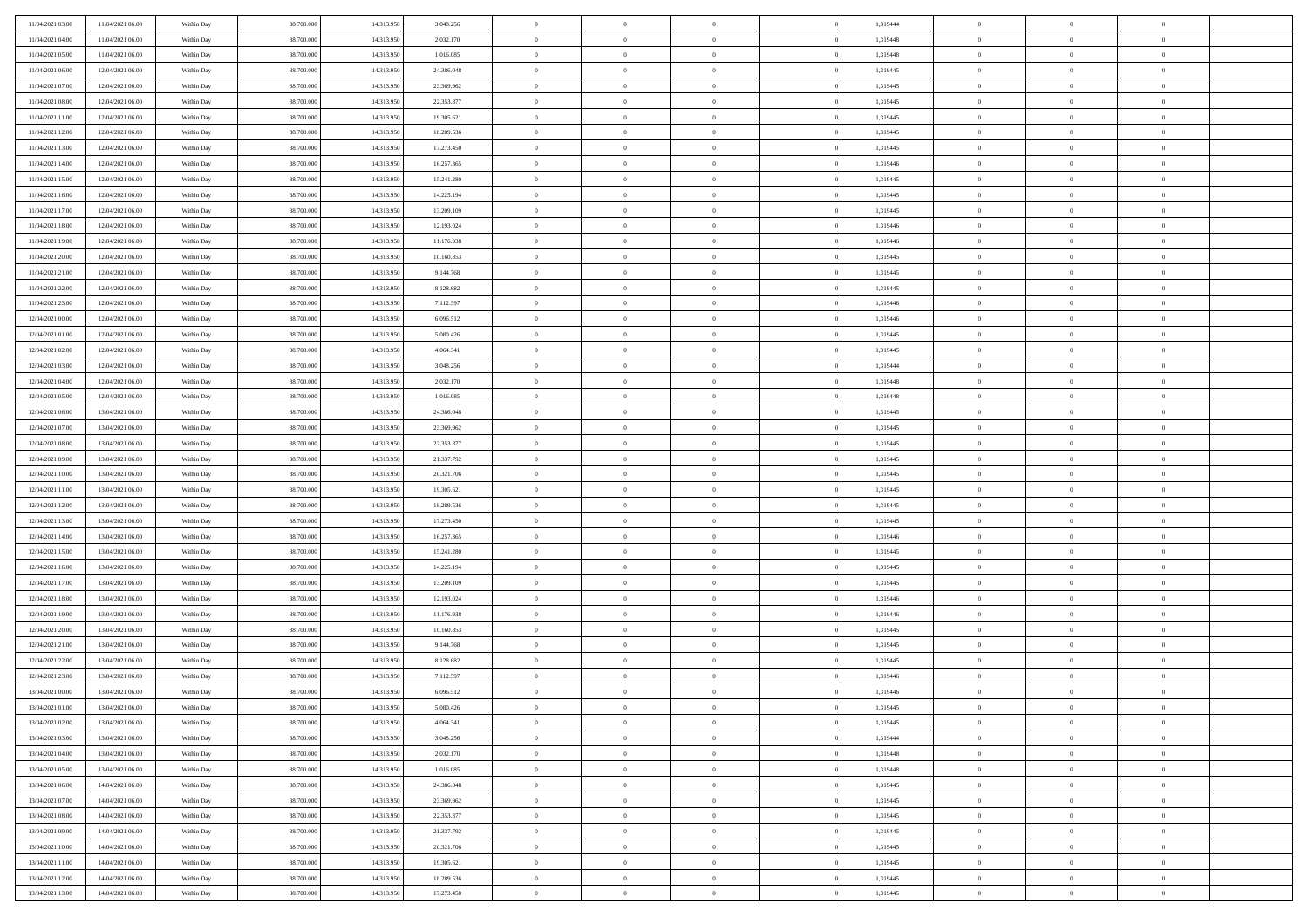| | | | | | | | | | | | | | | |
|---|---|---|---|---|---|---|---|---|---|---|---|---|---|---|
| 11/04/2021 03:00 | 11/04/2021 06:00 | Within Day | 38.700.000 | 14.313.950 | 3.048.256 | 0 | 0 | 0 | | 1,319444 | 0 | 0 | 0 | |
| 11/04/2021 04:00 | 11/04/2021 06:00 | Within Day | 38.700.000 | 14.313.950 | 2.032.170 | 0 | 0 | 0 | | 1,319448 | 0 | 0 | 0 | |
| 11/04/2021 05:00 | 11/04/2021 06:00 | Within Day | 38.700.000 | 14.313.950 | 1.016.085 | 0 | 0 | 0 | | 1,319448 | 0 | 0 | 0 | |
| 11/04/2021 06:00 | 12/04/2021 06:00 | Within Day | 38.700.000 | 14.313.950 | 24.386.048 | 0 | 0 | 0 | | 1,319445 | 0 | 0 | 0 | |
| 11/04/2021 07:00 | 12/04/2021 06:00 | Within Day | 38.700.000 | 14.313.950 | 23.369.962 | 0 | 0 | 0 | | 1,319445 | 0 | 0 | 0 | |
| 11/04/2021 08:00 | 12/04/2021 06:00 | Within Day | 38.700.000 | 14.313.950 | 22.353.877 | 0 | 0 | 0 | | 1,319445 | 0 | 0 | 0 | |
| 11/04/2021 11:00 | 12/04/2021 06:00 | Within Day | 38.700.000 | 14.313.950 | 19.305.621 | 0 | 0 | 0 | | 1,319445 | 0 | 0 | 0 | |
| 11/04/2021 12:00 | 12/04/2021 06:00 | Within Day | 38.700.000 | 14.313.950 | 18.289.536 | 0 | 0 | 0 | | 1,319445 | 0 | 0 | 0 | |
| 11/04/2021 13:00 | 12/04/2021 06:00 | Within Day | 38.700.000 | 14.313.950 | 17.273.450 | 0 | 0 | 0 | | 1,319445 | 0 | 0 | 0 | |
| 11/04/2021 14:00 | 12/04/2021 06:00 | Within Day | 38.700.000 | 14.313.950 | 16.257.365 | 0 | 0 | 0 | | 1,319446 | 0 | 0 | 0 | |
| 11/04/2021 15:00 | 12/04/2021 06:00 | Within Day | 38.700.000 | 14.313.950 | 15.241.280 | 0 | 0 | 0 | | 1,319445 | 0 | 0 | 0 | |
| 11/04/2021 16:00 | 12/04/2021 06:00 | Within Day | 38.700.000 | 14.313.950 | 14.225.194 | 0 | 0 | 0 | | 1,319445 | 0 | 0 | 0 | |
| 11/04/2021 17:00 | 12/04/2021 06:00 | Within Day | 38.700.000 | 14.313.950 | 13.209.109 | 0 | 0 | 0 | | 1,319445 | 0 | 0 | 0 | |
| 11/04/2021 18:00 | 12/04/2021 06:00 | Within Day | 38.700.000 | 14.313.950 | 12.193.024 | 0 | 0 | 0 | | 1,319446 | 0 | 0 | 0 | |
| 11/04/2021 19:00 | 12/04/2021 06:00 | Within Day | 38.700.000 | 14.313.950 | 11.176.938 | 0 | 0 | 0 | | 1,319446 | 0 | 0 | 0 | |
| 11/04/2021 20:00 | 12/04/2021 06:00 | Within Day | 38.700.000 | 14.313.950 | 10.160.853 | 0 | 0 | 0 | | 1,319445 | 0 | 0 | 0 | |
| 11/04/2021 21:00 | 12/04/2021 06:00 | Within Day | 38.700.000 | 14.313.950 | 9.144.768 | 0 | 0 | 0 | | 1,319445 | 0 | 0 | 0 | |
| 11/04/2021 22:00 | 12/04/2021 06:00 | Within Day | 38.700.000 | 14.313.950 | 8.128.682 | 0 | 0 | 0 | | 1,319445 | 0 | 0 | 0 | |
| 11/04/2021 23:00 | 12/04/2021 06:00 | Within Day | 38.700.000 | 14.313.950 | 7.112.597 | 0 | 0 | 0 | | 1,319446 | 0 | 0 | 0 | |
| 12/04/2021 00:00 | 12/04/2021 06:00 | Within Day | 38.700.000 | 14.313.950 | 6.096.512 | 0 | 0 | 0 | | 1,319446 | 0 | 0 | 0 | |
| 12/04/2021 01:00 | 12/04/2021 06:00 | Within Day | 38.700.000 | 14.313.950 | 5.080.426 | 0 | 0 | 0 | | 1,319445 | 0 | 0 | 0 | |
| 12/04/2021 02:00 | 12/04/2021 06:00 | Within Day | 38.700.000 | 14.313.950 | 4.064.341 | 0 | 0 | 0 | | 1,319445 | 0 | 0 | 0 | |
| 12/04/2021 03:00 | 12/04/2021 06:00 | Within Day | 38.700.000 | 14.313.950 | 3.048.256 | 0 | 0 | 0 | | 1,319444 | 0 | 0 | 0 | |
| 12/04/2021 04:00 | 12/04/2021 06:00 | Within Day | 38.700.000 | 14.313.950 | 2.032.170 | 0 | 0 | 0 | | 1,319448 | 0 | 0 | 0 | |
| 12/04/2021 05:00 | 12/04/2021 06:00 | Within Day | 38.700.000 | 14.313.950 | 1.016.085 | 0 | 0 | 0 | | 1,319448 | 0 | 0 | 0 | |
| 12/04/2021 06:00 | 13/04/2021 06:00 | Within Day | 38.700.000 | 14.313.950 | 24.386.048 | 0 | 0 | 0 | | 1,319445 | 0 | 0 | 0 | |
| 12/04/2021 07:00 | 13/04/2021 06:00 | Within Day | 38.700.000 | 14.313.950 | 23.369.962 | 0 | 0 | 0 | | 1,319445 | 0 | 0 | 0 | |
| 12/04/2021 08:00 | 13/04/2021 06:00 | Within Day | 38.700.000 | 14.313.950 | 22.353.877 | 0 | 0 | 0 | | 1,319445 | 0 | 0 | 0 | |
| 12/04/2021 09:00 | 13/04/2021 06:00 | Within Day | 38.700.000 | 14.313.950 | 21.337.792 | 0 | 0 | 0 | | 1,319445 | 0 | 0 | 0 | |
| 12/04/2021 10:00 | 13/04/2021 06:00 | Within Day | 38.700.000 | 14.313.950 | 20.321.706 | 0 | 0 | 0 | | 1,319445 | 0 | 0 | 0 | |
| 12/04/2021 11:00 | 13/04/2021 06:00 | Within Day | 38.700.000 | 14.313.950 | 19.305.621 | 0 | 0 | 0 | | 1,319445 | 0 | 0 | 0 | |
| 12/04/2021 12:00 | 13/04/2021 06:00 | Within Day | 38.700.000 | 14.313.950 | 18.289.536 | 0 | 0 | 0 | | 1,319445 | 0 | 0 | 0 | |
| 12/04/2021 13:00 | 13/04/2021 06:00 | Within Day | 38.700.000 | 14.313.950 | 17.273.450 | 0 | 0 | 0 | | 1,319445 | 0 | 0 | 0 | |
| 12/04/2021 14:00 | 13/04/2021 06:00 | Within Day | 38.700.000 | 14.313.950 | 16.257.365 | 0 | 0 | 0 | | 1,319446 | 0 | 0 | 0 | |
| 12/04/2021 15:00 | 13/04/2021 06:00 | Within Day | 38.700.000 | 14.313.950 | 15.241.280 | 0 | 0 | 0 | | 1,319445 | 0 | 0 | 0 | |
| 12/04/2021 16:00 | 13/04/2021 06:00 | Within Day | 38.700.000 | 14.313.950 | 14.225.194 | 0 | 0 | 0 | | 1,319445 | 0 | 0 | 0 | |
| 12/04/2021 17:00 | 13/04/2021 06:00 | Within Day | 38.700.000 | 14.313.950 | 13.209.109 | 0 | 0 | 0 | | 1,319445 | 0 | 0 | 0 | |
| 12/04/2021 18:00 | 13/04/2021 06:00 | Within Day | 38.700.000 | 14.313.950 | 12.193.024 | 0 | 0 | 0 | | 1,319446 | 0 | 0 | 0 | |
| 12/04/2021 19:00 | 13/04/2021 06:00 | Within Day | 38.700.000 | 14.313.950 | 11.176.938 | 0 | 0 | 0 | | 1,319446 | 0 | 0 | 0 | |
| 12/04/2021 20:00 | 13/04/2021 06:00 | Within Day | 38.700.000 | 14.313.950 | 10.160.853 | 0 | 0 | 0 | | 1,319445 | 0 | 0 | 0 | |
| 12/04/2021 21:00 | 13/04/2021 06:00 | Within Day | 38.700.000 | 14.313.950 | 9.144.768 | 0 | 0 | 0 | | 1,319445 | 0 | 0 | 0 | |
| 12/04/2021 22:00 | 13/04/2021 06:00 | Within Day | 38.700.000 | 14.313.950 | 8.128.682 | 0 | 0 | 0 | | 1,319445 | 0 | 0 | 0 | |
| 12/04/2021 23:00 | 13/04/2021 06:00 | Within Day | 38.700.000 | 14.313.950 | 7.112.597 | 0 | 0 | 0 | | 1,319446 | 0 | 0 | 0 | |
| 13/04/2021 00:00 | 13/04/2021 06:00 | Within Day | 38.700.000 | 14.313.950 | 6.096.512 | 0 | 0 | 0 | | 1,319446 | 0 | 0 | 0 | |
| 13/04/2021 01:00 | 13/04/2021 06:00 | Within Day | 38.700.000 | 14.313.950 | 5.080.426 | 0 | 0 | 0 | | 1,319445 | 0 | 0 | 0 | |
| 13/04/2021 02:00 | 13/04/2021 06:00 | Within Day | 38.700.000 | 14.313.950 | 4.064.341 | 0 | 0 | 0 | | 1,319445 | 0 | 0 | 0 | |
| 13/04/2021 03:00 | 13/04/2021 06:00 | Within Day | 38.700.000 | 14.313.950 | 3.048.256 | 0 | 0 | 0 | | 1,319444 | 0 | 0 | 0 | |
| 13/04/2021 04:00 | 13/04/2021 06:00 | Within Day | 38.700.000 | 14.313.950 | 2.032.170 | 0 | 0 | 0 | | 1,319448 | 0 | 0 | 0 | |
| 13/04/2021 05:00 | 13/04/2021 06:00 | Within Day | 38.700.000 | 14.313.950 | 1.016.085 | 0 | 0 | 0 | | 1,319448 | 0 | 0 | 0 | |
| 13/04/2021 06:00 | 14/04/2021 06:00 | Within Day | 38.700.000 | 14.313.950 | 24.386.048 | 0 | 0 | 0 | | 1,319445 | 0 | 0 | 0 | |
| 13/04/2021 07:00 | 14/04/2021 06:00 | Within Day | 38.700.000 | 14.313.950 | 23.369.962 | 0 | 0 | 0 | | 1,319445 | 0 | 0 | 0 | |
| 13/04/2021 08:00 | 14/04/2021 06:00 | Within Day | 38.700.000 | 14.313.950 | 22.353.877 | 0 | 0 | 0 | | 1,319445 | 0 | 0 | 0 | |
| 13/04/2021 09:00 | 14/04/2021 06:00 | Within Day | 38.700.000 | 14.313.950 | 21.337.792 | 0 | 0 | 0 | | 1,319445 | 0 | 0 | 0 | |
| 13/04/2021 10:00 | 14/04/2021 06:00 | Within Day | 38.700.000 | 14.313.950 | 20.321.706 | 0 | 0 | 0 | | 1,319445 | 0 | 0 | 0 | |
| 13/04/2021 11:00 | 14/04/2021 06:00 | Within Day | 38.700.000 | 14.313.950 | 19.305.621 | 0 | 0 | 0 | | 1,319445 | 0 | 0 | 0 | |
| 13/04/2021 12:00 | 14/04/2021 06:00 | Within Day | 38.700.000 | 14.313.950 | 18.289.536 | 0 | 0 | 0 | | 1,319445 | 0 | 0 | 0 | |
| 13/04/2021 13:00 | 14/04/2021 06:00 | Within Day | 38.700.000 | 14.313.950 | 17.273.450 | 0 | 0 | 0 | | 1,319445 | 0 | 0 | 0 | |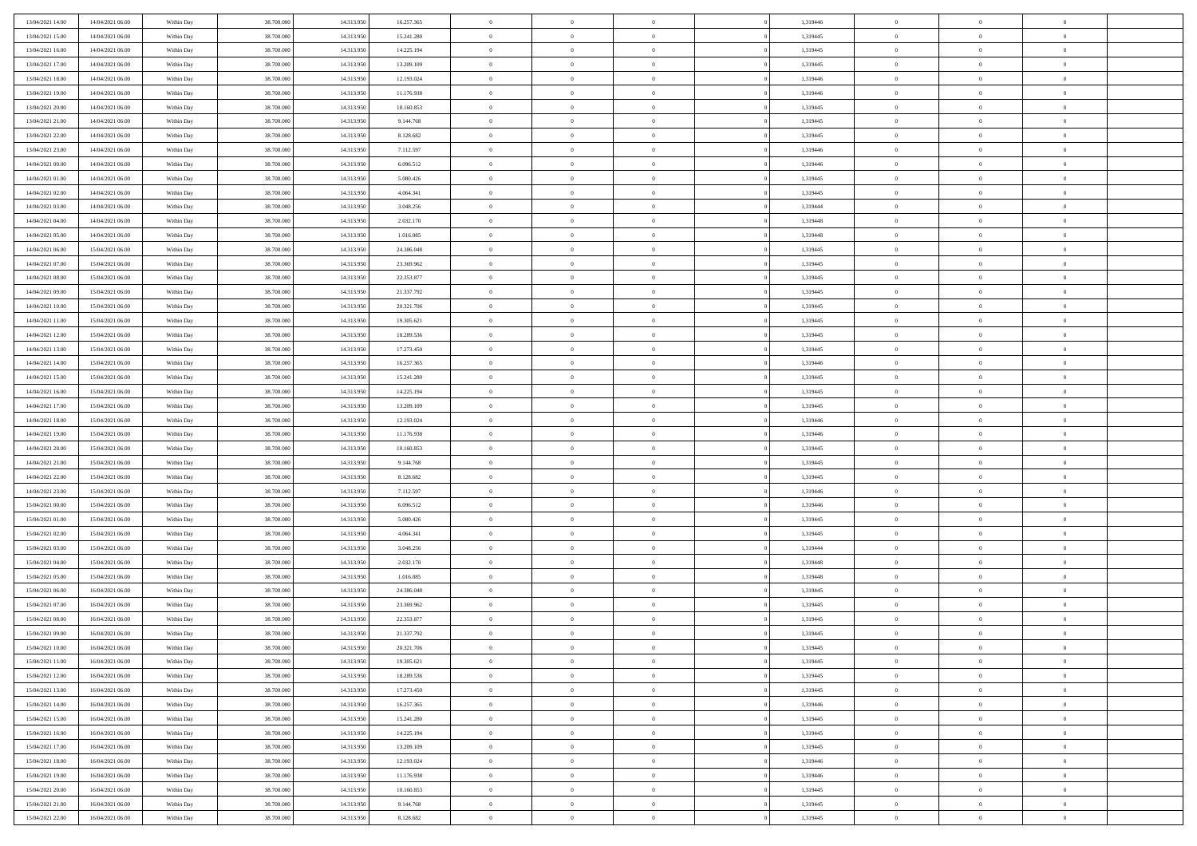| | | | | | | | | | | | | | | |
|---|---|---|---|---|---|---|---|---|---|---|---|---|---|---|
| 13/04/2021 14:00 | 14/04/2021 06:00 | Within Day | 38.700.000 | 14.313.950 | 16.257.365 | 0 | 0 | 0 | | 1,319446 | 0 | 0 | 0 | |
| 13/04/2021 15:00 | 14/04/2021 06:00 | Within Day | 38.700.000 | 14.313.950 | 15.241.280 | 0 | 0 | 0 | | 1,319445 | 0 | 0 | 0 | |
| 13/04/2021 16:00 | 14/04/2021 06:00 | Within Day | 38.700.000 | 14.313.950 | 14.225.194 | 0 | 0 | 0 | | 1,319445 | 0 | 0 | 0 | |
| 13/04/2021 17:00 | 14/04/2021 06:00 | Within Day | 38.700.000 | 14.313.950 | 13.209.109 | 0 | 0 | 0 | | 1,319445 | 0 | 0 | 0 | |
| 13/04/2021 18:00 | 14/04/2021 06:00 | Within Day | 38.700.000 | 14.313.950 | 12.193.024 | 0 | 0 | 0 | | 1,319446 | 0 | 0 | 0 | |
| 13/04/2021 19:00 | 14/04/2021 06:00 | Within Day | 38.700.000 | 14.313.950 | 11.176.938 | 0 | 0 | 0 | | 1,319446 | 0 | 0 | 0 | |
| 13/04/2021 20:00 | 14/04/2021 06:00 | Within Day | 38.700.000 | 14.313.950 | 10.160.853 | 0 | 0 | 0 | | 1,319445 | 0 | 0 | 0 | |
| 13/04/2021 21:00 | 14/04/2021 06:00 | Within Day | 38.700.000 | 14.313.950 | 9.144.768 | 0 | 0 | 0 | | 1,319445 | 0 | 0 | 0 | |
| 13/04/2021 22:00 | 14/04/2021 06:00 | Within Day | 38.700.000 | 14.313.950 | 8.128.682 | 0 | 0 | 0 | | 1,319445 | 0 | 0 | 0 | |
| 13/04/2021 23:00 | 14/04/2021 06:00 | Within Day | 38.700.000 | 14.313.950 | 7.112.597 | 0 | 0 | 0 | | 1,319446 | 0 | 0 | 0 | |
| 14/04/2021 00:00 | 14/04/2021 06:00 | Within Day | 38.700.000 | 14.313.950 | 6.096.512 | 0 | 0 | 0 | | 1,319446 | 0 | 0 | 0 | |
| 14/04/2021 01:00 | 14/04/2021 06:00 | Within Day | 38.700.000 | 14.313.950 | 5.080.426 | 0 | 0 | 0 | | 1,319445 | 0 | 0 | 0 | |
| 14/04/2021 02:00 | 14/04/2021 06:00 | Within Day | 38.700.000 | 14.313.950 | 4.064.341 | 0 | 0 | 0 | | 1,319445 | 0 | 0 | 0 | |
| 14/04/2021 03:00 | 14/04/2021 06:00 | Within Day | 38.700.000 | 14.313.950 | 3.048.256 | 0 | 0 | 0 | | 1,319444 | 0 | 0 | 0 | |
| 14/04/2021 04:00 | 14/04/2021 06:00 | Within Day | 38.700.000 | 14.313.950 | 2.032.170 | 0 | 0 | 0 | | 1,319448 | 0 | 0 | 0 | |
| 14/04/2021 05:00 | 14/04/2021 06:00 | Within Day | 38.700.000 | 14.313.950 | 1.016.085 | 0 | 0 | 0 | | 1,319448 | 0 | 0 | 0 | |
| 14/04/2021 06:00 | 15/04/2021 06:00 | Within Day | 38.700.000 | 14.313.950 | 24.386.048 | 0 | 0 | 0 | | 1,319445 | 0 | 0 | 0 | |
| 14/04/2021 07:00 | 15/04/2021 06:00 | Within Day | 38.700.000 | 14.313.950 | 23.369.962 | 0 | 0 | 0 | | 1,319445 | 0 | 0 | 0 | |
| 14/04/2021 08:00 | 15/04/2021 06:00 | Within Day | 38.700.000 | 14.313.950 | 22.353.877 | 0 | 0 | 0 | | 1,319445 | 0 | 0 | 0 | |
| 14/04/2021 09:00 | 15/04/2021 06:00 | Within Day | 38.700.000 | 14.313.950 | 21.337.792 | 0 | 0 | 0 | | 1,319445 | 0 | 0 | 0 | |
| 14/04/2021 10:00 | 15/04/2021 06:00 | Within Day | 38.700.000 | 14.313.950 | 20.321.706 | 0 | 0 | 0 | | 1,319445 | 0 | 0 | 0 | |
| 14/04/2021 11:00 | 15/04/2021 06:00 | Within Day | 38.700.000 | 14.313.950 | 19.305.621 | 0 | 0 | 0 | | 1,319445 | 0 | 0 | 0 | |
| 14/04/2021 12:00 | 15/04/2021 06:00 | Within Day | 38.700.000 | 14.313.950 | 18.289.536 | 0 | 0 | 0 | | 1,319445 | 0 | 0 | 0 | |
| 14/04/2021 13:00 | 15/04/2021 06:00 | Within Day | 38.700.000 | 14.313.950 | 17.273.450 | 0 | 0 | 0 | | 1,319445 | 0 | 0 | 0 | |
| 14/04/2021 14:00 | 15/04/2021 06:00 | Within Day | 38.700.000 | 14.313.950 | 16.257.365 | 0 | 0 | 0 | | 1,319446 | 0 | 0 | 0 | |
| 14/04/2021 15:00 | 15/04/2021 06:00 | Within Day | 38.700.000 | 14.313.950 | 15.241.280 | 0 | 0 | 0 | | 1,319445 | 0 | 0 | 0 | |
| 14/04/2021 16:00 | 15/04/2021 06:00 | Within Day | 38.700.000 | 14.313.950 | 14.225.194 | 0 | 0 | 0 | | 1,319445 | 0 | 0 | 0 | |
| 14/04/2021 17:00 | 15/04/2021 06:00 | Within Day | 38.700.000 | 14.313.950 | 13.209.109 | 0 | 0 | 0 | | 1,319445 | 0 | 0 | 0 | |
| 14/04/2021 18:00 | 15/04/2021 06:00 | Within Day | 38.700.000 | 14.313.950 | 12.193.024 | 0 | 0 | 0 | | 1,319446 | 0 | 0 | 0 | |
| 14/04/2021 19:00 | 15/04/2021 06:00 | Within Day | 38.700.000 | 14.313.950 | 11.176.938 | 0 | 0 | 0 | | 1,319446 | 0 | 0 | 0 | |
| 14/04/2021 20:00 | 15/04/2021 06:00 | Within Day | 38.700.000 | 14.313.950 | 10.160.853 | 0 | 0 | 0 | | 1,319445 | 0 | 0 | 0 | |
| 14/04/2021 21:00 | 15/04/2021 06:00 | Within Day | 38.700.000 | 14.313.950 | 9.144.768 | 0 | 0 | 0 | | 1,319445 | 0 | 0 | 0 | |
| 14/04/2021 22:00 | 15/04/2021 06:00 | Within Day | 38.700.000 | 14.313.950 | 8.128.682 | 0 | 0 | 0 | | 1,319445 | 0 | 0 | 0 | |
| 14/04/2021 23:00 | 15/04/2021 06:00 | Within Day | 38.700.000 | 14.313.950 | 7.112.597 | 0 | 0 | 0 | | 1,319446 | 0 | 0 | 0 | |
| 15/04/2021 00:00 | 15/04/2021 06:00 | Within Day | 38.700.000 | 14.313.950 | 6.096.512 | 0 | 0 | 0 | | 1,319446 | 0 | 0 | 0 | |
| 15/04/2021 01:00 | 15/04/2021 06:00 | Within Day | 38.700.000 | 14.313.950 | 5.080.426 | 0 | 0 | 0 | | 1,319445 | 0 | 0 | 0 | |
| 15/04/2021 02:00 | 15/04/2021 06:00 | Within Day | 38.700.000 | 14.313.950 | 4.064.341 | 0 | 0 | 0 | | 1,319445 | 0 | 0 | 0 | |
| 15/04/2021 03:00 | 15/04/2021 06:00 | Within Day | 38.700.000 | 14.313.950 | 3.048.256 | 0 | 0 | 0 | | 1,319444 | 0 | 0 | 0 | |
| 15/04/2021 04:00 | 15/04/2021 06:00 | Within Day | 38.700.000 | 14.313.950 | 2.032.170 | 0 | 0 | 0 | | 1,319448 | 0 | 0 | 0 | |
| 15/04/2021 05:00 | 15/04/2021 06:00 | Within Day | 38.700.000 | 14.313.950 | 1.016.085 | 0 | 0 | 0 | | 1,319448 | 0 | 0 | 0 | |
| 15/04/2021 06:00 | 16/04/2021 06:00 | Within Day | 38.700.000 | 14.313.950 | 24.386.048 | 0 | 0 | 0 | | 1,319445 | 0 | 0 | 0 | |
| 15/04/2021 07:00 | 16/04/2021 06:00 | Within Day | 38.700.000 | 14.313.950 | 23.369.962 | 0 | 0 | 0 | | 1,319445 | 0 | 0 | 0 | |
| 15/04/2021 08:00 | 16/04/2021 06:00 | Within Day | 38.700.000 | 14.313.950 | 22.353.877 | 0 | 0 | 0 | | 1,319445 | 0 | 0 | 0 | |
| 15/04/2021 09:00 | 16/04/2021 06:00 | Within Day | 38.700.000 | 14.313.950 | 21.337.792 | 0 | 0 | 0 | | 1,319445 | 0 | 0 | 0 | |
| 15/04/2021 10:00 | 16/04/2021 06:00 | Within Day | 38.700.000 | 14.313.950 | 20.321.706 | 0 | 0 | 0 | | 1,319445 | 0 | 0 | 0 | |
| 15/04/2021 11:00 | 16/04/2021 06:00 | Within Day | 38.700.000 | 14.313.950 | 19.305.621 | 0 | 0 | 0 | | 1,319445 | 0 | 0 | 0 | |
| 15/04/2021 12:00 | 16/04/2021 06:00 | Within Day | 38.700.000 | 14.313.950 | 18.289.536 | 0 | 0 | 0 | | 1,319445 | 0 | 0 | 0 | |
| 15/04/2021 13:00 | 16/04/2021 06:00 | Within Day | 38.700.000 | 14.313.950 | 17.273.450 | 0 | 0 | 0 | | 1,319445 | 0 | 0 | 0 | |
| 15/04/2021 14:00 | 16/04/2021 06:00 | Within Day | 38.700.000 | 14.313.950 | 16.257.365 | 0 | 0 | 0 | | 1,319446 | 0 | 0 | 0 | |
| 15/04/2021 15:00 | 16/04/2021 06:00 | Within Day | 38.700.000 | 14.313.950 | 15.241.280 | 0 | 0 | 0 | | 1,319445 | 0 | 0 | 0 | |
| 15/04/2021 16:00 | 16/04/2021 06:00 | Within Day | 38.700.000 | 14.313.950 | 14.225.194 | 0 | 0 | 0 | | 1,319445 | 0 | 0 | 0 | |
| 15/04/2021 17:00 | 16/04/2021 06:00 | Within Day | 38.700.000 | 14.313.950 | 13.209.109 | 0 | 0 | 0 | | 1,319445 | 0 | 0 | 0 | |
| 15/04/2021 18:00 | 16/04/2021 06:00 | Within Day | 38.700.000 | 14.313.950 | 12.193.024 | 0 | 0 | 0 | | 1,319446 | 0 | 0 | 0 | |
| 15/04/2021 19:00 | 16/04/2021 06:00 | Within Day | 38.700.000 | 14.313.950 | 11.176.938 | 0 | 0 | 0 | | 1,319446 | 0 | 0 | 0 | |
| 15/04/2021 20:00 | 16/04/2021 06:00 | Within Day | 38.700.000 | 14.313.950 | 10.160.853 | 0 | 0 | 0 | | 1,319445 | 0 | 0 | 0 | |
| 15/04/2021 21:00 | 16/04/2021 06:00 | Within Day | 38.700.000 | 14.313.950 | 9.144.768 | 0 | 0 | 0 | | 1,319445 | 0 | 0 | 0 | |
| 15/04/2021 22:00 | 16/04/2021 06:00 | Within Day | 38.700.000 | 14.313.950 | 8.128.682 | 0 | 0 | 0 | | 1,319445 | 0 | 0 | 0 | |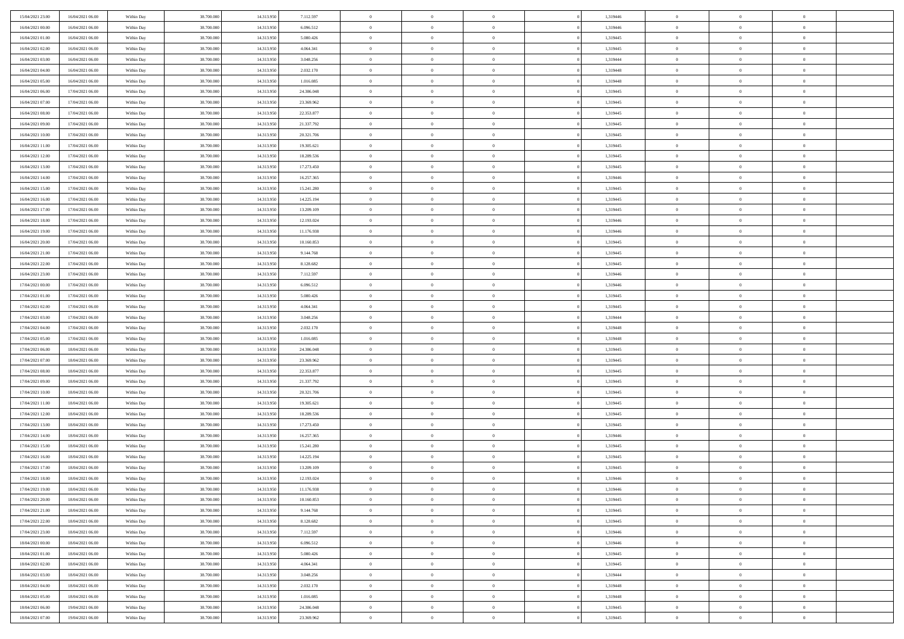| | | | | | | | | | | | | | | |
|---|---|---|---|---|---|---|---|---|---|---|---|---|---|---|
| 15/04/2021 23:00 | 16/04/2021 06:00 | Within Day | 38.700.000 | 14.313.950 | 7.112.597 | 0 | 0 | 0 | | 1,319446 | 0 | 0 | 0 | |
| 16/04/2021 00:00 | 16/04/2021 06:00 | Within Day | 38.700.000 | 14.313.950 | 6.096.512 | 0 | 0 | 0 | | 1,319446 | 0 | 0 | 0 | |
| 16/04/2021 01:00 | 16/04/2021 06:00 | Within Day | 38.700.000 | 14.313.950 | 5.080.426 | 0 | 0 | 0 | | 1,319445 | 0 | 0 | 0 | |
| 16/04/2021 02:00 | 16/04/2021 06:00 | Within Day | 38.700.000 | 14.313.950 | 4.064.341 | 0 | 0 | 0 | | 1,319445 | 0 | 0 | 0 | |
| 16/04/2021 03:00 | 16/04/2021 06:00 | Within Day | 38.700.000 | 14.313.950 | 3.048.256 | 0 | 0 | 0 | | 1,319444 | 0 | 0 | 0 | |
| 16/04/2021 04:00 | 16/04/2021 06:00 | Within Day | 38.700.000 | 14.313.950 | 2.032.170 | 0 | 0 | 0 | | 1,319448 | 0 | 0 | 0 | |
| 16/04/2021 05:00 | 16/04/2021 06:00 | Within Day | 38.700.000 | 14.313.950 | 1.016.085 | 0 | 0 | 0 | | 1,319448 | 0 | 0 | 0 | |
| 16/04/2021 06:00 | 17/04/2021 06:00 | Within Day | 38.700.000 | 14.313.950 | 24.386.048 | 0 | 0 | 0 | | 1,319445 | 0 | 0 | 0 | |
| 16/04/2021 07:00 | 17/04/2021 06:00 | Within Day | 38.700.000 | 14.313.950 | 23.369.962 | 0 | 0 | 0 | | 1,319445 | 0 | 0 | 0 | |
| 16/04/2021 08:00 | 17/04/2021 06:00 | Within Day | 38.700.000 | 14.313.950 | 22.353.877 | 0 | 0 | 0 | | 1,319445 | 0 | 0 | 0 | |
| 16/04/2021 09:00 | 17/04/2021 06:00 | Within Day | 38.700.000 | 14.313.950 | 21.337.792 | 0 | 0 | 0 | | 1,319445 | 0 | 0 | 0 | |
| 16/04/2021 10:00 | 17/04/2021 06:00 | Within Day | 38.700.000 | 14.313.950 | 20.321.706 | 0 | 0 | 0 | | 1,319445 | 0 | 0 | 0 | |
| 16/04/2021 11:00 | 17/04/2021 06:00 | Within Day | 38.700.000 | 14.313.950 | 19.305.621 | 0 | 0 | 0 | | 1,319445 | 0 | 0 | 0 | |
| 16/04/2021 12:00 | 17/04/2021 06:00 | Within Day | 38.700.000 | 14.313.950 | 18.289.536 | 0 | 0 | 0 | | 1,319445 | 0 | 0 | 0 | |
| 16/04/2021 13:00 | 17/04/2021 06:00 | Within Day | 38.700.000 | 14.313.950 | 17.273.450 | 0 | 0 | 0 | | 1,319445 | 0 | 0 | 0 | |
| 16/04/2021 14:00 | 17/04/2021 06:00 | Within Day | 38.700.000 | 14.313.950 | 16.257.365 | 0 | 0 | 0 | | 1,319446 | 0 | 0 | 0 | |
| 16/04/2021 15:00 | 17/04/2021 06:00 | Within Day | 38.700.000 | 14.313.950 | 15.241.280 | 0 | 0 | 0 | | 1,319445 | 0 | 0 | 0 | |
| 16/04/2021 16:00 | 17/04/2021 06:00 | Within Day | 38.700.000 | 14.313.950 | 14.225.194 | 0 | 0 | 0 | | 1,319445 | 0 | 0 | 0 | |
| 16/04/2021 17:00 | 17/04/2021 06:00 | Within Day | 38.700.000 | 14.313.950 | 13.209.109 | 0 | 0 | 0 | | 1,319445 | 0 | 0 | 0 | |
| 16/04/2021 18:00 | 17/04/2021 06:00 | Within Day | 38.700.000 | 14.313.950 | 12.193.024 | 0 | 0 | 0 | | 1,319446 | 0 | 0 | 0 | |
| 16/04/2021 19:00 | 17/04/2021 06:00 | Within Day | 38.700.000 | 14.313.950 | 11.176.938 | 0 | 0 | 0 | | 1,319446 | 0 | 0 | 0 | |
| 16/04/2021 20:00 | 17/04/2021 06:00 | Within Day | 38.700.000 | 14.313.950 | 10.160.853 | 0 | 0 | 0 | | 1,319445 | 0 | 0 | 0 | |
| 16/04/2021 21:00 | 17/04/2021 06:00 | Within Day | 38.700.000 | 14.313.950 | 9.144.768 | 0 | 0 | 0 | | 1,319445 | 0 | 0 | 0 | |
| 16/04/2021 22:00 | 17/04/2021 06:00 | Within Day | 38.700.000 | 14.313.950 | 8.128.682 | 0 | 0 | 0 | | 1,319445 | 0 | 0 | 0 | |
| 16/04/2021 23:00 | 17/04/2021 06:00 | Within Day | 38.700.000 | 14.313.950 | 7.112.597 | 0 | 0 | 0 | | 1,319446 | 0 | 0 | 0 | |
| 17/04/2021 00:00 | 17/04/2021 06:00 | Within Day | 38.700.000 | 14.313.950 | 6.096.512 | 0 | 0 | 0 | | 1,319446 | 0 | 0 | 0 | |
| 17/04/2021 01:00 | 17/04/2021 06:00 | Within Day | 38.700.000 | 14.313.950 | 5.080.426 | 0 | 0 | 0 | | 1,319445 | 0 | 0 | 0 | |
| 17/04/2021 02:00 | 17/04/2021 06:00 | Within Day | 38.700.000 | 14.313.950 | 4.064.341 | 0 | 0 | 0 | | 1,319445 | 0 | 0 | 0 | |
| 17/04/2021 03:00 | 17/04/2021 06:00 | Within Day | 38.700.000 | 14.313.950 | 3.048.256 | 0 | 0 | 0 | | 1,319444 | 0 | 0 | 0 | |
| 17/04/2021 04:00 | 17/04/2021 06:00 | Within Day | 38.700.000 | 14.313.950 | 2.032.170 | 0 | 0 | 0 | | 1,319448 | 0 | 0 | 0 | |
| 17/04/2021 05:00 | 17/04/2021 06:00 | Within Day | 38.700.000 | 14.313.950 | 1.016.085 | 0 | 0 | 0 | | 1,319448 | 0 | 0 | 0 | |
| 17/04/2021 06:00 | 18/04/2021 06:00 | Within Day | 38.700.000 | 14.313.950 | 24.386.048 | 0 | 0 | 0 | | 1,319445 | 0 | 0 | 0 | |
| 17/04/2021 07:00 | 18/04/2021 06:00 | Within Day | 38.700.000 | 14.313.950 | 23.369.962 | 0 | 0 | 0 | | 1,319445 | 0 | 0 | 0 | |
| 17/04/2021 08:00 | 18/04/2021 06:00 | Within Day | 38.700.000 | 14.313.950 | 22.353.877 | 0 | 0 | 0 | | 1,319445 | 0 | 0 | 0 | |
| 17/04/2021 09:00 | 18/04/2021 06:00 | Within Day | 38.700.000 | 14.313.950 | 21.337.792 | 0 | 0 | 0 | | 1,319445 | 0 | 0 | 0 | |
| 17/04/2021 10:00 | 18/04/2021 06:00 | Within Day | 38.700.000 | 14.313.950 | 20.321.706 | 0 | 0 | 0 | | 1,319445 | 0 | 0 | 0 | |
| 17/04/2021 11:00 | 18/04/2021 06:00 | Within Day | 38.700.000 | 14.313.950 | 19.305.621 | 0 | 0 | 0 | | 1,319445 | 0 | 0 | 0 | |
| 17/04/2021 12:00 | 18/04/2021 06:00 | Within Day | 38.700.000 | 14.313.950 | 18.289.536 | 0 | 0 | 0 | | 1,319445 | 0 | 0 | 0 | |
| 17/04/2021 13:00 | 18/04/2021 06:00 | Within Day | 38.700.000 | 14.313.950 | 17.273.450 | 0 | 0 | 0 | | 1,319445 | 0 | 0 | 0 | |
| 17/04/2021 14:00 | 18/04/2021 06:00 | Within Day | 38.700.000 | 14.313.950 | 16.257.365 | 0 | 0 | 0 | | 1,319446 | 0 | 0 | 0 | |
| 17/04/2021 15:00 | 18/04/2021 06:00 | Within Day | 38.700.000 | 14.313.950 | 15.241.280 | 0 | 0 | 0 | | 1,319445 | 0 | 0 | 0 | |
| 17/04/2021 16:00 | 18/04/2021 06:00 | Within Day | 38.700.000 | 14.313.950 | 14.225.194 | 0 | 0 | 0 | | 1,319445 | 0 | 0 | 0 | |
| 17/04/2021 17:00 | 18/04/2021 06:00 | Within Day | 38.700.000 | 14.313.950 | 13.209.109 | 0 | 0 | 0 | | 1,319445 | 0 | 0 | 0 | |
| 17/04/2021 18:00 | 18/04/2021 06:00 | Within Day | 38.700.000 | 14.313.950 | 12.193.024 | 0 | 0 | 0 | | 1,319446 | 0 | 0 | 0 | |
| 17/04/2021 19:00 | 18/04/2021 06:00 | Within Day | 38.700.000 | 14.313.950 | 11.176.938 | 0 | 0 | 0 | | 1,319446 | 0 | 0 | 0 | |
| 17/04/2021 20:00 | 18/04/2021 06:00 | Within Day | 38.700.000 | 14.313.950 | 10.160.853 | 0 | 0 | 0 | | 1,319445 | 0 | 0 | 0 | |
| 17/04/2021 21:00 | 18/04/2021 06:00 | Within Day | 38.700.000 | 14.313.950 | 9.144.768 | 0 | 0 | 0 | | 1,319445 | 0 | 0 | 0 | |
| 17/04/2021 22:00 | 18/04/2021 06:00 | Within Day | 38.700.000 | 14.313.950 | 8.128.682 | 0 | 0 | 0 | | 1,319445 | 0 | 0 | 0 | |
| 17/04/2021 23:00 | 18/04/2021 06:00 | Within Day | 38.700.000 | 14.313.950 | 7.112.597 | 0 | 0 | 0 | | 1,319446 | 0 | 0 | 0 | |
| 18/04/2021 00:00 | 18/04/2021 06:00 | Within Day | 38.700.000 | 14.313.950 | 6.096.512 | 0 | 0 | 0 | | 1,319446 | 0 | 0 | 0 | |
| 18/04/2021 01:00 | 18/04/2021 06:00 | Within Day | 38.700.000 | 14.313.950 | 5.080.426 | 0 | 0 | 0 | | 1,319445 | 0 | 0 | 0 | |
| 18/04/2021 02:00 | 18/04/2021 06:00 | Within Day | 38.700.000 | 14.313.950 | 4.064.341 | 0 | 0 | 0 | | 1,319445 | 0 | 0 | 0 | |
| 18/04/2021 03:00 | 18/04/2021 06:00 | Within Day | 38.700.000 | 14.313.950 | 3.048.256 | 0 | 0 | 0 | | 1,319444 | 0 | 0 | 0 | |
| 18/04/2021 04:00 | 18/04/2021 06:00 | Within Day | 38.700.000 | 14.313.950 | 2.032.170 | 0 | 0 | 0 | | 1,319448 | 0 | 0 | 0 | |
| 18/04/2021 05:00 | 18/04/2021 06:00 | Within Day | 38.700.000 | 14.313.950 | 1.016.085 | 0 | 0 | 0 | | 1,319448 | 0 | 0 | 0 | |
| 18/04/2021 06:00 | 19/04/2021 06:00 | Within Day | 38.700.000 | 14.313.950 | 24.386.048 | 0 | 0 | 0 | | 1,319445 | 0 | 0 | 0 | |
| 18/04/2021 07:00 | 19/04/2021 06:00 | Within Day | 38.700.000 | 14.313.950 | 23.369.962 | 0 | 0 | 0 | | 1,319445 | 0 | 0 | 0 | |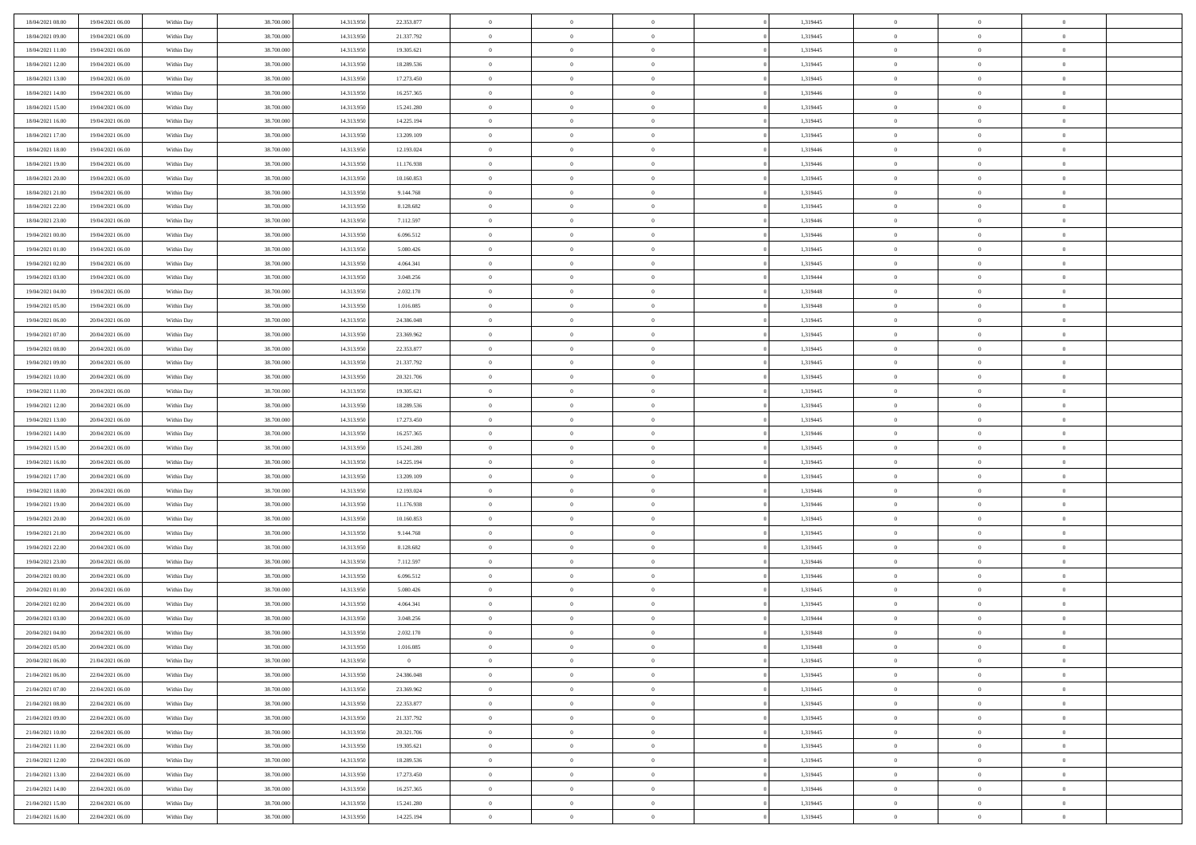| | | | | | | | | | | | | | | |
|---|---|---|---|---|---|---|---|---|---|---|---|---|---|---|
| 18/04/2021 08:00 | 19/04/2021 06:00 | Within Day | 38.700.000 | 14.313.950 | 22.353.877 | 0 | 0 | 0 | | 1,319445 | 0 | 0 | 0 | |
| 18/04/2021 09:00 | 19/04/2021 06:00 | Within Day | 38.700.000 | 14.313.950 | 21.337.792 | 0 | 0 | 0 | | 1,319445 | 0 | 0 | 0 | |
| 18/04/2021 11:00 | 19/04/2021 06:00 | Within Day | 38.700.000 | 14.313.950 | 19.305.621 | 0 | 0 | 0 | | 1,319445 | 0 | 0 | 0 | |
| 18/04/2021 12:00 | 19/04/2021 06:00 | Within Day | 38.700.000 | 14.313.950 | 18.289.536 | 0 | 0 | 0 | | 1,319445 | 0 | 0 | 0 | |
| 18/04/2021 13:00 | 19/04/2021 06:00 | Within Day | 38.700.000 | 14.313.950 | 17.273.450 | 0 | 0 | 0 | | 1,319445 | 0 | 0 | 0 | |
| 18/04/2021 14:00 | 19/04/2021 06:00 | Within Day | 38.700.000 | 14.313.950 | 16.257.365 | 0 | 0 | 0 | | 1,319446 | 0 | 0 | 0 | |
| 18/04/2021 15:00 | 19/04/2021 06:00 | Within Day | 38.700.000 | 14.313.950 | 15.241.280 | 0 | 0 | 0 | | 1,319445 | 0 | 0 | 0 | |
| 18/04/2021 16:00 | 19/04/2021 06:00 | Within Day | 38.700.000 | 14.313.950 | 14.225.194 | 0 | 0 | 0 | | 1,319445 | 0 | 0 | 0 | |
| 18/04/2021 17:00 | 19/04/2021 06:00 | Within Day | 38.700.000 | 14.313.950 | 13.209.109 | 0 | 0 | 0 | | 1,319445 | 0 | 0 | 0 | |
| 18/04/2021 18:00 | 19/04/2021 06:00 | Within Day | 38.700.000 | 14.313.950 | 12.193.024 | 0 | 0 | 0 | | 1,319446 | 0 | 0 | 0 | |
| 18/04/2021 19:00 | 19/04/2021 06:00 | Within Day | 38.700.000 | 14.313.950 | 11.176.938 | 0 | 0 | 0 | | 1,319446 | 0 | 0 | 0 | |
| 18/04/2021 20:00 | 19/04/2021 06:00 | Within Day | 38.700.000 | 14.313.950 | 10.160.853 | 0 | 0 | 0 | | 1,319445 | 0 | 0 | 0 | |
| 18/04/2021 21:00 | 19/04/2021 06:00 | Within Day | 38.700.000 | 14.313.950 | 9.144.768 | 0 | 0 | 0 | | 1,319445 | 0 | 0 | 0 | |
| 18/04/2021 22:00 | 19/04/2021 06:00 | Within Day | 38.700.000 | 14.313.950 | 8.128.682 | 0 | 0 | 0 | | 1,319445 | 0 | 0 | 0 | |
| 18/04/2021 23:00 | 19/04/2021 06:00 | Within Day | 38.700.000 | 14.313.950 | 7.112.597 | 0 | 0 | 0 | | 1,319446 | 0 | 0 | 0 | |
| 19/04/2021 00:00 | 19/04/2021 06:00 | Within Day | 38.700.000 | 14.313.950 | 6.096.512 | 0 | 0 | 0 | | 1,319446 | 0 | 0 | 0 | |
| 19/04/2021 01:00 | 19/04/2021 06:00 | Within Day | 38.700.000 | 14.313.950 | 5.080.426 | 0 | 0 | 0 | | 1,319445 | 0 | 0 | 0 | |
| 19/04/2021 02:00 | 19/04/2021 06:00 | Within Day | 38.700.000 | 14.313.950 | 4.064.341 | 0 | 0 | 0 | | 1,319445 | 0 | 0 | 0 | |
| 19/04/2021 03:00 | 19/04/2021 06:00 | Within Day | 38.700.000 | 14.313.950 | 3.048.256 | 0 | 0 | 0 | | 1,319444 | 0 | 0 | 0 | |
| 19/04/2021 04:00 | 19/04/2021 06:00 | Within Day | 38.700.000 | 14.313.950 | 2.032.170 | 0 | 0 | 0 | | 1,319448 | 0 | 0 | 0 | |
| 19/04/2021 05:00 | 19/04/2021 06:00 | Within Day | 38.700.000 | 14.313.950 | 1.016.085 | 0 | 0 | 0 | | 1,319448 | 0 | 0 | 0 | |
| 19/04/2021 06:00 | 20/04/2021 06:00 | Within Day | 38.700.000 | 14.313.950 | 24.386.048 | 0 | 0 | 0 | | 1,319445 | 0 | 0 | 0 | |
| 19/04/2021 07:00 | 20/04/2021 06:00 | Within Day | 38.700.000 | 14.313.950 | 23.369.962 | 0 | 0 | 0 | | 1,319445 | 0 | 0 | 0 | |
| 19/04/2021 08:00 | 20/04/2021 06:00 | Within Day | 38.700.000 | 14.313.950 | 22.353.877 | 0 | 0 | 0 | | 1,319445 | 0 | 0 | 0 | |
| 19/04/2021 09:00 | 20/04/2021 06:00 | Within Day | 38.700.000 | 14.313.950 | 21.337.792 | 0 | 0 | 0 | | 1,319445 | 0 | 0 | 0 | |
| 19/04/2021 10:00 | 20/04/2021 06:00 | Within Day | 38.700.000 | 14.313.950 | 20.321.706 | 0 | 0 | 0 | | 1,319445 | 0 | 0 | 0 | |
| 19/04/2021 11:00 | 20/04/2021 06:00 | Within Day | 38.700.000 | 14.313.950 | 19.305.621 | 0 | 0 | 0 | | 1,319445 | 0 | 0 | 0 | |
| 19/04/2021 12:00 | 20/04/2021 06:00 | Within Day | 38.700.000 | 14.313.950 | 18.289.536 | 0 | 0 | 0 | | 1,319445 | 0 | 0 | 0 | |
| 19/04/2021 13:00 | 20/04/2021 06:00 | Within Day | 38.700.000 | 14.313.950 | 17.273.450 | 0 | 0 | 0 | | 1,319445 | 0 | 0 | 0 | |
| 19/04/2021 14:00 | 20/04/2021 06:00 | Within Day | 38.700.000 | 14.313.950 | 16.257.365 | 0 | 0 | 0 | | 1,319446 | 0 | 0 | 0 | |
| 19/04/2021 15:00 | 20/04/2021 06:00 | Within Day | 38.700.000 | 14.313.950 | 15.241.280 | 0 | 0 | 0 | | 1,319445 | 0 | 0 | 0 | |
| 19/04/2021 16:00 | 20/04/2021 06:00 | Within Day | 38.700.000 | 14.313.950 | 14.225.194 | 0 | 0 | 0 | | 1,319445 | 0 | 0 | 0 | |
| 19/04/2021 17:00 | 20/04/2021 06:00 | Within Day | 38.700.000 | 14.313.950 | 13.209.109 | 0 | 0 | 0 | | 1,319445 | 0 | 0 | 0 | |
| 19/04/2021 18:00 | 20/04/2021 06:00 | Within Day | 38.700.000 | 14.313.950 | 12.193.024 | 0 | 0 | 0 | | 1,319446 | 0 | 0 | 0 | |
| 19/04/2021 19:00 | 20/04/2021 06:00 | Within Day | 38.700.000 | 14.313.950 | 11.176.938 | 0 | 0 | 0 | | 1,319446 | 0 | 0 | 0 | |
| 19/04/2021 20:00 | 20/04/2021 06:00 | Within Day | 38.700.000 | 14.313.950 | 10.160.853 | 0 | 0 | 0 | | 1,319445 | 0 | 0 | 0 | |
| 19/04/2021 21:00 | 20/04/2021 06:00 | Within Day | 38.700.000 | 14.313.950 | 9.144.768 | 0 | 0 | 0 | | 1,319445 | 0 | 0 | 0 | |
| 19/04/2021 22:00 | 20/04/2021 06:00 | Within Day | 38.700.000 | 14.313.950 | 8.128.682 | 0 | 0 | 0 | | 1,319445 | 0 | 0 | 0 | |
| 19/04/2021 23:00 | 20/04/2021 06:00 | Within Day | 38.700.000 | 14.313.950 | 7.112.597 | 0 | 0 | 0 | | 1,319446 | 0 | 0 | 0 | |
| 20/04/2021 00:00 | 20/04/2021 06:00 | Within Day | 38.700.000 | 14.313.950 | 6.096.512 | 0 | 0 | 0 | | 1,319446 | 0 | 0 | 0 | |
| 20/04/2021 01:00 | 20/04/2021 06:00 | Within Day | 38.700.000 | 14.313.950 | 5.080.426 | 0 | 0 | 0 | | 1,319445 | 0 | 0 | 0 | |
| 20/04/2021 02:00 | 20/04/2021 06:00 | Within Day | 38.700.000 | 14.313.950 | 4.064.341 | 0 | 0 | 0 | | 1,319445 | 0 | 0 | 0 | |
| 20/04/2021 03:00 | 20/04/2021 06:00 | Within Day | 38.700.000 | 14.313.950 | 3.048.256 | 0 | 0 | 0 | | 1,319444 | 0 | 0 | 0 | |
| 20/04/2021 04:00 | 20/04/2021 06:00 | Within Day | 38.700.000 | 14.313.950 | 2.032.170 | 0 | 0 | 0 | | 1,319448 | 0 | 0 | 0 | |
| 20/04/2021 05:00 | 20/04/2021 06:00 | Within Day | 38.700.000 | 14.313.950 | 1.016.085 | 0 | 0 | 0 | | 1,319448 | 0 | 0 | 0 | |
| 20/04/2021 06:00 | 21/04/2021 06:00 | Within Day | 38.700.000 | 14.313.950 | 0 | 0 | 0 | 0 | | 1,319445 | 0 | 0 | 0 | |
| 21/04/2021 06:00 | 22/04/2021 06:00 | Within Day | 38.700.000 | 14.313.950 | 24.386.048 | 0 | 0 | 0 | | 1,319445 | 0 | 0 | 0 | |
| 21/04/2021 07:00 | 22/04/2021 06:00 | Within Day | 38.700.000 | 14.313.950 | 23.369.962 | 0 | 0 | 0 | | 1,319445 | 0 | 0 | 0 | |
| 21/04/2021 08:00 | 22/04/2021 06:00 | Within Day | 38.700.000 | 14.313.950 | 22.353.877 | 0 | 0 | 0 | | 1,319445 | 0 | 0 | 0 | |
| 21/04/2021 09:00 | 22/04/2021 06:00 | Within Day | 38.700.000 | 14.313.950 | 21.337.792 | 0 | 0 | 0 | | 1,319445 | 0 | 0 | 0 | |
| 21/04/2021 10:00 | 22/04/2021 06:00 | Within Day | 38.700.000 | 14.313.950 | 20.321.706 | 0 | 0 | 0 | | 1,319445 | 0 | 0 | 0 | |
| 21/04/2021 11:00 | 22/04/2021 06:00 | Within Day | 38.700.000 | 14.313.950 | 19.305.621 | 0 | 0 | 0 | | 1,319445 | 0 | 0 | 0 | |
| 21/04/2021 12:00 | 22/04/2021 06:00 | Within Day | 38.700.000 | 14.313.950 | 18.289.536 | 0 | 0 | 0 | | 1,319445 | 0 | 0 | 0 | |
| 21/04/2021 13:00 | 22/04/2021 06:00 | Within Day | 38.700.000 | 14.313.950 | 17.273.450 | 0 | 0 | 0 | | 1,319445 | 0 | 0 | 0 | |
| 21/04/2021 14:00 | 22/04/2021 06:00 | Within Day | 38.700.000 | 14.313.950 | 16.257.365 | 0 | 0 | 0 | | 1,319446 | 0 | 0 | 0 | |
| 21/04/2021 15:00 | 22/04/2021 06:00 | Within Day | 38.700.000 | 14.313.950 | 15.241.280 | 0 | 0 | 0 | | 1,319445 | 0 | 0 | 0 | |
| 21/04/2021 16:00 | 22/04/2021 06:00 | Within Day | 38.700.000 | 14.313.950 | 14.225.194 | 0 | 0 | 0 | | 1,319445 | 0 | 0 | 0 | |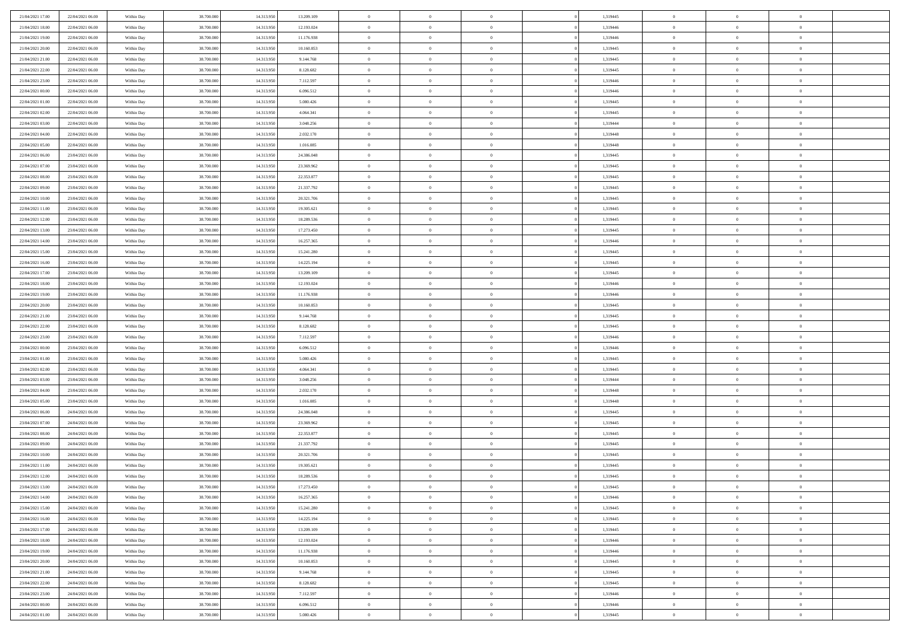| | | | | | | | | | | | | | | |
|---|---|---|---|---|---|---|---|---|---|---|---|---|---|---|
| 21/04/2021 17:00 | 22/04/2021 06:00 | Within Day | 38.700.000 | 14.313.950 | 13.209.109 | 0 | 0 | 0 | | 1,319445 | 0 | 0 | 0 | |
| 21/04/2021 18:00 | 22/04/2021 06:00 | Within Day | 38.700.000 | 14.313.950 | 12.193.024 | 0 | 0 | 0 | | 1,319446 | 0 | 0 | 0 | |
| 21/04/2021 19:00 | 22/04/2021 06:00 | Within Day | 38.700.000 | 14.313.950 | 11.176.938 | 0 | 0 | 0 | | 1,319446 | 0 | 0 | 0 | |
| 21/04/2021 20:00 | 22/04/2021 06:00 | Within Day | 38.700.000 | 14.313.950 | 10.160.853 | 0 | 0 | 0 | | 1,319445 | 0 | 0 | 0 | |
| 21/04/2021 21:00 | 22/04/2021 06:00 | Within Day | 38.700.000 | 14.313.950 | 9.144.768 | 0 | 0 | 0 | | 1,319445 | 0 | 0 | 0 | |
| 21/04/2021 22:00 | 22/04/2021 06:00 | Within Day | 38.700.000 | 14.313.950 | 8.128.682 | 0 | 0 | 0 | | 1,319445 | 0 | 0 | 0 | |
| 21/04/2021 23:00 | 22/04/2021 06:00 | Within Day | 38.700.000 | 14.313.950 | 7.112.597 | 0 | 0 | 0 | | 1,319446 | 0 | 0 | 0 | |
| 22/04/2021 00:00 | 22/04/2021 06:00 | Within Day | 38.700.000 | 14.313.950 | 6.096.512 | 0 | 0 | 0 | | 1,319446 | 0 | 0 | 0 | |
| 22/04/2021 01:00 | 22/04/2021 06:00 | Within Day | 38.700.000 | 14.313.950 | 5.080.426 | 0 | 0 | 0 | | 1,319445 | 0 | 0 | 0 | |
| 22/04/2021 02:00 | 22/04/2021 06:00 | Within Day | 38.700.000 | 14.313.950 | 4.064.341 | 0 | 0 | 0 | | 1,319445 | 0 | 0 | 0 | |
| 22/04/2021 03:00 | 22/04/2021 06:00 | Within Day | 38.700.000 | 14.313.950 | 3.048.256 | 0 | 0 | 0 | | 1,319444 | 0 | 0 | 0 | |
| 22/04/2021 04:00 | 22/04/2021 06:00 | Within Day | 38.700.000 | 14.313.950 | 2.032.170 | 0 | 0 | 0 | | 1,319448 | 0 | 0 | 0 | |
| 22/04/2021 05:00 | 22/04/2021 06:00 | Within Day | 38.700.000 | 14.313.950 | 1.016.085 | 0 | 0 | 0 | | 1,319448 | 0 | 0 | 0 | |
| 22/04/2021 06:00 | 23/04/2021 06:00 | Within Day | 38.700.000 | 14.313.950 | 24.386.048 | 0 | 0 | 0 | | 1,319445 | 0 | 0 | 0 | |
| 22/04/2021 07:00 | 23/04/2021 06:00 | Within Day | 38.700.000 | 14.313.950 | 23.369.962 | 0 | 0 | 0 | | 1,319445 | 0 | 0 | 0 | |
| 22/04/2021 08:00 | 23/04/2021 06:00 | Within Day | 38.700.000 | 14.313.950 | 22.353.877 | 0 | 0 | 0 | | 1,319445 | 0 | 0 | 0 | |
| 22/04/2021 09:00 | 23/04/2021 06:00 | Within Day | 38.700.000 | 14.313.950 | 21.337.792 | 0 | 0 | 0 | | 1,319445 | 0 | 0 | 0 | |
| 22/04/2021 10:00 | 23/04/2021 06:00 | Within Day | 38.700.000 | 14.313.950 | 20.321.706 | 0 | 0 | 0 | | 1,319445 | 0 | 0 | 0 | |
| 22/04/2021 11:00 | 23/04/2021 06:00 | Within Day | 38.700.000 | 14.313.950 | 19.305.621 | 0 | 0 | 0 | | 1,319445 | 0 | 0 | 0 | |
| 22/04/2021 12:00 | 23/04/2021 06:00 | Within Day | 38.700.000 | 14.313.950 | 18.289.536 | 0 | 0 | 0 | | 1,319445 | 0 | 0 | 0 | |
| 22/04/2021 13:00 | 23/04/2021 06:00 | Within Day | 38.700.000 | 14.313.950 | 17.273.450 | 0 | 0 | 0 | | 1,319445 | 0 | 0 | 0 | |
| 22/04/2021 14:00 | 23/04/2021 06:00 | Within Day | 38.700.000 | 14.313.950 | 16.257.365 | 0 | 0 | 0 | | 1,319446 | 0 | 0 | 0 | |
| 22/04/2021 15:00 | 23/04/2021 06:00 | Within Day | 38.700.000 | 14.313.950 | 15.241.280 | 0 | 0 | 0 | | 1,319445 | 0 | 0 | 0 | |
| 22/04/2021 16:00 | 23/04/2021 06:00 | Within Day | 38.700.000 | 14.313.950 | 14.225.194 | 0 | 0 | 0 | | 1,319445 | 0 | 0 | 0 | |
| 22/04/2021 17:00 | 23/04/2021 06:00 | Within Day | 38.700.000 | 14.313.950 | 13.209.109 | 0 | 0 | 0 | | 1,319445 | 0 | 0 | 0 | |
| 22/04/2021 18:00 | 23/04/2021 06:00 | Within Day | 38.700.000 | 14.313.950 | 12.193.024 | 0 | 0 | 0 | | 1,319446 | 0 | 0 | 0 | |
| 22/04/2021 19:00 | 23/04/2021 06:00 | Within Day | 38.700.000 | 14.313.950 | 11.176.938 | 0 | 0 | 0 | | 1,319446 | 0 | 0 | 0 | |
| 22/04/2021 20:00 | 23/04/2021 06:00 | Within Day | 38.700.000 | 14.313.950 | 10.160.853 | 0 | 0 | 0 | | 1,319445 | 0 | 0 | 0 | |
| 22/04/2021 21:00 | 23/04/2021 06:00 | Within Day | 38.700.000 | 14.313.950 | 9.144.768 | 0 | 0 | 0 | | 1,319445 | 0 | 0 | 0 | |
| 22/04/2021 22:00 | 23/04/2021 06:00 | Within Day | 38.700.000 | 14.313.950 | 8.128.682 | 0 | 0 | 0 | | 1,319445 | 0 | 0 | 0 | |
| 22/04/2021 23:00 | 23/04/2021 06:00 | Within Day | 38.700.000 | 14.313.950 | 7.112.597 | 0 | 0 | 0 | | 1,319446 | 0 | 0 | 0 | |
| 23/04/2021 00:00 | 23/04/2021 06:00 | Within Day | 38.700.000 | 14.313.950 | 6.096.512 | 0 | 0 | 0 | | 1,319446 | 0 | 0 | 0 | |
| 23/04/2021 01:00 | 23/04/2021 06:00 | Within Day | 38.700.000 | 14.313.950 | 5.080.426 | 0 | 0 | 0 | | 1,319445 | 0 | 0 | 0 | |
| 23/04/2021 02:00 | 23/04/2021 06:00 | Within Day | 38.700.000 | 14.313.950 | 4.064.341 | 0 | 0 | 0 | | 1,319445 | 0 | 0 | 0 | |
| 23/04/2021 03:00 | 23/04/2021 06:00 | Within Day | 38.700.000 | 14.313.950 | 3.048.256 | 0 | 0 | 0 | | 1,319444 | 0 | 0 | 0 | |
| 23/04/2021 04:00 | 23/04/2021 06:00 | Within Day | 38.700.000 | 14.313.950 | 2.032.170 | 0 | 0 | 0 | | 1,319448 | 0 | 0 | 0 | |
| 23/04/2021 05:00 | 23/04/2021 06:00 | Within Day | 38.700.000 | 14.313.950 | 1.016.085 | 0 | 0 | 0 | | 1,319448 | 0 | 0 | 0 | |
| 23/04/2021 06:00 | 24/04/2021 06:00 | Within Day | 38.700.000 | 14.313.950 | 24.386.048 | 0 | 0 | 0 | | 1,319445 | 0 | 0 | 0 | |
| 23/04/2021 07:00 | 24/04/2021 06:00 | Within Day | 38.700.000 | 14.313.950 | 23.369.962 | 0 | 0 | 0 | | 1,319445 | 0 | 0 | 0 | |
| 23/04/2021 08:00 | 24/04/2021 06:00 | Within Day | 38.700.000 | 14.313.950 | 22.353.877 | 0 | 0 | 0 | | 1,319445 | 0 | 0 | 0 | |
| 23/04/2021 09:00 | 24/04/2021 06:00 | Within Day | 38.700.000 | 14.313.950 | 21.337.792 | 0 | 0 | 0 | | 1,319445 | 0 | 0 | 0 | |
| 23/04/2021 10:00 | 24/04/2021 06:00 | Within Day | 38.700.000 | 14.313.950 | 20.321.706 | 0 | 0 | 0 | | 1,319445 | 0 | 0 | 0 | |
| 23/04/2021 11:00 | 24/04/2021 06:00 | Within Day | 38.700.000 | 14.313.950 | 19.305.621 | 0 | 0 | 0 | | 1,319445 | 0 | 0 | 0 | |
| 23/04/2021 12:00 | 24/04/2021 06:00 | Within Day | 38.700.000 | 14.313.950 | 18.289.536 | 0 | 0 | 0 | | 1,319445 | 0 | 0 | 0 | |
| 23/04/2021 13:00 | 24/04/2021 06:00 | Within Day | 38.700.000 | 14.313.950 | 17.273.450 | 0 | 0 | 0 | | 1,319445 | 0 | 0 | 0 | |
| 23/04/2021 14:00 | 24/04/2021 06:00 | Within Day | 38.700.000 | 14.313.950 | 16.257.365 | 0 | 0 | 0 | | 1,319446 | 0 | 0 | 0 | |
| 23/04/2021 15:00 | 24/04/2021 06:00 | Within Day | 38.700.000 | 14.313.950 | 15.241.280 | 0 | 0 | 0 | | 1,319445 | 0 | 0 | 0 | |
| 23/04/2021 16:00 | 24/04/2021 06:00 | Within Day | 38.700.000 | 14.313.950 | 14.225.194 | 0 | 0 | 0 | | 1,319445 | 0 | 0 | 0 | |
| 23/04/2021 17:00 | 24/04/2021 06:00 | Within Day | 38.700.000 | 14.313.950 | 13.209.109 | 0 | 0 | 0 | | 1,319445 | 0 | 0 | 0 | |
| 23/04/2021 18:00 | 24/04/2021 06:00 | Within Day | 38.700.000 | 14.313.950 | 12.193.024 | 0 | 0 | 0 | | 1,319446 | 0 | 0 | 0 | |
| 23/04/2021 19:00 | 24/04/2021 06:00 | Within Day | 38.700.000 | 14.313.950 | 11.176.938 | 0 | 0 | 0 | | 1,319446 | 0 | 0 | 0 | |
| 23/04/2021 20:00 | 24/04/2021 06:00 | Within Day | 38.700.000 | 14.313.950 | 10.160.853 | 0 | 0 | 0 | | 1,319445 | 0 | 0 | 0 | |
| 23/04/2021 21:00 | 24/04/2021 06:00 | Within Day | 38.700.000 | 14.313.950 | 9.144.768 | 0 | 0 | 0 | | 1,319445 | 0 | 0 | 0 | |
| 23/04/2021 22:00 | 24/04/2021 06:00 | Within Day | 38.700.000 | 14.313.950 | 8.128.682 | 0 | 0 | 0 | | 1,319445 | 0 | 0 | 0 | |
| 23/04/2021 23:00 | 24/04/2021 06:00 | Within Day | 38.700.000 | 14.313.950 | 7.112.597 | 0 | 0 | 0 | | 1,319446 | 0 | 0 | 0 | |
| 24/04/2021 00:00 | 24/04/2021 06:00 | Within Day | 38.700.000 | 14.313.950 | 6.096.512 | 0 | 0 | 0 | | 1,319446 | 0 | 0 | 0 | |
| 24/04/2021 01:00 | 24/04/2021 06:00 | Within Day | 38.700.000 | 14.313.950 | 5.080.426 | 0 | 0 | 0 | | 1,319445 | 0 | 0 | 0 | |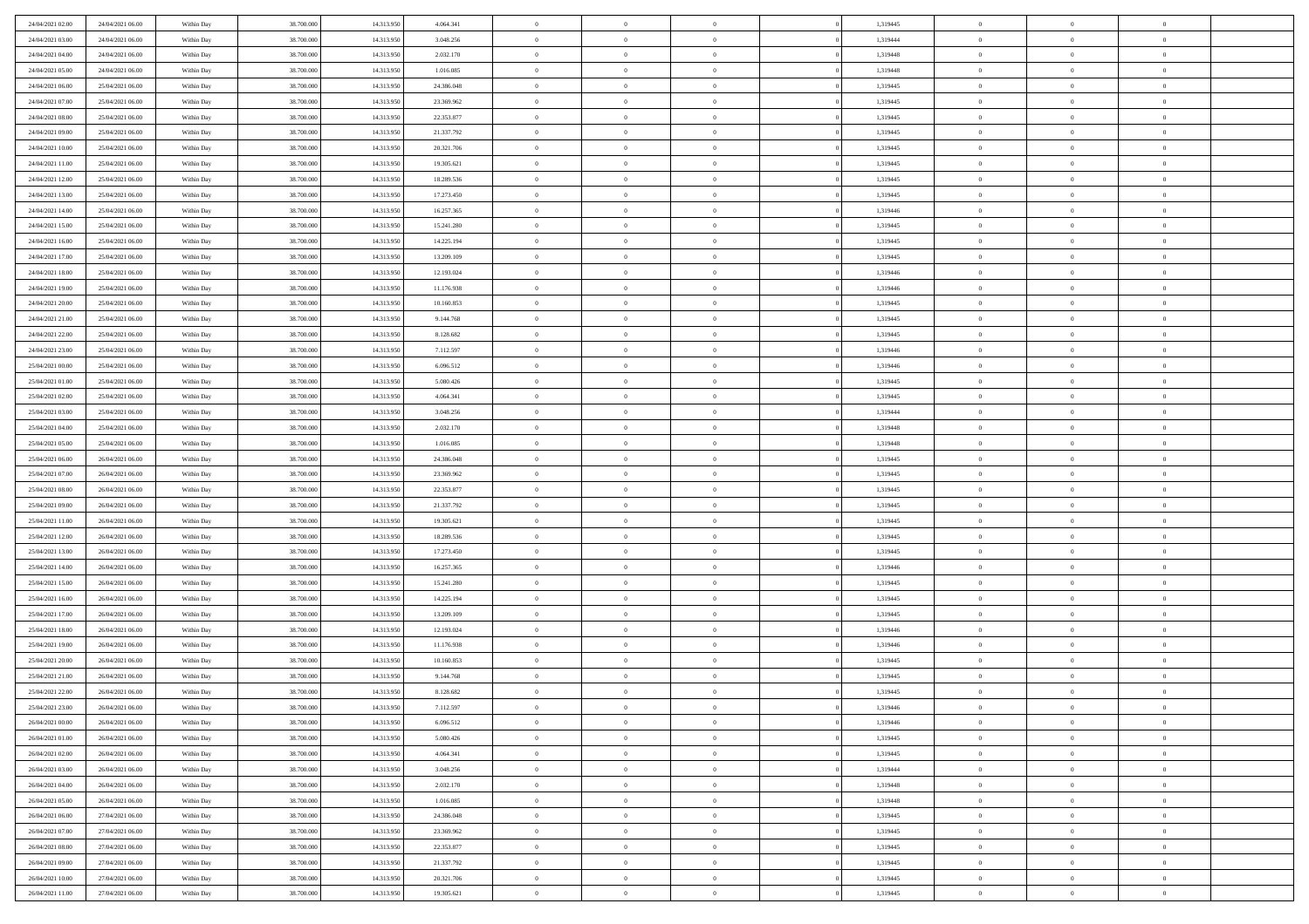| | | | | | | | | | | | | | | |
|---|---|---|---|---|---|---|---|---|---|---|---|---|---|---|
| 24/04/2021 02:00 | 24/04/2021 06:00 | Within Day | 38.700.000 | 14.313.950 | 4.064.341 | 0 | 0 | 0 | | 1,319445 | 0 | 0 | 0 | |
| 24/04/2021 03:00 | 24/04/2021 06:00 | Within Day | 38.700.000 | 14.313.950 | 3.048.256 | 0 | 0 | 0 | | 1,319444 | 0 | 0 | 0 | |
| 24/04/2021 04:00 | 24/04/2021 06:00 | Within Day | 38.700.000 | 14.313.950 | 2.032.170 | 0 | 0 | 0 | | 1,319448 | 0 | 0 | 0 | |
| 24/04/2021 05:00 | 24/04/2021 06:00 | Within Day | 38.700.000 | 14.313.950 | 1.016.085 | 0 | 0 | 0 | | 1,319448 | 0 | 0 | 0 | |
| 24/04/2021 06:00 | 25/04/2021 06:00 | Within Day | 38.700.000 | 14.313.950 | 24.386.048 | 0 | 0 | 0 | | 1,319445 | 0 | 0 | 0 | |
| 24/04/2021 07:00 | 25/04/2021 06:00 | Within Day | 38.700.000 | 14.313.950 | 23.369.962 | 0 | 0 | 0 | | 1,319445 | 0 | 0 | 0 | |
| 24/04/2021 08:00 | 25/04/2021 06:00 | Within Day | 38.700.000 | 14.313.950 | 22.353.877 | 0 | 0 | 0 | | 1,319445 | 0 | 0 | 0 | |
| 24/04/2021 09:00 | 25/04/2021 06:00 | Within Day | 38.700.000 | 14.313.950 | 21.337.792 | 0 | 0 | 0 | | 1,319445 | 0 | 0 | 0 | |
| 24/04/2021 10:00 | 25/04/2021 06:00 | Within Day | 38.700.000 | 14.313.950 | 20.321.706 | 0 | 0 | 0 | | 1,319445 | 0 | 0 | 0 | |
| 24/04/2021 11:00 | 25/04/2021 06:00 | Within Day | 38.700.000 | 14.313.950 | 19.305.621 | 0 | 0 | 0 | | 1,319445 | 0 | 0 | 0 | |
| 24/04/2021 12:00 | 25/04/2021 06:00 | Within Day | 38.700.000 | 14.313.950 | 18.289.536 | 0 | 0 | 0 | | 1,319445 | 0 | 0 | 0 | |
| 24/04/2021 13:00 | 25/04/2021 06:00 | Within Day | 38.700.000 | 14.313.950 | 17.273.450 | 0 | 0 | 0 | | 1,319445 | 0 | 0 | 0 | |
| 24/04/2021 14:00 | 25/04/2021 06:00 | Within Day | 38.700.000 | 14.313.950 | 16.257.365 | 0 | 0 | 0 | | 1,319446 | 0 | 0 | 0 | |
| 24/04/2021 15:00 | 25/04/2021 06:00 | Within Day | 38.700.000 | 14.313.950 | 15.241.280 | 0 | 0 | 0 | | 1,319445 | 0 | 0 | 0 | |
| 24/04/2021 16:00 | 25/04/2021 06:00 | Within Day | 38.700.000 | 14.313.950 | 14.225.194 | 0 | 0 | 0 | | 1,319445 | 0 | 0 | 0 | |
| 24/04/2021 17:00 | 25/04/2021 06:00 | Within Day | 38.700.000 | 14.313.950 | 13.209.109 | 0 | 0 | 0 | | 1,319445 | 0 | 0 | 0 | |
| 24/04/2021 18:00 | 25/04/2021 06:00 | Within Day | 38.700.000 | 14.313.950 | 12.193.024 | 0 | 0 | 0 | | 1,319446 | 0 | 0 | 0 | |
| 24/04/2021 19:00 | 25/04/2021 06:00 | Within Day | 38.700.000 | 14.313.950 | 11.176.938 | 0 | 0 | 0 | | 1,319446 | 0 | 0 | 0 | |
| 24/04/2021 20:00 | 25/04/2021 06:00 | Within Day | 38.700.000 | 14.313.950 | 10.160.853 | 0 | 0 | 0 | | 1,319445 | 0 | 0 | 0 | |
| 24/04/2021 21:00 | 25/04/2021 06:00 | Within Day | 38.700.000 | 14.313.950 | 9.144.768 | 0 | 0 | 0 | | 1,319445 | 0 | 0 | 0 | |
| 24/04/2021 22:00 | 25/04/2021 06:00 | Within Day | 38.700.000 | 14.313.950 | 8.128.682 | 0 | 0 | 0 | | 1,319445 | 0 | 0 | 0 | |
| 24/04/2021 23:00 | 25/04/2021 06:00 | Within Day | 38.700.000 | 14.313.950 | 7.112.597 | 0 | 0 | 0 | | 1,319446 | 0 | 0 | 0 | |
| 25/04/2021 00:00 | 25/04/2021 06:00 | Within Day | 38.700.000 | 14.313.950 | 6.096.512 | 0 | 0 | 0 | | 1,319446 | 0 | 0 | 0 | |
| 25/04/2021 01:00 | 25/04/2021 06:00 | Within Day | 38.700.000 | 14.313.950 | 5.080.426 | 0 | 0 | 0 | | 1,319445 | 0 | 0 | 0 | |
| 25/04/2021 02:00 | 25/04/2021 06:00 | Within Day | 38.700.000 | 14.313.950 | 4.064.341 | 0 | 0 | 0 | | 1,319445 | 0 | 0 | 0 | |
| 25/04/2021 03:00 | 25/04/2021 06:00 | Within Day | 38.700.000 | 14.313.950 | 3.048.256 | 0 | 0 | 0 | | 1,319444 | 0 | 0 | 0 | |
| 25/04/2021 04:00 | 25/04/2021 06:00 | Within Day | 38.700.000 | 14.313.950 | 2.032.170 | 0 | 0 | 0 | | 1,319448 | 0 | 0 | 0 | |
| 25/04/2021 05:00 | 25/04/2021 06:00 | Within Day | 38.700.000 | 14.313.950 | 1.016.085 | 0 | 0 | 0 | | 1,319448 | 0 | 0 | 0 | |
| 25/04/2021 06:00 | 26/04/2021 06:00 | Within Day | 38.700.000 | 14.313.950 | 24.386.048 | 0 | 0 | 0 | | 1,319445 | 0 | 0 | 0 | |
| 25/04/2021 07:00 | 26/04/2021 06:00 | Within Day | 38.700.000 | 14.313.950 | 23.369.962 | 0 | 0 | 0 | | 1,319445 | 0 | 0 | 0 | |
| 25/04/2021 08:00 | 26/04/2021 06:00 | Within Day | 38.700.000 | 14.313.950 | 22.353.877 | 0 | 0 | 0 | | 1,319445 | 0 | 0 | 0 | |
| 25/04/2021 09:00 | 26/04/2021 06:00 | Within Day | 38.700.000 | 14.313.950 | 21.337.792 | 0 | 0 | 0 | | 1,319445 | 0 | 0 | 0 | |
| 25/04/2021 11:00 | 26/04/2021 06:00 | Within Day | 38.700.000 | 14.313.950 | 19.305.621 | 0 | 0 | 0 | | 1,319445 | 0 | 0 | 0 | |
| 25/04/2021 12:00 | 26/04/2021 06:00 | Within Day | 38.700.000 | 14.313.950 | 18.289.536 | 0 | 0 | 0 | | 1,319445 | 0 | 0 | 0 | |
| 25/04/2021 13:00 | 26/04/2021 06:00 | Within Day | 38.700.000 | 14.313.950 | 17.273.450 | 0 | 0 | 0 | | 1,319445 | 0 | 0 | 0 | |
| 25/04/2021 14:00 | 26/04/2021 06:00 | Within Day | 38.700.000 | 14.313.950 | 16.257.365 | 0 | 0 | 0 | | 1,319446 | 0 | 0 | 0 | |
| 25/04/2021 15:00 | 26/04/2021 06:00 | Within Day | 38.700.000 | 14.313.950 | 15.241.280 | 0 | 0 | 0 | | 1,319445 | 0 | 0 | 0 | |
| 25/04/2021 16:00 | 26/04/2021 06:00 | Within Day | 38.700.000 | 14.313.950 | 14.225.194 | 0 | 0 | 0 | | 1,319445 | 0 | 0 | 0 | |
| 25/04/2021 17:00 | 26/04/2021 06:00 | Within Day | 38.700.000 | 14.313.950 | 13.209.109 | 0 | 0 | 0 | | 1,319445 | 0 | 0 | 0 | |
| 25/04/2021 18:00 | 26/04/2021 06:00 | Within Day | 38.700.000 | 14.313.950 | 12.193.024 | 0 | 0 | 0 | | 1,319446 | 0 | 0 | 0 | |
| 25/04/2021 19:00 | 26/04/2021 06:00 | Within Day | 38.700.000 | 14.313.950 | 11.176.938 | 0 | 0 | 0 | | 1,319446 | 0 | 0 | 0 | |
| 25/04/2021 20:00 | 26/04/2021 06:00 | Within Day | 38.700.000 | 14.313.950 | 10.160.853 | 0 | 0 | 0 | | 1,319445 | 0 | 0 | 0 | |
| 25/04/2021 21:00 | 26/04/2021 06:00 | Within Day | 38.700.000 | 14.313.950 | 9.144.768 | 0 | 0 | 0 | | 1,319445 | 0 | 0 | 0 | |
| 25/04/2021 22:00 | 26/04/2021 06:00 | Within Day | 38.700.000 | 14.313.950 | 8.128.682 | 0 | 0 | 0 | | 1,319445 | 0 | 0 | 0 | |
| 25/04/2021 23:00 | 26/04/2021 06:00 | Within Day | 38.700.000 | 14.313.950 | 7.112.597 | 0 | 0 | 0 | | 1,319446 | 0 | 0 | 0 | |
| 26/04/2021 00:00 | 26/04/2021 06:00 | Within Day | 38.700.000 | 14.313.950 | 6.096.512 | 0 | 0 | 0 | | 1,319446 | 0 | 0 | 0 | |
| 26/04/2021 01:00 | 26/04/2021 06:00 | Within Day | 38.700.000 | 14.313.950 | 5.080.426 | 0 | 0 | 0 | | 1,319445 | 0 | 0 | 0 | |
| 26/04/2021 02:00 | 26/04/2021 06:00 | Within Day | 38.700.000 | 14.313.950 | 4.064.341 | 0 | 0 | 0 | | 1,319445 | 0 | 0 | 0 | |
| 26/04/2021 03:00 | 26/04/2021 06:00 | Within Day | 38.700.000 | 14.313.950 | 3.048.256 | 0 | 0 | 0 | | 1,319444 | 0 | 0 | 0 | |
| 26/04/2021 04:00 | 26/04/2021 06:00 | Within Day | 38.700.000 | 14.313.950 | 2.032.170 | 0 | 0 | 0 | | 1,319448 | 0 | 0 | 0 | |
| 26/04/2021 05:00 | 26/04/2021 06:00 | Within Day | 38.700.000 | 14.313.950 | 1.016.085 | 0 | 0 | 0 | | 1,319448 | 0 | 0 | 0 | |
| 26/04/2021 06:00 | 27/04/2021 06:00 | Within Day | 38.700.000 | 14.313.950 | 24.386.048 | 0 | 0 | 0 | | 1,319445 | 0 | 0 | 0 | |
| 26/04/2021 07:00 | 27/04/2021 06:00 | Within Day | 38.700.000 | 14.313.950 | 23.369.962 | 0 | 0 | 0 | | 1,319445 | 0 | 0 | 0 | |
| 26/04/2021 08:00 | 27/04/2021 06:00 | Within Day | 38.700.000 | 14.313.950 | 22.353.877 | 0 | 0 | 0 | | 1,319445 | 0 | 0 | 0 | |
| 26/04/2021 09:00 | 27/04/2021 06:00 | Within Day | 38.700.000 | 14.313.950 | 21.337.792 | 0 | 0 | 0 | | 1,319445 | 0 | 0 | 0 | |
| 26/04/2021 10:00 | 27/04/2021 06:00 | Within Day | 38.700.000 | 14.313.950 | 20.321.706 | 0 | 0 | 0 | | 1,319445 | 0 | 0 | 0 | |
| 26/04/2021 11:00 | 27/04/2021 06:00 | Within Day | 38.700.000 | 14.313.950 | 19.305.621 | 0 | 0 | 0 | | 1,319445 | 0 | 0 | 0 | |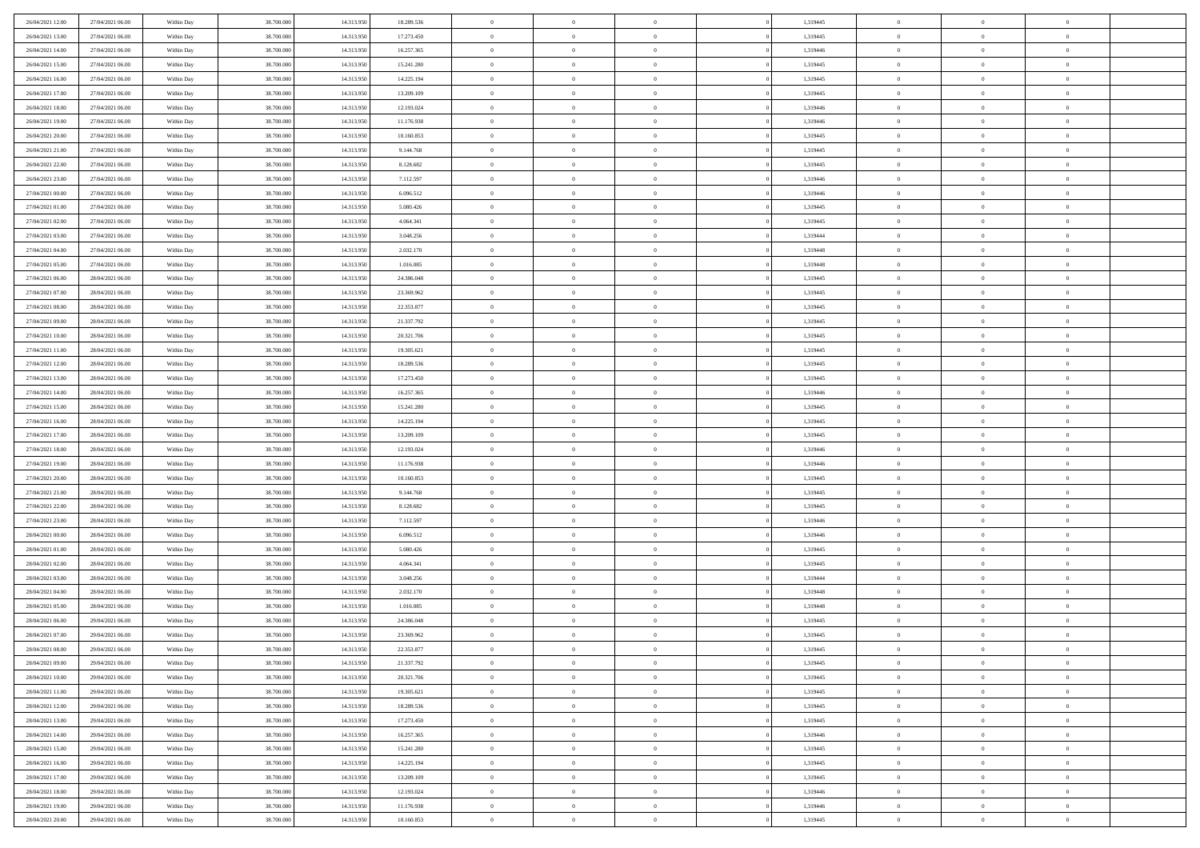| | | | | | | | | | | | | | | |
|---|---|---|---|---|---|---|---|---|---|---|---|---|---|---|
| 26/04/2021 12:00 | 27/04/2021 06:00 | Within Day | 38.700.000 | 14.313.950 | 18.289.536 | 0 | 0 | 0 | | 1,319445 | 0 | 0 | 0 | |
| 26/04/2021 13:00 | 27/04/2021 06:00 | Within Day | 38.700.000 | 14.313.950 | 17.273.450 | 0 | 0 | 0 | | 1,319445 | 0 | 0 | 0 | |
| 26/04/2021 14:00 | 27/04/2021 06:00 | Within Day | 38.700.000 | 14.313.950 | 16.257.365 | 0 | 0 | 0 | | 1,319446 | 0 | 0 | 0 | |
| 26/04/2021 15:00 | 27/04/2021 06:00 | Within Day | 38.700.000 | 14.313.950 | 15.241.280 | 0 | 0 | 0 | | 1,319445 | 0 | 0 | 0 | |
| 26/04/2021 16:00 | 27/04/2021 06:00 | Within Day | 38.700.000 | 14.313.950 | 14.225.194 | 0 | 0 | 0 | | 1,319445 | 0 | 0 | 0 | |
| 26/04/2021 17:00 | 27/04/2021 06:00 | Within Day | 38.700.000 | 14.313.950 | 13.209.109 | 0 | 0 | 0 | | 1,319445 | 0 | 0 | 0 | |
| 26/04/2021 18:00 | 27/04/2021 06:00 | Within Day | 38.700.000 | 14.313.950 | 12.193.024 | 0 | 0 | 0 | | 1,319446 | 0 | 0 | 0 | |
| 26/04/2021 19:00 | 27/04/2021 06:00 | Within Day | 38.700.000 | 14.313.950 | 11.176.938 | 0 | 0 | 0 | | 1,319446 | 0 | 0 | 0 | |
| 26/04/2021 20:00 | 27/04/2021 06:00 | Within Day | 38.700.000 | 14.313.950 | 10.160.853 | 0 | 0 | 0 | | 1,319445 | 0 | 0 | 0 | |
| 26/04/2021 21:00 | 27/04/2021 06:00 | Within Day | 38.700.000 | 14.313.950 | 9.144.768 | 0 | 0 | 0 | | 1,319445 | 0 | 0 | 0 | |
| 26/04/2021 22:00 | 27/04/2021 06:00 | Within Day | 38.700.000 | 14.313.950 | 8.128.682 | 0 | 0 | 0 | | 1,319445 | 0 | 0 | 0 | |
| 26/04/2021 23:00 | 27/04/2021 06:00 | Within Day | 38.700.000 | 14.313.950 | 7.112.597 | 0 | 0 | 0 | | 1,319446 | 0 | 0 | 0 | |
| 27/04/2021 00:00 | 27/04/2021 06:00 | Within Day | 38.700.000 | 14.313.950 | 6.096.512 | 0 | 0 | 0 | | 1,319446 | 0 | 0 | 0 | |
| 27/04/2021 01:00 | 27/04/2021 06:00 | Within Day | 38.700.000 | 14.313.950 | 5.080.426 | 0 | 0 | 0 | | 1,319445 | 0 | 0 | 0 | |
| 27/04/2021 02:00 | 27/04/2021 06:00 | Within Day | 38.700.000 | 14.313.950 | 4.064.341 | 0 | 0 | 0 | | 1,319445 | 0 | 0 | 0 | |
| 27/04/2021 03:00 | 27/04/2021 06:00 | Within Day | 38.700.000 | 14.313.950 | 3.048.256 | 0 | 0 | 0 | | 1,319444 | 0 | 0 | 0 | |
| 27/04/2021 04:00 | 27/04/2021 06:00 | Within Day | 38.700.000 | 14.313.950 | 2.032.170 | 0 | 0 | 0 | | 1,319448 | 0 | 0 | 0 | |
| 27/04/2021 05:00 | 27/04/2021 06:00 | Within Day | 38.700.000 | 14.313.950 | 1.016.085 | 0 | 0 | 0 | | 1,319448 | 0 | 0 | 0 | |
| 27/04/2021 06:00 | 28/04/2021 06:00 | Within Day | 38.700.000 | 14.313.950 | 24.386.048 | 0 | 0 | 0 | | 1,319445 | 0 | 0 | 0 | |
| 27/04/2021 07:00 | 28/04/2021 06:00 | Within Day | 38.700.000 | 14.313.950 | 23.369.962 | 0 | 0 | 0 | | 1,319445 | 0 | 0 | 0 | |
| 27/04/2021 08:00 | 28/04/2021 06:00 | Within Day | 38.700.000 | 14.313.950 | 22.353.877 | 0 | 0 | 0 | | 1,319445 | 0 | 0 | 0 | |
| 27/04/2021 09:00 | 28/04/2021 06:00 | Within Day | 38.700.000 | 14.313.950 | 21.337.792 | 0 | 0 | 0 | | 1,319445 | 0 | 0 | 0 | |
| 27/04/2021 10:00 | 28/04/2021 06:00 | Within Day | 38.700.000 | 14.313.950 | 20.321.706 | 0 | 0 | 0 | | 1,319445 | 0 | 0 | 0 | |
| 27/04/2021 11:00 | 28/04/2021 06:00 | Within Day | 38.700.000 | 14.313.950 | 19.305.621 | 0 | 0 | 0 | | 1,319445 | 0 | 0 | 0 | |
| 27/04/2021 12:00 | 28/04/2021 06:00 | Within Day | 38.700.000 | 14.313.950 | 18.289.536 | 0 | 0 | 0 | | 1,319445 | 0 | 0 | 0 | |
| 27/04/2021 13:00 | 28/04/2021 06:00 | Within Day | 38.700.000 | 14.313.950 | 17.273.450 | 0 | 0 | 0 | | 1,319445 | 0 | 0 | 0 | |
| 27/04/2021 14:00 | 28/04/2021 06:00 | Within Day | 38.700.000 | 14.313.950 | 16.257.365 | 0 | 0 | 0 | | 1,319446 | 0 | 0 | 0 | |
| 27/04/2021 15:00 | 28/04/2021 06:00 | Within Day | 38.700.000 | 14.313.950 | 15.241.280 | 0 | 0 | 0 | | 1,319445 | 0 | 0 | 0 | |
| 27/04/2021 16:00 | 28/04/2021 06:00 | Within Day | 38.700.000 | 14.313.950 | 14.225.194 | 0 | 0 | 0 | | 1,319445 | 0 | 0 | 0 | |
| 27/04/2021 17:00 | 28/04/2021 06:00 | Within Day | 38.700.000 | 14.313.950 | 13.209.109 | 0 | 0 | 0 | | 1,319445 | 0 | 0 | 0 | |
| 27/04/2021 18:00 | 28/04/2021 06:00 | Within Day | 38.700.000 | 14.313.950 | 12.193.024 | 0 | 0 | 0 | | 1,319446 | 0 | 0 | 0 | |
| 27/04/2021 19:00 | 28/04/2021 06:00 | Within Day | 38.700.000 | 14.313.950 | 11.176.938 | 0 | 0 | 0 | | 1,319446 | 0 | 0 | 0 | |
| 27/04/2021 20:00 | 28/04/2021 06:00 | Within Day | 38.700.000 | 14.313.950 | 10.160.853 | 0 | 0 | 0 | | 1,319445 | 0 | 0 | 0 | |
| 27/04/2021 21:00 | 28/04/2021 06:00 | Within Day | 38.700.000 | 14.313.950 | 9.144.768 | 0 | 0 | 0 | | 1,319445 | 0 | 0 | 0 | |
| 27/04/2021 22:00 | 28/04/2021 06:00 | Within Day | 38.700.000 | 14.313.950 | 8.128.682 | 0 | 0 | 0 | | 1,319445 | 0 | 0 | 0 | |
| 27/04/2021 23:00 | 28/04/2021 06:00 | Within Day | 38.700.000 | 14.313.950 | 7.112.597 | 0 | 0 | 0 | | 1,319446 | 0 | 0 | 0 | |
| 28/04/2021 00:00 | 28/04/2021 06:00 | Within Day | 38.700.000 | 14.313.950 | 6.096.512 | 0 | 0 | 0 | | 1,319446 | 0 | 0 | 0 | |
| 28/04/2021 01:00 | 28/04/2021 06:00 | Within Day | 38.700.000 | 14.313.950 | 5.080.426 | 0 | 0 | 0 | | 1,319445 | 0 | 0 | 0 | |
| 28/04/2021 02:00 | 28/04/2021 06:00 | Within Day | 38.700.000 | 14.313.950 | 4.064.341 | 0 | 0 | 0 | | 1,319445 | 0 | 0 | 0 | |
| 28/04/2021 03:00 | 28/04/2021 06:00 | Within Day | 38.700.000 | 14.313.950 | 3.048.256 | 0 | 0 | 0 | | 1,319444 | 0 | 0 | 0 | |
| 28/04/2021 04:00 | 28/04/2021 06:00 | Within Day | 38.700.000 | 14.313.950 | 2.032.170 | 0 | 0 | 0 | | 1,319448 | 0 | 0 | 0 | |
| 28/04/2021 05:00 | 28/04/2021 06:00 | Within Day | 38.700.000 | 14.313.950 | 1.016.085 | 0 | 0 | 0 | | 1,319448 | 0 | 0 | 0 | |
| 28/04/2021 06:00 | 29/04/2021 06:00 | Within Day | 38.700.000 | 14.313.950 | 24.386.048 | 0 | 0 | 0 | | 1,319445 | 0 | 0 | 0 | |
| 28/04/2021 07:00 | 29/04/2021 06:00 | Within Day | 38.700.000 | 14.313.950 | 23.369.962 | 0 | 0 | 0 | | 1,319445 | 0 | 0 | 0 | |
| 28/04/2021 08:00 | 29/04/2021 06:00 | Within Day | 38.700.000 | 14.313.950 | 22.353.877 | 0 | 0 | 0 | | 1,319445 | 0 | 0 | 0 | |
| 28/04/2021 09:00 | 29/04/2021 06:00 | Within Day | 38.700.000 | 14.313.950 | 21.337.792 | 0 | 0 | 0 | | 1,319445 | 0 | 0 | 0 | |
| 28/04/2021 10:00 | 29/04/2021 06:00 | Within Day | 38.700.000 | 14.313.950 | 20.321.706 | 0 | 0 | 0 | | 1,319445 | 0 | 0 | 0 | |
| 28/04/2021 11:00 | 29/04/2021 06:00 | Within Day | 38.700.000 | 14.313.950 | 19.305.621 | 0 | 0 | 0 | | 1,319445 | 0 | 0 | 0 | |
| 28/04/2021 12:00 | 29/04/2021 06:00 | Within Day | 38.700.000 | 14.313.950 | 18.289.536 | 0 | 0 | 0 | | 1,319445 | 0 | 0 | 0 | |
| 28/04/2021 13:00 | 29/04/2021 06:00 | Within Day | 38.700.000 | 14.313.950 | 17.273.450 | 0 | 0 | 0 | | 1,319445 | 0 | 0 | 0 | |
| 28/04/2021 14:00 | 29/04/2021 06:00 | Within Day | 38.700.000 | 14.313.950 | 16.257.365 | 0 | 0 | 0 | | 1,319446 | 0 | 0 | 0 | |
| 28/04/2021 15:00 | 29/04/2021 06:00 | Within Day | 38.700.000 | 14.313.950 | 15.241.280 | 0 | 0 | 0 | | 1,319445 | 0 | 0 | 0 | |
| 28/04/2021 16:00 | 29/04/2021 06:00 | Within Day | 38.700.000 | 14.313.950 | 14.225.194 | 0 | 0 | 0 | | 1,319445 | 0 | 0 | 0 | |
| 28/04/2021 17:00 | 29/04/2021 06:00 | Within Day | 38.700.000 | 14.313.950 | 13.209.109 | 0 | 0 | 0 | | 1,319445 | 0 | 0 | 0 | |
| 28/04/2021 18:00 | 29/04/2021 06:00 | Within Day | 38.700.000 | 14.313.950 | 12.193.024 | 0 | 0 | 0 | | 1,319446 | 0 | 0 | 0 | |
| 28/04/2021 19:00 | 29/04/2021 06:00 | Within Day | 38.700.000 | 14.313.950 | 11.176.938 | 0 | 0 | 0 | | 1,319446 | 0 | 0 | 0 | |
| 28/04/2021 20:00 | 29/04/2021 06:00 | Within Day | 38.700.000 | 14.313.950 | 10.160.853 | 0 | 0 | 0 | | 1,319445 | 0 | 0 | 0 | |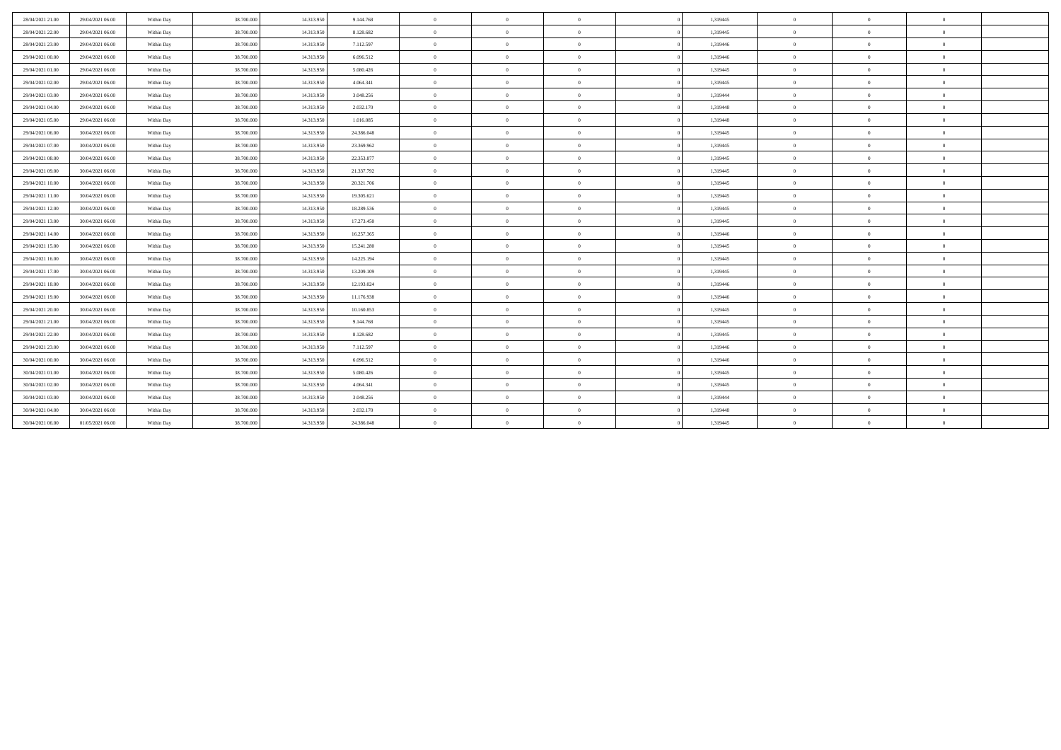|  |  |  |  |  |  |  |  |  |  |  |  |  |  |  |
|---|---|---|---|---|---|---|---|---|---|---|---|---|---|---|
| 28/04/2021 21.00 | 29/04/2021 06.00 | Within Day | 38.700.000 | 14.313.950 | 9.144.768 | 0 | 0 | 0 | 0 | 1,319445 | 0 | 0 | 0 |  |
| 28/04/2021 22.00 | 29/04/2021 06.00 | Within Day | 38.700.000 | 14.313.950 | 8.128.682 | 0 | 0 | 0 | 0 | 1,319445 | 0 | 0 | 0 |  |
| 28/04/2021 23.00 | 29/04/2021 06.00 | Within Day | 38.700.000 | 14.313.950 | 7.112.597 | 0 | 0 | 0 | 0 | 1,319446 | 0 | 0 | 0 |  |
| 29/04/2021 00.00 | 29/04/2021 06.00 | Within Day | 38.700.000 | 14.313.950 | 6.096.512 | 0 | 0 | 0 | 0 | 1,319446 | 0 | 0 | 0 |  |
| 29/04/2021 01.00 | 29/04/2021 06.00 | Within Day | 38.700.000 | 14.313.950 | 5.080.426 | 0 | 0 | 0 | 0 | 1,319445 | 0 | 0 | 0 |  |
| 29/04/2021 02.00 | 29/04/2021 06.00 | Within Day | 38.700.000 | 14.313.950 | 4.064.341 | 0 | 0 | 0 | 0 | 1,319445 | 0 | 0 | 0 |  |
| 29/04/2021 03.00 | 29/04/2021 06.00 | Within Day | 38.700.000 | 14.313.950 | 3.048.256 | 0 | 0 | 0 | 0 | 1,319444 | 0 | 0 | 0 |  |
| 29/04/2021 04.00 | 29/04/2021 06.00 | Within Day | 38.700.000 | 14.313.950 | 2.032.170 | 0 | 0 | 0 | 0 | 1,319448 | 0 | 0 | 0 |  |
| 29/04/2021 05.00 | 29/04/2021 06.00 | Within Day | 38.700.000 | 14.313.950 | 1.016.085 | 0 | 0 | 0 | 0 | 1,319448 | 0 | 0 | 0 |  |
| 29/04/2021 06.00 | 30/04/2021 06.00 | Within Day | 38.700.000 | 14.313.950 | 24.386.048 | 0 | 0 | 0 | 0 | 1,319445 | 0 | 0 | 0 |  |
| 29/04/2021 07.00 | 30/04/2021 06.00 | Within Day | 38.700.000 | 14.313.950 | 23.369.962 | 0 | 0 | 0 | 0 | 1,319445 | 0 | 0 | 0 |  |
| 29/04/2021 08.00 | 30/04/2021 06.00 | Within Day | 38.700.000 | 14.313.950 | 22.353.877 | 0 | 0 | 0 | 0 | 1,319445 | 0 | 0 | 0 |  |
| 29/04/2021 09.00 | 30/04/2021 06.00 | Within Day | 38.700.000 | 14.313.950 | 21.337.792 | 0 | 0 | 0 | 0 | 1,319445 | 0 | 0 | 0 |  |
| 29/04/2021 10.00 | 30/04/2021 06.00 | Within Day | 38.700.000 | 14.313.950 | 20.321.706 | 0 | 0 | 0 | 0 | 1,319445 | 0 | 0 | 0 |  |
| 29/04/2021 11.00 | 30/04/2021 06.00 | Within Day | 38.700.000 | 14.313.950 | 19.305.621 | 0 | 0 | 0 | 0 | 1,319445 | 0 | 0 | 0 |  |
| 29/04/2021 12.00 | 30/04/2021 06.00 | Within Day | 38.700.000 | 14.313.950 | 18.289.536 | 0 | 0 | 0 | 0 | 1,319445 | 0 | 0 | 0 |  |
| 29/04/2021 13.00 | 30/04/2021 06.00 | Within Day | 38.700.000 | 14.313.950 | 17.273.450 | 0 | 0 | 0 | 0 | 1,319445 | 0 | 0 | 0 |  |
| 29/04/2021 14.00 | 30/04/2021 06.00 | Within Day | 38.700.000 | 14.313.950 | 16.257.365 | 0 | 0 | 0 | 0 | 1,319446 | 0 | 0 | 0 |  |
| 29/04/2021 15.00 | 30/04/2021 06.00 | Within Day | 38.700.000 | 14.313.950 | 15.241.280 | 0 | 0 | 0 | 0 | 1,319445 | 0 | 0 | 0 |  |
| 29/04/2021 16.00 | 30/04/2021 06.00 | Within Day | 38.700.000 | 14.313.950 | 14.225.194 | 0 | 0 | 0 | 0 | 1,319445 | 0 | 0 | 0 |  |
| 29/04/2021 17.00 | 30/04/2021 06.00 | Within Day | 38.700.000 | 14.313.950 | 13.209.109 | 0 | 0 | 0 | 0 | 1,319445 | 0 | 0 | 0 |  |
| 29/04/2021 18.00 | 30/04/2021 06.00 | Within Day | 38.700.000 | 14.313.950 | 12.193.024 | 0 | 0 | 0 | 0 | 1,319446 | 0 | 0 | 0 |  |
| 29/04/2021 19.00 | 30/04/2021 06.00 | Within Day | 38.700.000 | 14.313.950 | 11.176.938 | 0 | 0 | 0 | 0 | 1,319446 | 0 | 0 | 0 |  |
| 29/04/2021 20.00 | 30/04/2021 06.00 | Within Day | 38.700.000 | 14.313.950 | 10.160.853 | 0 | 0 | 0 | 0 | 1,319445 | 0 | 0 | 0 |  |
| 29/04/2021 21.00 | 30/04/2021 06.00 | Within Day | 38.700.000 | 14.313.950 | 9.144.768 | 0 | 0 | 0 | 0 | 1,319445 | 0 | 0 | 0 |  |
| 29/04/2021 22.00 | 30/04/2021 06.00 | Within Day | 38.700.000 | 14.313.950 | 8.128.682 | 0 | 0 | 0 | 0 | 1,319445 | 0 | 0 | 0 |  |
| 29/04/2021 23.00 | 30/04/2021 06.00 | Within Day | 38.700.000 | 14.313.950 | 7.112.597 | 0 | 0 | 0 | 0 | 1,319446 | 0 | 0 | 0 |  |
| 30/04/2021 00.00 | 30/04/2021 06.00 | Within Day | 38.700.000 | 14.313.950 | 6.096.512 | 0 | 0 | 0 | 0 | 1,319446 | 0 | 0 | 0 |  |
| 30/04/2021 01.00 | 30/04/2021 06.00 | Within Day | 38.700.000 | 14.313.950 | 5.080.426 | 0 | 0 | 0 | 0 | 1,319445 | 0 | 0 | 0 |  |
| 30/04/2021 02.00 | 30/04/2021 06.00 | Within Day | 38.700.000 | 14.313.950 | 4.064.341 | 0 | 0 | 0 | 0 | 1,319445 | 0 | 0 | 0 |  |
| 30/04/2021 03.00 | 30/04/2021 06.00 | Within Day | 38.700.000 | 14.313.950 | 3.048.256 | 0 | 0 | 0 | 0 | 1,319444 | 0 | 0 | 0 |  |
| 30/04/2021 04.00 | 30/04/2021 06.00 | Within Day | 38.700.000 | 14.313.950 | 2.032.170 | 0 | 0 | 0 | 0 | 1,319448 | 0 | 0 | 0 |  |
| 30/04/2021 06.00 | 01/05/2021 06.00 | Within Day | 38.700.000 | 14.313.950 | 24.386.048 | 0 | 0 | 0 | 0 | 1,319445 | 0 | 0 | 0 |  |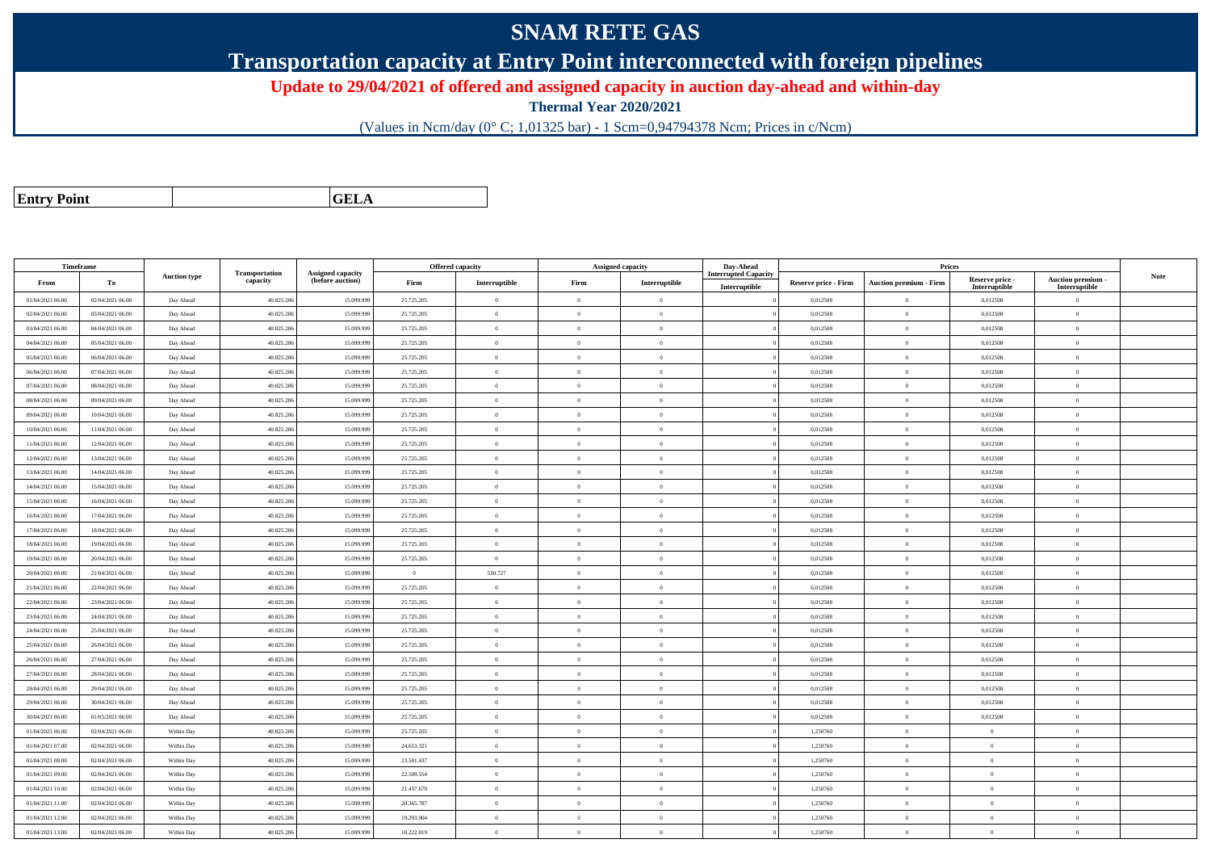# SNAM RETE GAS

## Transportation capacity at Entry Point interconnected with foreign pipelines

**Update to 29/04/2021 of offered and assigned capacity in auction day-ahead and within-day**

**Thermal Year 2020/2021**

(Values in Ncm/day (0° C; 1,01325 bar) - 1 Scm=0,94794378 Ncm; Prices in c/Ncm)

| Entry Point | GELA |
|---|---|

| Timeframe | | Auction type | Transportation capacity | Assigned capacity (before auction) | Offered capacity | | Assigned capacity | | Day-Ahead Interrupted Capacity | Prices | | | | Note |
|---|---|---|---|---|---|---|---|---|---|---|---|---|---|---|
| From | To | | | | Firm | Interruptible | Firm | Interruptible | Interruptible | Reserve price - Firm | Auction premium - Firm | Reserve price - Interruptible | Auction premium - Interruptible | |
| 01/04/2021 06.00 | 02/04/2021 06.00 | Day Ahead | 40.825.206 | 15.099.999 | 25.725.205 | 0 | 0 | 0 | 0 | 0,012508 | 0 | 0,012508 | 0 | |
| 02/04/2021 06.00 | 03/04/2021 06.00 | Day Ahead | 40.825.206 | 15.099.999 | 25.725.205 | 0 | 0 | 0 | 0 | 0,012508 | 0 | 0,012508 | 0 | |
| 03/04/2021 06.00 | 04/04/2021 06.00 | Day Ahead | 40.825.206 | 15.099.999 | 25.725.205 | 0 | 0 | 0 | 0 | 0,012508 | 0 | 0,012508 | 0 | |
| 04/04/2021 06.00 | 05/04/2021 06.00 | Day Ahead | 40.825.206 | 15.099.999 | 25.725.205 | 0 | 0 | 0 | 0 | 0,012508 | 0 | 0,012508 | 0 | |
| 05/04/2021 06.00 | 06/04/2021 06.00 | Day Ahead | 40.825.206 | 15.099.999 | 25.725.205 | 0 | 0 | 0 | 0 | 0,012508 | 0 | 0,012508 | 0 | |
| 06/04/2021 06.00 | 07/04/2021 06.00 | Day Ahead | 40.825.206 | 15.099.999 | 25.725.205 | 0 | 0 | 0 | 0 | 0,012508 | 0 | 0,012508 | 0 | |
| 07/04/2021 06.00 | 08/04/2021 06.00 | Day Ahead | 40.825.206 | 15.099.999 | 25.725.205 | 0 | 0 | 0 | 0 | 0,012508 | 0 | 0,012508 | 0 | |
| 08/04/2021 06.00 | 09/04/2021 06.00 | Day Ahead | 40.825.206 | 15.099.999 | 25.725.205 | 0 | 0 | 0 | 0 | 0,012508 | 0 | 0,012508 | 0 | |
| 09/04/2021 06.00 | 10/04/2021 06.00 | Day Ahead | 40.825.206 | 15.099.999 | 25.725.205 | 0 | 0 | 0 | 0 | 0,012508 | 0 | 0,012508 | 0 | |
| 10/04/2021 06.00 | 11/04/2021 06.00 | Day Ahead | 40.825.206 | 15.099.999 | 25.725.205 | 0 | 0 | 0 | 0 | 0,012508 | 0 | 0,012508 | 0 | |
| 11/04/2021 06.00 | 12/04/2021 06.00 | Day Ahead | 40.825.206 | 15.099.999 | 25.725.205 | 0 | 0 | 0 | 0 | 0,012508 | 0 | 0,012508 | 0 | |
| 12/04/2021 06.00 | 13/04/2021 06.00 | Day Ahead | 40.825.206 | 15.099.999 | 25.725.205 | 0 | 0 | 0 | 0 | 0,012508 | 0 | 0,012508 | 0 | |
| 13/04/2021 06.00 | 14/04/2021 06.00 | Day Ahead | 40.825.206 | 15.099.999 | 25.725.205 | 0 | 0 | 0 | 0 | 0,012508 | 0 | 0,012508 | 0 | |
| 14/04/2021 06.00 | 15/04/2021 06.00 | Day Ahead | 40.825.206 | 15.099.999 | 25.725.205 | 0 | 0 | 0 | 0 | 0,012508 | 0 | 0,012508 | 0 | |
| 15/04/2021 06.00 | 16/04/2021 06.00 | Day Ahead | 40.825.206 | 15.099.999 | 25.725.205 | 0 | 0 | 0 | 0 | 0,012508 | 0 | 0,012508 | 0 | |
| 16/04/2021 06.00 | 17/04/2021 06.00 | Day Ahead | 40.825.206 | 15.099.999 | 25.725.205 | 0 | 0 | 0 | 0 | 0,012508 | 0 | 0,012508 | 0 | |
| 17/04/2021 06.00 | 18/04/2021 06.00 | Day Ahead | 40.825.206 | 15.099.999 | 25.725.205 | 0 | 0 | 0 | 0 | 0,012508 | 0 | 0,012508 | 0 | |
| 18/04/2021 06.00 | 19/04/2021 06.00 | Day Ahead | 40.825.206 | 15.099.999 | 25.725.205 | 0 | 0 | 0 | 0 | 0,012508 | 0 | 0,012508 | 0 | |
| 19/04/2021 06.00 | 20/04/2021 06.00 | Day Ahead | 40.825.206 | 15.099.999 | 25.725.205 | 0 | 0 | 0 | 0 | 0,012508 | 0 | 0,012508 | 0 | |
| 20/04/2021 06.00 | 21/04/2021 06.00 | Day Ahead | 40.825.206 | 15.099.999 | 0 | 530.727 | 0 | 0 | 0 | 0,012508 | 0 | 0,012508 | 0 | |
| 21/04/2021 06.00 | 22/04/2021 06.00 | Day Ahead | 40.825.206 | 15.099.999 | 25.725.205 | 0 | 0 | 0 | 0 | 0,012508 | 0 | 0,012508 | 0 | |
| 22/04/2021 06.00 | 23/04/2021 06.00 | Day Ahead | 40.825.206 | 15.099.999 | 25.725.205 | 0 | 0 | 0 | 0 | 0,012508 | 0 | 0,012508 | 0 | |
| 23/04/2021 06.00 | 24/04/2021 06.00 | Day Ahead | 40.825.206 | 15.099.999 | 25.725.205 | 0 | 0 | 0 | 0 | 0,012508 | 0 | 0,012508 | 0 | |
| 24/04/2021 06.00 | 25/04/2021 06.00 | Day Ahead | 40.825.206 | 15.099.999 | 25.725.205 | 0 | 0 | 0 | 0 | 0,012508 | 0 | 0,012508 | 0 | |
| 25/04/2021 06.00 | 26/04/2021 06.00 | Day Ahead | 40.825.206 | 15.099.999 | 25.725.205 | 0 | 0 | 0 | 0 | 0,012508 | 0 | 0,012508 | 0 | |
| 26/04/2021 06.00 | 27/04/2021 06.00 | Day Ahead | 40.825.206 | 15.099.999 | 25.725.205 | 0 | 0 | 0 | 0 | 0,012508 | 0 | 0,012508 | 0 | |
| 27/04/2021 06.00 | 28/04/2021 06.00 | Day Ahead | 40.825.206 | 15.099.999 | 25.725.205 | 0 | 0 | 0 | 0 | 0,012508 | 0 | 0,012508 | 0 | |
| 28/04/2021 06.00 | 29/04/2021 06.00 | Day Ahead | 40.825.206 | 15.099.999 | 25.725.205 | 0 | 0 | 0 | 0 | 0,012508 | 0 | 0,012508 | 0 | |
| 29/04/2021 06.00 | 30/04/2021 06.00 | Day Ahead | 40.825.206 | 15.099.999 | 25.725.205 | 0 | 0 | 0 | 0 | 0,012508 | 0 | 0,012508 | 0 | |
| 30/04/2021 06.00 | 01/05/2021 06.00 | Day Ahead | 40.825.206 | 15.099.999 | 25.725.205 | 0 | 0 | 0 | 0 | 0,012508 | 0 | 0,012508 | 0 | |
| 01/04/2021 06.00 | 02/04/2021 06.00 | Within Day | 40.825.206 | 15.099.999 | 25.725.205 | 0 | 0 | 0 | 0 | 1,250760 | 0 | 0 | 0 | |
| 01/04/2021 07.00 | 02/04/2021 06.00 | Within Day | 40.825.206 | 15.099.999 | 24.653.321 | 0 | 0 | 0 | 0 | 1,250760 | 0 | 0 | 0 | |
| 01/04/2021 08.00 | 02/04/2021 06.00 | Within Day | 40.825.206 | 15.099.999 | 23.581.437 | 0 | 0 | 0 | 0 | 1,250760 | 0 | 0 | 0 | |
| 01/04/2021 09.00 | 02/04/2021 06.00 | Within Day | 40.825.206 | 15.099.999 | 22.509.554 | 0 | 0 | 0 | 0 | 1,250760 | 0 | 0 | 0 | |
| 01/04/2021 10.00 | 02/04/2021 06.00 | Within Day | 40.825.206 | 15.099.999 | 21.437.670 | 0 | 0 | 0 | 0 | 1,250760 | 0 | 0 | 0 | |
| 01/04/2021 11.00 | 02/04/2021 06.00 | Within Day | 40.825.206 | 15.099.999 | 20.365.787 | 0 | 0 | 0 | 0 | 1,250760 | 0 | 0 | 0 | |
| 01/04/2021 12.00 | 02/04/2021 06.00 | Within Day | 40.825.206 | 15.099.999 | 19.293.904 | 0 | 0 | 0 | 0 | 1,250760 | 0 | 0 | 0 | |
| 01/04/2021 13.00 | 02/04/2021 06.00 | Within Day | 40.825.206 | 15.099.999 | 18.222.019 | 0 | 0 | 0 | 0 | 1,250760 | 0 | 0 | 0 | |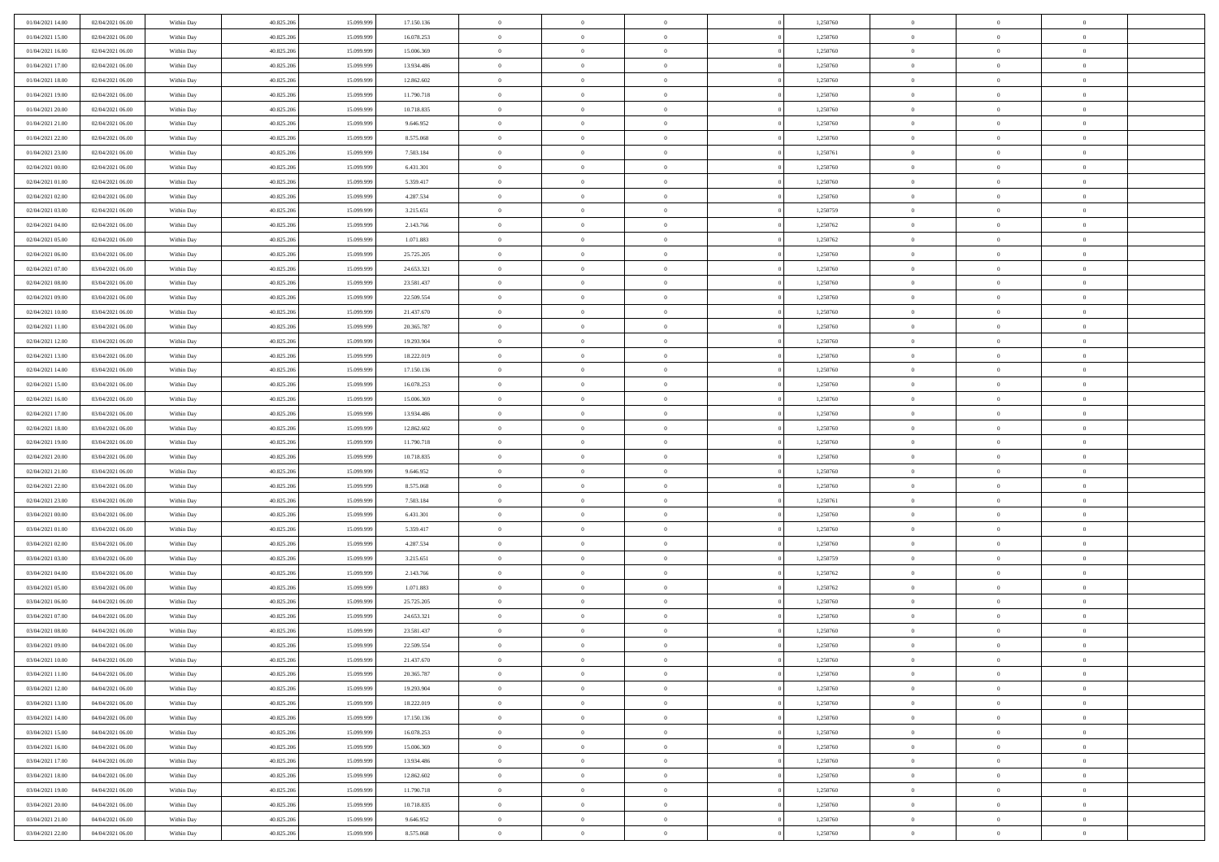| | | | | | | | | | | | | | | |
|---|---|---|---|---|---|---|---|---|---|---|---|---|---|---|
| 01/04/2021 14:00 | 02/04/2021 06:00 | Within Day | 40.825.206 | 15.099.999 | 17.150.136 | 0 | 0 | 0 | 0 | 1,250760 | 0 | 0 | 0 | |
| 01/04/2021 15:00 | 02/04/2021 06:00 | Within Day | 40.825.206 | 15.099.999 | 16.078.253 | 0 | 0 | 0 | 0 | 1,250760 | 0 | 0 | 0 | |
| 01/04/2021 16:00 | 02/04/2021 06:00 | Within Day | 40.825.206 | 15.099.999 | 15.006.369 | 0 | 0 | 0 | 0 | 1,250760 | 0 | 0 | 0 | |
| 01/04/2021 17:00 | 02/04/2021 06:00 | Within Day | 40.825.206 | 15.099.999 | 13.934.486 | 0 | 0 | 0 | 0 | 1,250760 | 0 | 0 | 0 | |
| 01/04/2021 18:00 | 02/04/2021 06:00 | Within Day | 40.825.206 | 15.099.999 | 12.862.602 | 0 | 0 | 0 | 0 | 1,250760 | 0 | 0 | 0 | |
| 01/04/2021 19:00 | 02/04/2021 06:00 | Within Day | 40.825.206 | 15.099.999 | 11.790.718 | 0 | 0 | 0 | 0 | 1,250760 | 0 | 0 | 0 | |
| 01/04/2021 20:00 | 02/04/2021 06:00 | Within Day | 40.825.206 | 15.099.999 | 10.718.835 | 0 | 0 | 0 | 0 | 1,250760 | 0 | 0 | 0 | |
| 01/04/2021 21:00 | 02/04/2021 06:00 | Within Day | 40.825.206 | 15.099.999 | 9.646.952 | 0 | 0 | 0 | 0 | 1,250760 | 0 | 0 | 0 | |
| 01/04/2021 22:00 | 02/04/2021 06:00 | Within Day | 40.825.206 | 15.099.999 | 8.575.068 | 0 | 0 | 0 | 0 | 1,250760 | 0 | 0 | 0 | |
| 01/04/2021 23:00 | 02/04/2021 06:00 | Within Day | 40.825.206 | 15.099.999 | 7.503.184 | 0 | 0 | 0 | 0 | 1,250761 | 0 | 0 | 0 | |
| 02/04/2021 00:00 | 02/04/2021 06:00 | Within Day | 40.825.206 | 15.099.999 | 6.431.301 | 0 | 0 | 0 | 0 | 1,250760 | 0 | 0 | 0 | |
| 02/04/2021 01:00 | 02/04/2021 06:00 | Within Day | 40.825.206 | 15.099.999 | 5.359.417 | 0 | 0 | 0 | 0 | 1,250760 | 0 | 0 | 0 | |
| 02/04/2021 02:00 | 02/04/2021 06:00 | Within Day | 40.825.206 | 15.099.999 | 4.287.534 | 0 | 0 | 0 | 0 | 1,250760 | 0 | 0 | 0 | |
| 02/04/2021 03:00 | 02/04/2021 06:00 | Within Day | 40.825.206 | 15.099.999 | 3.215.651 | 0 | 0 | 0 | 0 | 1,250759 | 0 | 0 | 0 | |
| 02/04/2021 04:00 | 02/04/2021 06:00 | Within Day | 40.825.206 | 15.099.999 | 2.143.766 | 0 | 0 | 0 | 0 | 1,250762 | 0 | 0 | 0 | |
| 02/04/2021 05:00 | 02/04/2021 06:00 | Within Day | 40.825.206 | 15.099.999 | 1.071.883 | 0 | 0 | 0 | 0 | 1,250762 | 0 | 0 | 0 | |
| 02/04/2021 06:00 | 03/04/2021 06:00 | Within Day | 40.825.206 | 15.099.999 | 25.725.205 | 0 | 0 | 0 | 0 | 1,250760 | 0 | 0 | 0 | |
| 02/04/2021 07:00 | 03/04/2021 06:00 | Within Day | 40.825.206 | 15.099.999 | 24.653.321 | 0 | 0 | 0 | 0 | 1,250760 | 0 | 0 | 0 | |
| 02/04/2021 08:00 | 03/04/2021 06:00 | Within Day | 40.825.206 | 15.099.999 | 23.581.437 | 0 | 0 | 0 | 0 | 1,250760 | 0 | 0 | 0 | |
| 02/04/2021 09:00 | 03/04/2021 06:00 | Within Day | 40.825.206 | 15.099.999 | 22.509.554 | 0 | 0 | 0 | 0 | 1,250760 | 0 | 0 | 0 | |
| 02/04/2021 10:00 | 03/04/2021 06:00 | Within Day | 40.825.206 | 15.099.999 | 21.437.670 | 0 | 0 | 0 | 0 | 1,250760 | 0 | 0 | 0 | |
| 02/04/2021 11:00 | 03/04/2021 06:00 | Within Day | 40.825.206 | 15.099.999 | 20.365.787 | 0 | 0 | 0 | 0 | 1,250760 | 0 | 0 | 0 | |
| 02/04/2021 12:00 | 03/04/2021 06:00 | Within Day | 40.825.206 | 15.099.999 | 19.293.904 | 0 | 0 | 0 | 0 | 1,250760 | 0 | 0 | 0 | |
| 02/04/2021 13:00 | 03/04/2021 06:00 | Within Day | 40.825.206 | 15.099.999 | 18.222.019 | 0 | 0 | 0 | 0 | 1,250760 | 0 | 0 | 0 | |
| 02/04/2021 14:00 | 03/04/2021 06:00 | Within Day | 40.825.206 | 15.099.999 | 17.150.136 | 0 | 0 | 0 | 0 | 1,250760 | 0 | 0 | 0 | |
| 02/04/2021 15:00 | 03/04/2021 06:00 | Within Day | 40.825.206 | 15.099.999 | 16.078.253 | 0 | 0 | 0 | 0 | 1,250760 | 0 | 0 | 0 | |
| 02/04/2021 16:00 | 03/04/2021 06:00 | Within Day | 40.825.206 | 15.099.999 | 15.006.369 | 0 | 0 | 0 | 0 | 1,250760 | 0 | 0 | 0 | |
| 02/04/2021 17:00 | 03/04/2021 06:00 | Within Day | 40.825.206 | 15.099.999 | 13.934.486 | 0 | 0 | 0 | 0 | 1,250760 | 0 | 0 | 0 | |
| 02/04/2021 18:00 | 03/04/2021 06:00 | Within Day | 40.825.206 | 15.099.999 | 12.862.602 | 0 | 0 | 0 | 0 | 1,250760 | 0 | 0 | 0 | |
| 02/04/2021 19:00 | 03/04/2021 06:00 | Within Day | 40.825.206 | 15.099.999 | 11.790.718 | 0 | 0 | 0 | 0 | 1,250760 | 0 | 0 | 0 | |
| 02/04/2021 20:00 | 03/04/2021 06:00 | Within Day | 40.825.206 | 15.099.999 | 10.718.835 | 0 | 0 | 0 | 0 | 1,250760 | 0 | 0 | 0 | |
| 02/04/2021 21:00 | 03/04/2021 06:00 | Within Day | 40.825.206 | 15.099.999 | 9.646.952 | 0 | 0 | 0 | 0 | 1,250760 | 0 | 0 | 0 | |
| 02/04/2021 22:00 | 03/04/2021 06:00 | Within Day | 40.825.206 | 15.099.999 | 8.575.068 | 0 | 0 | 0 | 0 | 1,250760 | 0 | 0 | 0 | |
| 02/04/2021 23:00 | 03/04/2021 06:00 | Within Day | 40.825.206 | 15.099.999 | 7.503.184 | 0 | 0 | 0 | 0 | 1,250761 | 0 | 0 | 0 | |
| 03/04/2021 00:00 | 03/04/2021 06:00 | Within Day | 40.825.206 | 15.099.999 | 6.431.301 | 0 | 0 | 0 | 0 | 1,250760 | 0 | 0 | 0 | |
| 03/04/2021 01:00 | 03/04/2021 06:00 | Within Day | 40.825.206 | 15.099.999 | 5.359.417 | 0 | 0 | 0 | 0 | 1,250760 | 0 | 0 | 0 | |
| 03/04/2021 02:00 | 03/04/2021 06:00 | Within Day | 40.825.206 | 15.099.999 | 4.287.534 | 0 | 0 | 0 | 0 | 1,250760 | 0 | 0 | 0 | |
| 03/04/2021 03:00 | 03/04/2021 06:00 | Within Day | 40.825.206 | 15.099.999 | 3.215.651 | 0 | 0 | 0 | 0 | 1,250759 | 0 | 0 | 0 | |
| 03/04/2021 04:00 | 03/04/2021 06:00 | Within Day | 40.825.206 | 15.099.999 | 2.143.766 | 0 | 0 | 0 | 0 | 1,250762 | 0 | 0 | 0 | |
| 03/04/2021 05:00 | 03/04/2021 06:00 | Within Day | 40.825.206 | 15.099.999 | 1.071.883 | 0 | 0 | 0 | 0 | 1,250762 | 0 | 0 | 0 | |
| 03/04/2021 06:00 | 04/04/2021 06:00 | Within Day | 40.825.206 | 15.099.999 | 25.725.205 | 0 | 0 | 0 | 0 | 1,250760 | 0 | 0 | 0 | |
| 03/04/2021 07:00 | 04/04/2021 06:00 | Within Day | 40.825.206 | 15.099.999 | 24.653.321 | 0 | 0 | 0 | 0 | 1,250760 | 0 | 0 | 0 | |
| 03/04/2021 08:00 | 04/04/2021 06:00 | Within Day | 40.825.206 | 15.099.999 | 23.581.437 | 0 | 0 | 0 | 0 | 1,250760 | 0 | 0 | 0 | |
| 03/04/2021 09:00 | 04/04/2021 06:00 | Within Day | 40.825.206 | 15.099.999 | 22.509.554 | 0 | 0 | 0 | 0 | 1,250760 | 0 | 0 | 0 | |
| 03/04/2021 10:00 | 04/04/2021 06:00 | Within Day | 40.825.206 | 15.099.999 | 21.437.670 | 0 | 0 | 0 | 0 | 1,250760 | 0 | 0 | 0 | |
| 03/04/2021 11:00 | 04/04/2021 06:00 | Within Day | 40.825.206 | 15.099.999 | 20.365.787 | 0 | 0 | 0 | 0 | 1,250760 | 0 | 0 | 0 | |
| 03/04/2021 12:00 | 04/04/2021 06:00 | Within Day | 40.825.206 | 15.099.999 | 19.293.904 | 0 | 0 | 0 | 0 | 1,250760 | 0 | 0 | 0 | |
| 03/04/2021 13:00 | 04/04/2021 06:00 | Within Day | 40.825.206 | 15.099.999 | 18.222.019 | 0 | 0 | 0 | 0 | 1,250760 | 0 | 0 | 0 | |
| 03/04/2021 14:00 | 04/04/2021 06:00 | Within Day | 40.825.206 | 15.099.999 | 17.150.136 | 0 | 0 | 0 | 0 | 1,250760 | 0 | 0 | 0 | |
| 03/04/2021 15:00 | 04/04/2021 06:00 | Within Day | 40.825.206 | 15.099.999 | 16.078.253 | 0 | 0 | 0 | 0 | 1,250760 | 0 | 0 | 0 | |
| 03/04/2021 16:00 | 04/04/2021 06:00 | Within Day | 40.825.206 | 15.099.999 | 15.006.369 | 0 | 0 | 0 | 0 | 1,250760 | 0 | 0 | 0 | |
| 03/04/2021 17:00 | 04/04/2021 06:00 | Within Day | 40.825.206 | 15.099.999 | 13.934.486 | 0 | 0 | 0 | 0 | 1,250760 | 0 | 0 | 0 | |
| 03/04/2021 18:00 | 04/04/2021 06:00 | Within Day | 40.825.206 | 15.099.999 | 12.862.602 | 0 | 0 | 0 | 0 | 1,250760 | 0 | 0 | 0 | |
| 03/04/2021 19:00 | 04/04/2021 06:00 | Within Day | 40.825.206 | 15.099.999 | 11.790.718 | 0 | 0 | 0 | 0 | 1,250760 | 0 | 0 | 0 | |
| 03/04/2021 20:00 | 04/04/2021 06:00 | Within Day | 40.825.206 | 15.099.999 | 10.718.835 | 0 | 0 | 0 | 0 | 1,250760 | 0 | 0 | 0 | |
| 03/04/2021 21:00 | 04/04/2021 06:00 | Within Day | 40.825.206 | 15.099.999 | 9.646.952 | 0 | 0 | 0 | 0 | 1,250760 | 0 | 0 | 0 | |
| 03/04/2021 22:00 | 04/04/2021 06:00 | Within Day | 40.825.206 | 15.099.999 | 8.575.068 | 0 | 0 | 0 | 0 | 1,250760 | 0 | 0 | 0 | |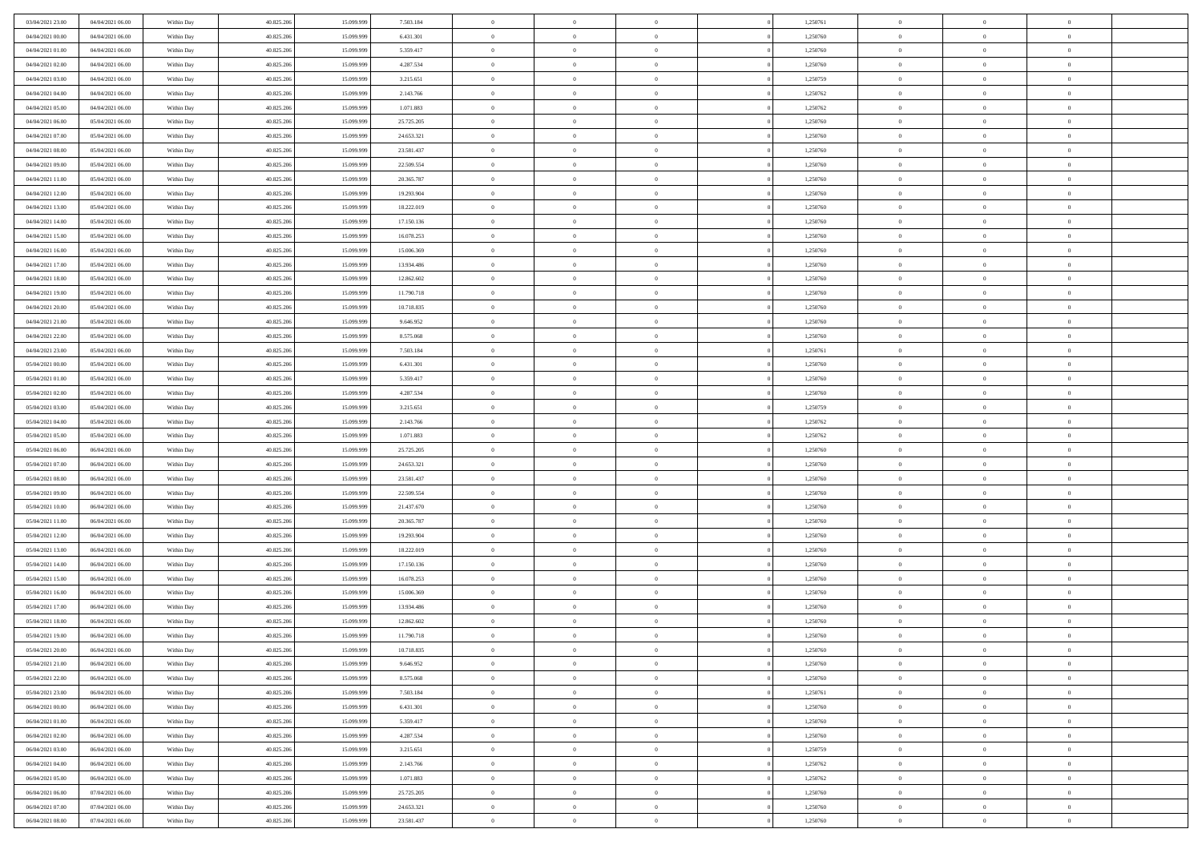| | | | | | | | | | | | | | | |
|---|---|---|---|---|---|---|---|---|---|---|---|---|---|---|
| 03/04/2021 23:00 | 04/04/2021 06:00 | Within Day | 40.825.206 | 15.099.999 | 7.503.184 | 0 | 0 | 0 | | 1,250761 | 0 | 0 | 0 | |
| 04/04/2021 00:00 | 04/04/2021 06:00 | Within Day | 40.825.206 | 15.099.999 | 6.431.301 | 0 | 0 | 0 | | 1,250760 | 0 | 0 | 0 | |
| 04/04/2021 01:00 | 04/04/2021 06:00 | Within Day | 40.825.206 | 15.099.999 | 5.359.417 | 0 | 0 | 0 | | 1,250760 | 0 | 0 | 0 | |
| 04/04/2021 02:00 | 04/04/2021 06:00 | Within Day | 40.825.206 | 15.099.999 | 4.287.534 | 0 | 0 | 0 | | 1,250760 | 0 | 0 | 0 | |
| 04/04/2021 03:00 | 04/04/2021 06:00 | Within Day | 40.825.206 | 15.099.999 | 3.215.651 | 0 | 0 | 0 | | 1,250759 | 0 | 0 | 0 | |
| 04/04/2021 04:00 | 04/04/2021 06:00 | Within Day | 40.825.206 | 15.099.999 | 2.143.766 | 0 | 0 | 0 | | 1,250762 | 0 | 0 | 0 | |
| 04/04/2021 05:00 | 04/04/2021 06:00 | Within Day | 40.825.206 | 15.099.999 | 1.071.883 | 0 | 0 | 0 | | 1,250762 | 0 | 0 | 0 | |
| 04/04/2021 06:00 | 05/04/2021 06:00 | Within Day | 40.825.206 | 15.099.999 | 25.725.205 | 0 | 0 | 0 | | 1,250760 | 0 | 0 | 0 | |
| 04/04/2021 07:00 | 05/04/2021 06:00 | Within Day | 40.825.206 | 15.099.999 | 24.653.321 | 0 | 0 | 0 | | 1,250760 | 0 | 0 | 0 | |
| 04/04/2021 08:00 | 05/04/2021 06:00 | Within Day | 40.825.206 | 15.099.999 | 23.581.437 | 0 | 0 | 0 | | 1,250760 | 0 | 0 | 0 | |
| 04/04/2021 09:00 | 05/04/2021 06:00 | Within Day | 40.825.206 | 15.099.999 | 22.509.554 | 0 | 0 | 0 | | 1,250760 | 0 | 0 | 0 | |
| 04/04/2021 11:00 | 05/04/2021 06:00 | Within Day | 40.825.206 | 15.099.999 | 20.365.787 | 0 | 0 | 0 | | 1,250760 | 0 | 0 | 0 | |
| 04/04/2021 12:00 | 05/04/2021 06:00 | Within Day | 40.825.206 | 15.099.999 | 19.293.904 | 0 | 0 | 0 | | 1,250760 | 0 | 0 | 0 | |
| 04/04/2021 13:00 | 05/04/2021 06:00 | Within Day | 40.825.206 | 15.099.999 | 18.222.019 | 0 | 0 | 0 | | 1,250760 | 0 | 0 | 0 | |
| 04/04/2021 14:00 | 05/04/2021 06:00 | Within Day | 40.825.206 | 15.099.999 | 17.150.136 | 0 | 0 | 0 | | 1,250760 | 0 | 0 | 0 | |
| 04/04/2021 15:00 | 05/04/2021 06:00 | Within Day | 40.825.206 | 15.099.999 | 16.078.253 | 0 | 0 | 0 | | 1,250760 | 0 | 0 | 0 | |
| 04/04/2021 16:00 | 05/04/2021 06:00 | Within Day | 40.825.206 | 15.099.999 | 15.006.369 | 0 | 0 | 0 | | 1,250760 | 0 | 0 | 0 | |
| 04/04/2021 17:00 | 05/04/2021 06:00 | Within Day | 40.825.206 | 15.099.999 | 13.934.486 | 0 | 0 | 0 | | 1,250760 | 0 | 0 | 0 | |
| 04/04/2021 18:00 | 05/04/2021 06:00 | Within Day | 40.825.206 | 15.099.999 | 12.862.602 | 0 | 0 | 0 | | 1,250760 | 0 | 0 | 0 | |
| 04/04/2021 19:00 | 05/04/2021 06:00 | Within Day | 40.825.206 | 15.099.999 | 11.790.718 | 0 | 0 | 0 | | 1,250760 | 0 | 0 | 0 | |
| 04/04/2021 20:00 | 05/04/2021 06:00 | Within Day | 40.825.206 | 15.099.999 | 10.718.835 | 0 | 0 | 0 | | 1,250760 | 0 | 0 | 0 | |
| 04/04/2021 21:00 | 05/04/2021 06:00 | Within Day | 40.825.206 | 15.099.999 | 9.646.952 | 0 | 0 | 0 | | 1,250760 | 0 | 0 | 0 | |
| 04/04/2021 22:00 | 05/04/2021 06:00 | Within Day | 40.825.206 | 15.099.999 | 8.575.068 | 0 | 0 | 0 | | 1,250760 | 0 | 0 | 0 | |
| 04/04/2021 23:00 | 05/04/2021 06:00 | Within Day | 40.825.206 | 15.099.999 | 7.503.184 | 0 | 0 | 0 | | 1,250761 | 0 | 0 | 0 | |
| 05/04/2021 00:00 | 05/04/2021 06:00 | Within Day | 40.825.206 | 15.099.999 | 6.431.301 | 0 | 0 | 0 | | 1,250760 | 0 | 0 | 0 | |
| 05/04/2021 01:00 | 05/04/2021 06:00 | Within Day | 40.825.206 | 15.099.999 | 5.359.417 | 0 | 0 | 0 | | 1,250760 | 0 | 0 | 0 | |
| 05/04/2021 02:00 | 05/04/2021 06:00 | Within Day | 40.825.206 | 15.099.999 | 4.287.534 | 0 | 0 | 0 | | 1,250760 | 0 | 0 | 0 | |
| 05/04/2021 03:00 | 05/04/2021 06:00 | Within Day | 40.825.206 | 15.099.999 | 3.215.651 | 0 | 0 | 0 | | 1,250759 | 0 | 0 | 0 | |
| 05/04/2021 04:00 | 05/04/2021 06:00 | Within Day | 40.825.206 | 15.099.999 | 2.143.766 | 0 | 0 | 0 | | 1,250762 | 0 | 0 | 0 | |
| 05/04/2021 05:00 | 05/04/2021 06:00 | Within Day | 40.825.206 | 15.099.999 | 1.071.883 | 0 | 0 | 0 | | 1,250762 | 0 | 0 | 0 | |
| 05/04/2021 06:00 | 06/04/2021 06:00 | Within Day | 40.825.206 | 15.099.999 | 25.725.205 | 0 | 0 | 0 | | 1,250760 | 0 | 0 | 0 | |
| 05/04/2021 07:00 | 06/04/2021 06:00 | Within Day | 40.825.206 | 15.099.999 | 24.653.321 | 0 | 0 | 0 | | 1,250760 | 0 | 0 | 0 | |
| 05/04/2021 08:00 | 06/04/2021 06:00 | Within Day | 40.825.206 | 15.099.999 | 23.581.437 | 0 | 0 | 0 | | 1,250760 | 0 | 0 | 0 | |
| 05/04/2021 09:00 | 06/04/2021 06:00 | Within Day | 40.825.206 | 15.099.999 | 22.509.554 | 0 | 0 | 0 | | 1,250760 | 0 | 0 | 0 | |
| 05/04/2021 10:00 | 06/04/2021 06:00 | Within Day | 40.825.206 | 15.099.999 | 21.437.670 | 0 | 0 | 0 | | 1,250760 | 0 | 0 | 0 | |
| 05/04/2021 11:00 | 06/04/2021 06:00 | Within Day | 40.825.206 | 15.099.999 | 20.365.787 | 0 | 0 | 0 | | 1,250760 | 0 | 0 | 0 | |
| 05/04/2021 12:00 | 06/04/2021 06:00 | Within Day | 40.825.206 | 15.099.999 | 19.293.904 | 0 | 0 | 0 | | 1,250760 | 0 | 0 | 0 | |
| 05/04/2021 13:00 | 06/04/2021 06:00 | Within Day | 40.825.206 | 15.099.999 | 18.222.019 | 0 | 0 | 0 | | 1,250760 | 0 | 0 | 0 | |
| 05/04/2021 14:00 | 06/04/2021 06:00 | Within Day | 40.825.206 | 15.099.999 | 17.150.136 | 0 | 0 | 0 | | 1,250760 | 0 | 0 | 0 | |
| 05/04/2021 15:00 | 06/04/2021 06:00 | Within Day | 40.825.206 | 15.099.999 | 16.078.253 | 0 | 0 | 0 | | 1,250760 | 0 | 0 | 0 | |
| 05/04/2021 16:00 | 06/04/2021 06:00 | Within Day | 40.825.206 | 15.099.999 | 15.006.369 | 0 | 0 | 0 | | 1,250760 | 0 | 0 | 0 | |
| 05/04/2021 17:00 | 06/04/2021 06:00 | Within Day | 40.825.206 | 15.099.999 | 13.934.486 | 0 | 0 | 0 | | 1,250760 | 0 | 0 | 0 | |
| 05/04/2021 18:00 | 06/04/2021 06:00 | Within Day | 40.825.206 | 15.099.999 | 12.862.602 | 0 | 0 | 0 | | 1,250760 | 0 | 0 | 0 | |
| 05/04/2021 19:00 | 06/04/2021 06:00 | Within Day | 40.825.206 | 15.099.999 | 11.790.718 | 0 | 0 | 0 | | 1,250760 | 0 | 0 | 0 | |
| 05/04/2021 20:00 | 06/04/2021 06:00 | Within Day | 40.825.206 | 15.099.999 | 10.718.835 | 0 | 0 | 0 | | 1,250760 | 0 | 0 | 0 | |
| 05/04/2021 21:00 | 06/04/2021 06:00 | Within Day | 40.825.206 | 15.099.999 | 9.646.952 | 0 | 0 | 0 | | 1,250760 | 0 | 0 | 0 | |
| 05/04/2021 22:00 | 06/04/2021 06:00 | Within Day | 40.825.206 | 15.099.999 | 8.575.068 | 0 | 0 | 0 | | 1,250760 | 0 | 0 | 0 | |
| 05/04/2021 23:00 | 06/04/2021 06:00 | Within Day | 40.825.206 | 15.099.999 | 7.503.184 | 0 | 0 | 0 | | 1,250761 | 0 | 0 | 0 | |
| 06/04/2021 00:00 | 06/04/2021 06:00 | Within Day | 40.825.206 | 15.099.999 | 6.431.301 | 0 | 0 | 0 | | 1,250760 | 0 | 0 | 0 | |
| 06/04/2021 01:00 | 06/04/2021 06:00 | Within Day | 40.825.206 | 15.099.999 | 5.359.417 | 0 | 0 | 0 | | 1,250760 | 0 | 0 | 0 | |
| 06/04/2021 02:00 | 06/04/2021 06:00 | Within Day | 40.825.206 | 15.099.999 | 4.287.534 | 0 | 0 | 0 | | 1,250760 | 0 | 0 | 0 | |
| 06/04/2021 03:00 | 06/04/2021 06:00 | Within Day | 40.825.206 | 15.099.999 | 3.215.651 | 0 | 0 | 0 | | 1,250759 | 0 | 0 | 0 | |
| 06/04/2021 04:00 | 06/04/2021 06:00 | Within Day | 40.825.206 | 15.099.999 | 2.143.766 | 0 | 0 | 0 | | 1,250762 | 0 | 0 | 0 | |
| 06/04/2021 05:00 | 06/04/2021 06:00 | Within Day | 40.825.206 | 15.099.999 | 1.071.883 | 0 | 0 | 0 | | 1,250762 | 0 | 0 | 0 | |
| 06/04/2021 06:00 | 07/04/2021 06:00 | Within Day | 40.825.206 | 15.099.999 | 25.725.205 | 0 | 0 | 0 | | 1,250760 | 0 | 0 | 0 | |
| 06/04/2021 07:00 | 07/04/2021 06:00 | Within Day | 40.825.206 | 15.099.999 | 24.653.321 | 0 | 0 | 0 | | 1,250760 | 0 | 0 | 0 | |
| 06/04/2021 08:00 | 07/04/2021 06:00 | Within Day | 40.825.206 | 15.099.999 | 23.581.437 | 0 | 0 | 0 | | 1,250760 | 0 | 0 | 0 | |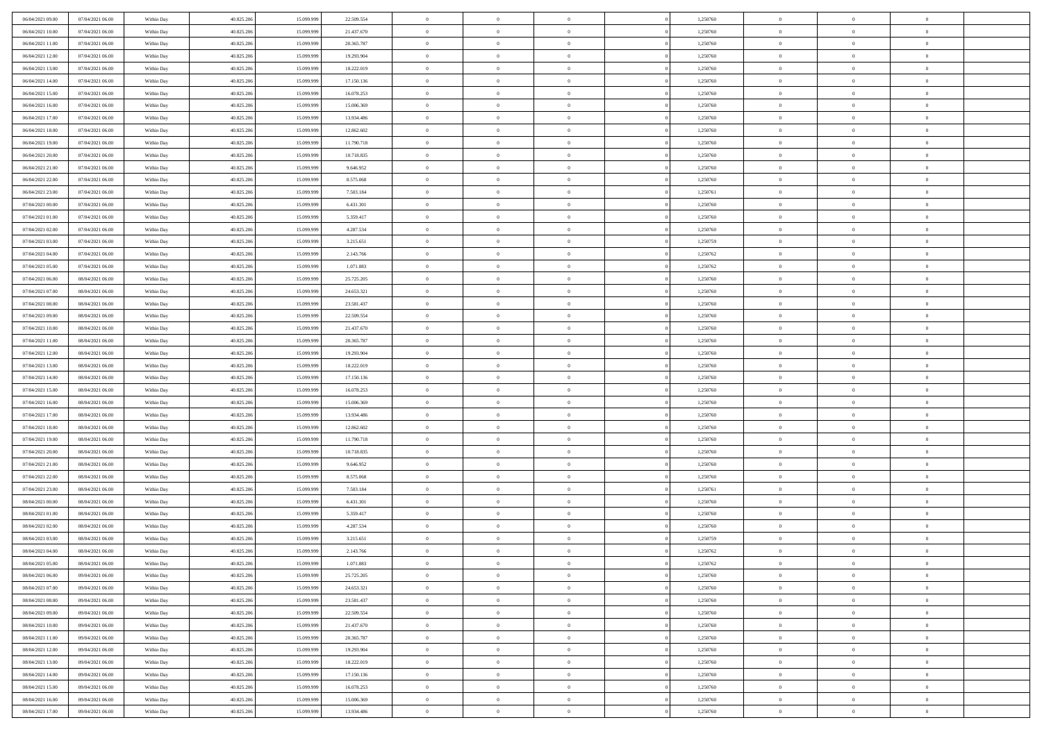| | | | | | | | | | | | | | | |
|---|---|---|---|---|---|---|---|---|---|---|---|---|---|---|
| 06/04/2021 09:00 | 07/04/2021 06:00 | Within Day | 40.825.206 | 15.099.999 | 22.509.554 | 0 | 0 | 0 | 0 | 1,250760 | 0 | 0 | 0 | |
| 06/04/2021 10:00 | 07/04/2021 06:00 | Within Day | 40.825.206 | 15.099.999 | 21.437.670 | 0 | 0 | 0 | 0 | 1,250760 | 0 | 0 | 0 | |
| 06/04/2021 11:00 | 07/04/2021 06:00 | Within Day | 40.825.206 | 15.099.999 | 20.365.787 | 0 | 0 | 0 | 0 | 1,250760 | 0 | 0 | 0 | |
| 06/04/2021 12:00 | 07/04/2021 06:00 | Within Day | 40.825.206 | 15.099.999 | 19.293.904 | 0 | 0 | 0 | 0 | 1,250760 | 0 | 0 | 0 | |
| 06/04/2021 13:00 | 07/04/2021 06:00 | Within Day | 40.825.206 | 15.099.999 | 18.222.019 | 0 | 0 | 0 | 0 | 1,250760 | 0 | 0 | 0 | |
| 06/04/2021 14:00 | 07/04/2021 06:00 | Within Day | 40.825.206 | 15.099.999 | 17.150.136 | 0 | 0 | 0 | 0 | 1,250760 | 0 | 0 | 0 | |
| 06/04/2021 15:00 | 07/04/2021 06:00 | Within Day | 40.825.206 | 15.099.999 | 16.078.253 | 0 | 0 | 0 | 0 | 1,250760 | 0 | 0 | 0 | |
| 06/04/2021 16:00 | 07/04/2021 06:00 | Within Day | 40.825.206 | 15.099.999 | 15.006.369 | 0 | 0 | 0 | 0 | 1,250760 | 0 | 0 | 0 | |
| 06/04/2021 17:00 | 07/04/2021 06:00 | Within Day | 40.825.206 | 15.099.999 | 13.934.486 | 0 | 0 | 0 | 0 | 1,250760 | 0 | 0 | 0 | |
| 06/04/2021 18:00 | 07/04/2021 06:00 | Within Day | 40.825.206 | 15.099.999 | 12.862.602 | 0 | 0 | 0 | 0 | 1,250760 | 0 | 0 | 0 | |
| 06/04/2021 19:00 | 07/04/2021 06:00 | Within Day | 40.825.206 | 15.099.999 | 11.790.718 | 0 | 0 | 0 | 0 | 1,250760 | 0 | 0 | 0 | |
| 06/04/2021 20:00 | 07/04/2021 06:00 | Within Day | 40.825.206 | 15.099.999 | 10.718.835 | 0 | 0 | 0 | 0 | 1,250760 | 0 | 0 | 0 | |
| 06/04/2021 21:00 | 07/04/2021 06:00 | Within Day | 40.825.206 | 15.099.999 | 9.646.952 | 0 | 0 | 0 | 0 | 1,250760 | 0 | 0 | 0 | |
| 06/04/2021 22:00 | 07/04/2021 06:00 | Within Day | 40.825.206 | 15.099.999 | 8.575.068 | 0 | 0 | 0 | 0 | 1,250760 | 0 | 0 | 0 | |
| 06/04/2021 23:00 | 07/04/2021 06:00 | Within Day | 40.825.206 | 15.099.999 | 7.503.184 | 0 | 0 | 0 | 0 | 1,250761 | 0 | 0 | 0 | |
| 07/04/2021 00:00 | 07/04/2021 06:00 | Within Day | 40.825.206 | 15.099.999 | 6.431.301 | 0 | 0 | 0 | 0 | 1,250760 | 0 | 0 | 0 | |
| 07/04/2021 01:00 | 07/04/2021 06:00 | Within Day | 40.825.206 | 15.099.999 | 5.359.417 | 0 | 0 | 0 | 0 | 1,250760 | 0 | 0 | 0 | |
| 07/04/2021 02:00 | 07/04/2021 06:00 | Within Day | 40.825.206 | 15.099.999 | 4.287.534 | 0 | 0 | 0 | 0 | 1,250760 | 0 | 0 | 0 | |
| 07/04/2021 03:00 | 07/04/2021 06:00 | Within Day | 40.825.206 | 15.099.999 | 3.215.651 | 0 | 0 | 0 | 0 | 1,250759 | 0 | 0 | 0 | |
| 07/04/2021 04:00 | 07/04/2021 06:00 | Within Day | 40.825.206 | 15.099.999 | 2.143.766 | 0 | 0 | 0 | 0 | 1,250762 | 0 | 0 | 0 | |
| 07/04/2021 05:00 | 07/04/2021 06:00 | Within Day | 40.825.206 | 15.099.999 | 1.071.883 | 0 | 0 | 0 | 0 | 1,250762 | 0 | 0 | 0 | |
| 07/04/2021 06:00 | 08/04/2021 06:00 | Within Day | 40.825.206 | 15.099.999 | 25.725.205 | 0 | 0 | 0 | 0 | 1,250760 | 0 | 0 | 0 | |
| 07/04/2021 07:00 | 08/04/2021 06:00 | Within Day | 40.825.206 | 15.099.999 | 24.653.321 | 0 | 0 | 0 | 0 | 1,250760 | 0 | 0 | 0 | |
| 07/04/2021 08:00 | 08/04/2021 06:00 | Within Day | 40.825.206 | 15.099.999 | 23.581.437 | 0 | 0 | 0 | 0 | 1,250760 | 0 | 0 | 0 | |
| 07/04/2021 09:00 | 08/04/2021 06:00 | Within Day | 40.825.206 | 15.099.999 | 22.509.554 | 0 | 0 | 0 | 0 | 1,250760 | 0 | 0 | 0 | |
| 07/04/2021 10:00 | 08/04/2021 06:00 | Within Day | 40.825.206 | 15.099.999 | 21.437.670 | 0 | 0 | 0 | 0 | 1,250760 | 0 | 0 | 0 | |
| 07/04/2021 11:00 | 08/04/2021 06:00 | Within Day | 40.825.206 | 15.099.999 | 20.365.787 | 0 | 0 | 0 | 0 | 1,250760 | 0 | 0 | 0 | |
| 07/04/2021 12:00 | 08/04/2021 06:00 | Within Day | 40.825.206 | 15.099.999 | 19.293.904 | 0 | 0 | 0 | 0 | 1,250760 | 0 | 0 | 0 | |
| 07/04/2021 13:00 | 08/04/2021 06:00 | Within Day | 40.825.206 | 15.099.999 | 18.222.019 | 0 | 0 | 0 | 0 | 1,250760 | 0 | 0 | 0 | |
| 07/04/2021 14:00 | 08/04/2021 06:00 | Within Day | 40.825.206 | 15.099.999 | 17.150.136 | 0 | 0 | 0 | 0 | 1,250760 | 0 | 0 | 0 | |
| 07/04/2021 15:00 | 08/04/2021 06:00 | Within Day | 40.825.206 | 15.099.999 | 16.078.253 | 0 | 0 | 0 | 0 | 1,250760 | 0 | 0 | 0 | |
| 07/04/2021 16:00 | 08/04/2021 06:00 | Within Day | 40.825.206 | 15.099.999 | 15.006.369 | 0 | 0 | 0 | 0 | 1,250760 | 0 | 0 | 0 | |
| 07/04/2021 17:00 | 08/04/2021 06:00 | Within Day | 40.825.206 | 15.099.999 | 13.934.486 | 0 | 0 | 0 | 0 | 1,250760 | 0 | 0 | 0 | |
| 07/04/2021 18:00 | 08/04/2021 06:00 | Within Day | 40.825.206 | 15.099.999 | 12.862.602 | 0 | 0 | 0 | 0 | 1,250760 | 0 | 0 | 0 | |
| 07/04/2021 19:00 | 08/04/2021 06:00 | Within Day | 40.825.206 | 15.099.999 | 11.790.718 | 0 | 0 | 0 | 0 | 1,250760 | 0 | 0 | 0 | |
| 07/04/2021 20:00 | 08/04/2021 06:00 | Within Day | 40.825.206 | 15.099.999 | 10.718.835 | 0 | 0 | 0 | 0 | 1,250760 | 0 | 0 | 0 | |
| 07/04/2021 21:00 | 08/04/2021 06:00 | Within Day | 40.825.206 | 15.099.999 | 9.646.952 | 0 | 0 | 0 | 0 | 1,250760 | 0 | 0 | 0 | |
| 07/04/2021 22:00 | 08/04/2021 06:00 | Within Day | 40.825.206 | 15.099.999 | 8.575.068 | 0 | 0 | 0 | 0 | 1,250760 | 0 | 0 | 0 | |
| 07/04/2021 23:00 | 08/04/2021 06:00 | Within Day | 40.825.206 | 15.099.999 | 7.503.184 | 0 | 0 | 0 | 0 | 1,250761 | 0 | 0 | 0 | |
| 08/04/2021 00:00 | 08/04/2021 06:00 | Within Day | 40.825.206 | 15.099.999 | 6.431.301 | 0 | 0 | 0 | 0 | 1,250760 | 0 | 0 | 0 | |
| 08/04/2021 01:00 | 08/04/2021 06:00 | Within Day | 40.825.206 | 15.099.999 | 5.359.417 | 0 | 0 | 0 | 0 | 1,250760 | 0 | 0 | 0 | |
| 08/04/2021 02:00 | 08/04/2021 06:00 | Within Day | 40.825.206 | 15.099.999 | 4.287.534 | 0 | 0 | 0 | 0 | 1,250760 | 0 | 0 | 0 | |
| 08/04/2021 03:00 | 08/04/2021 06:00 | Within Day | 40.825.206 | 15.099.999 | 3.215.651 | 0 | 0 | 0 | 0 | 1,250759 | 0 | 0 | 0 | |
| 08/04/2021 04:00 | 08/04/2021 06:00 | Within Day | 40.825.206 | 15.099.999 | 2.143.766 | 0 | 0 | 0 | 0 | 1,250762 | 0 | 0 | 0 | |
| 08/04/2021 05:00 | 08/04/2021 06:00 | Within Day | 40.825.206 | 15.099.999 | 1.071.883 | 0 | 0 | 0 | 0 | 1,250762 | 0 | 0 | 0 | |
| 08/04/2021 06:00 | 09/04/2021 06:00 | Within Day | 40.825.206 | 15.099.999 | 25.725.205 | 0 | 0 | 0 | 0 | 1,250760 | 0 | 0 | 0 | |
| 08/04/2021 07:00 | 09/04/2021 06:00 | Within Day | 40.825.206 | 15.099.999 | 24.653.321 | 0 | 0 | 0 | 0 | 1,250760 | 0 | 0 | 0 | |
| 08/04/2021 08:00 | 09/04/2021 06:00 | Within Day | 40.825.206 | 15.099.999 | 23.581.437 | 0 | 0 | 0 | 0 | 1,250760 | 0 | 0 | 0 | |
| 08/04/2021 09:00 | 09/04/2021 06:00 | Within Day | 40.825.206 | 15.099.999 | 22.509.554 | 0 | 0 | 0 | 0 | 1,250760 | 0 | 0 | 0 | |
| 08/04/2021 10:00 | 09/04/2021 06:00 | Within Day | 40.825.206 | 15.099.999 | 21.437.670 | 0 | 0 | 0 | 0 | 1,250760 | 0 | 0 | 0 | |
| 08/04/2021 11:00 | 09/04/2021 06:00 | Within Day | 40.825.206 | 15.099.999 | 20.365.787 | 0 | 0 | 0 | 0 | 1,250760 | 0 | 0 | 0 | |
| 08/04/2021 12:00 | 09/04/2021 06:00 | Within Day | 40.825.206 | 15.099.999 | 19.293.904 | 0 | 0 | 0 | 0 | 1,250760 | 0 | 0 | 0 | |
| 08/04/2021 13:00 | 09/04/2021 06:00 | Within Day | 40.825.206 | 15.099.999 | 18.222.019 | 0 | 0 | 0 | 0 | 1,250760 | 0 | 0 | 0 | |
| 08/04/2021 14:00 | 09/04/2021 06:00 | Within Day | 40.825.206 | 15.099.999 | 17.150.136 | 0 | 0 | 0 | 0 | 1,250760 | 0 | 0 | 0 | |
| 08/04/2021 15:00 | 09/04/2021 06:00 | Within Day | 40.825.206 | 15.099.999 | 16.078.253 | 0 | 0 | 0 | 0 | 1,250760 | 0 | 0 | 0 | |
| 08/04/2021 16:00 | 09/04/2021 06:00 | Within Day | 40.825.206 | 15.099.999 | 15.006.369 | 0 | 0 | 0 | 0 | 1,250760 | 0 | 0 | 0 | |
| 08/04/2021 17:00 | 09/04/2021 06:00 | Within Day | 40.825.206 | 15.099.999 | 13.934.486 | 0 | 0 | 0 | 0 | 1,250760 | 0 | 0 | 0 | |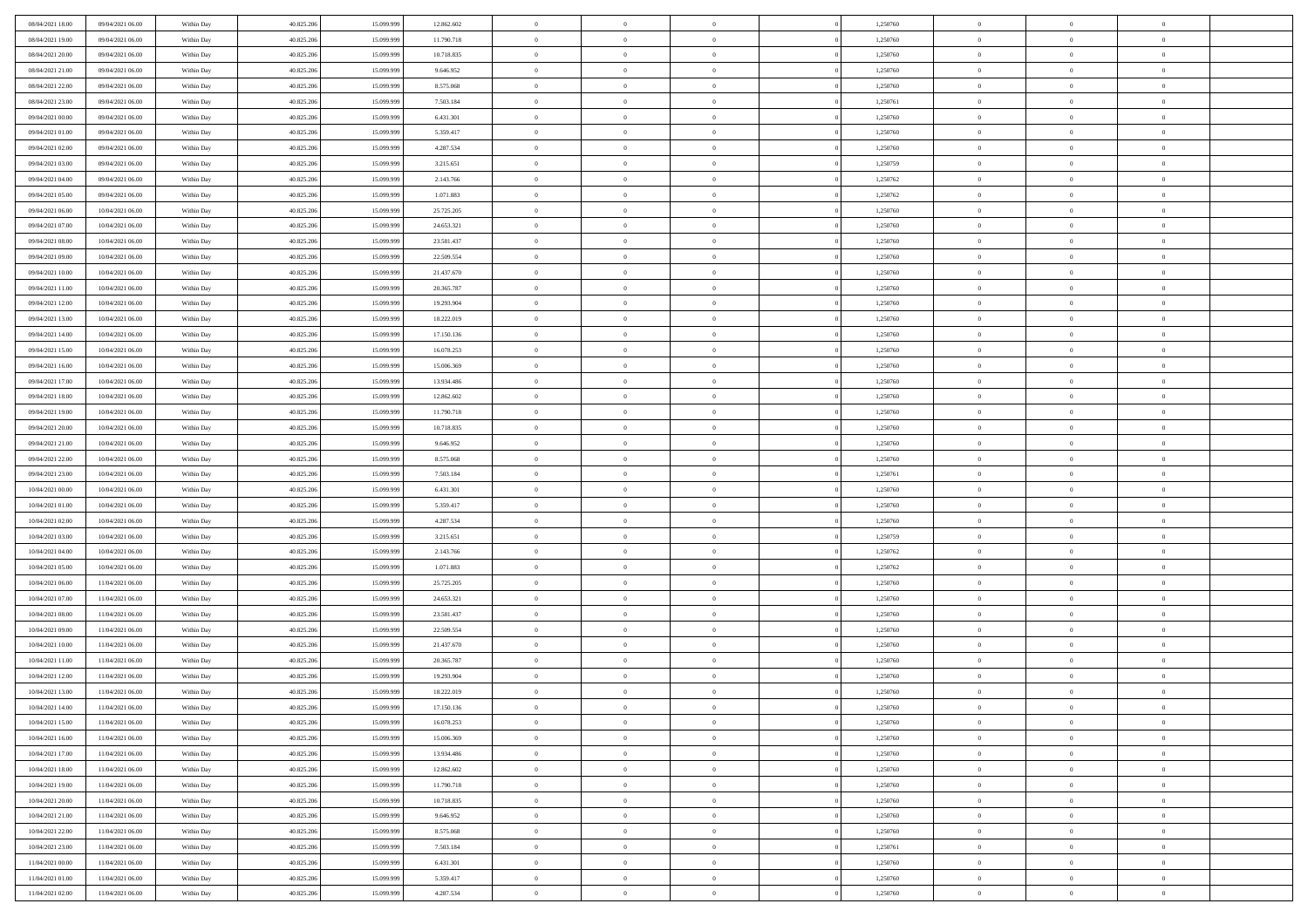| 08/04/2021 18:00 | 09/04/2021 06:00 | Within Day | 40.825.206 | 15.099.999 | 12.862.602 | 0 | 0 | 0 | 0 | 1,250760 | 0 | 0 | 0 | |
|---|---|---|---|---|---|---|---|---|---|---|---|---|---|---|
| 08/04/2021 19:00 | 09/04/2021 06:00 | Within Day | 40.825.206 | 15.099.999 | 11.790.718 | 0 | 0 | 0 | 0 | 1,250760 | 0 | 0 | 0 | |
| 08/04/2021 20:00 | 09/04/2021 06:00 | Within Day | 40.825.206 | 15.099.999 | 10.718.835 | 0 | 0 | 0 | 0 | 1,250760 | 0 | 0 | 0 | |
| 08/04/2021 21:00 | 09/04/2021 06:00 | Within Day | 40.825.206 | 15.099.999 | 9.646.952 | 0 | 0 | 0 | 0 | 1,250760 | 0 | 0 | 0 | |
| 08/04/2021 22:00 | 09/04/2021 06:00 | Within Day | 40.825.206 | 15.099.999 | 8.575.068 | 0 | 0 | 0 | 0 | 1,250760 | 0 | 0 | 0 | |
| 08/04/2021 23:00 | 09/04/2021 06:00 | Within Day | 40.825.206 | 15.099.999 | 7.503.184 | 0 | 0 | 0 | 0 | 1,250761 | 0 | 0 | 0 | |
| 09/04/2021 00:00 | 09/04/2021 06:00 | Within Day | 40.825.206 | 15.099.999 | 6.431.301 | 0 | 0 | 0 | 0 | 1,250760 | 0 | 0 | 0 | |
| 09/04/2021 01:00 | 09/04/2021 06:00 | Within Day | 40.825.206 | 15.099.999 | 5.359.417 | 0 | 0 | 0 | 0 | 1,250760 | 0 | 0 | 0 | |
| 09/04/2021 02:00 | 09/04/2021 06:00 | Within Day | 40.825.206 | 15.099.999 | 4.287.534 | 0 | 0 | 0 | 0 | 1,250760 | 0 | 0 | 0 | |
| 09/04/2021 03:00 | 09/04/2021 06:00 | Within Day | 40.825.206 | 15.099.999 | 3.215.651 | 0 | 0 | 0 | 0 | 1,250759 | 0 | 0 | 0 | |
| 09/04/2021 04:00 | 09/04/2021 06:00 | Within Day | 40.825.206 | 15.099.999 | 2.143.766 | 0 | 0 | 0 | 0 | 1,250762 | 0 | 0 | 0 | |
| 09/04/2021 05:00 | 09/04/2021 06:00 | Within Day | 40.825.206 | 15.099.999 | 1.071.883 | 0 | 0 | 0 | 0 | 1,250762 | 0 | 0 | 0 | |
| 09/04/2021 06:00 | 10/04/2021 06:00 | Within Day | 40.825.206 | 15.099.999 | 25.725.205 | 0 | 0 | 0 | 0 | 1,250760 | 0 | 0 | 0 | |
| 09/04/2021 07:00 | 10/04/2021 06:00 | Within Day | 40.825.206 | 15.099.999 | 24.653.321 | 0 | 0 | 0 | 0 | 1,250760 | 0 | 0 | 0 | |
| 09/04/2021 08:00 | 10/04/2021 06:00 | Within Day | 40.825.206 | 15.099.999 | 23.581.437 | 0 | 0 | 0 | 0 | 1,250760 | 0 | 0 | 0 | |
| 09/04/2021 09:00 | 10/04/2021 06:00 | Within Day | 40.825.206 | 15.099.999 | 22.509.554 | 0 | 0 | 0 | 0 | 1,250760 | 0 | 0 | 0 | |
| 09/04/2021 10:00 | 10/04/2021 06:00 | Within Day | 40.825.206 | 15.099.999 | 21.437.670 | 0 | 0 | 0 | 0 | 1,250760 | 0 | 0 | 0 | |
| 09/04/2021 11:00 | 10/04/2021 06:00 | Within Day | 40.825.206 | 15.099.999 | 20.365.787 | 0 | 0 | 0 | 0 | 1,250760 | 0 | 0 | 0 | |
| 09/04/2021 12:00 | 10/04/2021 06:00 | Within Day | 40.825.206 | 15.099.999 | 19.293.904 | 0 | 0 | 0 | 0 | 1,250760 | 0 | 0 | 0 | |
| 09/04/2021 13:00 | 10/04/2021 06:00 | Within Day | 40.825.206 | 15.099.999 | 18.222.019 | 0 | 0 | 0 | 0 | 1,250760 | 0 | 0 | 0 | |
| 09/04/2021 14:00 | 10/04/2021 06:00 | Within Day | 40.825.206 | 15.099.999 | 17.150.136 | 0 | 0 | 0 | 0 | 1,250760 | 0 | 0 | 0 | |
| 09/04/2021 15:00 | 10/04/2021 06:00 | Within Day | 40.825.206 | 15.099.999 | 16.078.253 | 0 | 0 | 0 | 0 | 1,250760 | 0 | 0 | 0 | |
| 09/04/2021 16:00 | 10/04/2021 06:00 | Within Day | 40.825.206 | 15.099.999 | 15.006.369 | 0 | 0 | 0 | 0 | 1,250760 | 0 | 0 | 0 | |
| 09/04/2021 17:00 | 10/04/2021 06:00 | Within Day | 40.825.206 | 15.099.999 | 13.934.486 | 0 | 0 | 0 | 0 | 1,250760 | 0 | 0 | 0 | |
| 09/04/2021 18:00 | 10/04/2021 06:00 | Within Day | 40.825.206 | 15.099.999 | 12.862.602 | 0 | 0 | 0 | 0 | 1,250760 | 0 | 0 | 0 | |
| 09/04/2021 19:00 | 10/04/2021 06:00 | Within Day | 40.825.206 | 15.099.999 | 11.790.718 | 0 | 0 | 0 | 0 | 1,250760 | 0 | 0 | 0 | |
| 09/04/2021 20:00 | 10/04/2021 06:00 | Within Day | 40.825.206 | 15.099.999 | 10.718.835 | 0 | 0 | 0 | 0 | 1,250760 | 0 | 0 | 0 | |
| 09/04/2021 21:00 | 10/04/2021 06:00 | Within Day | 40.825.206 | 15.099.999 | 9.646.952 | 0 | 0 | 0 | 0 | 1,250760 | 0 | 0 | 0 | |
| 09/04/2021 22:00 | 10/04/2021 06:00 | Within Day | 40.825.206 | 15.099.999 | 8.575.068 | 0 | 0 | 0 | 0 | 1,250760 | 0 | 0 | 0 | |
| 09/04/2021 23:00 | 10/04/2021 06:00 | Within Day | 40.825.206 | 15.099.999 | 7.503.184 | 0 | 0 | 0 | 0 | 1,250761 | 0 | 0 | 0 | |
| 10/04/2021 00:00 | 10/04/2021 06:00 | Within Day | 40.825.206 | 15.099.999 | 6.431.301 | 0 | 0 | 0 | 0 | 1,250760 | 0 | 0 | 0 | |
| 10/04/2021 01:00 | 10/04/2021 06:00 | Within Day | 40.825.206 | 15.099.999 | 5.359.417 | 0 | 0 | 0 | 0 | 1,250760 | 0 | 0 | 0 | |
| 10/04/2021 02:00 | 10/04/2021 06:00 | Within Day | 40.825.206 | 15.099.999 | 4.287.534 | 0 | 0 | 0 | 0 | 1,250760 | 0 | 0 | 0 | |
| 10/04/2021 03:00 | 10/04/2021 06:00 | Within Day | 40.825.206 | 15.099.999 | 3.215.651 | 0 | 0 | 0 | 0 | 1,250759 | 0 | 0 | 0 | |
| 10/04/2021 04:00 | 10/04/2021 06:00 | Within Day | 40.825.206 | 15.099.999 | 2.143.766 | 0 | 0 | 0 | 0 | 1,250762 | 0 | 0 | 0 | |
| 10/04/2021 05:00 | 10/04/2021 06:00 | Within Day | 40.825.206 | 15.099.999 | 1.071.883 | 0 | 0 | 0 | 0 | 1,250762 | 0 | 0 | 0 | |
| 10/04/2021 06:00 | 11/04/2021 06:00 | Within Day | 40.825.206 | 15.099.999 | 25.725.205 | 0 | 0 | 0 | 0 | 1,250760 | 0 | 0 | 0 | |
| 10/04/2021 07:00 | 11/04/2021 06:00 | Within Day | 40.825.206 | 15.099.999 | 24.653.321 | 0 | 0 | 0 | 0 | 1,250760 | 0 | 0 | 0 | |
| 10/04/2021 08:00 | 11/04/2021 06:00 | Within Day | 40.825.206 | 15.099.999 | 23.581.437 | 0 | 0 | 0 | 0 | 1,250760 | 0 | 0 | 0 | |
| 10/04/2021 09:00 | 11/04/2021 06:00 | Within Day | 40.825.206 | 15.099.999 | 22.509.554 | 0 | 0 | 0 | 0 | 1,250760 | 0 | 0 | 0 | |
| 10/04/2021 10:00 | 11/04/2021 06:00 | Within Day | 40.825.206 | 15.099.999 | 21.437.670 | 0 | 0 | 0 | 0 | 1,250760 | 0 | 0 | 0 | |
| 10/04/2021 11:00 | 11/04/2021 06:00 | Within Day | 40.825.206 | 15.099.999 | 20.365.787 | 0 | 0 | 0 | 0 | 1,250760 | 0 | 0 | 0 | |
| 10/04/2021 12:00 | 11/04/2021 06:00 | Within Day | 40.825.206 | 15.099.999 | 19.293.904 | 0 | 0 | 0 | 0 | 1,250760 | 0 | 0 | 0 | |
| 10/04/2021 13:00 | 11/04/2021 06:00 | Within Day | 40.825.206 | 15.099.999 | 18.222.019 | 0 | 0 | 0 | 0 | 1,250760 | 0 | 0 | 0 | |
| 10/04/2021 14:00 | 11/04/2021 06:00 | Within Day | 40.825.206 | 15.099.999 | 17.150.136 | 0 | 0 | 0 | 0 | 1,250760 | 0 | 0 | 0 | |
| 10/04/2021 15:00 | 11/04/2021 06:00 | Within Day | 40.825.206 | 15.099.999 | 16.078.253 | 0 | 0 | 0 | 0 | 1,250760 | 0 | 0 | 0 | |
| 10/04/2021 16:00 | 11/04/2021 06:00 | Within Day | 40.825.206 | 15.099.999 | 15.006.369 | 0 | 0 | 0 | 0 | 1,250760 | 0 | 0 | 0 | |
| 10/04/2021 17:00 | 11/04/2021 06:00 | Within Day | 40.825.206 | 15.099.999 | 13.934.486 | 0 | 0 | 0 | 0 | 1,250760 | 0 | 0 | 0 | |
| 10/04/2021 18:00 | 11/04/2021 06:00 | Within Day | 40.825.206 | 15.099.999 | 12.862.602 | 0 | 0 | 0 | 0 | 1,250760 | 0 | 0 | 0 | |
| 10/04/2021 19:00 | 11/04/2021 06:00 | Within Day | 40.825.206 | 15.099.999 | 11.790.718 | 0 | 0 | 0 | 0 | 1,250760 | 0 | 0 | 0 | |
| 10/04/2021 20:00 | 11/04/2021 06:00 | Within Day | 40.825.206 | 15.099.999 | 10.718.835 | 0 | 0 | 0 | 0 | 1,250760 | 0 | 0 | 0 | |
| 10/04/2021 21:00 | 11/04/2021 06:00 | Within Day | 40.825.206 | 15.099.999 | 9.646.952 | 0 | 0 | 0 | 0 | 1,250760 | 0 | 0 | 0 | |
| 10/04/2021 22:00 | 11/04/2021 06:00 | Within Day | 40.825.206 | 15.099.999 | 8.575.068 | 0 | 0 | 0 | 0 | 1,250760 | 0 | 0 | 0 | |
| 10/04/2021 23:00 | 11/04/2021 06:00 | Within Day | 40.825.206 | 15.099.999 | 7.503.184 | 0 | 0 | 0 | 0 | 1,250761 | 0 | 0 | 0 | |
| 11/04/2021 00:00 | 11/04/2021 06:00 | Within Day | 40.825.206 | 15.099.999 | 6.431.301 | 0 | 0 | 0 | 0 | 1,250760 | 0 | 0 | 0 | |
| 11/04/2021 01:00 | 11/04/2021 06:00 | Within Day | 40.825.206 | 15.099.999 | 5.359.417 | 0 | 0 | 0 | 0 | 1,250760 | 0 | 0 | 0 | |
| 11/04/2021 02:00 | 11/04/2021 06:00 | Within Day | 40.825.206 | 15.099.999 | 4.287.534 | 0 | 0 | 0 | 0 | 1,250760 | 0 | 0 | 0 | |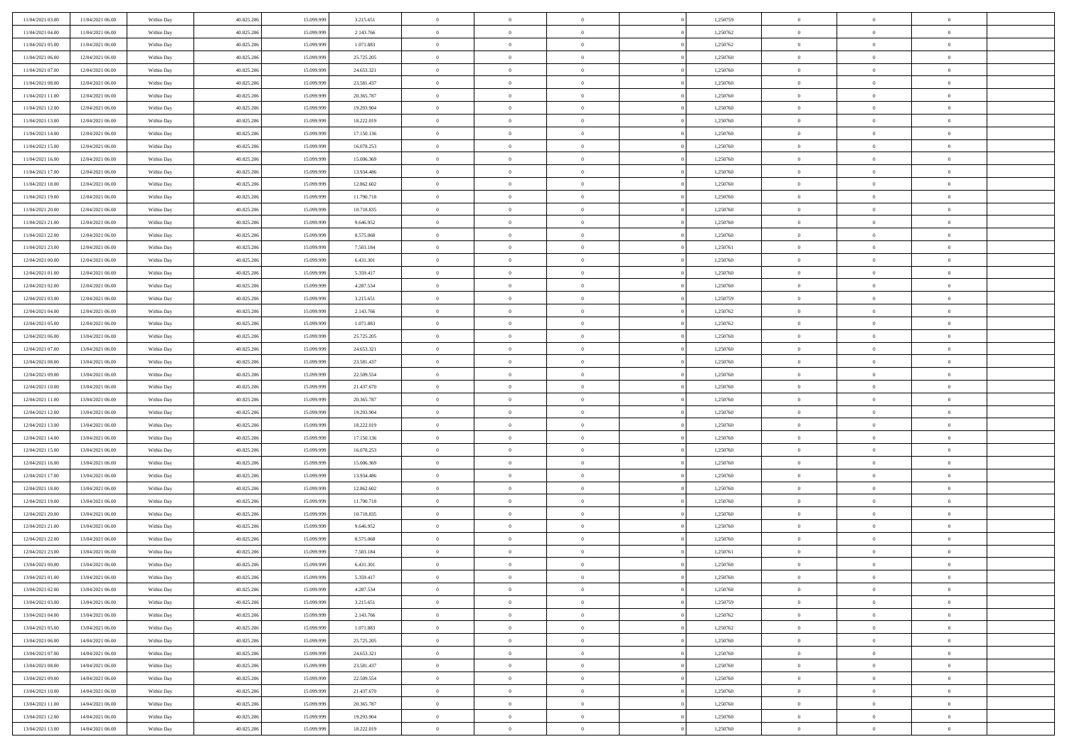| | | | | | | | | | | | | | | |
|---|---|---|---|---|---|---|---|---|---|---|---|---|---|---|
| 11/04/2021 03:00 | 11/04/2021 06:00 | Within Day | 40.825.206 | 15.099.999 | 3.215.651 | 0 | 0 | 0 | | 1,250759 | 0 | 0 | 0 | |
| 11/04/2021 04:00 | 11/04/2021 06:00 | Within Day | 40.825.206 | 15.099.999 | 2.143.766 | 0 | 0 | 0 | | 1,250762 | 0 | 0 | 0 | |
| 11/04/2021 05:00 | 11/04/2021 06:00 | Within Day | 40.825.206 | 15.099.999 | 1.071.883 | 0 | 0 | 0 | | 1,250762 | 0 | 0 | 0 | |
| 11/04/2021 06:00 | 12/04/2021 06:00 | Within Day | 40.825.206 | 15.099.999 | 25.725.205 | 0 | 0 | 0 | | 1,250760 | 0 | 0 | 0 | |
| 11/04/2021 07:00 | 12/04/2021 06:00 | Within Day | 40.825.206 | 15.099.999 | 24.653.321 | 0 | 0 | 0 | | 1,250760 | 0 | 0 | 0 | |
| 11/04/2021 08:00 | 12/04/2021 06:00 | Within Day | 40.825.206 | 15.099.999 | 23.581.437 | 0 | 0 | 0 | | 1,250760 | 0 | 0 | 0 | |
| 11/04/2021 11:00 | 12/04/2021 06:00 | Within Day | 40.825.206 | 15.099.999 | 20.365.787 | 0 | 0 | 0 | | 1,250760 | 0 | 0 | 0 | |
| 11/04/2021 12:00 | 12/04/2021 06:00 | Within Day | 40.825.206 | 15.099.999 | 19.293.904 | 0 | 0 | 0 | | 1,250760 | 0 | 0 | 0 | |
| 11/04/2021 13:00 | 12/04/2021 06:00 | Within Day | 40.825.206 | 15.099.999 | 18.222.019 | 0 | 0 | 0 | | 1,250760 | 0 | 0 | 0 | |
| 11/04/2021 14:00 | 12/04/2021 06:00 | Within Day | 40.825.206 | 15.099.999 | 17.150.136 | 0 | 0 | 0 | | 1,250760 | 0 | 0 | 0 | |
| 11/04/2021 15:00 | 12/04/2021 06:00 | Within Day | 40.825.206 | 15.099.999 | 16.078.253 | 0 | 0 | 0 | | 1,250760 | 0 | 0 | 0 | |
| 11/04/2021 16:00 | 12/04/2021 06:00 | Within Day | 40.825.206 | 15.099.999 | 15.006.369 | 0 | 0 | 0 | | 1,250760 | 0 | 0 | 0 | |
| 11/04/2021 17:00 | 12/04/2021 06:00 | Within Day | 40.825.206 | 15.099.999 | 13.934.486 | 0 | 0 | 0 | | 1,250760 | 0 | 0 | 0 | |
| 11/04/2021 18:00 | 12/04/2021 06:00 | Within Day | 40.825.206 | 15.099.999 | 12.862.602 | 0 | 0 | 0 | | 1,250760 | 0 | 0 | 0 | |
| 11/04/2021 19:00 | 12/04/2021 06:00 | Within Day | 40.825.206 | 15.099.999 | 11.790.718 | 0 | 0 | 0 | | 1,250760 | 0 | 0 | 0 | |
| 11/04/2021 20:00 | 12/04/2021 06:00 | Within Day | 40.825.206 | 15.099.999 | 10.718.835 | 0 | 0 | 0 | | 1,250760 | 0 | 0 | 0 | |
| 11/04/2021 21:00 | 12/04/2021 06:00 | Within Day | 40.825.206 | 15.099.999 | 9.646.952 | 0 | 0 | 0 | | 1,250760 | 0 | 0 | 0 | |
| 11/04/2021 22:00 | 12/04/2021 06:00 | Within Day | 40.825.206 | 15.099.999 | 8.575.068 | 0 | 0 | 0 | | 1,250760 | 0 | 0 | 0 | |
| 11/04/2021 23:00 | 12/04/2021 06:00 | Within Day | 40.825.206 | 15.099.999 | 7.503.184 | 0 | 0 | 0 | | 1,250761 | 0 | 0 | 0 | |
| 12/04/2021 00:00 | 12/04/2021 06:00 | Within Day | 40.825.206 | 15.099.999 | 6.431.301 | 0 | 0 | 0 | | 1,250760 | 0 | 0 | 0 | |
| 12/04/2021 01:00 | 12/04/2021 06:00 | Within Day | 40.825.206 | 15.099.999 | 5.359.417 | 0 | 0 | 0 | | 1,250760 | 0 | 0 | 0 | |
| 12/04/2021 02:00 | 12/04/2021 06:00 | Within Day | 40.825.206 | 15.099.999 | 4.287.534 | 0 | 0 | 0 | | 1,250760 | 0 | 0 | 0 | |
| 12/04/2021 03:00 | 12/04/2021 06:00 | Within Day | 40.825.206 | 15.099.999 | 3.215.651 | 0 | 0 | 0 | | 1,250759 | 0 | 0 | 0 | |
| 12/04/2021 04:00 | 12/04/2021 06:00 | Within Day | 40.825.206 | 15.099.999 | 2.143.766 | 0 | 0 | 0 | | 1,250762 | 0 | 0 | 0 | |
| 12/04/2021 05:00 | 12/04/2021 06:00 | Within Day | 40.825.206 | 15.099.999 | 1.071.883 | 0 | 0 | 0 | | 1,250762 | 0 | 0 | 0 | |
| 12/04/2021 06:00 | 13/04/2021 06:00 | Within Day | 40.825.206 | 15.099.999 | 25.725.205 | 0 | 0 | 0 | | 1,250760 | 0 | 0 | 0 | |
| 12/04/2021 07:00 | 13/04/2021 06:00 | Within Day | 40.825.206 | 15.099.999 | 24.653.321 | 0 | 0 | 0 | | 1,250760 | 0 | 0 | 0 | |
| 12/04/2021 08:00 | 13/04/2021 06:00 | Within Day | 40.825.206 | 15.099.999 | 23.581.437 | 0 | 0 | 0 | | 1,250760 | 0 | 0 | 0 | |
| 12/04/2021 09:00 | 13/04/2021 06:00 | Within Day | 40.825.206 | 15.099.999 | 22.509.554 | 0 | 0 | 0 | | 1,250760 | 0 | 0 | 0 | |
| 12/04/2021 10:00 | 13/04/2021 06:00 | Within Day | 40.825.206 | 15.099.999 | 21.437.670 | 0 | 0 | 0 | | 1,250760 | 0 | 0 | 0 | |
| 12/04/2021 11:00 | 13/04/2021 06:00 | Within Day | 40.825.206 | 15.099.999 | 20.365.787 | 0 | 0 | 0 | | 1,250760 | 0 | 0 | 0 | |
| 12/04/2021 12:00 | 13/04/2021 06:00 | Within Day | 40.825.206 | 15.099.999 | 19.293.904 | 0 | 0 | 0 | | 1,250760 | 0 | 0 | 0 | |
| 12/04/2021 13:00 | 13/04/2021 06:00 | Within Day | 40.825.206 | 15.099.999 | 18.222.019 | 0 | 0 | 0 | | 1,250760 | 0 | 0 | 0 | |
| 12/04/2021 14:00 | 13/04/2021 06:00 | Within Day | 40.825.206 | 15.099.999 | 17.150.136 | 0 | 0 | 0 | | 1,250760 | 0 | 0 | 0 | |
| 12/04/2021 15:00 | 13/04/2021 06:00 | Within Day | 40.825.206 | 15.099.999 | 16.078.253 | 0 | 0 | 0 | | 1,250760 | 0 | 0 | 0 | |
| 12/04/2021 16:00 | 13/04/2021 06:00 | Within Day | 40.825.206 | 15.099.999 | 15.006.369 | 0 | 0 | 0 | | 1,250760 | 0 | 0 | 0 | |
| 12/04/2021 17:00 | 13/04/2021 06:00 | Within Day | 40.825.206 | 15.099.999 | 13.934.486 | 0 | 0 | 0 | | 1,250760 | 0 | 0 | 0 | |
| 12/04/2021 18:00 | 13/04/2021 06:00 | Within Day | 40.825.206 | 15.099.999 | 12.862.602 | 0 | 0 | 0 | | 1,250760 | 0 | 0 | 0 | |
| 12/04/2021 19:00 | 13/04/2021 06:00 | Within Day | 40.825.206 | 15.099.999 | 11.790.718 | 0 | 0 | 0 | | 1,250760 | 0 | 0 | 0 | |
| 12/04/2021 20:00 | 13/04/2021 06:00 | Within Day | 40.825.206 | 15.099.999 | 10.718.835 | 0 | 0 | 0 | | 1,250760 | 0 | 0 | 0 | |
| 12/04/2021 21:00 | 13/04/2021 06:00 | Within Day | 40.825.206 | 15.099.999 | 9.646.952 | 0 | 0 | 0 | | 1,250760 | 0 | 0 | 0 | |
| 12/04/2021 22:00 | 13/04/2021 06:00 | Within Day | 40.825.206 | 15.099.999 | 8.575.068 | 0 | 0 | 0 | | 1,250760 | 0 | 0 | 0 | |
| 12/04/2021 23:00 | 13/04/2021 06:00 | Within Day | 40.825.206 | 15.099.999 | 7.503.184 | 0 | 0 | 0 | | 1,250761 | 0 | 0 | 0 | |
| 13/04/2021 00:00 | 13/04/2021 06:00 | Within Day | 40.825.206 | 15.099.999 | 6.431.301 | 0 | 0 | 0 | | 1,250760 | 0 | 0 | 0 | |
| 13/04/2021 01:00 | 13/04/2021 06:00 | Within Day | 40.825.206 | 15.099.999 | 5.359.417 | 0 | 0 | 0 | | 1,250760 | 0 | 0 | 0 | |
| 13/04/2021 02:00 | 13/04/2021 06:00 | Within Day | 40.825.206 | 15.099.999 | 4.287.534 | 0 | 0 | 0 | | 1,250760 | 0 | 0 | 0 | |
| 13/04/2021 03:00 | 13/04/2021 06:00 | Within Day | 40.825.206 | 15.099.999 | 3.215.651 | 0 | 0 | 0 | | 1,250759 | 0 | 0 | 0 | |
| 13/04/2021 04:00 | 13/04/2021 06:00 | Within Day | 40.825.206 | 15.099.999 | 2.143.766 | 0 | 0 | 0 | | 1,250762 | 0 | 0 | 0 | |
| 13/04/2021 05:00 | 13/04/2021 06:00 | Within Day | 40.825.206 | 15.099.999 | 1.071.883 | 0 | 0 | 0 | | 1,250762 | 0 | 0 | 0 | |
| 13/04/2021 06:00 | 14/04/2021 06:00 | Within Day | 40.825.206 | 15.099.999 | 25.725.205 | 0 | 0 | 0 | | 1,250760 | 0 | 0 | 0 | |
| 13/04/2021 07:00 | 14/04/2021 06:00 | Within Day | 40.825.206 | 15.099.999 | 24.653.321 | 0 | 0 | 0 | | 1,250760 | 0 | 0 | 0 | |
| 13/04/2021 08:00 | 14/04/2021 06:00 | Within Day | 40.825.206 | 15.099.999 | 23.581.437 | 0 | 0 | 0 | | 1,250760 | 0 | 0 | 0 | |
| 13/04/2021 09:00 | 14/04/2021 06:00 | Within Day | 40.825.206 | 15.099.999 | 22.509.554 | 0 | 0 | 0 | | 1,250760 | 0 | 0 | 0 | |
| 13/04/2021 10:00 | 14/04/2021 06:00 | Within Day | 40.825.206 | 15.099.999 | 21.437.670 | 0 | 0 | 0 | | 1,250760 | 0 | 0 | 0 | |
| 13/04/2021 11:00 | 14/04/2021 06:00 | Within Day | 40.825.206 | 15.099.999 | 20.365.787 | 0 | 0 | 0 | | 1,250760 | 0 | 0 | 0 | |
| 13/04/2021 12:00 | 14/04/2021 06:00 | Within Day | 40.825.206 | 15.099.999 | 19.293.904 | 0 | 0 | 0 | | 1,250760 | 0 | 0 | 0 | |
| 13/04/2021 13:00 | 14/04/2021 06:00 | Within Day | 40.825.206 | 15.099.999 | 18.222.019 | 0 | 0 | 0 | | 1,250760 | 0 | 0 | 0 | |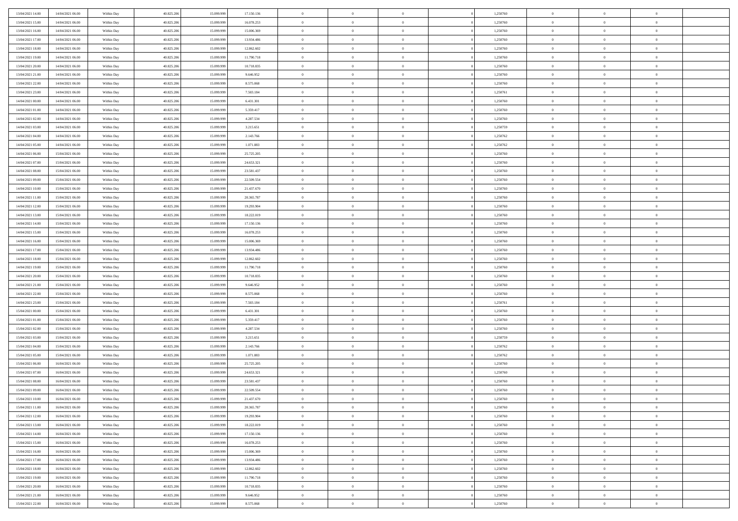| | | | | | | | | | | | | | | |
|---|---|---|---|---|---|---|---|---|---|---|---|---|---|---|
| 13/04/2021 14:00 | 14/04/2021 06:00 | Within Day | 40.825.206 | 15.099.999 | 17.150.136 | 0 | 0 | 0 | | 1,250760 | 0 | 0 | 0 | |
| 13/04/2021 15:00 | 14/04/2021 06:00 | Within Day | 40.825.206 | 15.099.999 | 16.078.253 | 0 | 0 | 0 | | 1,250760 | 0 | 0 | 0 | |
| 13/04/2021 16:00 | 14/04/2021 06:00 | Within Day | 40.825.206 | 15.099.999 | 15.006.369 | 0 | 0 | 0 | | 1,250760 | 0 | 0 | 0 | |
| 13/04/2021 17:00 | 14/04/2021 06:00 | Within Day | 40.825.206 | 15.099.999 | 13.934.486 | 0 | 0 | 0 | | 1,250760 | 0 | 0 | 0 | |
| 13/04/2021 18:00 | 14/04/2021 06:00 | Within Day | 40.825.206 | 15.099.999 | 12.862.602 | 0 | 0 | 0 | | 1,250760 | 0 | 0 | 0 | |
| 13/04/2021 19:00 | 14/04/2021 06:00 | Within Day | 40.825.206 | 15.099.999 | 11.790.718 | 0 | 0 | 0 | | 1,250760 | 0 | 0 | 0 | |
| 13/04/2021 20:00 | 14/04/2021 06:00 | Within Day | 40.825.206 | 15.099.999 | 10.718.835 | 0 | 0 | 0 | | 1,250760 | 0 | 0 | 0 | |
| 13/04/2021 21:00 | 14/04/2021 06:00 | Within Day | 40.825.206 | 15.099.999 | 9.646.952 | 0 | 0 | 0 | | 1,250760 | 0 | 0 | 0 | |
| 13/04/2021 22:00 | 14/04/2021 06:00 | Within Day | 40.825.206 | 15.099.999 | 8.575.068 | 0 | 0 | 0 | | 1,250760 | 0 | 0 | 0 | |
| 13/04/2021 23:00 | 14/04/2021 06:00 | Within Day | 40.825.206 | 15.099.999 | 7.503.184 | 0 | 0 | 0 | | 1,250761 | 0 | 0 | 0 | |
| 14/04/2021 00:00 | 14/04/2021 06:00 | Within Day | 40.825.206 | 15.099.999 | 6.431.301 | 0 | 0 | 0 | | 1,250760 | 0 | 0 | 0 | |
| 14/04/2021 01:00 | 14/04/2021 06:00 | Within Day | 40.825.206 | 15.099.999 | 5.359.417 | 0 | 0 | 0 | | 1,250760 | 0 | 0 | 0 | |
| 14/04/2021 02:00 | 14/04/2021 06:00 | Within Day | 40.825.206 | 15.099.999 | 4.287.534 | 0 | 0 | 0 | | 1,250760 | 0 | 0 | 0 | |
| 14/04/2021 03:00 | 14/04/2021 06:00 | Within Day | 40.825.206 | 15.099.999 | 3.215.651 | 0 | 0 | 0 | | 1,250759 | 0 | 0 | 0 | |
| 14/04/2021 04:00 | 14/04/2021 06:00 | Within Day | 40.825.206 | 15.099.999 | 2.143.766 | 0 | 0 | 0 | | 1,250762 | 0 | 0 | 0 | |
| 14/04/2021 05:00 | 14/04/2021 06:00 | Within Day | 40.825.206 | 15.099.999 | 1.071.883 | 0 | 0 | 0 | | 1,250762 | 0 | 0 | 0 | |
| 14/04/2021 06:00 | 15/04/2021 06:00 | Within Day | 40.825.206 | 15.099.999 | 25.725.205 | 0 | 0 | 0 | | 1,250760 | 0 | 0 | 0 | |
| 14/04/2021 07:00 | 15/04/2021 06:00 | Within Day | 40.825.206 | 15.099.999 | 24.653.321 | 0 | 0 | 0 | | 1,250760 | 0 | 0 | 0 | |
| 14/04/2021 08:00 | 15/04/2021 06:00 | Within Day | 40.825.206 | 15.099.999 | 23.581.437 | 0 | 0 | 0 | | 1,250760 | 0 | 0 | 0 | |
| 14/04/2021 09:00 | 15/04/2021 06:00 | Within Day | 40.825.206 | 15.099.999 | 22.509.554 | 0 | 0 | 0 | | 1,250760 | 0 | 0 | 0 | |
| 14/04/2021 10:00 | 15/04/2021 06:00 | Within Day | 40.825.206 | 15.099.999 | 21.437.670 | 0 | 0 | 0 | | 1,250760 | 0 | 0 | 0 | |
| 14/04/2021 11:00 | 15/04/2021 06:00 | Within Day | 40.825.206 | 15.099.999 | 20.365.787 | 0 | 0 | 0 | | 1,250760 | 0 | 0 | 0 | |
| 14/04/2021 12:00 | 15/04/2021 06:00 | Within Day | 40.825.206 | 15.099.999 | 19.293.904 | 0 | 0 | 0 | | 1,250760 | 0 | 0 | 0 | |
| 14/04/2021 13:00 | 15/04/2021 06:00 | Within Day | 40.825.206 | 15.099.999 | 18.222.019 | 0 | 0 | 0 | | 1,250760 | 0 | 0 | 0 | |
| 14/04/2021 14:00 | 15/04/2021 06:00 | Within Day | 40.825.206 | 15.099.999 | 17.150.136 | 0 | 0 | 0 | | 1,250760 | 0 | 0 | 0 | |
| 14/04/2021 15:00 | 15/04/2021 06:00 | Within Day | 40.825.206 | 15.099.999 | 16.078.253 | 0 | 0 | 0 | | 1,250760 | 0 | 0 | 0 | |
| 14/04/2021 16:00 | 15/04/2021 06:00 | Within Day | 40.825.206 | 15.099.999 | 15.006.369 | 0 | 0 | 0 | | 1,250760 | 0 | 0 | 0 | |
| 14/04/2021 17:00 | 15/04/2021 06:00 | Within Day | 40.825.206 | 15.099.999 | 13.934.486 | 0 | 0 | 0 | | 1,250760 | 0 | 0 | 0 | |
| 14/04/2021 18:00 | 15/04/2021 06:00 | Within Day | 40.825.206 | 15.099.999 | 12.862.602 | 0 | 0 | 0 | | 1,250760 | 0 | 0 | 0 | |
| 14/04/2021 19:00 | 15/04/2021 06:00 | Within Day | 40.825.206 | 15.099.999 | 11.790.718 | 0 | 0 | 0 | | 1,250760 | 0 | 0 | 0 | |
| 14/04/2021 20:00 | 15/04/2021 06:00 | Within Day | 40.825.206 | 15.099.999 | 10.718.835 | 0 | 0 | 0 | | 1,250760 | 0 | 0 | 0 | |
| 14/04/2021 21:00 | 15/04/2021 06:00 | Within Day | 40.825.206 | 15.099.999 | 9.646.952 | 0 | 0 | 0 | | 1,250760 | 0 | 0 | 0 | |
| 14/04/2021 22:00 | 15/04/2021 06:00 | Within Day | 40.825.206 | 15.099.999 | 8.575.068 | 0 | 0 | 0 | | 1,250760 | 0 | 0 | 0 | |
| 14/04/2021 23:00 | 15/04/2021 06:00 | Within Day | 40.825.206 | 15.099.999 | 7.503.184 | 0 | 0 | 0 | | 1,250761 | 0 | 0 | 0 | |
| 15/04/2021 00:00 | 15/04/2021 06:00 | Within Day | 40.825.206 | 15.099.999 | 6.431.301 | 0 | 0 | 0 | | 1,250760 | 0 | 0 | 0 | |
| 15/04/2021 01:00 | 15/04/2021 06:00 | Within Day | 40.825.206 | 15.099.999 | 5.359.417 | 0 | 0 | 0 | | 1,250760 | 0 | 0 | 0 | |
| 15/04/2021 02:00 | 15/04/2021 06:00 | Within Day | 40.825.206 | 15.099.999 | 4.287.534 | 0 | 0 | 0 | | 1,250760 | 0 | 0 | 0 | |
| 15/04/2021 03:00 | 15/04/2021 06:00 | Within Day | 40.825.206 | 15.099.999 | 3.215.651 | 0 | 0 | 0 | | 1,250759 | 0 | 0 | 0 | |
| 15/04/2021 04:00 | 15/04/2021 06:00 | Within Day | 40.825.206 | 15.099.999 | 2.143.766 | 0 | 0 | 0 | | 1,250762 | 0 | 0 | 0 | |
| 15/04/2021 05:00 | 15/04/2021 06:00 | Within Day | 40.825.206 | 15.099.999 | 1.071.883 | 0 | 0 | 0 | | 1,250762 | 0 | 0 | 0 | |
| 15/04/2021 06:00 | 16/04/2021 06:00 | Within Day | 40.825.206 | 15.099.999 | 25.725.205 | 0 | 0 | 0 | | 1,250760 | 0 | 0 | 0 | |
| 15/04/2021 07:00 | 16/04/2021 06:00 | Within Day | 40.825.206 | 15.099.999 | 24.653.321 | 0 | 0 | 0 | | 1,250760 | 0 | 0 | 0 | |
| 15/04/2021 08:00 | 16/04/2021 06:00 | Within Day | 40.825.206 | 15.099.999 | 23.581.437 | 0 | 0 | 0 | | 1,250760 | 0 | 0 | 0 | |
| 15/04/2021 09:00 | 16/04/2021 06:00 | Within Day | 40.825.206 | 15.099.999 | 22.509.554 | 0 | 0 | 0 | | 1,250760 | 0 | 0 | 0 | |
| 15/04/2021 10:00 | 16/04/2021 06:00 | Within Day | 40.825.206 | 15.099.999 | 21.437.670 | 0 | 0 | 0 | | 1,250760 | 0 | 0 | 0 | |
| 15/04/2021 11:00 | 16/04/2021 06:00 | Within Day | 40.825.206 | 15.099.999 | 20.365.787 | 0 | 0 | 0 | | 1,250760 | 0 | 0 | 0 | |
| 15/04/2021 12:00 | 16/04/2021 06:00 | Within Day | 40.825.206 | 15.099.999 | 19.293.904 | 0 | 0 | 0 | | 1,250760 | 0 | 0 | 0 | |
| 15/04/2021 13:00 | 16/04/2021 06:00 | Within Day | 40.825.206 | 15.099.999 | 18.222.019 | 0 | 0 | 0 | | 1,250760 | 0 | 0 | 0 | |
| 15/04/2021 14:00 | 16/04/2021 06:00 | Within Day | 40.825.206 | 15.099.999 | 17.150.136 | 0 | 0 | 0 | | 1,250760 | 0 | 0 | 0 | |
| 15/04/2021 15:00 | 16/04/2021 06:00 | Within Day | 40.825.206 | 15.099.999 | 16.078.253 | 0 | 0 | 0 | | 1,250760 | 0 | 0 | 0 | |
| 15/04/2021 16:00 | 16/04/2021 06:00 | Within Day | 40.825.206 | 15.099.999 | 15.006.369 | 0 | 0 | 0 | | 1,250760 | 0 | 0 | 0 | |
| 15/04/2021 17:00 | 16/04/2021 06:00 | Within Day | 40.825.206 | 15.099.999 | 13.934.486 | 0 | 0 | 0 | | 1,250760 | 0 | 0 | 0 | |
| 15/04/2021 18:00 | 16/04/2021 06:00 | Within Day | 40.825.206 | 15.099.999 | 12.862.602 | 0 | 0 | 0 | | 1,250760 | 0 | 0 | 0 | |
| 15/04/2021 19:00 | 16/04/2021 06:00 | Within Day | 40.825.206 | 15.099.999 | 11.790.718 | 0 | 0 | 0 | | 1,250760 | 0 | 0 | 0 | |
| 15/04/2021 20:00 | 16/04/2021 06:00 | Within Day | 40.825.206 | 15.099.999 | 10.718.835 | 0 | 0 | 0 | | 1,250760 | 0 | 0 | 0 | |
| 15/04/2021 21:00 | 16/04/2021 06:00 | Within Day | 40.825.206 | 15.099.999 | 9.646.952 | 0 | 0 | 0 | | 1,250760 | 0 | 0 | 0 | |
| 15/04/2021 22:00 | 16/04/2021 06:00 | Within Day | 40.825.206 | 15.099.999 | 8.575.068 | 0 | 0 | 0 | | 1,250760 | 0 | 0 | 0 | |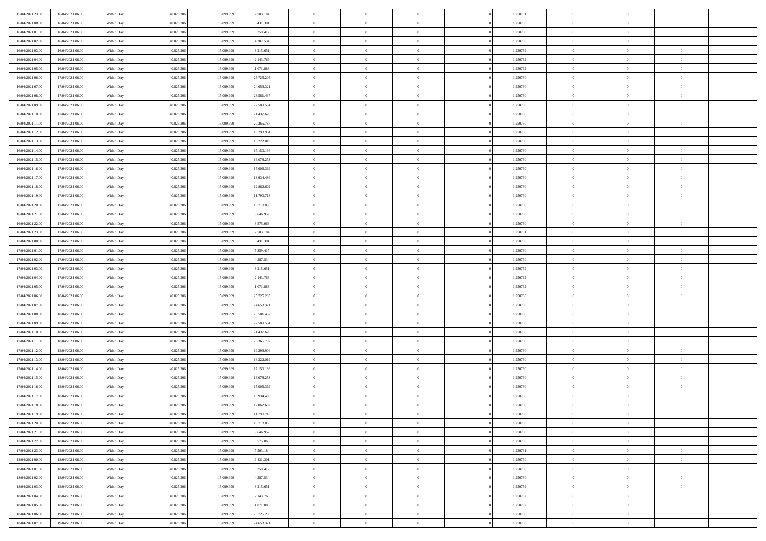| | | | | | | | | | | | | | | |
|---|---|---|---|---|---|---|---|---|---|---|---|---|---|---|
| 15/04/2021 23:00 | 16/04/2021 06:00 | Within Day | 40.825.206 | 15.099.999 | 7.503.184 | 0 | 0 | 0 | | 1,250761 | 0 | 0 | 0 | |
| 16/04/2021 00:00 | 16/04/2021 06:00 | Within Day | 40.825.206 | 15.099.999 | 6.431.301 | 0 | 0 | 0 | | 1,250760 | 0 | 0 | 0 | |
| 16/04/2021 01:00 | 16/04/2021 06:00 | Within Day | 40.825.206 | 15.099.999 | 5.359.417 | 0 | 0 | 0 | | 1,250760 | 0 | 0 | 0 | |
| 16/04/2021 02:00 | 16/04/2021 06:00 | Within Day | 40.825.206 | 15.099.999 | 4.287.534 | 0 | 0 | 0 | | 1,250760 | 0 | 0 | 0 | |
| 16/04/2021 03:00 | 16/04/2021 06:00 | Within Day | 40.825.206 | 15.099.999 | 3.215.651 | 0 | 0 | 0 | | 1,250759 | 0 | 0 | 0 | |
| 16/04/2021 04:00 | 16/04/2021 06:00 | Within Day | 40.825.206 | 15.099.999 | 2.143.766 | 0 | 0 | 0 | | 1,250762 | 0 | 0 | 0 | |
| 16/04/2021 05:00 | 16/04/2021 06:00 | Within Day | 40.825.206 | 15.099.999 | 1.071.883 | 0 | 0 | 0 | | 1,250762 | 0 | 0 | 0 | |
| 16/04/2021 06:00 | 17/04/2021 06:00 | Within Day | 40.825.206 | 15.099.999 | 25.725.205 | 0 | 0 | 0 | | 1,250760 | 0 | 0 | 0 | |
| 16/04/2021 07:00 | 17/04/2021 06:00 | Within Day | 40.825.206 | 15.099.999 | 24.653.321 | 0 | 0 | 0 | | 1,250760 | 0 | 0 | 0 | |
| 16/04/2021 08:00 | 17/04/2021 06:00 | Within Day | 40.825.206 | 15.099.999 | 23.581.437 | 0 | 0 | 0 | | 1,250760 | 0 | 0 | 0 | |
| 16/04/2021 09:00 | 17/04/2021 06:00 | Within Day | 40.825.206 | 15.099.999 | 22.509.554 | 0 | 0 | 0 | | 1,250760 | 0 | 0 | 0 | |
| 16/04/2021 10:00 | 17/04/2021 06:00 | Within Day | 40.825.206 | 15.099.999 | 21.437.670 | 0 | 0 | 0 | | 1,250760 | 0 | 0 | 0 | |
| 16/04/2021 11:00 | 17/04/2021 06:00 | Within Day | 40.825.206 | 15.099.999 | 20.365.787 | 0 | 0 | 0 | | 1,250760 | 0 | 0 | 0 | |
| 16/04/2021 12:00 | 17/04/2021 06:00 | Within Day | 40.825.206 | 15.099.999 | 19.293.904 | 0 | 0 | 0 | | 1,250760 | 0 | 0 | 0 | |
| 16/04/2021 13:00 | 17/04/2021 06:00 | Within Day | 40.825.206 | 15.099.999 | 18.222.019 | 0 | 0 | 0 | | 1,250760 | 0 | 0 | 0 | |
| 16/04/2021 14:00 | 17/04/2021 06:00 | Within Day | 40.825.206 | 15.099.999 | 17.150.136 | 0 | 0 | 0 | | 1,250760 | 0 | 0 | 0 | |
| 16/04/2021 15:00 | 17/04/2021 06:00 | Within Day | 40.825.206 | 15.099.999 | 16.078.253 | 0 | 0 | 0 | | 1,250760 | 0 | 0 | 0 | |
| 16/04/2021 16:00 | 17/04/2021 06:00 | Within Day | 40.825.206 | 15.099.999 | 15.006.369 | 0 | 0 | 0 | | 1,250760 | 0 | 0 | 0 | |
| 16/04/2021 17:00 | 17/04/2021 06:00 | Within Day | 40.825.206 | 15.099.999 | 13.934.486 | 0 | 0 | 0 | | 1,250760 | 0 | 0 | 0 | |
| 16/04/2021 18:00 | 17/04/2021 06:00 | Within Day | 40.825.206 | 15.099.999 | 12.862.602 | 0 | 0 | 0 | | 1,250760 | 0 | 0 | 0 | |
| 16/04/2021 19:00 | 17/04/2021 06:00 | Within Day | 40.825.206 | 15.099.999 | 11.790.718 | 0 | 0 | 0 | | 1,250760 | 0 | 0 | 0 | |
| 16/04/2021 20:00 | 17/04/2021 06:00 | Within Day | 40.825.206 | 15.099.999 | 10.718.835 | 0 | 0 | 0 | | 1,250760 | 0 | 0 | 0 | |
| 16/04/2021 21:00 | 17/04/2021 06:00 | Within Day | 40.825.206 | 15.099.999 | 9.646.952 | 0 | 0 | 0 | | 1,250760 | 0 | 0 | 0 | |
| 16/04/2021 22:00 | 17/04/2021 06:00 | Within Day | 40.825.206 | 15.099.999 | 8.575.068 | 0 | 0 | 0 | | 1,250760 | 0 | 0 | 0 | |
| 16/04/2021 23:00 | 17/04/2021 06:00 | Within Day | 40.825.206 | 15.099.999 | 7.503.184 | 0 | 0 | 0 | | 1,250761 | 0 | 0 | 0 | |
| 17/04/2021 00:00 | 17/04/2021 06:00 | Within Day | 40.825.206 | 15.099.999 | 6.431.301 | 0 | 0 | 0 | | 1,250760 | 0 | 0 | 0 | |
| 17/04/2021 01:00 | 17/04/2021 06:00 | Within Day | 40.825.206 | 15.099.999 | 5.359.417 | 0 | 0 | 0 | | 1,250760 | 0 | 0 | 0 | |
| 17/04/2021 02:00 | 17/04/2021 06:00 | Within Day | 40.825.206 | 15.099.999 | 4.287.534 | 0 | 0 | 0 | | 1,250760 | 0 | 0 | 0 | |
| 17/04/2021 03:00 | 17/04/2021 06:00 | Within Day | 40.825.206 | 15.099.999 | 3.215.651 | 0 | 0 | 0 | | 1,250759 | 0 | 0 | 0 | |
| 17/04/2021 04:00 | 17/04/2021 06:00 | Within Day | 40.825.206 | 15.099.999 | 2.143.766 | 0 | 0 | 0 | | 1,250762 | 0 | 0 | 0 | |
| 17/04/2021 05:00 | 17/04/2021 06:00 | Within Day | 40.825.206 | 15.099.999 | 1.071.883 | 0 | 0 | 0 | | 1,250762 | 0 | 0 | 0 | |
| 17/04/2021 06:00 | 18/04/2021 06:00 | Within Day | 40.825.206 | 15.099.999 | 25.725.205 | 0 | 0 | 0 | | 1,250760 | 0 | 0 | 0 | |
| 17/04/2021 07:00 | 18/04/2021 06:00 | Within Day | 40.825.206 | 15.099.999 | 24.653.321 | 0 | 0 | 0 | | 1,250760 | 0 | 0 | 0 | |
| 17/04/2021 08:00 | 18/04/2021 06:00 | Within Day | 40.825.206 | 15.099.999 | 23.581.437 | 0 | 0 | 0 | | 1,250760 | 0 | 0 | 0 | |
| 17/04/2021 09:00 | 18/04/2021 06:00 | Within Day | 40.825.206 | 15.099.999 | 22.509.554 | 0 | 0 | 0 | | 1,250760 | 0 | 0 | 0 | |
| 17/04/2021 10:00 | 18/04/2021 06:00 | Within Day | 40.825.206 | 15.099.999 | 21.437.670 | 0 | 0 | 0 | | 1,250760 | 0 | 0 | 0 | |
| 17/04/2021 11:00 | 18/04/2021 06:00 | Within Day | 40.825.206 | 15.099.999 | 20.365.787 | 0 | 0 | 0 | | 1,250760 | 0 | 0 | 0 | |
| 17/04/2021 12:00 | 18/04/2021 06:00 | Within Day | 40.825.206 | 15.099.999 | 19.293.904 | 0 | 0 | 0 | | 1,250760 | 0 | 0 | 0 | |
| 17/04/2021 13:00 | 18/04/2021 06:00 | Within Day | 40.825.206 | 15.099.999 | 18.222.019 | 0 | 0 | 0 | | 1,250760 | 0 | 0 | 0 | |
| 17/04/2021 14:00 | 18/04/2021 06:00 | Within Day | 40.825.206 | 15.099.999 | 17.150.136 | 0 | 0 | 0 | | 1,250760 | 0 | 0 | 0 | |
| 17/04/2021 15:00 | 18/04/2021 06:00 | Within Day | 40.825.206 | 15.099.999 | 16.078.253 | 0 | 0 | 0 | | 1,250760 | 0 | 0 | 0 | |
| 17/04/2021 16:00 | 18/04/2021 06:00 | Within Day | 40.825.206 | 15.099.999 | 15.006.369 | 0 | 0 | 0 | | 1,250760 | 0 | 0 | 0 | |
| 17/04/2021 17:00 | 18/04/2021 06:00 | Within Day | 40.825.206 | 15.099.999 | 13.934.486 | 0 | 0 | 0 | | 1,250760 | 0 | 0 | 0 | |
| 17/04/2021 18:00 | 18/04/2021 06:00 | Within Day | 40.825.206 | 15.099.999 | 12.862.602 | 0 | 0 | 0 | | 1,250760 | 0 | 0 | 0 | |
| 17/04/2021 19:00 | 18/04/2021 06:00 | Within Day | 40.825.206 | 15.099.999 | 11.790.718 | 0 | 0 | 0 | | 1,250760 | 0 | 0 | 0 | |
| 17/04/2021 20:00 | 18/04/2021 06:00 | Within Day | 40.825.206 | 15.099.999 | 10.718.835 | 0 | 0 | 0 | | 1,250760 | 0 | 0 | 0 | |
| 17/04/2021 21:00 | 18/04/2021 06:00 | Within Day | 40.825.206 | 15.099.999 | 9.646.952 | 0 | 0 | 0 | | 1,250760 | 0 | 0 | 0 | |
| 17/04/2021 22:00 | 18/04/2021 06:00 | Within Day | 40.825.206 | 15.099.999 | 8.575.068 | 0 | 0 | 0 | | 1,250760 | 0 | 0 | 0 | |
| 17/04/2021 23:00 | 18/04/2021 06:00 | Within Day | 40.825.206 | 15.099.999 | 7.503.184 | 0 | 0 | 0 | | 1,250761 | 0 | 0 | 0 | |
| 18/04/2021 00:00 | 18/04/2021 06:00 | Within Day | 40.825.206 | 15.099.999 | 6.431.301 | 0 | 0 | 0 | | 1,250760 | 0 | 0 | 0 | |
| 18/04/2021 01:00 | 18/04/2021 06:00 | Within Day | 40.825.206 | 15.099.999 | 5.359.417 | 0 | 0 | 0 | | 1,250760 | 0 | 0 | 0 | |
| 18/04/2021 02:00 | 18/04/2021 06:00 | Within Day | 40.825.206 | 15.099.999 | 4.287.534 | 0 | 0 | 0 | | 1,250760 | 0 | 0 | 0 | |
| 18/04/2021 03:00 | 18/04/2021 06:00 | Within Day | 40.825.206 | 15.099.999 | 3.215.651 | 0 | 0 | 0 | | 1,250759 | 0 | 0 | 0 | |
| 18/04/2021 04:00 | 18/04/2021 06:00 | Within Day | 40.825.206 | 15.099.999 | 2.143.766 | 0 | 0 | 0 | | 1,250762 | 0 | 0 | 0 | |
| 18/04/2021 05:00 | 18/04/2021 06:00 | Within Day | 40.825.206 | 15.099.999 | 1.071.883 | 0 | 0 | 0 | | 1,250762 | 0 | 0 | 0 | |
| 18/04/2021 06:00 | 19/04/2021 06:00 | Within Day | 40.825.206 | 15.099.999 | 25.725.205 | 0 | 0 | 0 | | 1,250760 | 0 | 0 | 0 | |
| 18/04/2021 07:00 | 19/04/2021 06:00 | Within Day | 40.825.206 | 15.099.999 | 24.653.321 | 0 | 0 | 0 | | 1,250760 | 0 | 0 | 0 | |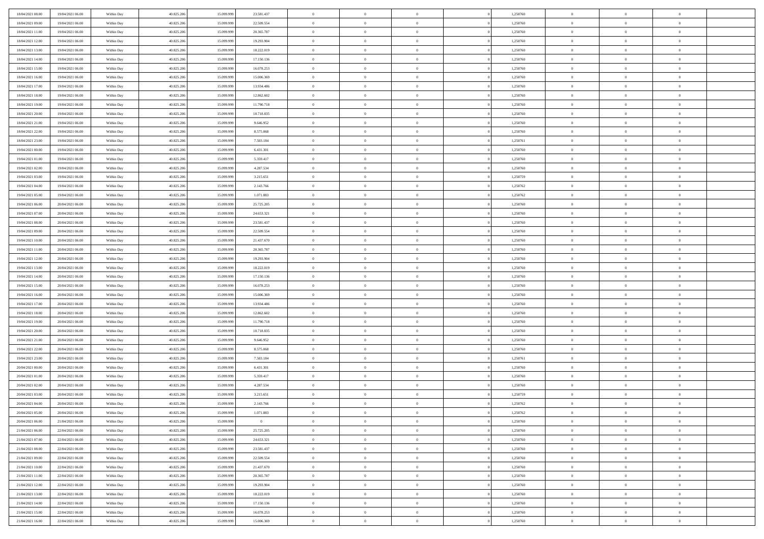| | | | | | | | | | | | | | | | |
|---|---|---|---|---|---|---|---|---|---|---|---|---|---|---|---|
| 18/04/2021 08:00 | 19/04/2021 06:00 | Within Day | 40.825.206 | 15.099.999 | 23.581.437 | 0 | 0 | 0 | | 0 | 1,250760 | 0 | 0 | 0 | |
| 18/04/2021 09:00 | 19/04/2021 06:00 | Within Day | 40.825.206 | 15.099.999 | 22.509.554 | 0 | 0 | 0 | | 0 | 1,250760 | 0 | 0 | 0 | |
| 18/04/2021 11:00 | 19/04/2021 06:00 | Within Day | 40.825.206 | 15.099.999 | 20.365.787 | 0 | 0 | 0 | | 0 | 1,250760 | 0 | 0 | 0 | |
| 18/04/2021 12:00 | 19/04/2021 06:00 | Within Day | 40.825.206 | 15.099.999 | 19.293.904 | 0 | 0 | 0 | | 0 | 1,250760 | 0 | 0 | 0 | |
| 18/04/2021 13:00 | 19/04/2021 06:00 | Within Day | 40.825.206 | 15.099.999 | 18.222.019 | 0 | 0 | 0 | | 0 | 1,250760 | 0 | 0 | 0 | |
| 18/04/2021 14:00 | 19/04/2021 06:00 | Within Day | 40.825.206 | 15.099.999 | 17.150.136 | 0 | 0 | 0 | | 0 | 1,250760 | 0 | 0 | 0 | |
| 18/04/2021 15:00 | 19/04/2021 06:00 | Within Day | 40.825.206 | 15.099.999 | 16.078.253 | 0 | 0 | 0 | | 0 | 1,250760 | 0 | 0 | 0 | |
| 18/04/2021 16:00 | 19/04/2021 06:00 | Within Day | 40.825.206 | 15.099.999 | 15.006.369 | 0 | 0 | 0 | | 0 | 1,250760 | 0 | 0 | 0 | |
| 18/04/2021 17:00 | 19/04/2021 06:00 | Within Day | 40.825.206 | 15.099.999 | 13.934.486 | 0 | 0 | 0 | | 0 | 1,250760 | 0 | 0 | 0 | |
| 18/04/2021 18:00 | 19/04/2021 06:00 | Within Day | 40.825.206 | 15.099.999 | 12.862.602 | 0 | 0 | 0 | | 0 | 1,250760 | 0 | 0 | 0 | |
| 18/04/2021 19:00 | 19/04/2021 06:00 | Within Day | 40.825.206 | 15.099.999 | 11.790.718 | 0 | 0 | 0 | | 0 | 1,250760 | 0 | 0 | 0 | |
| 18/04/2021 20:00 | 19/04/2021 06:00 | Within Day | 40.825.206 | 15.099.999 | 10.718.835 | 0 | 0 | 0 | | 0 | 1,250760 | 0 | 0 | 0 | |
| 18/04/2021 21:00 | 19/04/2021 06:00 | Within Day | 40.825.206 | 15.099.999 | 9.646.952 | 0 | 0 | 0 | | 0 | 1,250760 | 0 | 0 | 0 | |
| 18/04/2021 22:00 | 19/04/2021 06:00 | Within Day | 40.825.206 | 15.099.999 | 8.575.068 | 0 | 0 | 0 | | 0 | 1,250760 | 0 | 0 | 0 | |
| 18/04/2021 23:00 | 19/04/2021 06:00 | Within Day | 40.825.206 | 15.099.999 | 7.503.184 | 0 | 0 | 0 | | 0 | 1,250761 | 0 | 0 | 0 | |
| 19/04/2021 00:00 | 19/04/2021 06:00 | Within Day | 40.825.206 | 15.099.999 | 6.431.301 | 0 | 0 | 0 | | 0 | 1,250760 | 0 | 0 | 0 | |
| 19/04/2021 01:00 | 19/04/2021 06:00 | Within Day | 40.825.206 | 15.099.999 | 5.359.417 | 0 | 0 | 0 | | 0 | 1,250760 | 0 | 0 | 0 | |
| 19/04/2021 02:00 | 19/04/2021 06:00 | Within Day | 40.825.206 | 15.099.999 | 4.287.534 | 0 | 0 | 0 | | 0 | 1,250760 | 0 | 0 | 0 | |
| 19/04/2021 03:00 | 19/04/2021 06:00 | Within Day | 40.825.206 | 15.099.999 | 3.215.651 | 0 | 0 | 0 | | 0 | 1,250759 | 0 | 0 | 0 | |
| 19/04/2021 04:00 | 19/04/2021 06:00 | Within Day | 40.825.206 | 15.099.999 | 2.143.766 | 0 | 0 | 0 | | 0 | 1,250762 | 0 | 0 | 0 | |
| 19/04/2021 05:00 | 19/04/2021 06:00 | Within Day | 40.825.206 | 15.099.999 | 1.071.883 | 0 | 0 | 0 | | 0 | 1,250762 | 0 | 0 | 0 | |
| 19/04/2021 06:00 | 20/04/2021 06:00 | Within Day | 40.825.206 | 15.099.999 | 25.725.205 | 0 | 0 | 0 | | 0 | 1,250760 | 0 | 0 | 0 | |
| 19/04/2021 07:00 | 20/04/2021 06:00 | Within Day | 40.825.206 | 15.099.999 | 24.653.321 | 0 | 0 | 0 | | 0 | 1,250760 | 0 | 0 | 0 | |
| 19/04/2021 08:00 | 20/04/2021 06:00 | Within Day | 40.825.206 | 15.099.999 | 23.581.437 | 0 | 0 | 0 | | 0 | 1,250760 | 0 | 0 | 0 | |
| 19/04/2021 09:00 | 20/04/2021 06:00 | Within Day | 40.825.206 | 15.099.999 | 22.509.554 | 0 | 0 | 0 | | 0 | 1,250760 | 0 | 0 | 0 | |
| 19/04/2021 10:00 | 20/04/2021 06:00 | Within Day | 40.825.206 | 15.099.999 | 21.437.670 | 0 | 0 | 0 | | 0 | 1,250760 | 0 | 0 | 0 | |
| 19/04/2021 11:00 | 20/04/2021 06:00 | Within Day | 40.825.206 | 15.099.999 | 20.365.787 | 0 | 0 | 0 | | 0 | 1,250760 | 0 | 0 | 0 | |
| 19/04/2021 12:00 | 20/04/2021 06:00 | Within Day | 40.825.206 | 15.099.999 | 19.293.904 | 0 | 0 | 0 | | 0 | 1,250760 | 0 | 0 | 0 | |
| 19/04/2021 13:00 | 20/04/2021 06:00 | Within Day | 40.825.206 | 15.099.999 | 18.222.019 | 0 | 0 | 0 | | 0 | 1,250760 | 0 | 0 | 0 | |
| 19/04/2021 14:00 | 20/04/2021 06:00 | Within Day | 40.825.206 | 15.099.999 | 17.150.136 | 0 | 0 | 0 | | 0 | 1,250760 | 0 | 0 | 0 | |
| 19/04/2021 15:00 | 20/04/2021 06:00 | Within Day | 40.825.206 | 15.099.999 | 16.078.253 | 0 | 0 | 0 | | 0 | 1,250760 | 0 | 0 | 0 | |
| 19/04/2021 16:00 | 20/04/2021 06:00 | Within Day | 40.825.206 | 15.099.999 | 15.006.369 | 0 | 0 | 0 | | 0 | 1,250760 | 0 | 0 | 0 | |
| 19/04/2021 17:00 | 20/04/2021 06:00 | Within Day | 40.825.206 | 15.099.999 | 13.934.486 | 0 | 0 | 0 | | 0 | 1,250760 | 0 | 0 | 0 | |
| 19/04/2021 18:00 | 20/04/2021 06:00 | Within Day | 40.825.206 | 15.099.999 | 12.862.602 | 0 | 0 | 0 | | 0 | 1,250760 | 0 | 0 | 0 | |
| 19/04/2021 19:00 | 20/04/2021 06:00 | Within Day | 40.825.206 | 15.099.999 | 11.790.718 | 0 | 0 | 0 | | 0 | 1,250760 | 0 | 0 | 0 | |
| 19/04/2021 20:00 | 20/04/2021 06:00 | Within Day | 40.825.206 | 15.099.999 | 10.718.835 | 0 | 0 | 0 | | 0 | 1,250760 | 0 | 0 | 0 | |
| 19/04/2021 21:00 | 20/04/2021 06:00 | Within Day | 40.825.206 | 15.099.999 | 9.646.952 | 0 | 0 | 0 | | 0 | 1,250760 | 0 | 0 | 0 | |
| 19/04/2021 22:00 | 20/04/2021 06:00 | Within Day | 40.825.206 | 15.099.999 | 8.575.068 | 0 | 0 | 0 | | 0 | 1,250760 | 0 | 0 | 0 | |
| 19/04/2021 23:00 | 20/04/2021 06:00 | Within Day | 40.825.206 | 15.099.999 | 7.503.184 | 0 | 0 | 0 | | 0 | 1,250761 | 0 | 0 | 0 | |
| 20/04/2021 00:00 | 20/04/2021 06:00 | Within Day | 40.825.206 | 15.099.999 | 6.431.301 | 0 | 0 | 0 | | 0 | 1,250760 | 0 | 0 | 0 | |
| 20/04/2021 01:00 | 20/04/2021 06:00 | Within Day | 40.825.206 | 15.099.999 | 5.359.417 | 0 | 0 | 0 | | 0 | 1,250760 | 0 | 0 | 0 | |
| 20/04/2021 02:00 | 20/04/2021 06:00 | Within Day | 40.825.206 | 15.099.999 | 4.287.534 | 0 | 0 | 0 | | 0 | 1,250760 | 0 | 0 | 0 | |
| 20/04/2021 03:00 | 20/04/2021 06:00 | Within Day | 40.825.206 | 15.099.999 | 3.215.651 | 0 | 0 | 0 | | 0 | 1,250759 | 0 | 0 | 0 | |
| 20/04/2021 04:00 | 20/04/2021 06:00 | Within Day | 40.825.206 | 15.099.999 | 2.143.766 | 0 | 0 | 0 | | 0 | 1,250762 | 0 | 0 | 0 | |
| 20/04/2021 05:00 | 20/04/2021 06:00 | Within Day | 40.825.206 | 15.099.999 | 1.071.883 | 0 | 0 | 0 | | 0 | 1,250762 | 0 | 0 | 0 | |
| 20/04/2021 06:00 | 21/04/2021 06:00 | Within Day | 40.825.206 | 15.099.999 | 0 | 0 | 0 | 0 | | 0 | 1,250760 | 0 | 0 | 0 | |
| 21/04/2021 06:00 | 22/04/2021 06:00 | Within Day | 40.825.206 | 15.099.999 | 25.725.205 | 0 | 0 | 0 | | 0 | 1,250760 | 0 | 0 | 0 | |
| 21/04/2021 07:00 | 22/04/2021 06:00 | Within Day | 40.825.206 | 15.099.999 | 24.653.321 | 0 | 0 | 0 | | 0 | 1,250760 | 0 | 0 | 0 | |
| 21/04/2021 08:00 | 22/04/2021 06:00 | Within Day | 40.825.206 | 15.099.999 | 23.581.437 | 0 | 0 | 0 | | 0 | 1,250760 | 0 | 0 | 0 | |
| 21/04/2021 09:00 | 22/04/2021 06:00 | Within Day | 40.825.206 | 15.099.999 | 22.509.554 | 0 | 0 | 0 | | 0 | 1,250760 | 0 | 0 | 0 | |
| 21/04/2021 10:00 | 22/04/2021 06:00 | Within Day | 40.825.206 | 15.099.999 | 21.437.670 | 0 | 0 | 0 | | 0 | 1,250760 | 0 | 0 | 0 | |
| 21/04/2021 11:00 | 22/04/2021 06:00 | Within Day | 40.825.206 | 15.099.999 | 20.365.787 | 0 | 0 | 0 | | 0 | 1,250760 | 0 | 0 | 0 | |
| 21/04/2021 12:00 | 22/04/2021 06:00 | Within Day | 40.825.206 | 15.099.999 | 19.293.904 | 0 | 0 | 0 | | 0 | 1,250760 | 0 | 0 | 0 | |
| 21/04/2021 13:00 | 22/04/2021 06:00 | Within Day | 40.825.206 | 15.099.999 | 18.222.019 | 0 | 0 | 0 | | 0 | 1,250760 | 0 | 0 | 0 | |
| 21/04/2021 14:00 | 22/04/2021 06:00 | Within Day | 40.825.206 | 15.099.999 | 17.150.136 | 0 | 0 | 0 | | 0 | 1,250760 | 0 | 0 | 0 | |
| 21/04/2021 15:00 | 22/04/2021 06:00 | Within Day | 40.825.206 | 15.099.999 | 16.078.253 | 0 | 0 | 0 | | 0 | 1,250760 | 0 | 0 | 0 | |
| 21/04/2021 16:00 | 22/04/2021 06:00 | Within Day | 40.825.206 | 15.099.999 | 15.006.369 | 0 | 0 | 0 | | 0 | 1,250760 | 0 | 0 | 0 | |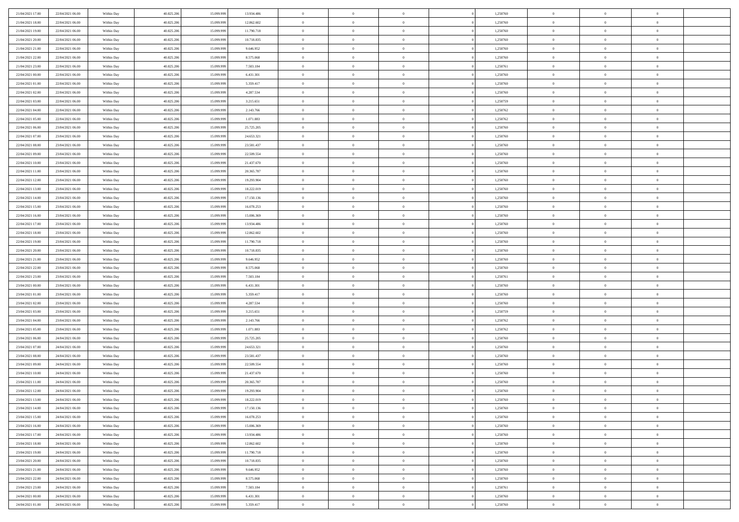| | | | | | | | | | | | | | | |
|---|---|---|---|---|---|---|---|---|---|---|---|---|---|---|
| 21/04/2021 17:00 | 22/04/2021 06:00 | Within Day | 40.825.206 | 15.099.999 | 13.934.486 | 0 | 0 | 0 | | 1,250760 | 0 | 0 | 0 | |
| 21/04/2021 18:00 | 22/04/2021 06:00 | Within Day | 40.825.206 | 15.099.999 | 12.862.602 | 0 | 0 | 0 | | 1,250760 | 0 | 0 | 0 | |
| 21/04/2021 19:00 | 22/04/2021 06:00 | Within Day | 40.825.206 | 15.099.999 | 11.790.718 | 0 | 0 | 0 | | 1,250760 | 0 | 0 | 0 | |
| 21/04/2021 20:00 | 22/04/2021 06:00 | Within Day | 40.825.206 | 15.099.999 | 10.718.835 | 0 | 0 | 0 | | 1,250760 | 0 | 0 | 0 | |
| 21/04/2021 21:00 | 22/04/2021 06:00 | Within Day | 40.825.206 | 15.099.999 | 9.646.952 | 0 | 0 | 0 | | 1,250760 | 0 | 0 | 0 | |
| 21/04/2021 22:00 | 22/04/2021 06:00 | Within Day | 40.825.206 | 15.099.999 | 8.575.068 | 0 | 0 | 0 | | 1,250760 | 0 | 0 | 0 | |
| 21/04/2021 23:00 | 22/04/2021 06:00 | Within Day | 40.825.206 | 15.099.999 | 7.503.184 | 0 | 0 | 0 | | 1,250761 | 0 | 0 | 0 | |
| 22/04/2021 00:00 | 22/04/2021 06:00 | Within Day | 40.825.206 | 15.099.999 | 6.431.301 | 0 | 0 | 0 | | 1,250760 | 0 | 0 | 0 | |
| 22/04/2021 01:00 | 22/04/2021 06:00 | Within Day | 40.825.206 | 15.099.999 | 5.359.417 | 0 | 0 | 0 | | 1,250760 | 0 | 0 | 0 | |
| 22/04/2021 02:00 | 22/04/2021 06:00 | Within Day | 40.825.206 | 15.099.999 | 4.287.534 | 0 | 0 | 0 | | 1,250760 | 0 | 0 | 0 | |
| 22/04/2021 03:00 | 22/04/2021 06:00 | Within Day | 40.825.206 | 15.099.999 | 3.215.651 | 0 | 0 | 0 | | 1,250759 | 0 | 0 | 0 | |
| 22/04/2021 04:00 | 22/04/2021 06:00 | Within Day | 40.825.206 | 15.099.999 | 2.143.766 | 0 | 0 | 0 | | 1,250762 | 0 | 0 | 0 | |
| 22/04/2021 05:00 | 22/04/2021 06:00 | Within Day | 40.825.206 | 15.099.999 | 1.071.883 | 0 | 0 | 0 | | 1,250762 | 0 | 0 | 0 | |
| 22/04/2021 06:00 | 23/04/2021 06:00 | Within Day | 40.825.206 | 15.099.999 | 25.725.205 | 0 | 0 | 0 | | 1,250760 | 0 | 0 | 0 | |
| 22/04/2021 07:00 | 23/04/2021 06:00 | Within Day | 40.825.206 | 15.099.999 | 24.653.321 | 0 | 0 | 0 | | 1,250760 | 0 | 0 | 0 | |
| 22/04/2021 08:00 | 23/04/2021 06:00 | Within Day | 40.825.206 | 15.099.999 | 23.581.437 | 0 | 0 | 0 | | 1,250760 | 0 | 0 | 0 | |
| 22/04/2021 09:00 | 23/04/2021 06:00 | Within Day | 40.825.206 | 15.099.999 | 22.509.554 | 0 | 0 | 0 | | 1,250760 | 0 | 0 | 0 | |
| 22/04/2021 10:00 | 23/04/2021 06:00 | Within Day | 40.825.206 | 15.099.999 | 21.437.670 | 0 | 0 | 0 | | 1,250760 | 0 | 0 | 0 | |
| 22/04/2021 11:00 | 23/04/2021 06:00 | Within Day | 40.825.206 | 15.099.999 | 20.365.787 | 0 | 0 | 0 | | 1,250760 | 0 | 0 | 0 | |
| 22/04/2021 12:00 | 23/04/2021 06:00 | Within Day | 40.825.206 | 15.099.999 | 19.293.904 | 0 | 0 | 0 | | 1,250760 | 0 | 0 | 0 | |
| 22/04/2021 13:00 | 23/04/2021 06:00 | Within Day | 40.825.206 | 15.099.999 | 18.222.019 | 0 | 0 | 0 | | 1,250760 | 0 | 0 | 0 | |
| 22/04/2021 14:00 | 23/04/2021 06:00 | Within Day | 40.825.206 | 15.099.999 | 17.150.136 | 0 | 0 | 0 | | 1,250760 | 0 | 0 | 0 | |
| 22/04/2021 15:00 | 23/04/2021 06:00 | Within Day | 40.825.206 | 15.099.999 | 16.078.253 | 0 | 0 | 0 | | 1,250760 | 0 | 0 | 0 | |
| 22/04/2021 16:00 | 23/04/2021 06:00 | Within Day | 40.825.206 | 15.099.999 | 15.006.369 | 0 | 0 | 0 | | 1,250760 | 0 | 0 | 0 | |
| 22/04/2021 17:00 | 23/04/2021 06:00 | Within Day | 40.825.206 | 15.099.999 | 13.934.486 | 0 | 0 | 0 | | 1,250760 | 0 | 0 | 0 | |
| 22/04/2021 18:00 | 23/04/2021 06:00 | Within Day | 40.825.206 | 15.099.999 | 12.862.602 | 0 | 0 | 0 | | 1,250760 | 0 | 0 | 0 | |
| 22/04/2021 19:00 | 23/04/2021 06:00 | Within Day | 40.825.206 | 15.099.999 | 11.790.718 | 0 | 0 | 0 | | 1,250760 | 0 | 0 | 0 | |
| 22/04/2021 20:00 | 23/04/2021 06:00 | Within Day | 40.825.206 | 15.099.999 | 10.718.835 | 0 | 0 | 0 | | 1,250760 | 0 | 0 | 0 | |
| 22/04/2021 21:00 | 23/04/2021 06:00 | Within Day | 40.825.206 | 15.099.999 | 9.646.952 | 0 | 0 | 0 | | 1,250760 | 0 | 0 | 0 | |
| 22/04/2021 22:00 | 23/04/2021 06:00 | Within Day | 40.825.206 | 15.099.999 | 8.575.068 | 0 | 0 | 0 | | 1,250760 | 0 | 0 | 0 | |
| 22/04/2021 23:00 | 23/04/2021 06:00 | Within Day | 40.825.206 | 15.099.999 | 7.503.184 | 0 | 0 | 0 | | 1,250761 | 0 | 0 | 0 | |
| 23/04/2021 00:00 | 23/04/2021 06:00 | Within Day | 40.825.206 | 15.099.999 | 6.431.301 | 0 | 0 | 0 | | 1,250760 | 0 | 0 | 0 | |
| 23/04/2021 01:00 | 23/04/2021 06:00 | Within Day | 40.825.206 | 15.099.999 | 5.359.417 | 0 | 0 | 0 | | 1,250760 | 0 | 0 | 0 | |
| 23/04/2021 02:00 | 23/04/2021 06:00 | Within Day | 40.825.206 | 15.099.999 | 4.287.534 | 0 | 0 | 0 | | 1,250760 | 0 | 0 | 0 | |
| 23/04/2021 03:00 | 23/04/2021 06:00 | Within Day | 40.825.206 | 15.099.999 | 3.215.651 | 0 | 0 | 0 | | 1,250759 | 0 | 0 | 0 | |
| 23/04/2021 04:00 | 23/04/2021 06:00 | Within Day | 40.825.206 | 15.099.999 | 2.143.766 | 0 | 0 | 0 | | 1,250762 | 0 | 0 | 0 | |
| 23/04/2021 05:00 | 23/04/2021 06:00 | Within Day | 40.825.206 | 15.099.999 | 1.071.883 | 0 | 0 | 0 | | 1,250762 | 0 | 0 | 0 | |
| 23/04/2021 06:00 | 24/04/2021 06:00 | Within Day | 40.825.206 | 15.099.999 | 25.725.205 | 0 | 0 | 0 | | 1,250760 | 0 | 0 | 0 | |
| 23/04/2021 07:00 | 24/04/2021 06:00 | Within Day | 40.825.206 | 15.099.999 | 24.653.321 | 0 | 0 | 0 | | 1,250760 | 0 | 0 | 0 | |
| 23/04/2021 08:00 | 24/04/2021 06:00 | Within Day | 40.825.206 | 15.099.999 | 23.581.437 | 0 | 0 | 0 | | 1,250760 | 0 | 0 | 0 | |
| 23/04/2021 09:00 | 24/04/2021 06:00 | Within Day | 40.825.206 | 15.099.999 | 22.509.554 | 0 | 0 | 0 | | 1,250760 | 0 | 0 | 0 | |
| 23/04/2021 10:00 | 24/04/2021 06:00 | Within Day | 40.825.206 | 15.099.999 | 21.437.670 | 0 | 0 | 0 | | 1,250760 | 0 | 0 | 0 | |
| 23/04/2021 11:00 | 24/04/2021 06:00 | Within Day | 40.825.206 | 15.099.999 | 20.365.787 | 0 | 0 | 0 | | 1,250760 | 0 | 0 | 0 | |
| 23/04/2021 12:00 | 24/04/2021 06:00 | Within Day | 40.825.206 | 15.099.999 | 19.293.904 | 0 | 0 | 0 | | 1,250760 | 0 | 0 | 0 | |
| 23/04/2021 13:00 | 24/04/2021 06:00 | Within Day | 40.825.206 | 15.099.999 | 18.222.019 | 0 | 0 | 0 | | 1,250760 | 0 | 0 | 0 | |
| 23/04/2021 14:00 | 24/04/2021 06:00 | Within Day | 40.825.206 | 15.099.999 | 17.150.136 | 0 | 0 | 0 | | 1,250760 | 0 | 0 | 0 | |
| 23/04/2021 15:00 | 24/04/2021 06:00 | Within Day | 40.825.206 | 15.099.999 | 16.078.253 | 0 | 0 | 0 | | 1,250760 | 0 | 0 | 0 | |
| 23/04/2021 16:00 | 24/04/2021 06:00 | Within Day | 40.825.206 | 15.099.999 | 15.006.369 | 0 | 0 | 0 | | 1,250760 | 0 | 0 | 0 | |
| 23/04/2021 17:00 | 24/04/2021 06:00 | Within Day | 40.825.206 | 15.099.999 | 13.934.486 | 0 | 0 | 0 | | 1,250760 | 0 | 0 | 0 | |
| 23/04/2021 18:00 | 24/04/2021 06:00 | Within Day | 40.825.206 | 15.099.999 | 12.862.602 | 0 | 0 | 0 | | 1,250760 | 0 | 0 | 0 | |
| 23/04/2021 19:00 | 24/04/2021 06:00 | Within Day | 40.825.206 | 15.099.999 | 11.790.718 | 0 | 0 | 0 | | 1,250760 | 0 | 0 | 0 | |
| 23/04/2021 20:00 | 24/04/2021 06:00 | Within Day | 40.825.206 | 15.099.999 | 10.718.835 | 0 | 0 | 0 | | 1,250760 | 0 | 0 | 0 | |
| 23/04/2021 21:00 | 24/04/2021 06:00 | Within Day | 40.825.206 | 15.099.999 | 9.646.952 | 0 | 0 | 0 | | 1,250760 | 0 | 0 | 0 | |
| 23/04/2021 22:00 | 24/04/2021 06:00 | Within Day | 40.825.206 | 15.099.999 | 8.575.068 | 0 | 0 | 0 | | 1,250760 | 0 | 0 | 0 | |
| 23/04/2021 23:00 | 24/04/2021 06:00 | Within Day | 40.825.206 | 15.099.999 | 7.503.184 | 0 | 0 | 0 | | 1,250761 | 0 | 0 | 0 | |
| 24/04/2021 00:00 | 24/04/2021 06:00 | Within Day | 40.825.206 | 15.099.999 | 6.431.301 | 0 | 0 | 0 | | 1,250760 | 0 | 0 | 0 | |
| 24/04/2021 01:00 | 24/04/2021 06:00 | Within Day | 40.825.206 | 15.099.999 | 5.359.417 | 0 | 0 | 0 | | 1,250760 | 0 | 0 | 0 | |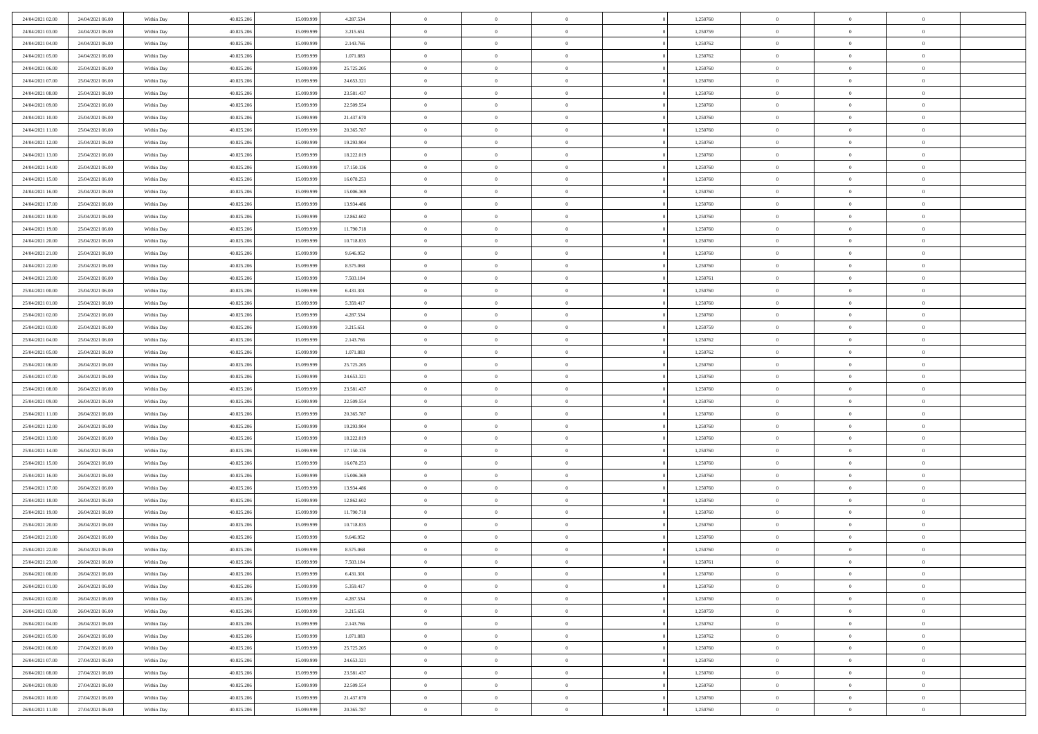| | | | | | | | | | | | | | | |
|---|---|---|---|---|---|---|---|---|---|---|---|---|---|---|
| 24/04/2021 02.00 | 24/04/2021 06.00 | Within Day | 40.825.206 | 15.099.999 | 4.287.534 | 0 | 0 | 0 | | 1,250760 | 0 | 0 | 0 | |
| 24/04/2021 03.00 | 24/04/2021 06.00 | Within Day | 40.825.206 | 15.099.999 | 3.215.651 | 0 | 0 | 0 | | 1,250759 | 0 | 0 | 0 | |
| 24/04/2021 04.00 | 24/04/2021 06.00 | Within Day | 40.825.206 | 15.099.999 | 2.143.766 | 0 | 0 | 0 | | 1,250762 | 0 | 0 | 0 | |
| 24/04/2021 05.00 | 24/04/2021 06.00 | Within Day | 40.825.206 | 15.099.999 | 1.071.883 | 0 | 0 | 0 | | 1,250762 | 0 | 0 | 0 | |
| 24/04/2021 06.00 | 25/04/2021 06.00 | Within Day | 40.825.206 | 15.099.999 | 25.725.205 | 0 | 0 | 0 | | 1,250760 | 0 | 0 | 0 | |
| 24/04/2021 07.00 | 25/04/2021 06.00 | Within Day | 40.825.206 | 15.099.999 | 24.653.321 | 0 | 0 | 0 | | 1,250760 | 0 | 0 | 0 | |
| 24/04/2021 08.00 | 25/04/2021 06.00 | Within Day | 40.825.206 | 15.099.999 | 23.581.437 | 0 | 0 | 0 | | 1,250760 | 0 | 0 | 0 | |
| 24/04/2021 09.00 | 25/04/2021 06.00 | Within Day | 40.825.206 | 15.099.999 | 22.509.554 | 0 | 0 | 0 | | 1,250760 | 0 | 0 | 0 | |
| 24/04/2021 10.00 | 25/04/2021 06.00 | Within Day | 40.825.206 | 15.099.999 | 21.437.670 | 0 | 0 | 0 | | 1,250760 | 0 | 0 | 0 | |
| 24/04/2021 11.00 | 25/04/2021 06.00 | Within Day | 40.825.206 | 15.099.999 | 20.365.787 | 0 | 0 | 0 | | 1,250760 | 0 | 0 | 0 | |
| 24/04/2021 12.00 | 25/04/2021 06.00 | Within Day | 40.825.206 | 15.099.999 | 19.293.904 | 0 | 0 | 0 | | 1,250760 | 0 | 0 | 0 | |
| 24/04/2021 13.00 | 25/04/2021 06.00 | Within Day | 40.825.206 | 15.099.999 | 18.222.019 | 0 | 0 | 0 | | 1,250760 | 0 | 0 | 0 | |
| 24/04/2021 14.00 | 25/04/2021 06.00 | Within Day | 40.825.206 | 15.099.999 | 17.150.136 | 0 | 0 | 0 | | 1,250760 | 0 | 0 | 0 | |
| 24/04/2021 15.00 | 25/04/2021 06.00 | Within Day | 40.825.206 | 15.099.999 | 16.078.253 | 0 | 0 | 0 | | 1,250760 | 0 | 0 | 0 | |
| 24/04/2021 16.00 | 25/04/2021 06.00 | Within Day | 40.825.206 | 15.099.999 | 15.006.369 | 0 | 0 | 0 | | 1,250760 | 0 | 0 | 0 | |
| 24/04/2021 17.00 | 25/04/2021 06.00 | Within Day | 40.825.206 | 15.099.999 | 13.934.486 | 0 | 0 | 0 | | 1,250760 | 0 | 0 | 0 | |
| 24/04/2021 18.00 | 25/04/2021 06.00 | Within Day | 40.825.206 | 15.099.999 | 12.862.602 | 0 | 0 | 0 | | 1,250760 | 0 | 0 | 0 | |
| 24/04/2021 19.00 | 25/04/2021 06.00 | Within Day | 40.825.206 | 15.099.999 | 11.790.718 | 0 | 0 | 0 | | 1,250760 | 0 | 0 | 0 | |
| 24/04/2021 20.00 | 25/04/2021 06.00 | Within Day | 40.825.206 | 15.099.999 | 10.718.835 | 0 | 0 | 0 | | 1,250760 | 0 | 0 | 0 | |
| 24/04/2021 21.00 | 25/04/2021 06.00 | Within Day | 40.825.206 | 15.099.999 | 9.646.952 | 0 | 0 | 0 | | 1,250760 | 0 | 0 | 0 | |
| 24/04/2021 22.00 | 25/04/2021 06.00 | Within Day | 40.825.206 | 15.099.999 | 8.575.068 | 0 | 0 | 0 | | 1,250760 | 0 | 0 | 0 | |
| 24/04/2021 23.00 | 25/04/2021 06.00 | Within Day | 40.825.206 | 15.099.999 | 7.503.184 | 0 | 0 | 0 | | 1,250761 | 0 | 0 | 0 | |
| 25/04/2021 00.00 | 25/04/2021 06.00 | Within Day | 40.825.206 | 15.099.999 | 6.431.301 | 0 | 0 | 0 | | 1,250760 | 0 | 0 | 0 | |
| 25/04/2021 01.00 | 25/04/2021 06.00 | Within Day | 40.825.206 | 15.099.999 | 5.359.417 | 0 | 0 | 0 | | 1,250760 | 0 | 0 | 0 | |
| 25/04/2021 02.00 | 25/04/2021 06.00 | Within Day | 40.825.206 | 15.099.999 | 4.287.534 | 0 | 0 | 0 | | 1,250760 | 0 | 0 | 0 | |
| 25/04/2021 03.00 | 25/04/2021 06.00 | Within Day | 40.825.206 | 15.099.999 | 3.215.651 | 0 | 0 | 0 | | 1,250759 | 0 | 0 | 0 | |
| 25/04/2021 04.00 | 25/04/2021 06.00 | Within Day | 40.825.206 | 15.099.999 | 2.143.766 | 0 | 0 | 0 | | 1,250762 | 0 | 0 | 0 | |
| 25/04/2021 05.00 | 25/04/2021 06.00 | Within Day | 40.825.206 | 15.099.999 | 1.071.883 | 0 | 0 | 0 | | 1,250762 | 0 | 0 | 0 | |
| 25/04/2021 06.00 | 26/04/2021 06.00 | Within Day | 40.825.206 | 15.099.999 | 25.725.205 | 0 | 0 | 0 | | 1,250760 | 0 | 0 | 0 | |
| 25/04/2021 07.00 | 26/04/2021 06.00 | Within Day | 40.825.206 | 15.099.999 | 24.653.321 | 0 | 0 | 0 | | 1,250760 | 0 | 0 | 0 | |
| 25/04/2021 08.00 | 26/04/2021 06.00 | Within Day | 40.825.206 | 15.099.999 | 23.581.437 | 0 | 0 | 0 | | 1,250760 | 0 | 0 | 0 | |
| 25/04/2021 09.00 | 26/04/2021 06.00 | Within Day | 40.825.206 | 15.099.999 | 22.509.554 | 0 | 0 | 0 | | 1,250760 | 0 | 0 | 0 | |
| 25/04/2021 11.00 | 26/04/2021 06.00 | Within Day | 40.825.206 | 15.099.999 | 20.365.787 | 0 | 0 | 0 | | 1,250760 | 0 | 0 | 0 | |
| 25/04/2021 12.00 | 26/04/2021 06.00 | Within Day | 40.825.206 | 15.099.999 | 19.293.904 | 0 | 0 | 0 | | 1,250760 | 0 | 0 | 0 | |
| 25/04/2021 13.00 | 26/04/2021 06.00 | Within Day | 40.825.206 | 15.099.999 | 18.222.019 | 0 | 0 | 0 | | 1,250760 | 0 | 0 | 0 | |
| 25/04/2021 14.00 | 26/04/2021 06.00 | Within Day | 40.825.206 | 15.099.999 | 17.150.136 | 0 | 0 | 0 | | 1,250760 | 0 | 0 | 0 | |
| 25/04/2021 15.00 | 26/04/2021 06.00 | Within Day | 40.825.206 | 15.099.999 | 16.078.253 | 0 | 0 | 0 | | 1,250760 | 0 | 0 | 0 | |
| 25/04/2021 16.00 | 26/04/2021 06.00 | Within Day | 40.825.206 | 15.099.999 | 15.006.369 | 0 | 0 | 0 | | 1,250760 | 0 | 0 | 0 | |
| 25/04/2021 17.00 | 26/04/2021 06.00 | Within Day | 40.825.206 | 15.099.999 | 13.934.486 | 0 | 0 | 0 | | 1,250760 | 0 | 0 | 0 | |
| 25/04/2021 18.00 | 26/04/2021 06.00 | Within Day | 40.825.206 | 15.099.999 | 12.862.602 | 0 | 0 | 0 | | 1,250760 | 0 | 0 | 0 | |
| 25/04/2021 19.00 | 26/04/2021 06.00 | Within Day | 40.825.206 | 15.099.999 | 11.790.718 | 0 | 0 | 0 | | 1,250760 | 0 | 0 | 0 | |
| 25/04/2021 20.00 | 26/04/2021 06.00 | Within Day | 40.825.206 | 15.099.999 | 10.718.835 | 0 | 0 | 0 | | 1,250760 | 0 | 0 | 0 | |
| 25/04/2021 21.00 | 26/04/2021 06.00 | Within Day | 40.825.206 | 15.099.999 | 9.646.952 | 0 | 0 | 0 | | 1,250760 | 0 | 0 | 0 | |
| 25/04/2021 22.00 | 26/04/2021 06.00 | Within Day | 40.825.206 | 15.099.999 | 8.575.068 | 0 | 0 | 0 | | 1,250760 | 0 | 0 | 0 | |
| 25/04/2021 23.00 | 26/04/2021 06.00 | Within Day | 40.825.206 | 15.099.999 | 7.503.184 | 0 | 0 | 0 | | 1,250761 | 0 | 0 | 0 | |
| 26/04/2021 00.00 | 26/04/2021 06.00 | Within Day | 40.825.206 | 15.099.999 | 6.431.301 | 0 | 0 | 0 | | 1,250760 | 0 | 0 | 0 | |
| 26/04/2021 01.00 | 26/04/2021 06.00 | Within Day | 40.825.206 | 15.099.999 | 5.359.417 | 0 | 0 | 0 | | 1,250760 | 0 | 0 | 0 | |
| 26/04/2021 02.00 | 26/04/2021 06.00 | Within Day | 40.825.206 | 15.099.999 | 4.287.534 | 0 | 0 | 0 | | 1,250760 | 0 | 0 | 0 | |
| 26/04/2021 03.00 | 26/04/2021 06.00 | Within Day | 40.825.206 | 15.099.999 | 3.215.651 | 0 | 0 | 0 | | 1,250759 | 0 | 0 | 0 | |
| 26/04/2021 04.00 | 26/04/2021 06.00 | Within Day | 40.825.206 | 15.099.999 | 2.143.766 | 0 | 0 | 0 | | 1,250762 | 0 | 0 | 0 | |
| 26/04/2021 05.00 | 26/04/2021 06.00 | Within Day | 40.825.206 | 15.099.999 | 1.071.883 | 0 | 0 | 0 | | 1,250762 | 0 | 0 | 0 | |
| 26/04/2021 06.00 | 27/04/2021 06.00 | Within Day | 40.825.206 | 15.099.999 | 25.725.205 | 0 | 0 | 0 | | 1,250760 | 0 | 0 | 0 | |
| 26/04/2021 07.00 | 27/04/2021 06.00 | Within Day | 40.825.206 | 15.099.999 | 24.653.321 | 0 | 0 | 0 | | 1,250760 | 0 | 0 | 0 | |
| 26/04/2021 08.00 | 27/04/2021 06.00 | Within Day | 40.825.206 | 15.099.999 | 23.581.437 | 0 | 0 | 0 | | 1,250760 | 0 | 0 | 0 | |
| 26/04/2021 09.00 | 27/04/2021 06.00 | Within Day | 40.825.206 | 15.099.999 | 22.509.554 | 0 | 0 | 0 | | 1,250760 | 0 | 0 | 0 | |
| 26/04/2021 10.00 | 27/04/2021 06.00 | Within Day | 40.825.206 | 15.099.999 | 21.437.670 | 0 | 0 | 0 | | 1,250760 | 0 | 0 | 0 | |
| 26/04/2021 11.00 | 27/04/2021 06.00 | Within Day | 40.825.206 | 15.099.999 | 20.365.787 | 0 | 0 | 0 | | 1,250760 | 0 | 0 | 0 | |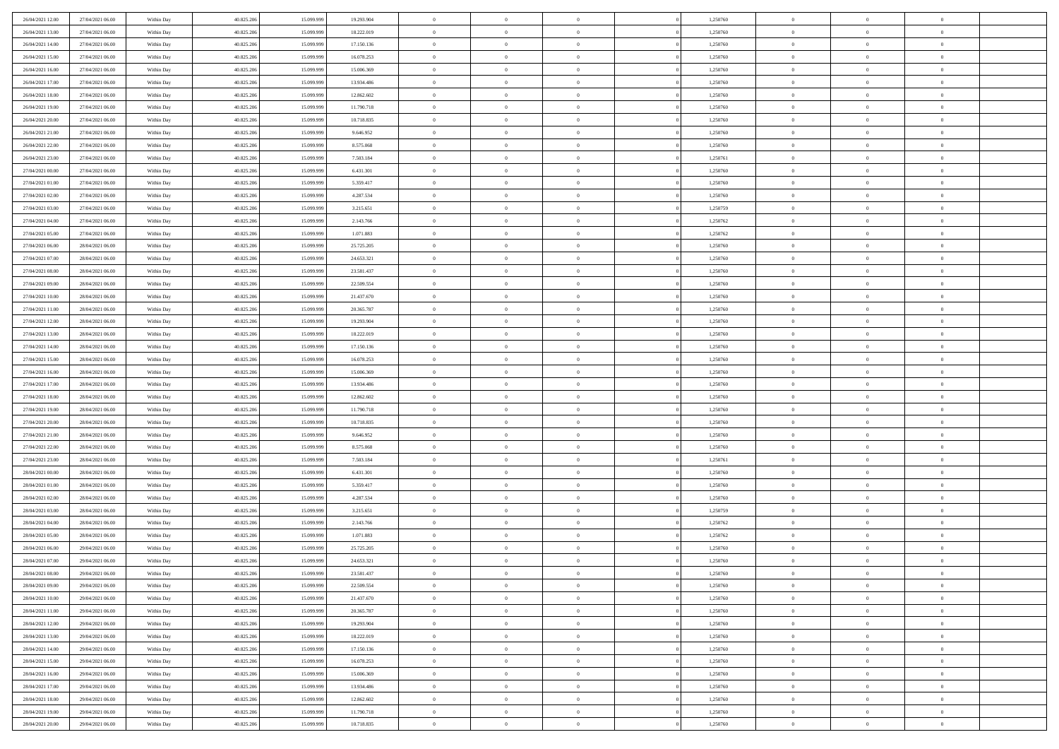| | | | | | | | | | | | | | | |
|---|---|---|---|---|---|---|---|---|---|---|---|---|---|---|
| 26/04/2021 12:00 | 27/04/2021 06:00 | Within Day | 40.825.206 | 15.099.999 | 19.293.904 | 0 | 0 | 0 | 0 | 1,250760 | 0 | 0 | 0 | |
| 26/04/2021 13:00 | 27/04/2021 06:00 | Within Day | 40.825.206 | 15.099.999 | 18.222.019 | 0 | 0 | 0 | 0 | 1,250760 | 0 | 0 | 0 | |
| 26/04/2021 14:00 | 27/04/2021 06:00 | Within Day | 40.825.206 | 15.099.999 | 17.150.136 | 0 | 0 | 0 | 0 | 1,250760 | 0 | 0 | 0 | |
| 26/04/2021 15:00 | 27/04/2021 06:00 | Within Day | 40.825.206 | 15.099.999 | 16.078.253 | 0 | 0 | 0 | 0 | 1,250760 | 0 | 0 | 0 | |
| 26/04/2021 16:00 | 27/04/2021 06:00 | Within Day | 40.825.206 | 15.099.999 | 15.006.369 | 0 | 0 | 0 | 0 | 1,250760 | 0 | 0 | 0 | |
| 26/04/2021 17:00 | 27/04/2021 06:00 | Within Day | 40.825.206 | 15.099.999 | 13.934.486 | 0 | 0 | 0 | 0 | 1,250760 | 0 | 0 | 0 | |
| 26/04/2021 18:00 | 27/04/2021 06:00 | Within Day | 40.825.206 | 15.099.999 | 12.862.602 | 0 | 0 | 0 | 0 | 1,250760 | 0 | 0 | 0 | |
| 26/04/2021 19:00 | 27/04/2021 06:00 | Within Day | 40.825.206 | 15.099.999 | 11.790.718 | 0 | 0 | 0 | 0 | 1,250760 | 0 | 0 | 0 | |
| 26/04/2021 20:00 | 27/04/2021 06:00 | Within Day | 40.825.206 | 15.099.999 | 10.718.835 | 0 | 0 | 0 | 0 | 1,250760 | 0 | 0 | 0 | |
| 26/04/2021 21:00 | 27/04/2021 06:00 | Within Day | 40.825.206 | 15.099.999 | 9.646.952 | 0 | 0 | 0 | 0 | 1,250760 | 0 | 0 | 0 | |
| 26/04/2021 22:00 | 27/04/2021 06:00 | Within Day | 40.825.206 | 15.099.999 | 8.575.068 | 0 | 0 | 0 | 0 | 1,250760 | 0 | 0 | 0 | |
| 26/04/2021 23:00 | 27/04/2021 06:00 | Within Day | 40.825.206 | 15.099.999 | 7.503.184 | 0 | 0 | 0 | 0 | 1,250761 | 0 | 0 | 0 | |
| 27/04/2021 00:00 | 27/04/2021 06:00 | Within Day | 40.825.206 | 15.099.999 | 6.431.301 | 0 | 0 | 0 | 0 | 1,250760 | 0 | 0 | 0 | |
| 27/04/2021 01:00 | 27/04/2021 06:00 | Within Day | 40.825.206 | 15.099.999 | 5.359.417 | 0 | 0 | 0 | 0 | 1,250760 | 0 | 0 | 0 | |
| 27/04/2021 02:00 | 27/04/2021 06:00 | Within Day | 40.825.206 | 15.099.999 | 4.287.534 | 0 | 0 | 0 | 0 | 1,250760 | 0 | 0 | 0 | |
| 27/04/2021 03:00 | 27/04/2021 06:00 | Within Day | 40.825.206 | 15.099.999 | 3.215.651 | 0 | 0 | 0 | 0 | 1,250759 | 0 | 0 | 0 | |
| 27/04/2021 04:00 | 27/04/2021 06:00 | Within Day | 40.825.206 | 15.099.999 | 2.143.766 | 0 | 0 | 0 | 0 | 1,250762 | 0 | 0 | 0 | |
| 27/04/2021 05:00 | 27/04/2021 06:00 | Within Day | 40.825.206 | 15.099.999 | 1.071.883 | 0 | 0 | 0 | 0 | 1,250762 | 0 | 0 | 0 | |
| 27/04/2021 06:00 | 28/04/2021 06:00 | Within Day | 40.825.206 | 15.099.999 | 25.725.205 | 0 | 0 | 0 | 0 | 1,250760 | 0 | 0 | 0 | |
| 27/04/2021 07:00 | 28/04/2021 06:00 | Within Day | 40.825.206 | 15.099.999 | 24.653.321 | 0 | 0 | 0 | 0 | 1,250760 | 0 | 0 | 0 | |
| 27/04/2021 08:00 | 28/04/2021 06:00 | Within Day | 40.825.206 | 15.099.999 | 23.581.437 | 0 | 0 | 0 | 0 | 1,250760 | 0 | 0 | 0 | |
| 27/04/2021 09:00 | 28/04/2021 06:00 | Within Day | 40.825.206 | 15.099.999 | 22.509.554 | 0 | 0 | 0 | 0 | 1,250760 | 0 | 0 | 0 | |
| 27/04/2021 10:00 | 28/04/2021 06:00 | Within Day | 40.825.206 | 15.099.999 | 21.437.670 | 0 | 0 | 0 | 0 | 1,250760 | 0 | 0 | 0 | |
| 27/04/2021 11:00 | 28/04/2021 06:00 | Within Day | 40.825.206 | 15.099.999 | 20.365.787 | 0 | 0 | 0 | 0 | 1,250760 | 0 | 0 | 0 | |
| 27/04/2021 12:00 | 28/04/2021 06:00 | Within Day | 40.825.206 | 15.099.999 | 19.293.904 | 0 | 0 | 0 | 0 | 1,250760 | 0 | 0 | 0 | |
| 27/04/2021 13:00 | 28/04/2021 06:00 | Within Day | 40.825.206 | 15.099.999 | 18.222.019 | 0 | 0 | 0 | 0 | 1,250760 | 0 | 0 | 0 | |
| 27/04/2021 14:00 | 28/04/2021 06:00 | Within Day | 40.825.206 | 15.099.999 | 17.150.136 | 0 | 0 | 0 | 0 | 1,250760 | 0 | 0 | 0 | |
| 27/04/2021 15:00 | 28/04/2021 06:00 | Within Day | 40.825.206 | 15.099.999 | 16.078.253 | 0 | 0 | 0 | 0 | 1,250760 | 0 | 0 | 0 | |
| 27/04/2021 16:00 | 28/04/2021 06:00 | Within Day | 40.825.206 | 15.099.999 | 15.006.369 | 0 | 0 | 0 | 0 | 1,250760 | 0 | 0 | 0 | |
| 27/04/2021 17:00 | 28/04/2021 06:00 | Within Day | 40.825.206 | 15.099.999 | 13.934.486 | 0 | 0 | 0 | 0 | 1,250760 | 0 | 0 | 0 | |
| 27/04/2021 18:00 | 28/04/2021 06:00 | Within Day | 40.825.206 | 15.099.999 | 12.862.602 | 0 | 0 | 0 | 0 | 1,250760 | 0 | 0 | 0 | |
| 27/04/2021 19:00 | 28/04/2021 06:00 | Within Day | 40.825.206 | 15.099.999 | 11.790.718 | 0 | 0 | 0 | 0 | 1,250760 | 0 | 0 | 0 | |
| 27/04/2021 20:00 | 28/04/2021 06:00 | Within Day | 40.825.206 | 15.099.999 | 10.718.835 | 0 | 0 | 0 | 0 | 1,250760 | 0 | 0 | 0 | |
| 27/04/2021 21:00 | 28/04/2021 06:00 | Within Day | 40.825.206 | 15.099.999 | 9.646.952 | 0 | 0 | 0 | 0 | 1,250760 | 0 | 0 | 0 | |
| 27/04/2021 22:00 | 28/04/2021 06:00 | Within Day | 40.825.206 | 15.099.999 | 8.575.068 | 0 | 0 | 0 | 0 | 1,250760 | 0 | 0 | 0 | |
| 27/04/2021 23:00 | 28/04/2021 06:00 | Within Day | 40.825.206 | 15.099.999 | 7.503.184 | 0 | 0 | 0 | 0 | 1,250761 | 0 | 0 | 0 | |
| 28/04/2021 00:00 | 28/04/2021 06:00 | Within Day | 40.825.206 | 15.099.999 | 6.431.301 | 0 | 0 | 0 | 0 | 1,250760 | 0 | 0 | 0 | |
| 28/04/2021 01:00 | 28/04/2021 06:00 | Within Day | 40.825.206 | 15.099.999 | 5.359.417 | 0 | 0 | 0 | 0 | 1,250760 | 0 | 0 | 0 | |
| 28/04/2021 02:00 | 28/04/2021 06:00 | Within Day | 40.825.206 | 15.099.999 | 4.287.534 | 0 | 0 | 0 | 0 | 1,250760 | 0 | 0 | 0 | |
| 28/04/2021 03:00 | 28/04/2021 06:00 | Within Day | 40.825.206 | 15.099.999 | 3.215.651 | 0 | 0 | 0 | 0 | 1,250759 | 0 | 0 | 0 | |
| 28/04/2021 04:00 | 28/04/2021 06:00 | Within Day | 40.825.206 | 15.099.999 | 2.143.766 | 0 | 0 | 0 | 0 | 1,250762 | 0 | 0 | 0 | |
| 28/04/2021 05:00 | 28/04/2021 06:00 | Within Day | 40.825.206 | 15.099.999 | 1.071.883 | 0 | 0 | 0 | 0 | 1,250762 | 0 | 0 | 0 | |
| 28/04/2021 06:00 | 29/04/2021 06:00 | Within Day | 40.825.206 | 15.099.999 | 25.725.205 | 0 | 0 | 0 | 0 | 1,250760 | 0 | 0 | 0 | |
| 28/04/2021 07:00 | 29/04/2021 06:00 | Within Day | 40.825.206 | 15.099.999 | 24.653.321 | 0 | 0 | 0 | 0 | 1,250760 | 0 | 0 | 0 | |
| 28/04/2021 08:00 | 29/04/2021 06:00 | Within Day | 40.825.206 | 15.099.999 | 23.581.437 | 0 | 0 | 0 | 0 | 1,250760 | 0 | 0 | 0 | |
| 28/04/2021 09:00 | 29/04/2021 06:00 | Within Day | 40.825.206 | 15.099.999 | 22.509.554 | 0 | 0 | 0 | 0 | 1,250760 | 0 | 0 | 0 | |
| 28/04/2021 10:00 | 29/04/2021 06:00 | Within Day | 40.825.206 | 15.099.999 | 21.437.670 | 0 | 0 | 0 | 0 | 1,250760 | 0 | 0 | 0 | |
| 28/04/2021 11:00 | 29/04/2021 06:00 | Within Day | 40.825.206 | 15.099.999 | 20.365.787 | 0 | 0 | 0 | 0 | 1,250760 | 0 | 0 | 0 | |
| 28/04/2021 12:00 | 29/04/2021 06:00 | Within Day | 40.825.206 | 15.099.999 | 19.293.904 | 0 | 0 | 0 | 0 | 1,250760 | 0 | 0 | 0 | |
| 28/04/2021 13:00 | 29/04/2021 06:00 | Within Day | 40.825.206 | 15.099.999 | 18.222.019 | 0 | 0 | 0 | 0 | 1,250760 | 0 | 0 | 0 | |
| 28/04/2021 14:00 | 29/04/2021 06:00 | Within Day | 40.825.206 | 15.099.999 | 17.150.136 | 0 | 0 | 0 | 0 | 1,250760 | 0 | 0 | 0 | |
| 28/04/2021 15:00 | 29/04/2021 06:00 | Within Day | 40.825.206 | 15.099.999 | 16.078.253 | 0 | 0 | 0 | 0 | 1,250760 | 0 | 0 | 0 | |
| 28/04/2021 16:00 | 29/04/2021 06:00 | Within Day | 40.825.206 | 15.099.999 | 15.006.369 | 0 | 0 | 0 | 0 | 1,250760 | 0 | 0 | 0 | |
| 28/04/2021 17:00 | 29/04/2021 06:00 | Within Day | 40.825.206 | 15.099.999 | 13.934.486 | 0 | 0 | 0 | 0 | 1,250760 | 0 | 0 | 0 | |
| 28/04/2021 18:00 | 29/04/2021 06:00 | Within Day | 40.825.206 | 15.099.999 | 12.862.602 | 0 | 0 | 0 | 0 | 1,250760 | 0 | 0 | 0 | |
| 28/04/2021 19:00 | 29/04/2021 06:00 | Within Day | 40.825.206 | 15.099.999 | 11.790.718 | 0 | 0 | 0 | 0 | 1,250760 | 0 | 0 | 0 | |
| 28/04/2021 20:00 | 29/04/2021 06:00 | Within Day | 40.825.206 | 15.099.999 | 10.718.835 | 0 | 0 | 0 | 0 | 1,250760 | 0 | 0 | 0 | |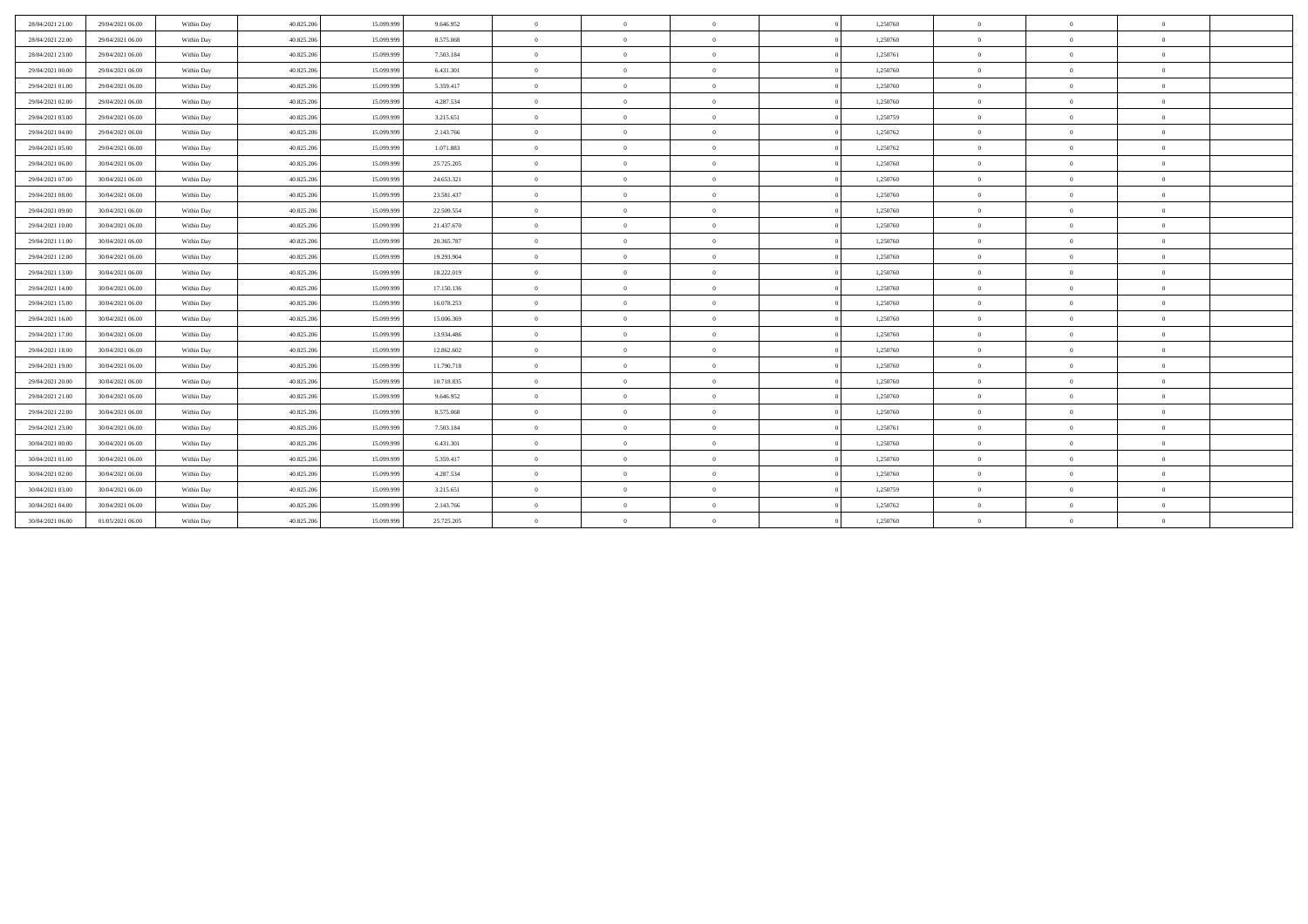| | | | | | | | | | | | | | | |
|---|---|---|---|---|---|---|---|---|---|---|---|---|---|---|
| 28/04/2021 21.00 | 29/04/2021 06.00 | Within Day | 40.825.206 | 15.099.999 | 9.646.952 | 0 | 0 | 0 | 0 | 1,250760 | 0 | 0 | 0 | |
| 28/04/2021 22.00 | 29/04/2021 06.00 | Within Day | 40.825.206 | 15.099.999 | 8.575.068 | 0 | 0 | 0 | 0 | 1,250760 | 0 | 0 | 0 | |
| 28/04/2021 23.00 | 29/04/2021 06.00 | Within Day | 40.825.206 | 15.099.999 | 7.503.184 | 0 | 0 | 0 | 0 | 1,250761 | 0 | 0 | 0 | |
| 29/04/2021 00.00 | 29/04/2021 06.00 | Within Day | 40.825.206 | 15.099.999 | 6.431.301 | 0 | 0 | 0 | 0 | 1,250760 | 0 | 0 | 0 | |
| 29/04/2021 01.00 | 29/04/2021 06.00 | Within Day | 40.825.206 | 15.099.999 | 5.359.417 | 0 | 0 | 0 | 0 | 1,250760 | 0 | 0 | 0 | |
| 29/04/2021 02.00 | 29/04/2021 06.00 | Within Day | 40.825.206 | 15.099.999 | 4.287.534 | 0 | 0 | 0 | 0 | 1,250760 | 0 | 0 | 0 | |
| 29/04/2021 03.00 | 29/04/2021 06.00 | Within Day | 40.825.206 | 15.099.999 | 3.215.651 | 0 | 0 | 0 | 0 | 1,250759 | 0 | 0 | 0 | |
| 29/04/2021 04.00 | 29/04/2021 06.00 | Within Day | 40.825.206 | 15.099.999 | 2.143.766 | 0 | 0 | 0 | 0 | 1,250762 | 0 | 0 | 0 | |
| 29/04/2021 05.00 | 29/04/2021 06.00 | Within Day | 40.825.206 | 15.099.999 | 1.071.883 | 0 | 0 | 0 | 0 | 1,250762 | 0 | 0 | 0 | |
| 29/04/2021 06.00 | 30/04/2021 06.00 | Within Day | 40.825.206 | 15.099.999 | 25.725.205 | 0 | 0 | 0 | 0 | 1,250760 | 0 | 0 | 0 | |
| 29/04/2021 07.00 | 30/04/2021 06.00 | Within Day | 40.825.206 | 15.099.999 | 24.653.321 | 0 | 0 | 0 | 0 | 1,250760 | 0 | 0 | 0 | |
| 29/04/2021 08.00 | 30/04/2021 06.00 | Within Day | 40.825.206 | 15.099.999 | 23.581.437 | 0 | 0 | 0 | 0 | 1,250760 | 0 | 0 | 0 | |
| 29/04/2021 09.00 | 30/04/2021 06.00 | Within Day | 40.825.206 | 15.099.999 | 22.509.554 | 0 | 0 | 0 | 0 | 1,250760 | 0 | 0 | 0 | |
| 29/04/2021 10.00 | 30/04/2021 06.00 | Within Day | 40.825.206 | 15.099.999 | 21.437.670 | 0 | 0 | 0 | 0 | 1,250760 | 0 | 0 | 0 | |
| 29/04/2021 11.00 | 30/04/2021 06.00 | Within Day | 40.825.206 | 15.099.999 | 20.365.787 | 0 | 0 | 0 | 0 | 1,250760 | 0 | 0 | 0 | |
| 29/04/2021 12.00 | 30/04/2021 06.00 | Within Day | 40.825.206 | 15.099.999 | 19.293.904 | 0 | 0 | 0 | 0 | 1,250760 | 0 | 0 | 0 | |
| 29/04/2021 13.00 | 30/04/2021 06.00 | Within Day | 40.825.206 | 15.099.999 | 18.222.019 | 0 | 0 | 0 | 0 | 1,250760 | 0 | 0 | 0 | |
| 29/04/2021 14.00 | 30/04/2021 06.00 | Within Day | 40.825.206 | 15.099.999 | 17.150.136 | 0 | 0 | 0 | 0 | 1,250760 | 0 | 0 | 0 | |
| 29/04/2021 15.00 | 30/04/2021 06.00 | Within Day | 40.825.206 | 15.099.999 | 16.078.253 | 0 | 0 | 0 | 0 | 1,250760 | 0 | 0 | 0 | |
| 29/04/2021 16.00 | 30/04/2021 06.00 | Within Day | 40.825.206 | 15.099.999 | 15.006.369 | 0 | 0 | 0 | 0 | 1,250760 | 0 | 0 | 0 | |
| 29/04/2021 17.00 | 30/04/2021 06.00 | Within Day | 40.825.206 | 15.099.999 | 13.934.486 | 0 | 0 | 0 | 0 | 1,250760 | 0 | 0 | 0 | |
| 29/04/2021 18.00 | 30/04/2021 06.00 | Within Day | 40.825.206 | 15.099.999 | 12.862.602 | 0 | 0 | 0 | 0 | 1,250760 | 0 | 0 | 0 | |
| 29/04/2021 19.00 | 30/04/2021 06.00 | Within Day | 40.825.206 | 15.099.999 | 11.790.718 | 0 | 0 | 0 | 0 | 1,250760 | 0 | 0 | 0 | |
| 29/04/2021 20.00 | 30/04/2021 06.00 | Within Day | 40.825.206 | 15.099.999 | 10.718.835 | 0 | 0 | 0 | 0 | 1,250760 | 0 | 0 | 0 | |
| 29/04/2021 21.00 | 30/04/2021 06.00 | Within Day | 40.825.206 | 15.099.999 | 9.646.952 | 0 | 0 | 0 | 0 | 1,250760 | 0 | 0 | 0 | |
| 29/04/2021 22.00 | 30/04/2021 06.00 | Within Day | 40.825.206 | 15.099.999 | 8.575.068 | 0 | 0 | 0 | 0 | 1,250760 | 0 | 0 | 0 | |
| 29/04/2021 23.00 | 30/04/2021 06.00 | Within Day | 40.825.206 | 15.099.999 | 7.503.184 | 0 | 0 | 0 | 0 | 1,250761 | 0 | 0 | 0 | |
| 30/04/2021 00.00 | 30/04/2021 06.00 | Within Day | 40.825.206 | 15.099.999 | 6.431.301 | 0 | 0 | 0 | 0 | 1,250760 | 0 | 0 | 0 | |
| 30/04/2021 01.00 | 30/04/2021 06.00 | Within Day | 40.825.206 | 15.099.999 | 5.359.417 | 0 | 0 | 0 | 0 | 1,250760 | 0 | 0 | 0 | |
| 30/04/2021 02.00 | 30/04/2021 06.00 | Within Day | 40.825.206 | 15.099.999 | 4.287.534 | 0 | 0 | 0 | 0 | 1,250760 | 0 | 0 | 0 | |
| 30/04/2021 03.00 | 30/04/2021 06.00 | Within Day | 40.825.206 | 15.099.999 | 3.215.651 | 0 | 0 | 0 | 0 | 1,250759 | 0 | 0 | 0 | |
| 30/04/2021 04.00 | 30/04/2021 06.00 | Within Day | 40.825.206 | 15.099.999 | 2.143.766 | 0 | 0 | 0 | 0 | 1,250762 | 0 | 0 | 0 | |
| 30/04/2021 06.00 | 01/05/2021 06.00 | Within Day | 40.825.206 | 15.099.999 | 25.725.205 | 0 | 0 | 0 | 0 | 1,250760 | 0 | 0 | 0 | |